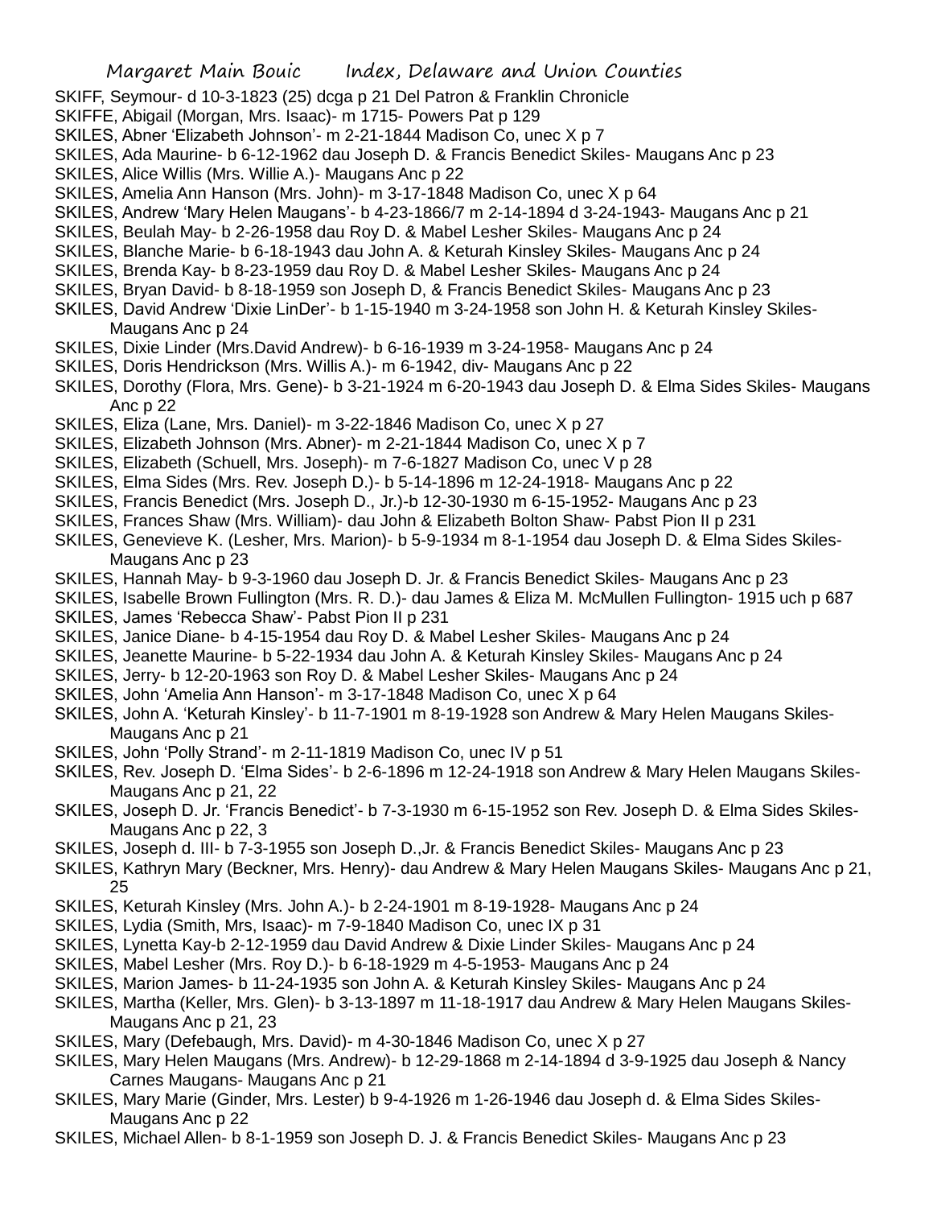SKIFF, Seymour- d 10-3-1823 (25) dcga p 21 Del Patron & Franklin Chronicle

SKIFFE, Abigail (Morgan, Mrs. Isaac)- m 1715- Powers Pat p 129

SKILES, Abner 'Elizabeth Johnson'- m 2-21-1844 Madison Co, unec X p 7

SKILES, Ada Maurine- b 6-12-1962 dau Joseph D. & Francis Benedict Skiles- Maugans Anc p 23

SKILES, Alice Willis (Mrs. Willie A.)- Maugans Anc p 22

SKILES, Amelia Ann Hanson (Mrs. John)- m 3-17-1848 Madison Co, unec X p 64

SKILES, Andrew 'Mary Helen Maugans'- b 4-23-1866/7 m 2-14-1894 d 3-24-1943- Maugans Anc p 21

SKILES, Beulah May- b 2-26-1958 dau Roy D. & Mabel Lesher Skiles- Maugans Anc p 24

SKILES, Blanche Marie- b 6-18-1943 dau John A. & Keturah Kinsley Skiles- Maugans Anc p 24

SKILES, Brenda Kay- b 8-23-1959 dau Roy D. & Mabel Lesher Skiles- Maugans Anc p 24

SKILES, Bryan David- b 8-18-1959 son Joseph D, & Francis Benedict Skiles- Maugans Anc p 23

SKILES, David Andrew 'Dixie LinDer'- b 1-15-1940 m 3-24-1958 son John H. & Keturah Kinsley Skiles- Maugans Anc p 24

SKILES, Dixie Linder (Mrs.David Andrew)- b 6-16-1939 m 3-24-1958- Maugans Anc p 24

SKILES, Doris Hendrickson (Mrs. Willis A.)- m 6-1942, div- Maugans Anc p 22

SKILES, Dorothy (Flora, Mrs. Gene)- b 3-21-1924 m 6-20-1943 dau Joseph D. & Elma Sides Skiles- Maugans Anc p 22

SKILES, Eliza (Lane, Mrs. Daniel)- m 3-22-1846 Madison Co, unec X p 27

SKILES, Elizabeth Johnson (Mrs. Abner)- m 2-21-1844 Madison Co, unec X p 7

SKILES, Elizabeth (Schuell, Mrs. Joseph)- m 7-6-1827 Madison Co, unec V p 28

SKILES, Elma Sides (Mrs. Rev. Joseph D.)- b 5-14-1896 m 12-24-1918- Maugans Anc p 22

SKILES, Francis Benedict (Mrs. Joseph D., Jr.)-b 12-30-1930 m 6-15-1952- Maugans Anc p 23

SKILES, Frances Shaw (Mrs. William)- dau John & Elizabeth Bolton Shaw- Pabst Pion II p 231

SKILES, Genevieve K. (Lesher, Mrs. Marion)- b 5-9-1934 m 8-1-1954 dau Joseph D. & Elma Sides Skiles- Maugans Anc p 23

SKILES, Hannah May- b 9-3-1960 dau Joseph D. Jr. & Francis Benedict Skiles- Maugans Anc p 23

SKILES, Isabelle Brown Fullington (Mrs. R. D.)- dau James & Eliza M. McMullen Fullington- 1915 uch p 687

SKILES, James 'Rebecca Shaw'- Pabst Pion II p 231

SKILES, Janice Diane- b 4-15-1954 dau Roy D. & Mabel Lesher Skiles- Maugans Anc p 24

SKILES, Jeanette Maurine- b 5-22-1934 dau John A. & Keturah Kinsley Skiles- Maugans Anc p 24

SKILES, Jerry- b 12-20-1963 son Roy D. & Mabel Lesher Skiles- Maugans Anc p 24

SKILES, John 'Amelia Ann Hanson'- m 3-17-1848 Madison Co, unec X p 64

SKILES, John A. 'Keturah Kinsley'- b 11-7-1901 m 8-19-1928 son Andrew & Mary Helen Maugans Skiles- Maugans Anc p 21

SKILES, John 'Polly Strand'- m 2-11-1819 Madison Co, unec IV p 51

SKILES, Rev. Joseph D. 'Elma Sides'- b 2-6-1896 m 12-24-1918 son Andrew & Mary Helen Maugans Skiles- Maugans Anc p 21, 22

SKILES, Joseph D. Jr. 'Francis Benedict'- b 7-3-1930 m 6-15-1952 son Rev. Joseph D. & Elma Sides Skiles- Maugans Anc p 22, 3

SKILES, Joseph d. III- b 7-3-1955 son Joseph D.,Jr. & Francis Benedict Skiles- Maugans Anc p 23

SKILES, Kathryn Mary (Beckner, Mrs. Henry)- dau Andrew & Mary Helen Maugans Skiles- Maugans Anc p 21, 25

SKILES, Keturah Kinsley (Mrs. John A.)- b 2-24-1901 m 8-19-1928- Maugans Anc p 24

SKILES, Lydia (Smith, Mrs, Isaac)- m 7-9-1840 Madison Co, unec IX p 31

SKILES, Lynetta Kay-b 2-12-1959 dau David Andrew & Dixie Linder Skiles- Maugans Anc p 24

SKILES, Mabel Lesher (Mrs. Roy D.)- b 6-18-1929 m 4-5-1953- Maugans Anc p 24

SKILES, Marion James- b 11-24-1935 son John A. & Keturah Kinsley Skiles- Maugans Anc p 24

SKILES, Martha (Keller, Mrs. Glen)- b 3-13-1897 m 11-18-1917 dau Andrew & Mary Helen Maugans Skiles- Maugans Anc p 21, 23

SKILES, Mary (Defebaugh, Mrs. David)- m 4-30-1846 Madison Co, unec X p 27

SKILES, Mary Helen Maugans (Mrs. Andrew)- b 12-29-1868 m 2-14-1894 d 3-9-1925 dau Joseph & Nancy Carnes Maugans- Maugans Anc p 21

SKILES, Mary Marie (Ginder, Mrs. Lester) b 9-4-1926 m 1-26-1946 dau Joseph d. & Elma Sides Skiles- Maugans Anc p 22

SKILES, Michael Allen- b 8-1-1959 son Joseph D. J. & Francis Benedict Skiles- Maugans Anc p 23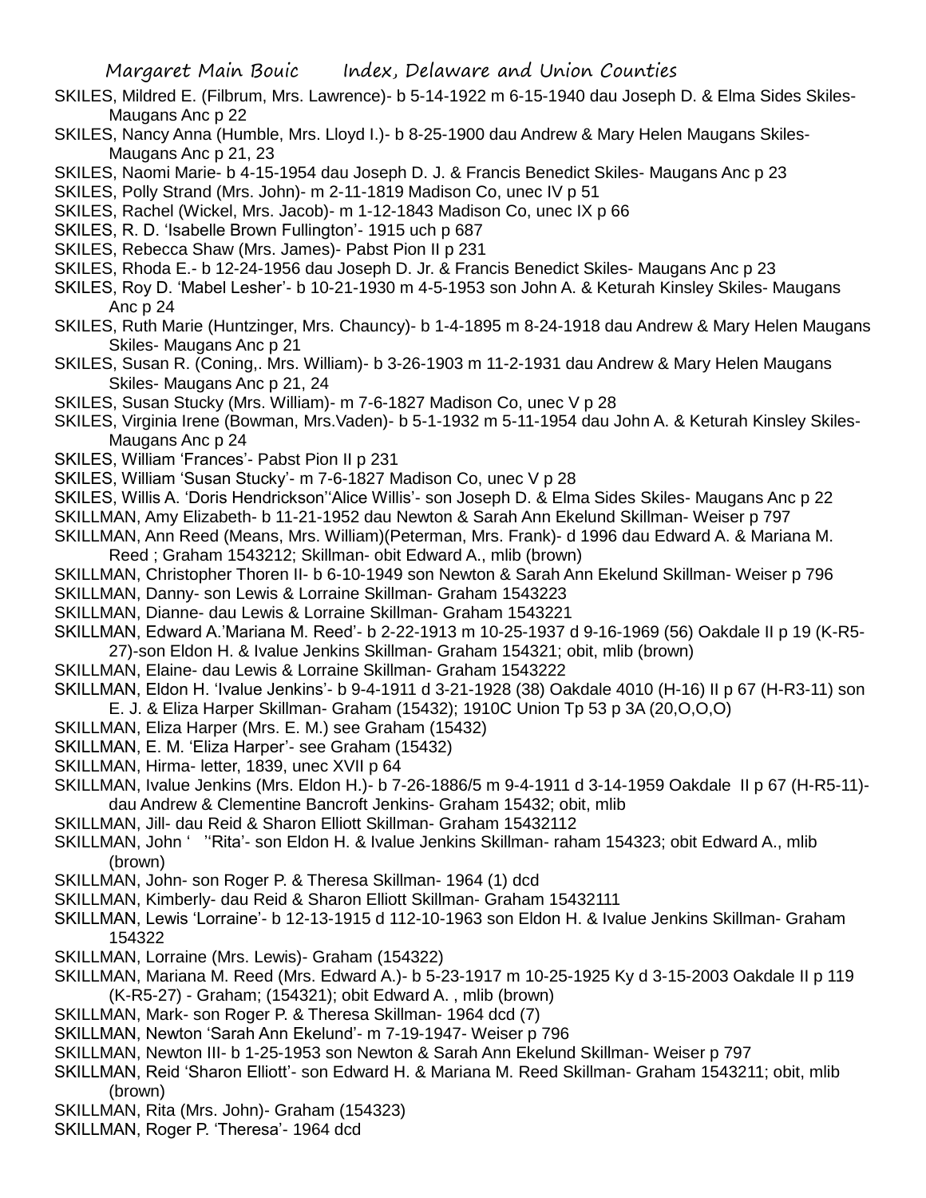SKILES, Mildred E. (Filbrum, Mrs. Lawrence)- b 5-14-1922 m 6-15-1940 dau Joseph D. & Elma Sides Skiles- Maugans Anc p 22

SKILES, Nancy Anna (Humble, Mrs. Lloyd I.)- b 8-25-1900 dau Andrew & Mary Helen Maugans Skiles- Maugans Anc p 21, 23

SKILES, Naomi Marie- b 4-15-1954 dau Joseph D. J. & Francis Benedict Skiles- Maugans Anc p 23

SKILES, Polly Strand (Mrs. John)- m 2-11-1819 Madison Co, unec IV p 51

SKILES, Rachel (Wickel, Mrs. Jacob)- m 1-12-1843 Madison Co, unec IX p 66

SKILES, R. D. 'Isabelle Brown Fullington'- 1915 uch p 687

SKILES, Rebecca Shaw (Mrs. James)- Pabst Pion II p 231

SKILES, Rhoda E.- b 12-24-1956 dau Joseph D. Jr. & Francis Benedict Skiles- Maugans Anc p 23

SKILES, Roy D. 'Mabel Lesher'- b 10-21-1930 m 4-5-1953 son John A. & Keturah Kinsley Skiles- Maugans Anc p 24

SKILES, Ruth Marie (Huntzinger, Mrs. Chauncy)- b 1-4-1895 m 8-24-1918 dau Andrew & Mary Helen Maugans Skiles- Maugans Anc p 21

SKILES, Susan R. (Coning,. Mrs. William)- b 3-26-1903 m 11-2-1931 dau Andrew & Mary Helen Maugans Skiles- Maugans Anc p 21, 24

SKILES, Susan Stucky (Mrs. William)- m 7-6-1827 Madison Co, unec V p 28

SKILES, Virginia Irene (Bowman, Mrs.Vaden)- b 5-1-1932 m 5-11-1954 dau John A. & Keturah Kinsley Skiles- Maugans Anc p 24

SKILES, William 'Frances'- Pabst Pion II p 231

SKILES, William 'Susan Stucky'- m 7-6-1827 Madison Co, unec V p 28

SKILES, Willis A. 'Doris Hendrickson''Alice Willis'- son Joseph D. & Elma Sides Skiles- Maugans Anc p 22

SKILLMAN, Amy Elizabeth- b 11-21-1952 dau Newton & Sarah Ann Ekelund Skillman- Weiser p 797

SKILLMAN, Ann Reed (Means, Mrs. William)(Peterman, Mrs. Frank)- d 1996 dau Edward A. & Mariana M. Reed ; Graham 1543212; Skillman- obit Edward A., mlib (brown)

SKILLMAN, Christopher Thoren II- b 6-10-1949 son Newton & Sarah Ann Ekelund Skillman- Weiser p 796

SKILLMAN, Danny- son Lewis & Lorraine Skillman- Graham 1543223

SKILLMAN, Dianne- dau Lewis & Lorraine Skillman- Graham 1543221

SKILLMAN, Edward A.'Mariana M. Reed'- b 2-22-1913 m 10-25-1937 d 9-16-1969 (56) Oakdale II p 19 (K-R5-27)-son Eldon H. & Ivalue Jenkins Skillman- Graham 154321; obit, mlib (brown)

SKILLMAN, Elaine- dau Lewis & Lorraine Skillman- Graham 1543222

SKILLMAN, Eldon H. 'Ivalue Jenkins'- b 9-4-1911 d 3-21-1928 (38) Oakdale 4010 (H-16) II p 67 (H-R3-11) son E. J. & Eliza Harper Skillman- Graham (15432); 1910C Union Tp 53 p 3A (20,O,O,O)

SKILLMAN, Eliza Harper (Mrs. E. M.) see Graham (15432)

SKILLMAN, E. M. 'Eliza Harper'- see Graham (15432)

SKILLMAN, Hirma- letter, 1839, unec XVII p 64

SKILLMAN, Ivalue Jenkins (Mrs. Eldon H.)- b 7-26-1886/5 m 9-4-1911 d 3-14-1959 Oakdale II p 67 (H-R5-11)- dau Andrew & Clementine Bancroft Jenkins- Graham 15432; obit, mlib

SKILLMAN, Jill- dau Reid & Sharon Elliott Skillman- Graham 15432112

SKILLMAN, John ' ''Rita'- son Eldon H. & Ivalue Jenkins Skillman- raham 154323; obit Edward A., mlib (brown)

SKILLMAN, John- son Roger P. & Theresa Skillman- 1964 (1) dcd

SKILLMAN, Kimberly- dau Reid & Sharon Elliott Skillman- Graham 15432111

SKILLMAN, Lewis 'Lorraine'- b 12-13-1915 d 112-10-1963 son Eldon H. & Ivalue Jenkins Skillman- Graham 154322

SKILLMAN, Lorraine (Mrs. Lewis)- Graham (154322)

SKILLMAN, Mariana M. Reed (Mrs. Edward A.)- b 5-23-1917 m 10-25-1925 Ky d 3-15-2003 Oakdale II p 119 (K-R5-27) - Graham; (154321); obit Edward A. , mlib (brown)

SKILLMAN, Mark- son Roger P. & Theresa Skillman- 1964 dcd (7)

SKILLMAN, Newton 'Sarah Ann Ekelund'- m 7-19-1947- Weiser p 796

SKILLMAN, Newton III- b 1-25-1953 son Newton & Sarah Ann Ekelund Skillman- Weiser p 797

SKILLMAN, Reid 'Sharon Elliott'- son Edward H. & Mariana M. Reed Skillman- Graham 1543211; obit, mlib (brown)

SKILLMAN, Rita (Mrs. John)- Graham (154323)

SKILLMAN, Roger P. 'Theresa'- 1964 dcd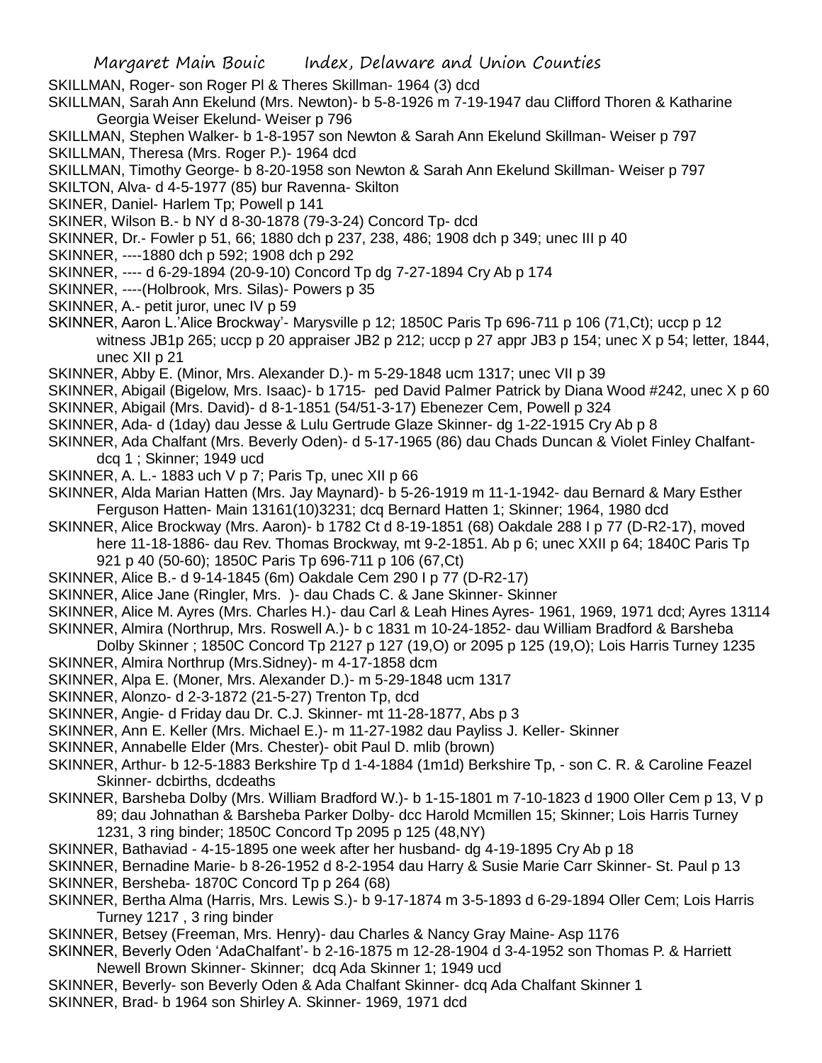SKILLMAN, Roger- son Roger Pl & Theres Skillman- 1964 (3) dcd

SKILLMAN, Sarah Ann Ekelund (Mrs. Newton)- b 5-8-1926 m 7-19-1947 dau Clifford Thoren & Katharine Georgia Weiser Ekelund- Weiser p 796

SKILLMAN, Stephen Walker- b 1-8-1957 son Newton & Sarah Ann Ekelund Skillman- Weiser p 797

SKILLMAN, Theresa (Mrs. Roger P.)- 1964 dcd

SKILLMAN, Timothy George- b 8-20-1958 son Newton & Sarah Ann Ekelund Skillman- Weiser p 797

SKILTON, Alva- d 4-5-1977 (85) bur Ravenna- Skilton

SKINER, Daniel- Harlem Tp; Powell p 141

SKINER, Wilson B.- b NY d 8-30-1878 (79-3-24) Concord Tp- dcd

SKINNER, Dr.- Fowler p 51, 66; 1880 dch p 237, 238, 486; 1908 dch p 349; unec III p 40

SKINNER, ----1880 dch p 592; 1908 dch p 292

SKINNER, ---- d 6-29-1894 (20-9-10) Concord Tp dg 7-27-1894 Cry Ab p 174

SKINNER, ----(Holbrook, Mrs. Silas)- Powers p 35

SKINNER, A.- petit juror, unec IV p 59

SKINNER, Aaron L.'Alice Brockway'- Marysville p 12; 1850C Paris Tp 696-711 p 106 (71,Ct); uccp p 12 witness JB1p 265; uccp p 20 appraiser JB2 p 212; uccp p 27 appr JB3 p 154; unec X p 54; letter, 1844, unec XII p 21

SKINNER, Abby E. (Minor, Mrs. Alexander D.)- m 5-29-1848 ucm 1317; unec VII p 39

SKINNER, Abigail (Bigelow, Mrs. Isaac)- b 1715- ped David Palmer Patrick by Diana Wood #242, unec X p 60

SKINNER, Abigail (Mrs. David)- d 8-1-1851 (54/51-3-17) Ebenezer Cem, Powell p 324

SKINNER, Ada- d (1day) dau Jesse & Lulu Gertrude Glaze Skinner- dg 1-22-1915 Cry Ab p 8

SKINNER, Ada Chalfant (Mrs. Beverly Oden)- d 5-17-1965 (86) dau Chads Duncan & Violet Finley Chalfant- dcq 1 ; Skinner; 1949 ucd

SKINNER, A. L.- 1883 uch V p 7; Paris Tp, unec XII p 66

SKINNER, Alda Marian Hatten (Mrs. Jay Maynard)- b 5-26-1919 m 11-1-1942- dau Bernard & Mary Esther Ferguson Hatten- Main 13161(10)3231; dcq Bernard Hatten 1; Skinner; 1964, 1980 dcd

SKINNER, Alice Brockway (Mrs. Aaron)- b 1782 Ct d 8-19-1851 (68) Oakdale 288 I p 77 (D-R2-17), moved here 11-18-1886- dau Rev. Thomas Brockway, mt 9-2-1851. Ab p 6; unec XXII p 64; 1840C Paris Tp 921 p 40 (50-60); 1850C Paris Tp 696-711 p 106 (67,Ct)

SKINNER, Alice B.- d 9-14-1845 (6m) Oakdale Cem 290 I p 77 (D-R2-17)

SKINNER, Alice Jane (Ringler, Mrs. )- dau Chads C. & Jane Skinner- Skinner

SKINNER, Alice M. Ayres (Mrs. Charles H.)- dau Carl & Leah Hines Ayres- 1961, 1969, 1971 dcd; Ayres 13114

SKINNER, Almira (Northrup, Mrs. Roswell A.)- b c 1831 m 10-24-1852- dau William Bradford & Barsheba Dolby Skinner ; 1850C Concord Tp 2127 p 127 (19,O) or 2095 p 125 (19,O); Lois Harris Turney 1235

SKINNER, Almira Northrup (Mrs.Sidney)- m 4-17-1858 dcm

SKINNER, Alpa E. (Moner, Mrs. Alexander D.)- m 5-29-1848 ucm 1317

SKINNER, Alonzo- d 2-3-1872 (21-5-27) Trenton Tp, dcd

SKINNER, Angie- d Friday dau Dr. C.J. Skinner- mt 11-28-1877, Abs p 3

SKINNER, Ann E. Keller (Mrs. Michael E.)- m 11-27-1982 dau Payliss J. Keller- Skinner

SKINNER, Annabelle Elder (Mrs. Chester)- obit Paul D. mlib (brown)

SKINNER, Arthur- b 12-5-1883 Berkshire Tp d 1-4-1884 (1m1d) Berkshire Tp, - son C. R. & Caroline Feazel Skinner- dcbirths, dcdeaths

SKINNER, Barsheba Dolby (Mrs. William Bradford W.)- b 1-15-1801 m 7-10-1823 d 1900 Oller Cem p 13, V p 89; dau Johnathan & Barsheba Parker Dolby- dcc Harold Mcmillen 15; Skinner; Lois Harris Turney 1231, 3 ring binder; 1850C Concord Tp 2095 p 125 (48,NY)

SKINNER, Bathaviad - 4-15-1895 one week after her husband- dg 4-19-1895 Cry Ab p 18

SKINNER, Bernadine Marie- b 8-26-1952 d 8-2-1954 dau Harry & Susie Marie Carr Skinner- St. Paul p 13

SKINNER, Bersheba- 1870C Concord Tp p 264 (68)

SKINNER, Bertha Alma (Harris, Mrs. Lewis S.)- b 9-17-1874 m 3-5-1893 d 6-29-1894 Oller Cem; Lois Harris Turney 1217 , 3 ring binder

SKINNER, Betsey (Freeman, Mrs. Henry)- dau Charles & Nancy Gray Maine- Asp 1176

SKINNER, Beverly Oden 'AdaChalfant'- b 2-16-1875 m 12-28-1904 d 3-4-1952 son Thomas P. & Harriett Newell Brown Skinner- Skinner; dcq Ada Skinner 1; 1949 ucd

SKINNER, Beverly- son Beverly Oden & Ada Chalfant Skinner- dcq Ada Chalfant Skinner 1

SKINNER, Brad- b 1964 son Shirley A. Skinner- 1969, 1971 dcd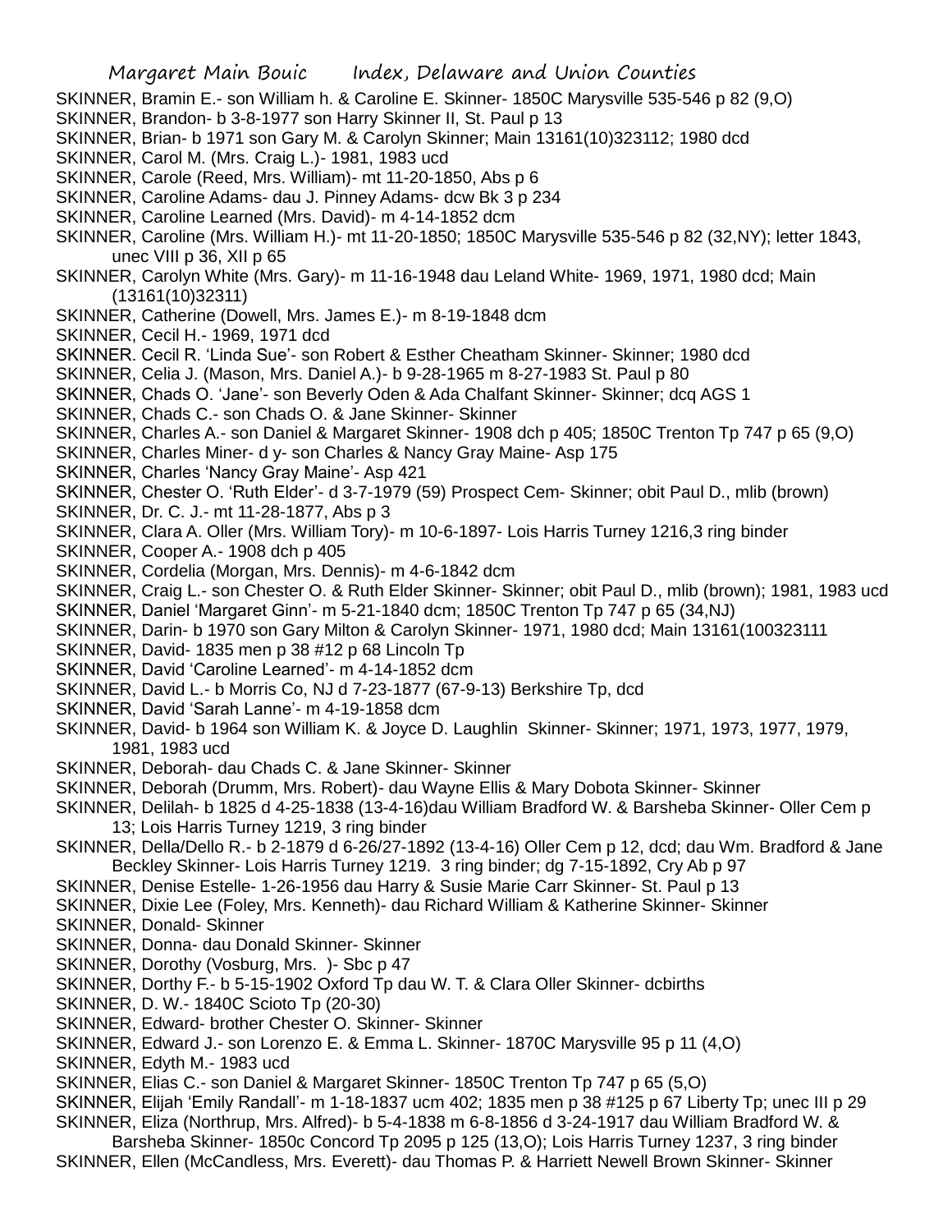SKINNER, Bramin E.- son William h. & Caroline E. Skinner- 1850C Marysville 535-546 p 82 (9,O)

SKINNER, Brandon- b 3-8-1977 son Harry Skinner II, St. Paul p 13

SKINNER, Brian- b 1971 son Gary M. & Carolyn Skinner; Main 13161(10)323112; 1980 dcd

SKINNER, Carol M. (Mrs. Craig L.)- 1981, 1983 ucd

SKINNER, Carole (Reed, Mrs. William)- mt 11-20-1850, Abs p 6

SKINNER, Caroline Adams- dau J. Pinney Adams- dcw Bk 3 p 234

SKINNER, Caroline Learned (Mrs. David)- m 4-14-1852 dcm

SKINNER, Caroline (Mrs. William H.)- mt 11-20-1850; 1850C Marysville 535-546 p 82 (32,NY); letter 1843, unec VIII p 36, XII p 65

SKINNER, Carolyn White (Mrs. Gary)- m 11-16-1948 dau Leland White- 1969, 1971, 1980 dcd; Main (13161(10)32311)

SKINNER, Catherine (Dowell, Mrs. James E.)- m 8-19-1848 dcm

SKINNER, Cecil H.- 1969, 1971 dcd

SKINNER. Cecil R. 'Linda Sue'- son Robert & Esther Cheatham Skinner- Skinner; 1980 dcd

SKINNER, Celia J. (Mason, Mrs. Daniel A.)- b 9-28-1965 m 8-27-1983 St. Paul p 80

SKINNER, Chads O. 'Jane'- son Beverly Oden & Ada Chalfant Skinner- Skinner; dcq AGS 1

SKINNER, Chads C.- son Chads O. & Jane Skinner- Skinner

SKINNER, Charles A.- son Daniel & Margaret Skinner- 1908 dch p 405; 1850C Trenton Tp 747 p 65 (9,O)

SKINNER, Charles Miner- d y- son Charles & Nancy Gray Maine- Asp 175

SKINNER, Charles 'Nancy Gray Maine'- Asp 421

SKINNER, Chester O. 'Ruth Elder'- d 3-7-1979 (59) Prospect Cem- Skinner; obit Paul D., mlib (brown)

SKINNER, Dr. C. J.- mt 11-28-1877, Abs p 3

SKINNER, Clara A. Oller (Mrs. William Tory)- m 10-6-1897- Lois Harris Turney 1216,3 ring binder

SKINNER, Cooper A.- 1908 dch p 405

SKINNER, Cordelia (Morgan, Mrs. Dennis)- m 4-6-1842 dcm

SKINNER, Craig L.- son Chester O. & Ruth Elder Skinner- Skinner; obit Paul D., mlib (brown); 1981, 1983 ucd

SKINNER, Daniel 'Margaret Ginn'- m 5-21-1840 dcm; 1850C Trenton Tp 747 p 65 (34,NJ)

SKINNER, Darin- b 1970 son Gary Milton & Carolyn Skinner- 1971, 1980 dcd; Main 13161(100323111

SKINNER, David- 1835 men p 38 #12 p 68 Lincoln Tp

SKINNER, David 'Caroline Learned'- m 4-14-1852 dcm

SKINNER, David L.- b Morris Co, NJ d 7-23-1877 (67-9-13) Berkshire Tp, dcd

SKINNER, David 'Sarah Lanne'- m 4-19-1858 dcm

SKINNER, David- b 1964 son William K. & Joyce D. Laughlin Skinner- Skinner; 1971, 1973, 1977, 1979, 1981, 1983 ucd

SKINNER, Deborah- dau Chads C. & Jane Skinner- Skinner

SKINNER, Deborah (Drumm, Mrs. Robert)- dau Wayne Ellis & Mary Dobota Skinner- Skinner

SKINNER, Delilah- b 1825 d 4-25-1838 (13-4-16)dau William Bradford W. & Barsheba Skinner- Oller Cem p 13; Lois Harris Turney 1219, 3 ring binder

SKINNER, Della/Dello R.- b 2-1879 d 6-26/27-1892 (13-4-16) Oller Cem p 12, dcd; dau Wm. Bradford & Jane Beckley Skinner- Lois Harris Turney 1219. 3 ring binder; dg 7-15-1892, Cry Ab p 97

SKINNER, Denise Estelle- 1-26-1956 dau Harry & Susie Marie Carr Skinner- St. Paul p 13

SKINNER, Dixie Lee (Foley, Mrs. Kenneth)- dau Richard William & Katherine Skinner- Skinner

SKINNER, Donald- Skinner

SKINNER, Donna- dau Donald Skinner- Skinner

SKINNER, Dorothy (Vosburg, Mrs. )- Sbc p 47

SKINNER, Dorthy F.- b 5-15-1902 Oxford Tp dau W. T. & Clara Oller Skinner- dcbirths

SKINNER, D. W.- 1840C Scioto Tp (20-30)

SKINNER, Edward- brother Chester O. Skinner- Skinner

SKINNER, Edward J.- son Lorenzo E. & Emma L. Skinner- 1870C Marysville 95 p 11 (4,O)

SKINNER, Edyth M.- 1983 ucd

SKINNER, Elias C.- son Daniel & Margaret Skinner- 1850C Trenton Tp 747 p 65 (5,O)

SKINNER, Elijah 'Emily Randall'- m 1-18-1837 ucm 402; 1835 men p 38 #125 p 67 Liberty Tp; unec III p 29

SKINNER, Eliza (Northrup, Mrs. Alfred)- b 5-4-1838 m 6-8-1856 d 3-24-1917 dau William Bradford W. & Barsheba Skinner- 1850c Concord Tp 2095 p 125 (13,O); Lois Harris Turney 1237, 3 ring binder

SKINNER, Ellen (McCandless, Mrs. Everett)- dau Thomas P. & Harriett Newell Brown Skinner- Skinner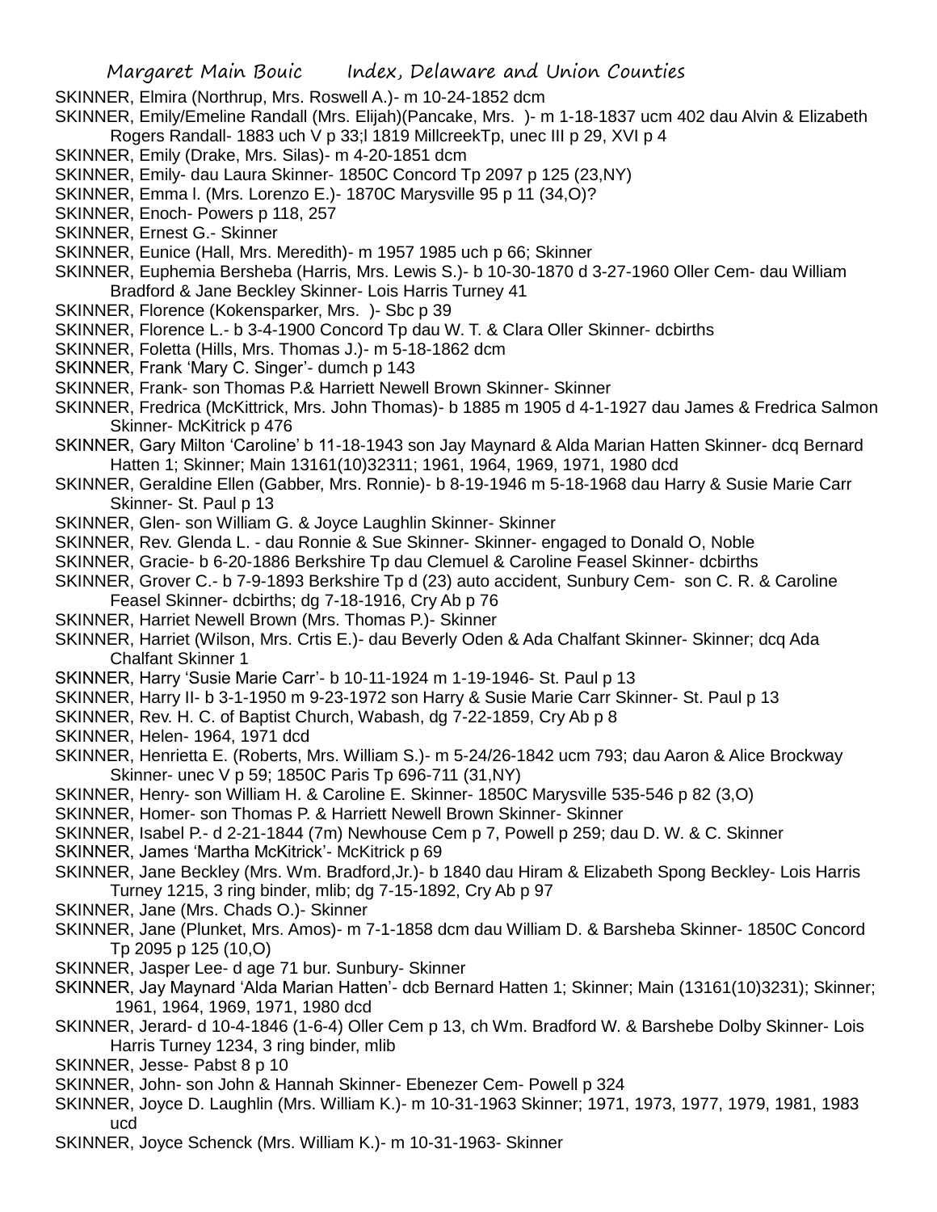SKINNER, Elmira (Northrup, Mrs. Roswell A.)- m 10-24-1852 dcm

SKINNER, Emily/Emeline Randall (Mrs. Elijah)(Pancake, Mrs. )- m 1-18-1837 ucm 402 dau Alvin & Elizabeth Rogers Randall- 1883 uch V p 33;l 1819 MillcreekTp, unec III p 29, XVI p 4

SKINNER, Emily (Drake, Mrs. Silas)- m 4-20-1851 dcm

SKINNER, Emily- dau Laura Skinner- 1850C Concord Tp 2097 p 125 (23,NY)

SKINNER, Emma l. (Mrs. Lorenzo E.)- 1870C Marysville 95 p 11 (34,O)?

SKINNER, Enoch- Powers p 118, 257

SKINNER, Ernest G.- Skinner

SKINNER, Eunice (Hall, Mrs. Meredith)- m 1957 1985 uch p 66; Skinner

SKINNER, Euphemia Bersheba (Harris, Mrs. Lewis S.)- b 10-30-1870 d 3-27-1960 Oller Cem- dau William Bradford & Jane Beckley Skinner- Lois Harris Turney 41

SKINNER, Florence (Kokensparker, Mrs. )- Sbc p 39

SKINNER, Florence L.- b 3-4-1900 Concord Tp dau W. T. & Clara Oller Skinner- dcbirths

SKINNER, Foletta (Hills, Mrs. Thomas J.)- m 5-18-1862 dcm

SKINNER, Frank 'Mary C. Singer'- dumch p 143

SKINNER, Frank- son Thomas P.& Harriett Newell Brown Skinner- Skinner

SKINNER, Fredrica (McKittrick, Mrs. John Thomas)- b 1885 m 1905 d 4-1-1927 dau James & Fredrica Salmon Skinner- McKitrick p 476

SKINNER, Gary Milton 'Caroline' b 11-18-1943 son Jay Maynard & Alda Marian Hatten Skinner- dcq Bernard Hatten 1; Skinner; Main 13161(10)32311; 1961, 1964, 1969, 1971, 1980 dcd

SKINNER, Geraldine Ellen (Gabber, Mrs. Ronnie)- b 8-19-1946 m 5-18-1968 dau Harry & Susie Marie Carr Skinner- St. Paul p 13

SKINNER, Glen- son William G. & Joyce Laughlin Skinner- Skinner

SKINNER, Rev. Glenda L. - dau Ronnie & Sue Skinner- Skinner- engaged to Donald O, Noble

SKINNER, Gracie- b 6-20-1886 Berkshire Tp dau Clemuel & Caroline Feasel Skinner- dcbirths

SKINNER, Grover C.- b 7-9-1893 Berkshire Tp d (23) auto accident, Sunbury Cem- son C. R. & Caroline Feasel Skinner- dcbirths; dg 7-18-1916, Cry Ab p 76

SKINNER, Harriet Newell Brown (Mrs. Thomas P.)- Skinner

SKINNER, Harriet (Wilson, Mrs. Crtis E.)- dau Beverly Oden & Ada Chalfant Skinner- Skinner; dcq Ada Chalfant Skinner 1

SKINNER, Harry 'Susie Marie Carr'- b 10-11-1924 m 1-19-1946- St. Paul p 13

SKINNER, Harry II- b 3-1-1950 m 9-23-1972 son Harry & Susie Marie Carr Skinner- St. Paul p 13

SKINNER, Rev. H. C. of Baptist Church, Wabash, dg 7-22-1859, Cry Ab p 8

SKINNER, Helen- 1964, 1971 dcd

SKINNER, Henrietta E. (Roberts, Mrs. William S.)- m 5-24/26-1842 ucm 793; dau Aaron & Alice Brockway Skinner- unec V p 59; 1850C Paris Tp 696-711 (31,NY)

SKINNER, Henry- son William H. & Caroline E. Skinner- 1850C Marysville 535-546 p 82 (3,O)

SKINNER, Homer- son Thomas P. & Harriett Newell Brown Skinner- Skinner

SKINNER, Isabel P.- d 2-21-1844 (7m) Newhouse Cem p 7, Powell p 259; dau D. W. & C. Skinner

SKINNER, James 'Martha McKitrick'- McKitrick p 69

SKINNER, Jane Beckley (Mrs. Wm. Bradford,Jr.)- b 1840 dau Hiram & Elizabeth Spong Beckley- Lois Harris Turney 1215, 3 ring binder, mlib; dg 7-15-1892, Cry Ab p 97

SKINNER, Jane (Mrs. Chads O.)- Skinner

SKINNER, Jane (Plunket, Mrs. Amos)- m 7-1-1858 dcm dau William D. & Barsheba Skinner- 1850C Concord Tp 2095 p 125 (10,O)

SKINNER, Jasper Lee- d age 71 bur. Sunbury- Skinner

SKINNER, Jay Maynard 'Alda Marian Hatten'- dcb Bernard Hatten 1; Skinner; Main (13161(10)3231); Skinner; 1961, 1964, 1969, 1971, 1980 dcd

SKINNER, Jerard- d 10-4-1846 (1-6-4) Oller Cem p 13, ch Wm. Bradford W. & Barshebe Dolby Skinner- Lois Harris Turney 1234, 3 ring binder, mlib

SKINNER, Jesse- Pabst 8 p 10

SKINNER, John- son John & Hannah Skinner- Ebenezer Cem- Powell p 324

SKINNER, Joyce D. Laughlin (Mrs. William K.)- m 10-31-1963 Skinner; 1971, 1973, 1977, 1979, 1981, 1983 ucd

SKINNER, Joyce Schenck (Mrs. William K.)- m 10-31-1963- Skinner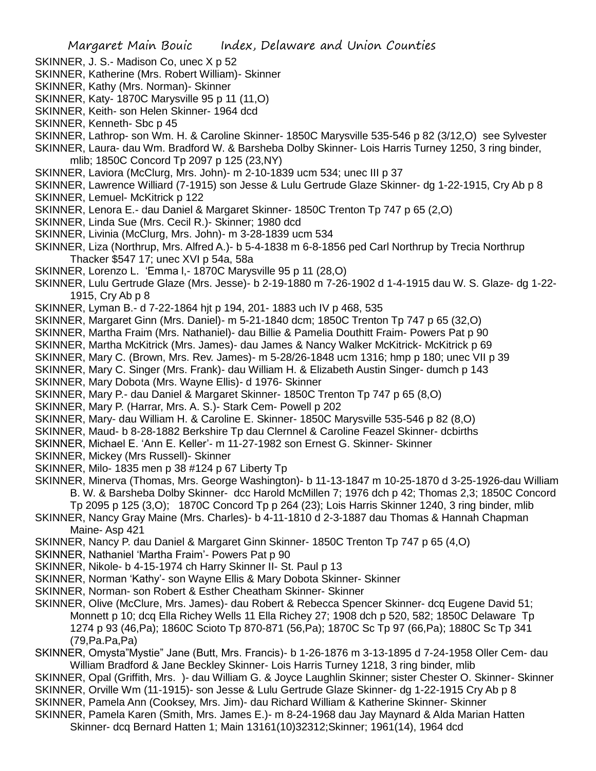SKINNER, J. S.- Madison Co, unec X p 52

SKINNER, Katherine (Mrs. Robert William)- Skinner

SKINNER, Kathy (Mrs. Norman)- Skinner

SKINNER, Katy- 1870C Marysville 95 p 11 (11,O)

SKINNER, Keith- son Helen Skinner- 1964 dcd

SKINNER, Kenneth- Sbc p 45

SKINNER, Lathrop- son Wm. H. & Caroline Skinner- 1850C Marysville 535-546 p 82 (3/12,O) see Sylvester

SKINNER, Laura- dau Wm. Bradford W. & Barsheba Dolby Skinner- Lois Harris Turney 1250, 3 ring binder, mlib; 1850C Concord Tp 2097 p 125 (23,NY)

SKINNER, Laviora (McClurg, Mrs. John)- m 2-10-1839 ucm 534; unec III p 37

SKINNER, Lawrence Williard (7-1915) son Jesse & Lulu Gertrude Glaze Skinner- dg 1-22-1915, Cry Ab p 8

SKINNER, Lemuel- McKitrick p 122

SKINNER, Lenora E.- dau Daniel & Margaret Skinner- 1850C Trenton Tp 747 p 65 (2,O)

SKINNER, Linda Sue (Mrs. Cecil R.)- Skinner; 1980 dcd

SKINNER, Livinia (McClurg, Mrs. John)- m 3-28-1839 ucm 534

SKINNER, Liza (Northrup, Mrs. Alfred A.)- b 5-4-1838 m 6-8-1856 ped Carl Northrup by Trecia Northrup Thacker $547 17; unec XVI p 54a, 58a

SKINNER, Lorenzo L. 'Emma l,- 1870C Marysville 95 p 11 (28,O)

SKINNER, Lulu Gertrude Glaze (Mrs. Jesse)- b 2-19-1880 m 7-26-1902 d 1-4-1915 dau W. S. Glaze- dg 1-22-1915, Cry Ab p 8

SKINNER, Lyman B.- d 7-22-1864 hjt p 194, 201- 1883 uch IV p 468, 535

SKINNER, Margaret Ginn (Mrs. Daniel)- m 5-21-1840 dcm; 1850C Trenton Tp 747 p 65 (32,O)

SKINNER, Martha Fraim (Mrs. Nathaniel)- dau Billie & Pamelia Douthitt Fraim- Powers Pat p 90

SKINNER, Martha McKitrick (Mrs. James)- dau James & Nancy Walker McKitrick- McKitrick p 69

SKINNER, Mary C. (Brown, Mrs. Rev. James)- m 5-28/26-1848 ucm 1316; hmp p 180; unec VII p 39

SKINNER, Mary C. Singer (Mrs. Frank)- dau William H. & Elizabeth Austin Singer- dumch p 143

SKINNER, Mary Dobota (Mrs. Wayne Ellis)- d 1976- Skinner

SKINNER, Mary P.- dau Daniel & Margaret Skinner- 1850C Trenton Tp 747 p 65 (8,O)

SKINNER, Mary P. (Harrar, Mrs. A. S.)- Stark Cem- Powell p 202

SKINNER, Mary- dau William H. & Caroline E. Skinner- 1850C Marysville 535-546 p 82 (8,O)

SKINNER, Maud- b 8-28-1882 Berkshire Tp dau Clernnel & Caroline Feazel Skinner- dcbirths

SKINNER, Michael E. 'Ann E. Keller'- m 11-27-1982 son Ernest G. Skinner- Skinner

SKINNER, Mickey (Mrs Russell)- Skinner

SKINNER, Milo- 1835 men p 38 #124 p 67 Liberty Tp

SKINNER, Minerva (Thomas, Mrs. George Washington)- b 11-13-1847 m 10-25-1870 d 3-25-1926-dau William B. W. & Barsheba Dolby Skinner- dcc Harold McMillen 7; 1976 dch p 42; Thomas 2,3; 1850C Concord Tp 2095 p 125 (3,O); 1870C Concord Tp p 264 (23); Lois Harris Skinner 1240, 3 ring binder, mlib

SKINNER, Nancy Gray Maine (Mrs. Charles)- b 4-11-1810 d 2-3-1887 dau Thomas & Hannah Chapman Maine- Asp 421

SKINNER, Nancy P. dau Daniel & Margaret Ginn Skinner- 1850C Trenton Tp 747 p 65 (4,O)

SKINNER, Nathaniel 'Martha Fraim'- Powers Pat p 90

SKINNER, Nikole- b 4-15-1974 ch Harry Skinner II- St. Paul p 13

SKINNER, Norman 'Kathy'- son Wayne Ellis & Mary Dobota Skinner- Skinner

SKINNER, Norman- son Robert & Esther Cheatham Skinner- Skinner

SKINNER, Olive (McClure, Mrs. James)- dau Robert & Rebecca Spencer Skinner- dcq Eugene David 51; Monnett p 10; dcq Ella Richey Wells 11 Ella Richey 27; 1908 dch p 520, 582; 1850C Delaware Tp 1274 p 93 (46,Pa); 1860C Scioto Tp 870-871 (56,Pa); 1870C Sc Tp 97 (66,Pa); 1880C Sc Tp 341 (79,Pa.Pa,Pa)

SKINNER, Omysta"Mystie" Jane (Butt, Mrs. Francis)- b 1-26-1876 m 3-13-1895 d 7-24-1958 Oller Cem- dau William Bradford & Jane Beckley Skinner- Lois Harris Turney 1218, 3 ring binder, mlib

SKINNER, Opal (Griffith, Mrs. )- dau William G. & Joyce Laughlin Skinner; sister Chester O. Skinner- Skinner

SKINNER, Orville Wm (11-1915)- son Jesse & Lulu Gertrude Glaze Skinner- dg 1-22-1915 Cry Ab p 8

SKINNER, Pamela Ann (Cooksey, Mrs. Jim)- dau Richard William & Katherine Skinner- Skinner

SKINNER, Pamela Karen (Smith, Mrs. James E.)- m 8-24-1968 dau Jay Maynard & Alda Marian Hatten Skinner- dcq Bernard Hatten 1; Main 13161(10)32312;Skinner; 1961(14), 1964 dcd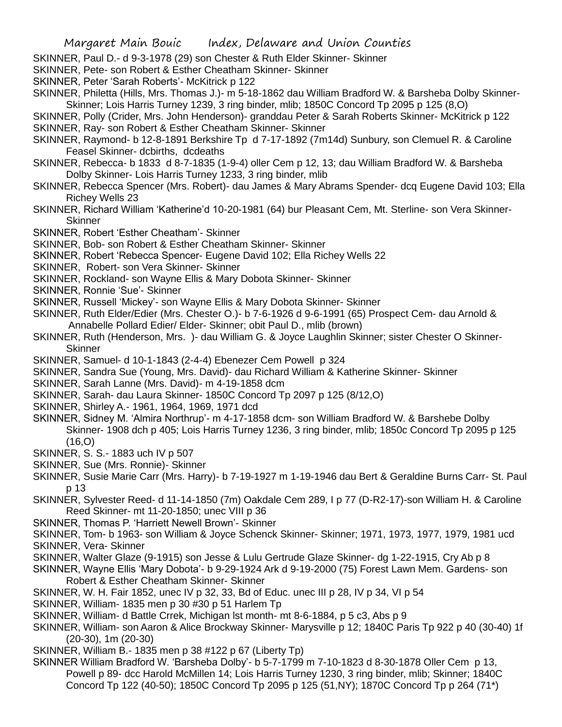SKINNER, Paul D.- d 9-3-1978 (29) son Chester & Ruth Elder Skinner- Skinner

SKINNER, Pete- son Robert & Esther Cheatham Skinner- Skinner

SKINNER, Peter 'Sarah Roberts'- McKitrick p 122

SKINNER, Philetta (Hills, Mrs. Thomas J.)- m 5-18-1862 dau William Bradford W. & Barsheba Dolby Skinner- Skinner; Lois Harris Turney 1239, 3 ring binder, mlib; 1850C Concord Tp 2095 p 125 (8,O)

SKINNER, Polly (Crider, Mrs. John Henderson)- granddau Peter & Sarah Roberts Skinner- McKitrick p 122

SKINNER, Ray- son Robert & Esther Cheatham Skinner- Skinner

SKINNER, Raymond- b 12-8-1891 Berkshire Tp d 7-17-1892 (7m14d) Sunbury, son Clemuel R. & Caroline Feasel Skinner- dcbirths, dcdeaths

SKINNER, Rebecca- b 1833 d 8-7-1835 (1-9-4) oller Cem p 12, 13; dau William Bradford W. & Barsheba Dolby Skinner- Lois Harris Turney 1233, 3 ring binder, mlib

SKINNER, Rebecca Spencer (Mrs. Robert)- dau James & Mary Abrams Spender- dcq Eugene David 103; Ella Richey Wells 23

SKINNER, Richard William 'Katherine'd 10-20-1981 (64) bur Pleasant Cem, Mt. Sterline- son Vera Skinner- Skinner

SKINNER, Robert 'Esther Cheatham'- Skinner

SKINNER, Bob- son Robert & Esther Cheatham Skinner- Skinner

SKINNER, Robert 'Rebecca Spencer- Eugene David 102; Ella Richey Wells 22

SKINNER, Robert- son Vera Skinner- Skinner

SKINNER, Rockland- son Wayne Ellis & Mary Dobota Skinner- Skinner

SKINNER, Ronnie 'Sue'- Skinner

SKINNER, Russell 'Mickey'- son Wayne Ellis & Mary Dobota Skinner- Skinner

SKINNER, Ruth Elder/Edier (Mrs. Chester O.)- b 7-6-1926 d 9-6-1991 (65) Prospect Cem- dau Arnold & Annabelle Pollard Edier/ Elder- Skinner; obit Paul D., mlib (brown)

SKINNER, Ruth (Henderson, Mrs. )- dau William G. & Joyce Laughlin Skinner; sister Chester O Skinner- Skinner

SKINNER, Samuel- d 10-1-1843 (2-4-4) Ebenezer Cem Powell p 324

SKINNER, Sandra Sue (Young, Mrs. David)- dau Richard William & Katherine Skinner- Skinner

SKINNER, Sarah Lanne (Mrs. David)- m 4-19-1858 dcm

SKINNER, Sarah- dau Laura Skinner- 1850C Concord Tp 2097 p 125 (8/12,O)

SKINNER, Shirley A.- 1961, 1964, 1969, 1971 dcd

SKINNER, Sidney M. 'Almira Northrup'- m 4-17-1858 dcm- son William Bradford W. & Barshebe Dolby Skinner- 1908 dch p 405; Lois Harris Turney 1236, 3 ring binder, mlib; 1850c Concord Tp 2095 p 125 (16,O)

SKINNER, S. S.- 1883 uch IV p 507

SKINNER, Sue (Mrs. Ronnie)- Skinner

SKINNER, Susie Marie Carr (Mrs. Harry)- b 7-19-1927 m 1-19-1946 dau Bert & Geraldine Burns Carr- St. Paul p 13

SKINNER, Sylvester Reed- d 11-14-1850 (7m) Oakdale Cem 289, I p 77 (D-R2-17)-son William H. & Caroline Reed Skinner- mt 11-20-1850; unec VIII p 36

SKINNER, Thomas P. 'Harriett Newell Brown'- Skinner

SKINNER, Tom- b 1963- son William & Joyce Schenck Skinner- Skinner; 1971, 1973, 1977, 1979, 1981 ucd

SKINNER, Vera- Skinner

SKINNER, Walter Glaze (9-1915) son Jesse & Lulu Gertrude Glaze Skinner- dg 1-22-1915, Cry Ab p 8

SKINNER, Wayne Ellis 'Mary Dobota'- b 9-29-1924 Ark d 9-19-2000 (75) Forest Lawn Mem. Gardens- son Robert & Esther Cheatham Skinner- Skinner

SKINNER, W. H. Fair 1852, unec IV p 32, 33, Bd of Educ. unec III p 28, IV p 34, VI p 54

SKINNER, William- 1835 men p 30 #30 p 51 Harlem Tp

SKINNER, William- d Battle Crrek, Michigan lst month- mt 8-6-1884, p 5 c3, Abs p 9

SKINNER, William- son Aaron & Alice Brockway Skinner- Marysville p 12; 1840C Paris Tp 922 p 40 (30-40) 1f (20-30), 1m (20-30)

SKINNER, William B.- 1835 men p 38 #122 p 67 (Liberty Tp)

SKINNER William Bradford W. 'Barsheba Dolby'- b 5-7-1799 m 7-10-1823 d 8-30-1878 Oller Cem p 13, Powell p 89- dcc Harold McMillen 14; Lois Harris Turney 1230, 3 ring binder, mlib; Skinner; 1840C Concord Tp 122 (40-50); 1850C Concord Tp 2095 p 125 (51,NY); 1870C Concord Tp p 264 (71*)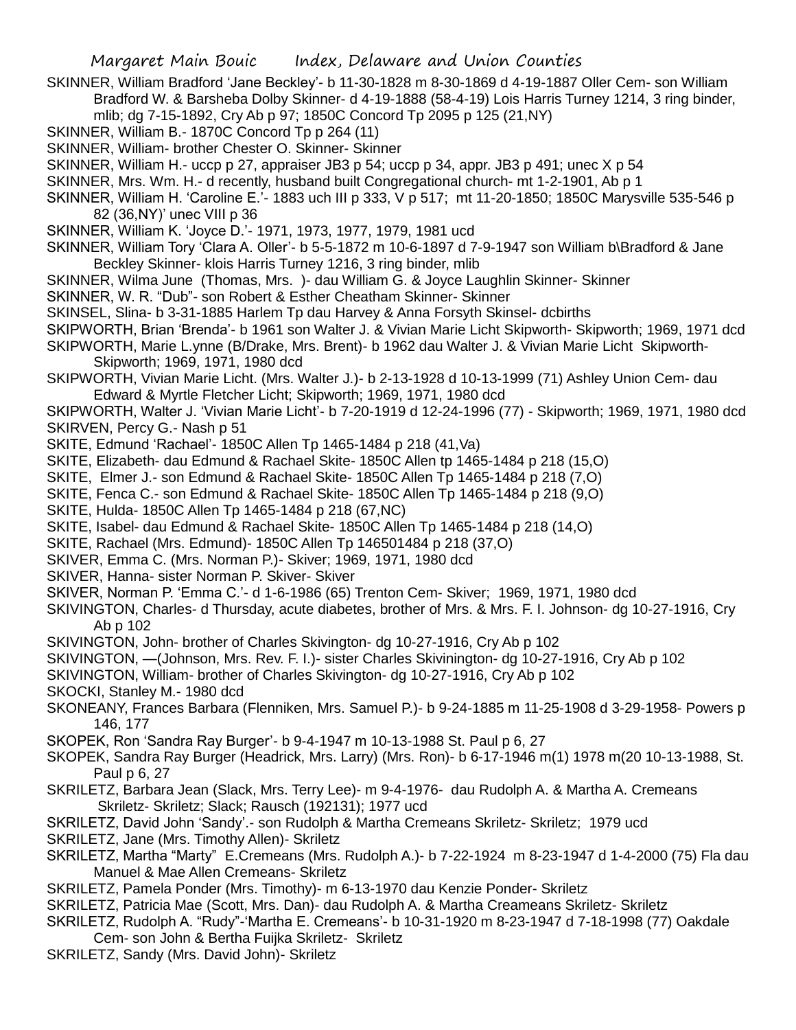SKINNER, William Bradford 'Jane Beckley'- b 11-30-1828 m 8-30-1869 d 4-19-1887 Oller Cem- son William Bradford W. & Barsheba Dolby Skinner- d 4-19-1888 (58-4-19) Lois Harris Turney 1214, 3 ring binder, mlib; dg 7-15-1892, Cry Ab p 97; 1850C Concord Tp 2095 p 125 (21,NY)

SKINNER, William B.- 1870C Concord Tp p 264 (11)

SKINNER, William- brother Chester O. Skinner- Skinner

SKINNER, William H.- uccp p 27, appraiser JB3 p 54; uccp p 34, appr. JB3 p 491; unec X p 54

SKINNER, Mrs. Wm. H.- d recently, husband built Congregational church- mt 1-2-1901, Ab p 1

SKINNER, William H. 'Caroline E.'- 1883 uch III p 333, V p 517; mt 11-20-1850; 1850C Marysville 535-546 p 82 (36,NY)' unec VIII p 36

SKINNER, William K. 'Joyce D.'- 1971, 1973, 1977, 1979, 1981 ucd

SKINNER, William Tory 'Clara A. Oller'- b 5-5-1872 m 10-6-1897 d 7-9-1947 son William b\Bradford & Jane Beckley Skinner- klois Harris Turney 1216, 3 ring binder, mlib

SKINNER, Wilma June (Thomas, Mrs. )- dau William G. & Joyce Laughlin Skinner- Skinner

SKINNER, W. R. "Dub"- son Robert & Esther Cheatham Skinner- Skinner

SKINSEL, Slina- b 3-31-1885 Harlem Tp dau Harvey & Anna Forsyth Skinsel- dcbirths

SKIPWORTH, Brian 'Brenda'- b 1961 son Walter J. & Vivian Marie Licht Skipworth- Skipworth; 1969, 1971 dcd

SKIPWORTH, Marie L.ynne (B/Drake, Mrs. Brent)- b 1962 dau Walter J. & Vivian Marie Licht Skipworth- Skipworth; 1969, 1971, 1980 dcd

SKIPWORTH, Vivian Marie Licht. (Mrs. Walter J.)- b 2-13-1928 d 10-13-1999 (71) Ashley Union Cem- dau Edward & Myrtle Fletcher Licht; Skipworth; 1969, 1971, 1980 dcd

SKIPWORTH, Walter J. 'Vivian Marie Licht'- b 7-20-1919 d 12-24-1996 (77) - Skipworth; 1969, 1971, 1980 dcd

SKIRVEN, Percy G.- Nash p 51

SKITE, Edmund 'Rachael'- 1850C Allen Tp 1465-1484 p 218 (41,Va)

SKITE, Elizabeth- dau Edmund & Rachael Skite- 1850C Allen tp 1465-1484 p 218 (15,O)

SKITE, Elmer J.- son Edmund & Rachael Skite- 1850C Allen Tp 1465-1484 p 218 (7,O)

SKITE, Fenca C.- son Edmund & Rachael Skite- 1850C Allen Tp 1465-1484 p 218 (9,O)

SKITE, Hulda- 1850C Allen Tp 1465-1484 p 218 (67,NC)

SKITE, Isabel- dau Edmund & Rachael Skite- 1850C Allen Tp 1465-1484 p 218 (14,O)

SKITE, Rachael (Mrs. Edmund)- 1850C Allen Tp 146501484 p 218 (37,O)

SKIVER, Emma C. (Mrs. Norman P.)- Skiver; 1969, 1971, 1980 dcd

SKIVER, Hanna- sister Norman P. Skiver- Skiver

SKIVER, Norman P. 'Emma C.'- d 1-6-1986 (65) Trenton Cem- Skiver; 1969, 1971, 1980 dcd

SKIVINGTON, Charles- d Thursday, acute diabetes, brother of Mrs. & Mrs. F. I. Johnson- dg 10-27-1916, Cry Ab p 102

SKIVINGTON, John- brother of Charles Skivington- dg 10-27-1916, Cry Ab p 102

SKIVINGTON, —(Johnson, Mrs. Rev. F. I.)- sister Charles Skivinington- dg 10-27-1916, Cry Ab p 102

SKIVINGTON, William- brother of Charles Skivington- dg 10-27-1916, Cry Ab p 102

SKOCKI, Stanley M.- 1980 dcd

SKONEANY, Frances Barbara (Flenniken, Mrs. Samuel P.)- b 9-24-1885 m 11-25-1908 d 3-29-1958- Powers p 146, 177

SKOPEK, Ron 'Sandra Ray Burger'- b 9-4-1947 m 10-13-1988 St. Paul p 6, 27

SKOPEK, Sandra Ray Burger (Headrick, Mrs. Larry) (Mrs. Ron)- b 6-17-1946 m(1) 1978 m(20 10-13-1988, St. Paul p 6, 27

SKRILETZ, Barbara Jean (Slack, Mrs. Terry Lee)- m 9-4-1976- dau Rudolph A. & Martha A. Cremeans Skriletz- Skriletz; Slack; Rausch (192131); 1977 ucd

SKRILETZ, David John 'Sandy'.- son Rudolph & Martha Cremeans Skriletz- Skriletz; 1979 ucd

SKRILETZ, Jane (Mrs. Timothy Allen)- Skriletz

SKRILETZ, Martha "Marty" E.Cremeans (Mrs. Rudolph A.)- b 7-22-1924 m 8-23-1947 d 1-4-2000 (75) Fla dau Manuel & Mae Allen Cremeans- Skriletz

SKRILETZ, Pamela Ponder (Mrs. Timothy)- m 6-13-1970 dau Kenzie Ponder- Skriletz

SKRILETZ, Patricia Mae (Scott, Mrs. Dan)- dau Rudolph A. & Martha Creameans Skriletz- Skriletz

SKRILETZ, Rudolph A. "Rudy"-'Martha E. Cremeans'- b 10-31-1920 m 8-23-1947 d 7-18-1998 (77) Oakdale Cem- son John & Bertha Fuijka Skriletz- Skriletz

SKRILETZ, Sandy (Mrs. David John)- Skriletz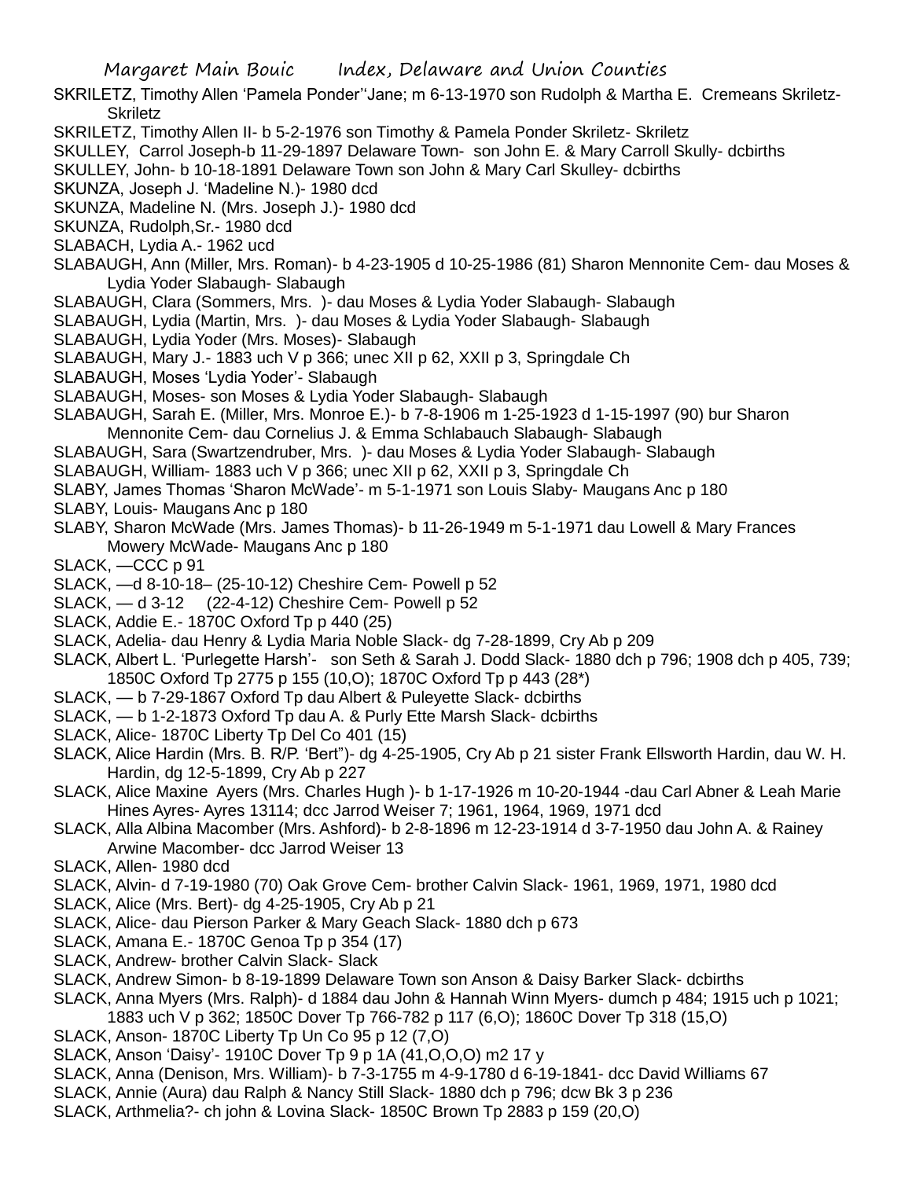SKRILETZ, Timothy Allen 'Pamela Ponder''Jane; m 6-13-1970 son Rudolph & Martha E. Cremeans Skriletz- Skriletz

SKRILETZ, Timothy Allen II- b 5-2-1976 son Timothy & Pamela Ponder Skriletz- Skriletz

SKULLEY, Carrol Joseph-b 11-29-1897 Delaware Town- son John E. & Mary Carroll Skully- dcbirths

SKULLEY, John- b 10-18-1891 Delaware Town son John & Mary Carl Skulley- dcbirths

SKUNZA, Joseph J. 'Madeline N.)- 1980 dcd

SKUNZA, Madeline N. (Mrs. Joseph J.)- 1980 dcd

SKUNZA, Rudolph,Sr.- 1980 dcd

SLABACH, Lydia A.- 1962 ucd

SLABAUGH, Ann (Miller, Mrs. Roman)- b 4-23-1905 d 10-25-1986 (81) Sharon Mennonite Cem- dau Moses & Lydia Yoder Slabaugh- Slabaugh

SLABAUGH, Clara (Sommers, Mrs. )- dau Moses & Lydia Yoder Slabaugh- Slabaugh

SLABAUGH, Lydia (Martin, Mrs. )- dau Moses & Lydia Yoder Slabaugh- Slabaugh

SLABAUGH, Lydia Yoder (Mrs. Moses)- Slabaugh

SLABAUGH, Mary J.- 1883 uch V p 366; unec XII p 62, XXII p 3, Springdale Ch

SLABAUGH, Moses 'Lydia Yoder'- Slabaugh

SLABAUGH, Moses- son Moses & Lydia Yoder Slabaugh- Slabaugh

SLABAUGH, Sarah E. (Miller, Mrs. Monroe E.)- b 7-8-1906 m 1-25-1923 d 1-15-1997 (90) bur Sharon Mennonite Cem- dau Cornelius J. & Emma Schlabauch Slabaugh- Slabaugh

SLABAUGH, Sara (Swartzendruber, Mrs. )- dau Moses & Lydia Yoder Slabaugh- Slabaugh

SLABAUGH, William- 1883 uch V p 366; unec XII p 62, XXII p 3, Springdale Ch

SLABY, James Thomas 'Sharon McWade'- m 5-1-1971 son Louis Slaby- Maugans Anc p 180

SLABY, Louis- Maugans Anc p 180

SLABY, Sharon McWade (Mrs. James Thomas)- b 11-26-1949 m 5-1-1971 dau Lowell & Mary Frances Mowery McWade- Maugans Anc p 180

SLACK, —CCC p 91

SLACK, —d 8-10-18– (25-10-12) Cheshire Cem- Powell p 52

SLACK, — d 3-12 (22-4-12) Cheshire Cem- Powell p 52

SLACK, Addie E.- 1870C Oxford Tp p 440 (25)

SLACK, Adelia- dau Henry & Lydia Maria Noble Slack- dg 7-28-1899, Cry Ab p 209

SLACK, Albert L. 'Purlegette Harsh'- son Seth & Sarah J. Dodd Slack- 1880 dch p 796; 1908 dch p 405, 739; 1850C Oxford Tp 2775 p 155 (10,O); 1870C Oxford Tp p 443 (28*)

SLACK, — b 7-29-1867 Oxford Tp dau Albert & Puleyette Slack- dcbirths

SLACK, — b 1-2-1873 Oxford Tp dau A. & Purly Ette Marsh Slack- dcbirths

SLACK, Alice- 1870C Liberty Tp Del Co 401 (15)

SLACK, Alice Hardin (Mrs. B. R/P. 'Bert")- dg 4-25-1905, Cry Ab p 21 sister Frank Ellsworth Hardin, dau W. H. Hardin, dg 12-5-1899, Cry Ab p 227

SLACK, Alice Maxine Ayers (Mrs. Charles Hugh )- b 1-17-1926 m 10-20-1944 -dau Carl Abner & Leah Marie Hines Ayres- Ayres 13114; dcc Jarrod Weiser 7; 1961, 1964, 1969, 1971 dcd

SLACK, Alla Albina Macomber (Mrs. Ashford)- b 2-8-1896 m 12-23-1914 d 3-7-1950 dau John A. & Rainey Arwine Macomber- dcc Jarrod Weiser 13

SLACK, Allen- 1980 dcd

SLACK, Alvin- d 7-19-1980 (70) Oak Grove Cem- brother Calvin Slack- 1961, 1969, 1971, 1980 dcd

SLACK, Alice (Mrs. Bert)- dg 4-25-1905, Cry Ab p 21

SLACK, Alice- dau Pierson Parker & Mary Geach Slack- 1880 dch p 673

SLACK, Amana E.- 1870C Genoa Tp p 354 (17)

SLACK, Andrew- brother Calvin Slack- Slack

SLACK, Andrew Simon- b 8-19-1899 Delaware Town son Anson & Daisy Barker Slack- dcbirths

SLACK, Anna Myers (Mrs. Ralph)- d 1884 dau John & Hannah Winn Myers- dumch p 484; 1915 uch p 1021; 1883 uch V p 362; 1850C Dover Tp 766-782 p 117 (6,O); 1860C Dover Tp 318 (15,O)

SLACK, Anson- 1870C Liberty Tp Un Co 95 p 12 (7,O)

SLACK, Anson 'Daisy'- 1910C Dover Tp 9 p 1A (41,O,O,O) m2 17 y

SLACK, Anna (Denison, Mrs. William)- b 7-3-1755 m 4-9-1780 d 6-19-1841- dcc David Williams 67

SLACK, Annie (Aura) dau Ralph & Nancy Still Slack- 1880 dch p 796; dcw Bk 3 p 236

SLACK, Arthmelia?- ch john & Lovina Slack- 1850C Brown Tp 2883 p 159 (20,O)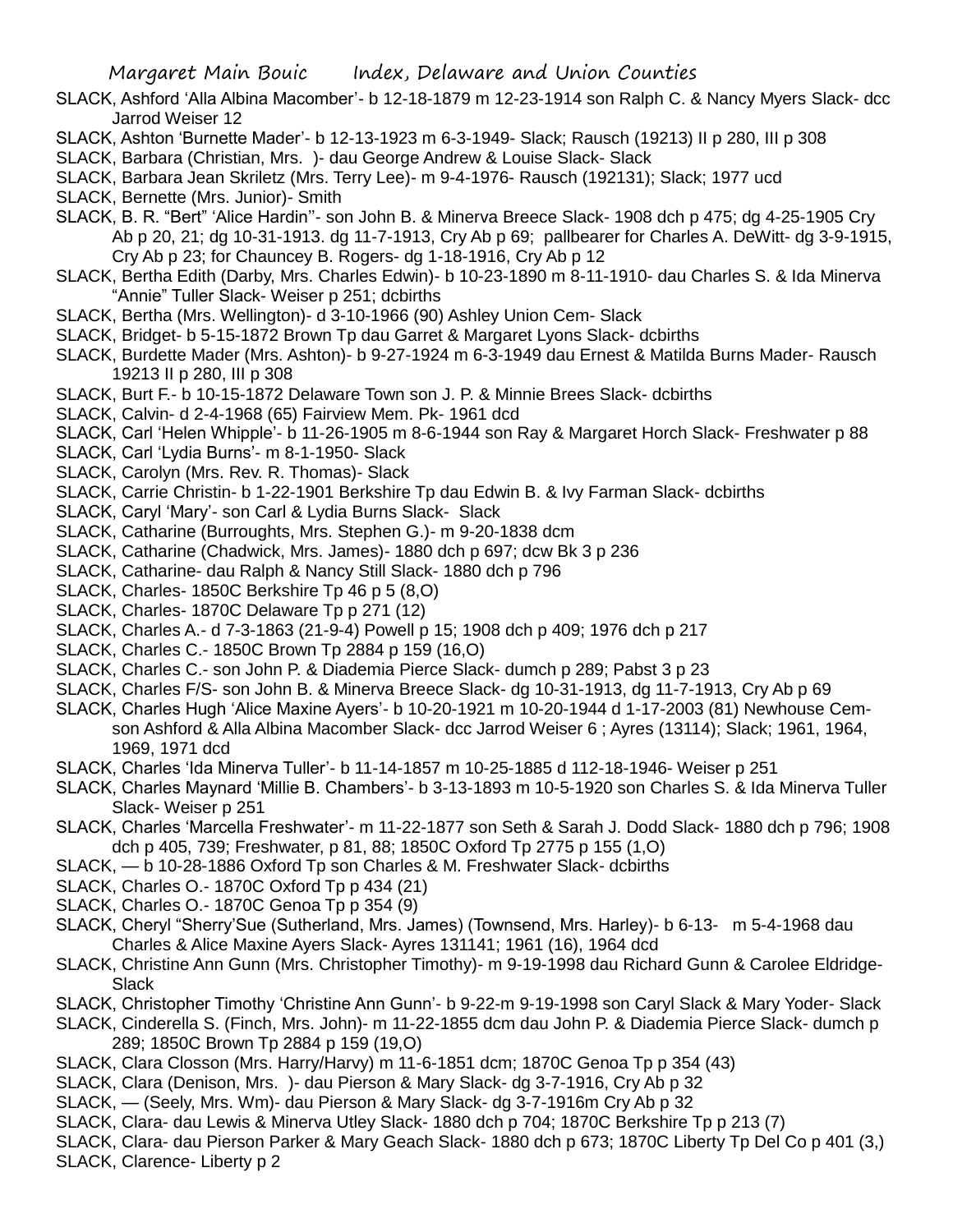SLACK, Ashford 'Alla Albina Macomber'- b 12-18-1879 m 12-23-1914 son Ralph C. & Nancy Myers Slack- dcc Jarrod Weiser 12

SLACK, Ashton 'Burnette Mader'- b 12-13-1923 m 6-3-1949- Slack; Rausch (19213) II p 280, III p 308

SLACK, Barbara (Christian, Mrs. )- dau George Andrew & Louise Slack- Slack

SLACK, Barbara Jean Skriletz (Mrs. Terry Lee)- m 9-4-1976- Rausch (192131); Slack; 1977 ucd

SLACK, Bernette (Mrs. Junior)- Smith

SLACK, B. R. "Bert" 'Alice Hardin"- son John B. & Minerva Breece Slack- 1908 dch p 475; dg 4-25-1905 Cry Ab p 20, 21; dg 10-31-1913. dg 11-7-1913, Cry Ab p 69; pallbearer for Charles A. DeWitt- dg 3-9-1915, Cry Ab p 23; for Chauncey B. Rogers- dg 1-18-1916, Cry Ab p 12

SLACK, Bertha Edith (Darby, Mrs. Charles Edwin)- b 10-23-1890 m 8-11-1910- dau Charles S. & Ida Minerva "Annie" Tuller Slack- Weiser p 251; dcbirths

SLACK, Bertha (Mrs. Wellington)- d 3-10-1966 (90) Ashley Union Cem- Slack

SLACK, Bridget- b 5-15-1872 Brown Tp dau Garret & Margaret Lyons Slack- dcbirths

SLACK, Burdette Mader (Mrs. Ashton)- b 9-27-1924 m 6-3-1949 dau Ernest & Matilda Burns Mader- Rausch 19213 II p 280, III p 308

SLACK, Burt F.- b 10-15-1872 Delaware Town son J. P. & Minnie Brees Slack- dcbirths

SLACK, Calvin- d 2-4-1968 (65) Fairview Mem. Pk- 1961 dcd

SLACK, Carl 'Helen Whipple'- b 11-26-1905 m 8-6-1944 son Ray & Margaret Horch Slack- Freshwater p 88

SLACK, Carl 'Lydia Burns'- m 8-1-1950- Slack

SLACK, Carolyn (Mrs. Rev. R. Thomas)- Slack

SLACK, Carrie Christin- b 1-22-1901 Berkshire Tp dau Edwin B. & Ivy Farman Slack- dcbirths

SLACK, Caryl 'Mary'- son Carl & Lydia Burns Slack- Slack

SLACK, Catharine (Burroughts, Mrs. Stephen G.)- m 9-20-1838 dcm

SLACK, Catharine (Chadwick, Mrs. James)- 1880 dch p 697; dcw Bk 3 p 236

SLACK, Catharine- dau Ralph & Nancy Still Slack- 1880 dch p 796

SLACK, Charles- 1850C Berkshire Tp 46 p 5 (8,O)

SLACK, Charles- 1870C Delaware Tp p 271 (12)

SLACK, Charles A.- d 7-3-1863 (21-9-4) Powell p 15; 1908 dch p 409; 1976 dch p 217

SLACK, Charles C.- 1850C Brown Tp 2884 p 159 (16,O)

SLACK, Charles C.- son John P. & Diademia Pierce Slack- dumch p 289; Pabst 3 p 23

SLACK, Charles F/S- son John B. & Minerva Breece Slack- dg 10-31-1913, dg 11-7-1913, Cry Ab p 69

SLACK, Charles Hugh 'Alice Maxine Ayers'- b 10-20-1921 m 10-20-1944 d 1-17-2003 (81) Newhouse Cem- son Ashford & Alla Albina Macomber Slack- dcc Jarrod Weiser 6 ; Ayres (13114); Slack; 1961, 1964, 1969, 1971 dcd

SLACK, Charles 'Ida Minerva Tuller'- b 11-14-1857 m 10-25-1885 d 112-18-1946- Weiser p 251

SLACK, Charles Maynard 'Millie B. Chambers'- b 3-13-1893 m 10-5-1920 son Charles S. & Ida Minerva Tuller Slack- Weiser p 251

SLACK, Charles 'Marcella Freshwater'- m 11-22-1877 son Seth & Sarah J. Dodd Slack- 1880 dch p 796; 1908 dch p 405, 739; Freshwater, p 81, 88; 1850C Oxford Tp 2775 p 155 (1,O)

SLACK, — b 10-28-1886 Oxford Tp son Charles & M. Freshwater Slack- dcbirths

SLACK, Charles O.- 1870C Oxford Tp p 434 (21)

SLACK, Charles O.- 1870C Genoa Tp p 354 (9)

SLACK, Cheryl "Sherry'Sue (Sutherland, Mrs. James) (Townsend, Mrs. Harley)- b 6-13- m 5-4-1968 dau Charles & Alice Maxine Ayers Slack- Ayres 131141; 1961 (16), 1964 dcd

SLACK, Christine Ann Gunn (Mrs. Christopher Timothy)- m 9-19-1998 dau Richard Gunn & Carolee Eldridge- Slack

SLACK, Christopher Timothy 'Christine Ann Gunn'- b 9-22-m 9-19-1998 son Caryl Slack & Mary Yoder- Slack

SLACK, Cinderella S. (Finch, Mrs. John)- m 11-22-1855 dcm dau John P. & Diademia Pierce Slack- dumch p 289; 1850C Brown Tp 2884 p 159 (19,O)

SLACK, Clara Closson (Mrs. Harry/Harvy) m 11-6-1851 dcm; 1870C Genoa Tp p 354 (43)

SLACK, Clara (Denison, Mrs. )- dau Pierson & Mary Slack- dg 3-7-1916, Cry Ab p 32

SLACK, — (Seely, Mrs. Wm)- dau Pierson & Mary Slack- dg 3-7-1916m Cry Ab p 32

SLACK, Clara- dau Lewis & Minerva Utley Slack- 1880 dch p 704; 1870C Berkshire Tp p 213 (7)

SLACK, Clara- dau Pierson Parker & Mary Geach Slack- 1880 dch p 673; 1870C Liberty Tp Del Co p 401 (3,)

SLACK, Clarence- Liberty p 2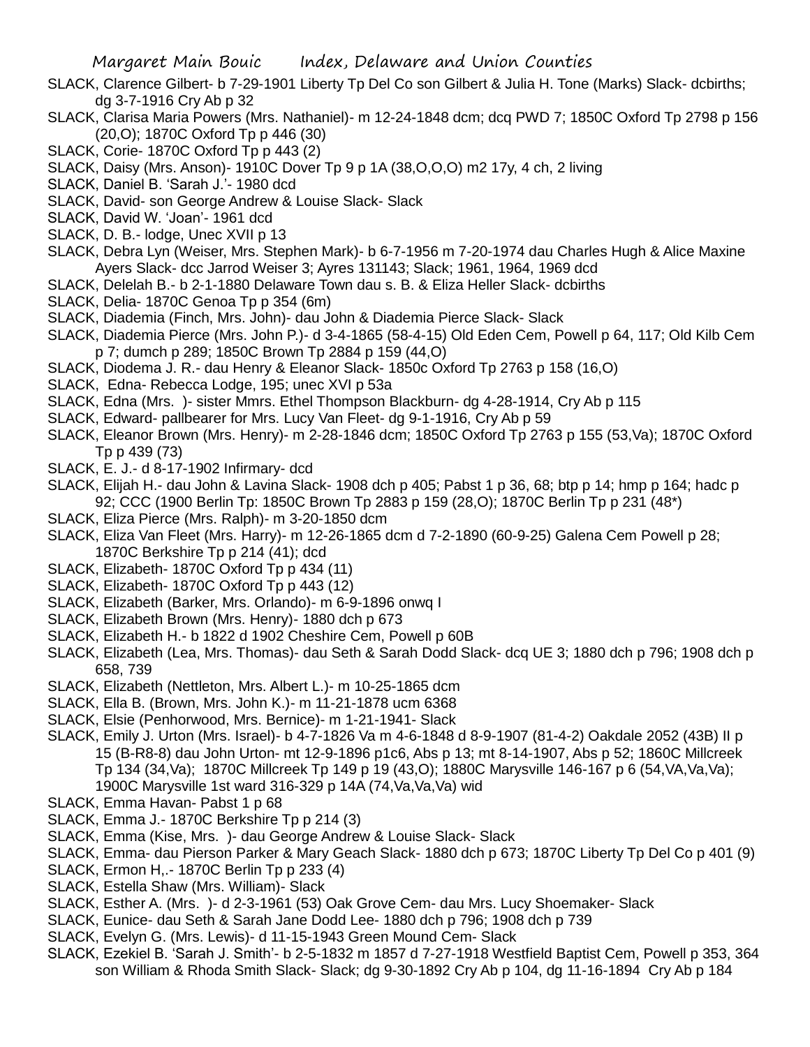SLACK, Clarence Gilbert- b 7-29-1901 Liberty Tp Del Co son Gilbert & Julia H. Tone (Marks) Slack- dcbirths; dg 3-7-1916 Cry Ab p 32

SLACK, Clarisa Maria Powers (Mrs. Nathaniel)- m 12-24-1848 dcm; dcq PWD 7; 1850C Oxford Tp 2798 p 156 (20,O); 1870C Oxford Tp p 446 (30)

SLACK, Corie- 1870C Oxford Tp p 443 (2)

SLACK, Daisy (Mrs. Anson)- 1910C Dover Tp 9 p 1A (38,O,O,O) m2 17y, 4 ch, 2 living

SLACK, Daniel B. 'Sarah J.'- 1980 dcd

SLACK, David- son George Andrew & Louise Slack- Slack

SLACK, David W. 'Joan'- 1961 dcd

SLACK, D. B.- lodge, Unec XVII p 13

SLACK, Debra Lyn (Weiser, Mrs. Stephen Mark)- b 6-7-1956 m 7-20-1974 dau Charles Hugh & Alice Maxine Ayers Slack- dcc Jarrod Weiser 3; Ayres 131143; Slack; 1961, 1964, 1969 dcd

SLACK, Delelah B.- b 2-1-1880 Delaware Town dau s. B. & Eliza Heller Slack- dcbirths

SLACK, Delia- 1870C Genoa Tp p 354 (6m)

SLACK, Diademia (Finch, Mrs. John)- dau John & Diademia Pierce Slack- Slack

SLACK, Diademia Pierce (Mrs. John P.)- d 3-4-1865 (58-4-15) Old Eden Cem, Powell p 64, 117; Old Kilb Cem p 7; dumch p 289; 1850C Brown Tp 2884 p 159 (44,O)

SLACK, Diodema J. R.- dau Henry & Eleanor Slack- 1850c Oxford Tp 2763 p 158 (16,O)

SLACK, Edna- Rebecca Lodge, 195; unec XVI p 53a

SLACK, Edna (Mrs. )- sister Mmrs. Ethel Thompson Blackburn- dg 4-28-1914, Cry Ab p 115

SLACK, Edward- pallbearer for Mrs. Lucy Van Fleet- dg 9-1-1916, Cry Ab p 59

SLACK, Eleanor Brown (Mrs. Henry)- m 2-28-1846 dcm; 1850C Oxford Tp 2763 p 155 (53,Va); 1870C Oxford Tp p 439 (73)

SLACK, E. J.- d 8-17-1902 Infirmary- dcd

SLACK, Elijah H.- dau John & Lavina Slack- 1908 dch p 405; Pabst 1 p 36, 68; btp p 14; hmp p 164; hadc p 92; CCC (1900 Berlin Tp: 1850C Brown Tp 2883 p 159 (28,O); 1870C Berlin Tp p 231 (48*)

SLACK, Eliza Pierce (Mrs. Ralph)- m 3-20-1850 dcm

SLACK, Eliza Van Fleet (Mrs. Harry)- m 12-26-1865 dcm d 7-2-1890 (60-9-25) Galena Cem Powell p 28; 1870C Berkshire Tp p 214 (41); dcd

SLACK, Elizabeth- 1870C Oxford Tp p 434 (11)

SLACK, Elizabeth- 1870C Oxford Tp p 443 (12)

SLACK, Elizabeth (Barker, Mrs. Orlando)- m 6-9-1896 onwq I

SLACK, Elizabeth Brown (Mrs. Henry)- 1880 dch p 673

SLACK, Elizabeth H.- b 1822 d 1902 Cheshire Cem, Powell p 60B

SLACK, Elizabeth (Lea, Mrs. Thomas)- dau Seth & Sarah Dodd Slack- dcq UE 3; 1880 dch p 796; 1908 dch p 658, 739

SLACK, Elizabeth (Nettleton, Mrs. Albert L.)- m 10-25-1865 dcm

SLACK, Ella B. (Brown, Mrs. John K.)- m 11-21-1878 ucm 6368

SLACK, Elsie (Penhorwood, Mrs. Bernice)- m 1-21-1941- Slack

SLACK, Emily J. Urton (Mrs. Israel)- b 4-7-1826 Va m 4-6-1848 d 8-9-1907 (81-4-2) Oakdale 2052 (43B) II p 15 (B-R8-8) dau John Urton- mt 12-9-1896 p1c6, Abs p 13; mt 8-14-1907, Abs p 52; 1860C Millcreek Tp 134 (34,Va); 1870C Millcreek Tp 149 p 19 (43,O); 1880C Marysville 146-167 p 6 (54,VA,Va,Va); 1900C Marysville 1st ward 316-329 p 14A (74,Va,Va,Va) wid

SLACK, Emma Havan- Pabst 1 p 68

SLACK, Emma J.- 1870C Berkshire Tp p 214 (3)

SLACK, Emma (Kise, Mrs. )- dau George Andrew & Louise Slack- Slack

SLACK, Emma- dau Pierson Parker & Mary Geach Slack- 1880 dch p 673; 1870C Liberty Tp Del Co p 401 (9)

SLACK, Ermon H,.- 1870C Berlin Tp p 233 (4)

SLACK, Estella Shaw (Mrs. William)- Slack

SLACK, Esther A. (Mrs. )- d 2-3-1961 (53) Oak Grove Cem- dau Mrs. Lucy Shoemaker- Slack

SLACK, Eunice- dau Seth & Sarah Jane Dodd Lee- 1880 dch p 796; 1908 dch p 739

SLACK, Evelyn G. (Mrs. Lewis)- d 11-15-1943 Green Mound Cem- Slack

SLACK, Ezekiel B. 'Sarah J. Smith'- b 2-5-1832 m 1857 d 7-27-1918 Westfield Baptist Cem, Powell p 353, 364 son William & Rhoda Smith Slack- Slack; dg 9-30-1892 Cry Ab p 104, dg 11-16-1894 Cry Ab p 184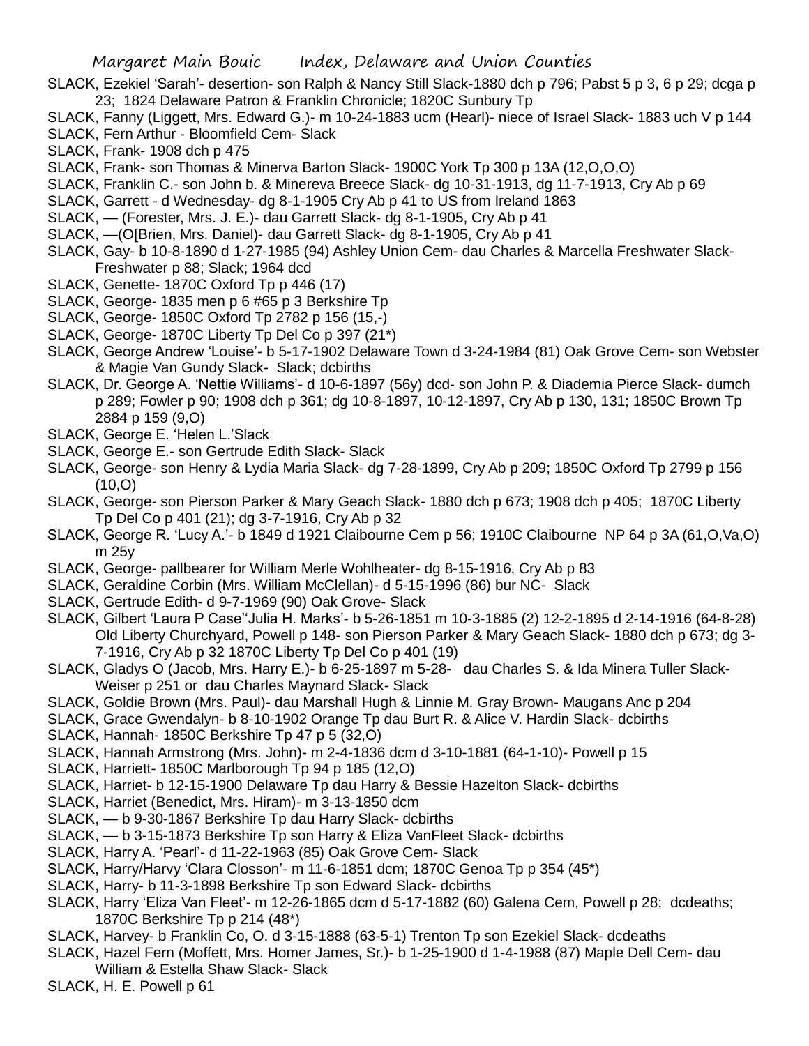SLACK, Ezekiel 'Sarah'- desertion- son Ralph & Nancy Still Slack-1880 dch p 796; Pabst 5 p 3, 6 p 29; dcga p 23; 1824 Delaware Patron & Franklin Chronicle; 1820C Sunbury Tp

SLACK, Fanny (Liggett, Mrs. Edward G.)- m 10-24-1883 ucm (Hearl)- niece of Israel Slack- 1883 uch V p 144

SLACK, Fern Arthur - Bloomfield Cem- Slack

SLACK, Frank- 1908 dch p 475

SLACK, Frank- son Thomas & Minerva Barton Slack- 1900C York Tp 300 p 13A (12,O,O,O)

SLACK, Franklin C.- son John b. & Minereva Breece Slack- dg 10-31-1913, dg 11-7-1913, Cry Ab p 69

SLACK, Garrett - d Wednesday- dg 8-1-1905 Cry Ab p 41 to US from Ireland 1863

SLACK, — (Forester, Mrs. J. E.)- dau Garrett Slack- dg 8-1-1905, Cry Ab p 41

SLACK, —(O[Brien, Mrs. Daniel)- dau Garrett Slack- dg 8-1-1905, Cry Ab p 41

SLACK, Gay- b 10-8-1890 d 1-27-1985 (94) Ashley Union Cem- dau Charles & Marcella Freshwater Slack- Freshwater p 88; Slack; 1964 dcd

SLACK, Genette- 1870C Oxford Tp p 446 (17)

SLACK, George- 1835 men p 6 #65 p 3 Berkshire Tp

SLACK, George- 1850C Oxford Tp 2782 p 156 (15,-)

SLACK, George- 1870C Liberty Tp Del Co p 397 (21*)

SLACK, George Andrew 'Louise'- b 5-17-1902 Delaware Town d 3-24-1984 (81) Oak Grove Cem- son Webster & Magie Van Gundy Slack- Slack; dcbirths

SLACK, Dr. George A. 'Nettie Williams'- d 10-6-1897 (56y) dcd- son John P. & Diademia Pierce Slack- dumch p 289; Fowler p 90; 1908 dch p 361; dg 10-8-1897, 10-12-1897, Cry Ab p 130, 131; 1850C Brown Tp 2884 p 159 (9,O)

SLACK, George E. 'Helen L.'Slack

SLACK, George E.- son Gertrude Edith Slack- Slack

SLACK, George- son Henry & Lydia Maria Slack- dg 7-28-1899, Cry Ab p 209; 1850C Oxford Tp 2799 p 156 (10,O)

SLACK, George- son Pierson Parker & Mary Geach Slack- 1880 dch p 673; 1908 dch p 405; 1870C Liberty Tp Del Co p 401 (21); dg 3-7-1916, Cry Ab p 32

SLACK, George R. 'Lucy A.'- b 1849 d 1921 Claibourne Cem p 56; 1910C Claibourne NP 64 p 3A (61,O,Va,O) m 25y

SLACK, George- pallbearer for William Merle Wohlheater- dg 8-15-1916, Cry Ab p 83

SLACK, Geraldine Corbin (Mrs. William McClellan)- d 5-15-1996 (86) bur NC- Slack

SLACK, Gertrude Edith- d 9-7-1969 (90) Oak Grove- Slack

SLACK, Gilbert 'Laura P Case''Julia H. Marks'- b 5-26-1851 m 10-3-1885 (2) 12-2-1895 d 2-14-1916 (64-8-28) Old Liberty Churchyard, Powell p 148- son Pierson Parker & Mary Geach Slack- 1880 dch p 673; dg 3-7-1916, Cry Ab p 32 1870C Liberty Tp Del Co p 401 (19)

SLACK, Gladys O (Jacob, Mrs. Harry E.)- b 6-25-1897 m 5-28- dau Charles S. & Ida Minera Tuller Slack- Weiser p 251 or dau Charles Maynard Slack- Slack

SLACK, Goldie Brown (Mrs. Paul)- dau Marshall Hugh & Linnie M. Gray Brown- Maugans Anc p 204

SLACK, Grace Gwendalyn- b 8-10-1902 Orange Tp dau Burt R. & Alice V. Hardin Slack- dcbirths

SLACK, Hannah- 1850C Berkshire Tp 47 p 5 (32,O)

SLACK, Hannah Armstrong (Mrs. John)- m 2-4-1836 dcm d 3-10-1881 (64-1-10)- Powell p 15

SLACK, Harriett- 1850C Marlborough Tp 94 p 185 (12,O)

SLACK, Harriet- b 12-15-1900 Delaware Tp dau Harry & Bessie Hazelton Slack- dcbirths

SLACK, Harriet (Benedict, Mrs. Hiram)- m 3-13-1850 dcm

SLACK, — b 9-30-1867 Berkshire Tp dau Harry Slack- dcbirths

SLACK, — b 3-15-1873 Berkshire Tp son Harry & Eliza VanFleet Slack- dcbirths

SLACK, Harry A. 'Pearl'- d 11-22-1963 (85) Oak Grove Cem- Slack

SLACK, Harry/Harvy 'Clara Closson'- m 11-6-1851 dcm; 1870C Genoa Tp p 354 (45*)

SLACK, Harry- b 11-3-1898 Berkshire Tp son Edward Slack- dcbirths

SLACK, Harry 'Eliza Van Fleet'- m 12-26-1865 dcm d 5-17-1882 (60) Galena Cem, Powell p 28; dcdeaths; 1870C Berkshire Tp p 214 (48*)

SLACK, Harvey- b Franklin Co, O. d 3-15-1888 (63-5-1) Trenton Tp son Ezekiel Slack- dcdeaths

SLACK, Hazel Fern (Moffett, Mrs. Homer James, Sr.)- b 1-25-1900 d 1-4-1988 (87) Maple Dell Cem- dau William & Estella Shaw Slack- Slack

SLACK, H. E. Powell p 61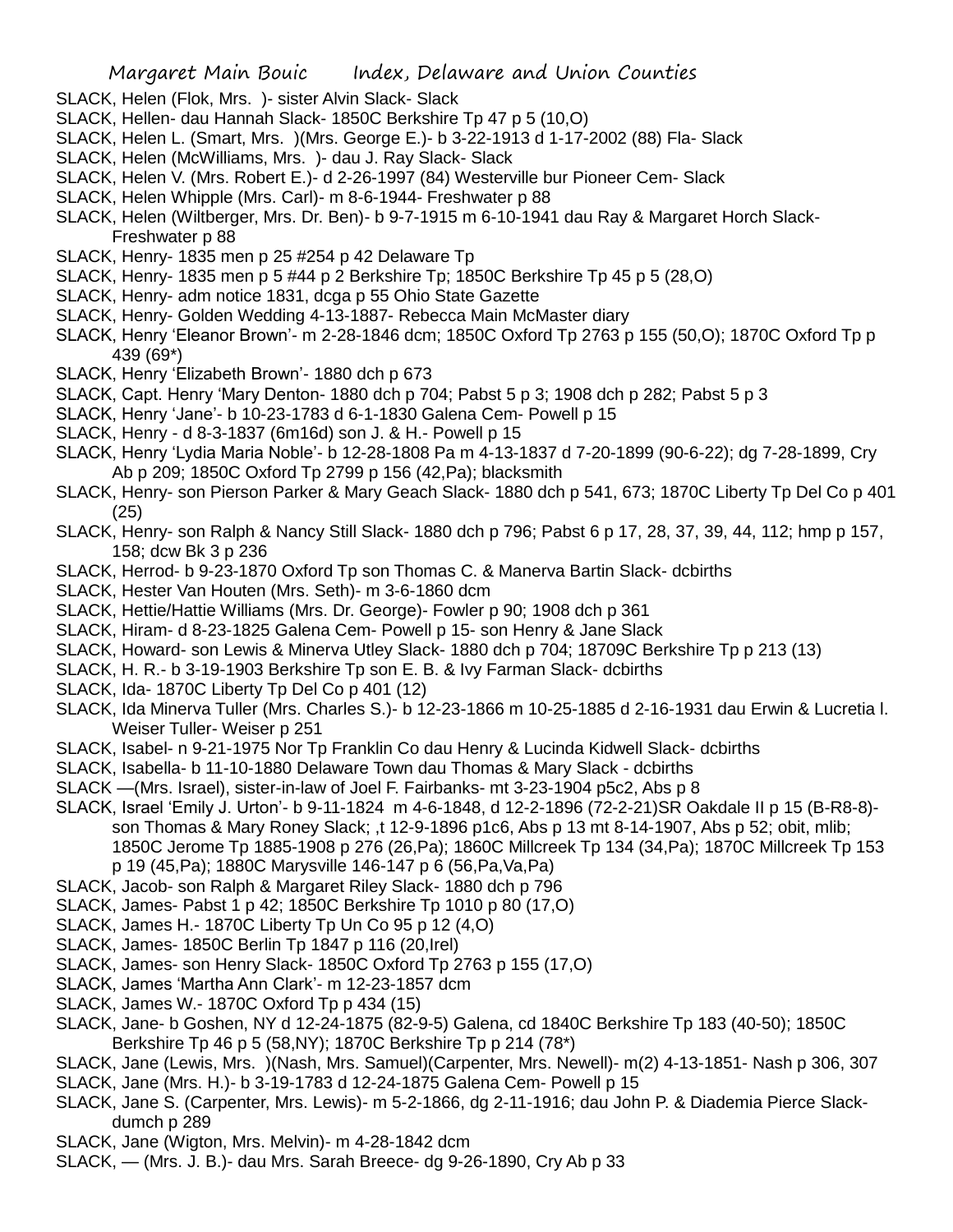SLACK, Helen (Flok, Mrs. )- sister Alvin Slack- Slack

SLACK, Hellen- dau Hannah Slack- 1850C Berkshire Tp 47 p 5 (10,O)

SLACK, Helen L. (Smart, Mrs. )(Mrs. George E.)- b 3-22-1913 d 1-17-2002 (88) Fla- Slack

SLACK, Helen (McWilliams, Mrs. )- dau J. Ray Slack- Slack

SLACK, Helen V. (Mrs. Robert E.)- d 2-26-1997 (84) Westerville bur Pioneer Cem- Slack

SLACK, Helen Whipple (Mrs. Carl)- m 8-6-1944- Freshwater p 88

SLACK, Helen (Wiltberger, Mrs. Dr. Ben)- b 9-7-1915 m 6-10-1941 dau Ray & Margaret Horch Slack- Freshwater p 88

SLACK, Henry- 1835 men p 25 #254 p 42 Delaware Tp

SLACK, Henry- 1835 men p 5 #44 p 2 Berkshire Tp; 1850C Berkshire Tp 45 p 5 (28,O)

SLACK, Henry- adm notice 1831, dcga p 55 Ohio State Gazette

SLACK, Henry- Golden Wedding 4-13-1887- Rebecca Main McMaster diary

SLACK, Henry 'Eleanor Brown'- m 2-28-1846 dcm; 1850C Oxford Tp 2763 p 155 (50,O); 1870C Oxford Tp p 439 (69*)

SLACK, Henry 'Elizabeth Brown'- 1880 dch p 673

SLACK, Capt. Henry 'Mary Denton- 1880 dch p 704; Pabst 5 p 3; 1908 dch p 282; Pabst 5 p 3

SLACK, Henry 'Jane'- b 10-23-1783 d 6-1-1830 Galena Cem- Powell p 15

SLACK, Henry - d 8-3-1837 (6m16d) son J. & H.- Powell p 15

SLACK, Henry 'Lydia Maria Noble'- b 12-28-1808 Pa m 4-13-1837 d 7-20-1899 (90-6-22); dg 7-28-1899, Cry Ab p 209; 1850C Oxford Tp 2799 p 156 (42,Pa); blacksmith

SLACK, Henry- son Pierson Parker & Mary Geach Slack- 1880 dch p 541, 673; 1870C Liberty Tp Del Co p 401 (25)

SLACK, Henry- son Ralph & Nancy Still Slack- 1880 dch p 796; Pabst 6 p 17, 28, 37, 39, 44, 112; hmp p 157, 158; dcw Bk 3 p 236

SLACK, Herrod- b 9-23-1870 Oxford Tp son Thomas C. & Manerva Bartin Slack- dcbirths

SLACK, Hester Van Houten (Mrs. Seth)- m 3-6-1860 dcm

SLACK, Hettie/Hattie Williams (Mrs. Dr. George)- Fowler p 90; 1908 dch p 361

SLACK, Hiram- d 8-23-1825 Galena Cem- Powell p 15- son Henry & Jane Slack

SLACK, Howard- son Lewis & Minerva Utley Slack- 1880 dch p 704; 18709C Berkshire Tp p 213 (13)

SLACK, H. R.- b 3-19-1903 Berkshire Tp son E. B. & Ivy Farman Slack- dcbirths

SLACK, Ida- 1870C Liberty Tp Del Co p 401 (12)

SLACK, Ida Minerva Tuller (Mrs. Charles S.)- b 12-23-1866 m 10-25-1885 d 2-16-1931 dau Erwin & Lucretia l. Weiser Tuller- Weiser p 251

SLACK, Isabel- n 9-21-1975 Nor Tp Franklin Co dau Henry & Lucinda Kidwell Slack- dcbirths

SLACK, Isabella- b 11-10-1880 Delaware Town dau Thomas & Mary Slack - dcbirths

SLACK —(Mrs. Israel), sister-in-law of Joel F. Fairbanks- mt 3-23-1904 p5c2, Abs p 8

SLACK, Israel 'Emily J. Urton'- b 9-11-1824 m 4-6-1848, d 12-2-1896 (72-2-21)SR Oakdale II p 15 (B-R8-8)- son Thomas & Mary Roney Slack; ,t 12-9-1896 p1c6, Abs p 13 mt 8-14-1907, Abs p 52; obit, mlib; 1850C Jerome Tp 1885-1908 p 276 (26,Pa); 1860C Millcreek Tp 134 (34,Pa); 1870C Millcreek Tp 153 p 19 (45,Pa); 1880C Marysville 146-147 p 6 (56,Pa,Va,Pa)

SLACK, Jacob- son Ralph & Margaret Riley Slack- 1880 dch p 796

SLACK, James- Pabst 1 p 42; 1850C Berkshire Tp 1010 p 80 (17,O)

SLACK, James H.- 1870C Liberty Tp Un Co 95 p 12 (4,O)

SLACK, James- 1850C Berlin Tp 1847 p 116 (20,Irel)

SLACK, James- son Henry Slack- 1850C Oxford Tp 2763 p 155 (17,O)

SLACK, James 'Martha Ann Clark'- m 12-23-1857 dcm

SLACK, James W.- 1870C Oxford Tp p 434 (15)

SLACK, Jane- b Goshen, NY d 12-24-1875 (82-9-5) Galena, cd 1840C Berkshire Tp 183 (40-50); 1850C Berkshire Tp 46 p 5 (58,NY); 1870C Berkshire Tp p 214 (78*)

SLACK, Jane (Lewis, Mrs. )(Nash, Mrs. Samuel)(Carpenter, Mrs. Newell)- m(2) 4-13-1851- Nash p 306, 307

SLACK, Jane (Mrs. H.)- b 3-19-1783 d 12-24-1875 Galena Cem- Powell p 15

SLACK, Jane S. (Carpenter, Mrs. Lewis)- m 5-2-1866, dg 2-11-1916; dau John P. & Diademia Pierce Slack- dumch p 289

SLACK, Jane (Wigton, Mrs. Melvin)- m 4-28-1842 dcm

SLACK, — (Mrs. J. B.)- dau Mrs. Sarah Breece- dg 9-26-1890, Cry Ab p 33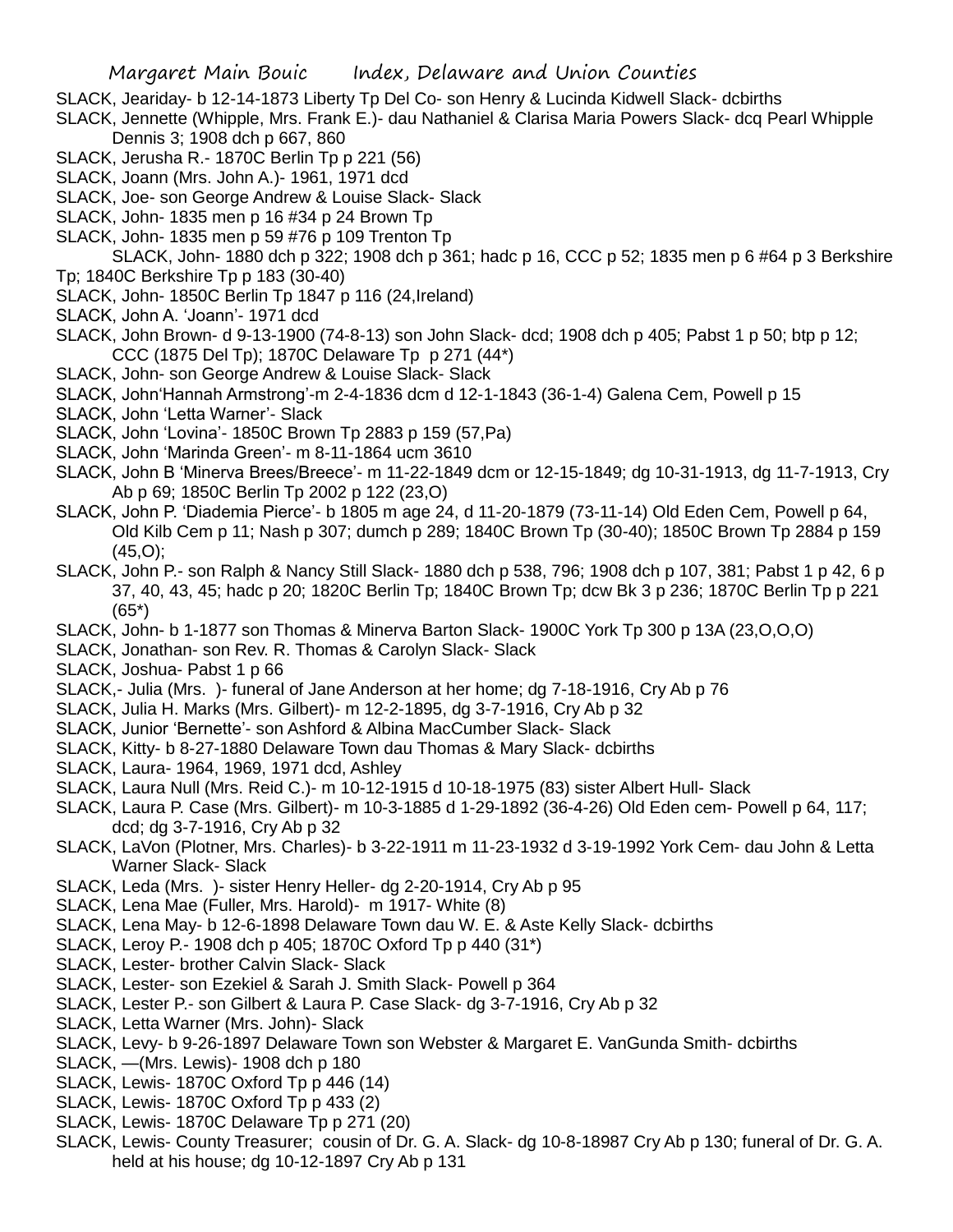SLACK, Jeariday- b 12-14-1873 Liberty Tp Del Co- son Henry & Lucinda Kidwell Slack- dcbirths

SLACK, Jennette (Whipple, Mrs. Frank E.)- dau Nathaniel & Clarisa Maria Powers Slack- dcq Pearl Whipple Dennis 3; 1908 dch p 667, 860

SLACK, Jerusha R.- 1870C Berlin Tp p 221 (56)

SLACK, Joann (Mrs. John A.)- 1961, 1971 dcd

SLACK, Joe- son George Andrew & Louise Slack- Slack

SLACK, John- 1835 men p 16 #34 p 24 Brown Tp

SLACK, John- 1835 men p 59 #76 p 109 Trenton Tp

SLACK, John- 1880 dch p 322; 1908 dch p 361; hadc p 16, CCC p 52; 1835 men p 6 #64 p 3 Berkshire Tp; 1840C Berkshire Tp p 183 (30-40)

SLACK, John- 1850C Berlin Tp 1847 p 116 (24,Ireland)

SLACK, John A. 'Joann'- 1971 dcd

SLACK, John Brown- d 9-13-1900 (74-8-13) son John Slack- dcd; 1908 dch p 405; Pabst 1 p 50; btp p 12; CCC (1875 Del Tp); 1870C Delaware Tp p 271 (44*)

SLACK, John- son George Andrew & Louise Slack- Slack

SLACK, John'Hannah Armstrong'-m 2-4-1836 dcm d 12-1-1843 (36-1-4) Galena Cem, Powell p 15

SLACK, John 'Letta Warner'- Slack

SLACK, John 'Lovina'- 1850C Brown Tp 2883 p 159 (57,Pa)

SLACK, John 'Marinda Green'- m 8-11-1864 ucm 3610

SLACK, John B 'Minerva Brees/Breece'- m 11-22-1849 dcm or 12-15-1849; dg 10-31-1913, dg 11-7-1913, Cry Ab p 69; 1850C Berlin Tp 2002 p 122 (23,O)

SLACK, John P. 'Diademia Pierce'- b 1805 m age 24, d 11-20-1879 (73-11-14) Old Eden Cem, Powell p 64, Old Kilb Cem p 11; Nash p 307; dumch p 289; 1840C Brown Tp (30-40); 1850C Brown Tp 2884 p 159 (45,O);

SLACK, John P.- son Ralph & Nancy Still Slack- 1880 dch p 538, 796; 1908 dch p 107, 381; Pabst 1 p 42, 6 p 37, 40, 43, 45; hadc p 20; 1820C Berlin Tp; 1840C Brown Tp; dcw Bk 3 p 236; 1870C Berlin Tp p 221 (65*)

SLACK, John- b 1-1877 son Thomas & Minerva Barton Slack- 1900C York Tp 300 p 13A (23,O,O,O)

SLACK, Jonathan- son Rev. R. Thomas & Carolyn Slack- Slack

SLACK, Joshua- Pabst 1 p 66

SLACK,- Julia (Mrs. )- funeral of Jane Anderson at her home; dg 7-18-1916, Cry Ab p 76

SLACK, Julia H. Marks (Mrs. Gilbert)- m 12-2-1895, dg 3-7-1916, Cry Ab p 32

SLACK, Junior 'Bernette'- son Ashford & Albina MacCumber Slack- Slack

SLACK, Kitty- b 8-27-1880 Delaware Town dau Thomas & Mary Slack- dcbirths

SLACK, Laura- 1964, 1969, 1971 dcd, Ashley

SLACK, Laura Null (Mrs. Reid C.)- m 10-12-1915 d 10-18-1975 (83) sister Albert Hull- Slack

SLACK, Laura P. Case (Mrs. Gilbert)- m 10-3-1885 d 1-29-1892 (36-4-26) Old Eden cem- Powell p 64, 117; dcd; dg 3-7-1916, Cry Ab p 32

SLACK, LaVon (Plotner, Mrs. Charles)- b 3-22-1911 m 11-23-1932 d 3-19-1992 York Cem- dau John & Letta Warner Slack- Slack

SLACK, Leda (Mrs. )- sister Henry Heller- dg 2-20-1914, Cry Ab p 95

SLACK, Lena Mae (Fuller, Mrs. Harold)- m 1917- White (8)

SLACK, Lena May- b 12-6-1898 Delaware Town dau W. E. & Aste Kelly Slack- dcbirths

SLACK, Leroy P.- 1908 dch p 405; 1870C Oxford Tp p 440 (31*)

SLACK, Lester- brother Calvin Slack- Slack

SLACK, Lester- son Ezekiel & Sarah J. Smith Slack- Powell p 364

SLACK, Lester P.- son Gilbert & Laura P. Case Slack- dg 3-7-1916, Cry Ab p 32

SLACK, Letta Warner (Mrs. John)- Slack

SLACK, Levy- b 9-26-1897 Delaware Town son Webster & Margaret E. VanGunda Smith- dcbirths

SLACK, —(Mrs. Lewis)- 1908 dch p 180

SLACK, Lewis- 1870C Oxford Tp p 446 (14)

SLACK, Lewis- 1870C Oxford Tp p 433 (2)

SLACK, Lewis- 1870C Delaware Tp p 271 (20)

SLACK, Lewis- County Treasurer; cousin of Dr. G. A. Slack- dg 10-8-18987 Cry Ab p 130; funeral of Dr. G. A. held at his house; dg 10-12-1897 Cry Ab p 131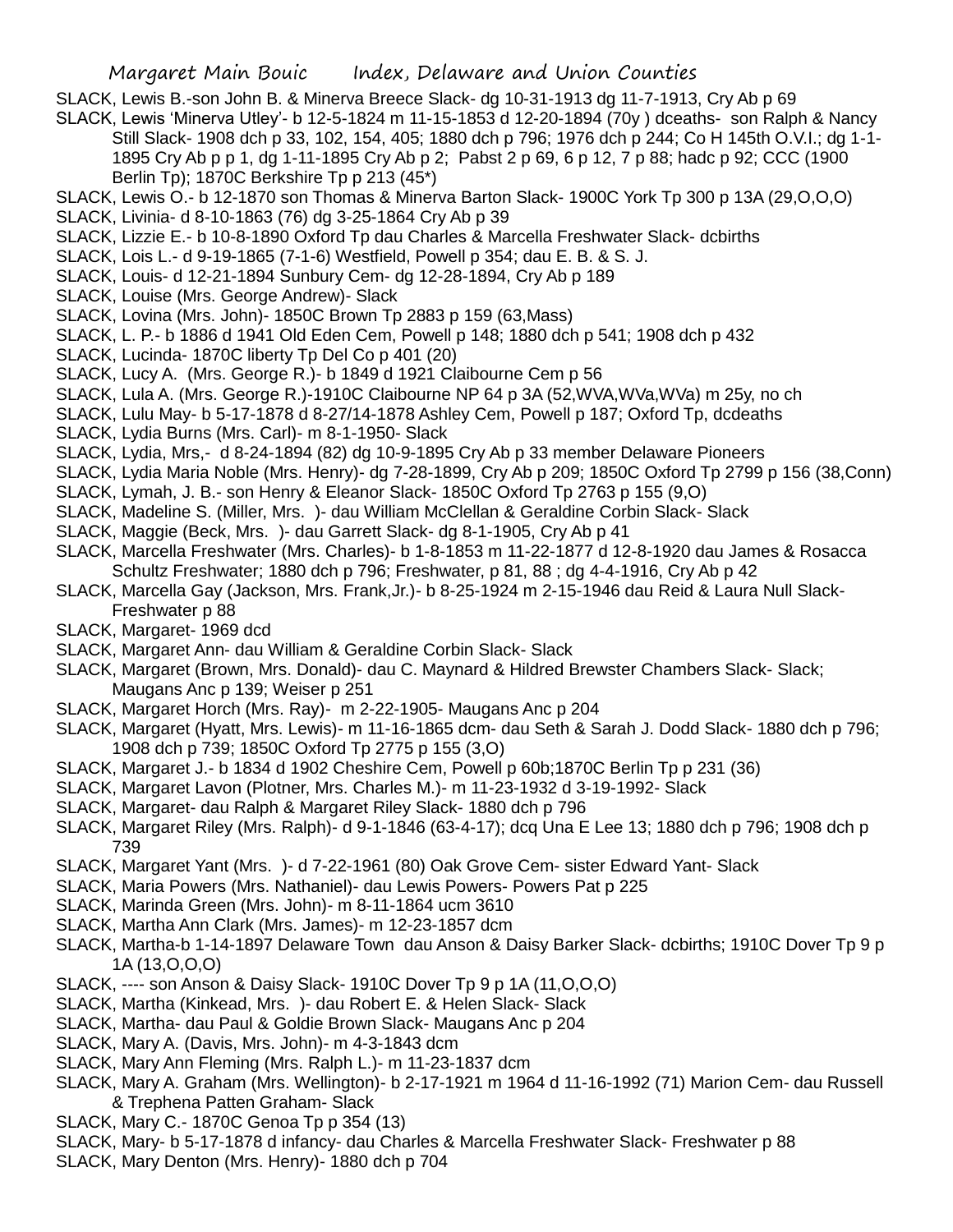SLACK, Lewis B.-son John B. & Minerva Breece Slack- dg 10-31-1913 dg 11-7-1913, Cry Ab p 69

SLACK, Lewis 'Minerva Utley'- b 12-5-1824 m 11-15-1853 d 12-20-1894 (70y ) dceaths- son Ralph & Nancy Still Slack- 1908 dch p 33, 102, 154, 405; 1880 dch p 796; 1976 dch p 244; Co H 145th O.V.I.; dg 1-1-1895 Cry Ab p p 1, dg 1-11-1895 Cry Ab p 2; Pabst 2 p 69, 6 p 12, 7 p 88; hadc p 92; CCC (1900 Berlin Tp); 1870C Berkshire Tp p 213 (45*)

SLACK, Lewis O.- b 12-1870 son Thomas & Minerva Barton Slack- 1900C York Tp 300 p 13A (29,O,O,O)

SLACK, Livinia- d 8-10-1863 (76) dg 3-25-1864 Cry Ab p 39

SLACK, Lizzie E.- b 10-8-1890 Oxford Tp dau Charles & Marcella Freshwater Slack- dcbirths

SLACK, Lois L.- d 9-19-1865 (7-1-6) Westfield, Powell p 354; dau E. B. & S. J.

SLACK, Louis- d 12-21-1894 Sunbury Cem- dg 12-28-1894, Cry Ab p 189

SLACK, Louise (Mrs. George Andrew)- Slack

SLACK, Lovina (Mrs. John)- 1850C Brown Tp 2883 p 159 (63,Mass)

SLACK, L. P.- b 1886 d 1941 Old Eden Cem, Powell p 148; 1880 dch p 541; 1908 dch p 432

SLACK, Lucinda- 1870C liberty Tp Del Co p 401 (20)

SLACK, Lucy A. (Mrs. George R.)- b 1849 d 1921 Claibourne Cem p 56

SLACK, Lula A. (Mrs. George R.)-1910C Claibourne NP 64 p 3A (52,WVA,WVa,WVa) m 25y, no ch

SLACK, Lulu May- b 5-17-1878 d 8-27/14-1878 Ashley Cem, Powell p 187; Oxford Tp, dcdeaths

SLACK, Lydia Burns (Mrs. Carl)- m 8-1-1950- Slack

SLACK, Lydia, Mrs,- d 8-24-1894 (82) dg 10-9-1895 Cry Ab p 33 member Delaware Pioneers

SLACK, Lydia Maria Noble (Mrs. Henry)- dg 7-28-1899, Cry Ab p 209; 1850C Oxford Tp 2799 p 156 (38,Conn)

SLACK, Lymah, J. B.- son Henry & Eleanor Slack- 1850C Oxford Tp 2763 p 155 (9,O)

SLACK, Madeline S. (Miller, Mrs. )- dau William McClellan & Geraldine Corbin Slack- Slack

SLACK, Maggie (Beck, Mrs. )- dau Garrett Slack- dg 8-1-1905, Cry Ab p 41

SLACK, Marcella Freshwater (Mrs. Charles)- b 1-8-1853 m 11-22-1877 d 12-8-1920 dau James & Rosacca Schultz Freshwater; 1880 dch p 796; Freshwater, p 81, 88 ; dg 4-4-1916, Cry Ab p 42

SLACK, Marcella Gay (Jackson, Mrs. Frank,Jr.)- b 8-25-1924 m 2-15-1946 dau Reid & Laura Null Slack- Freshwater p 88

SLACK, Margaret- 1969 dcd

SLACK, Margaret Ann- dau William & Geraldine Corbin Slack- Slack

SLACK, Margaret (Brown, Mrs. Donald)- dau C. Maynard & Hildred Brewster Chambers Slack- Slack; Maugans Anc p 139; Weiser p 251

SLACK, Margaret Horch (Mrs. Ray)- m 2-22-1905- Maugans Anc p 204

SLACK, Margaret (Hyatt, Mrs. Lewis)- m 11-16-1865 dcm- dau Seth & Sarah J. Dodd Slack- 1880 dch p 796; 1908 dch p 739; 1850C Oxford Tp 2775 p 155 (3,O)

SLACK, Margaret J.- b 1834 d 1902 Cheshire Cem, Powell p 60b;1870C Berlin Tp p 231 (36)

SLACK, Margaret Lavon (Plotner, Mrs. Charles M.)- m 11-23-1932 d 3-19-1992- Slack

SLACK, Margaret- dau Ralph & Margaret Riley Slack- 1880 dch p 796

SLACK, Margaret Riley (Mrs. Ralph)- d 9-1-1846 (63-4-17); dcq Una E Lee 13; 1880 dch p 796; 1908 dch p 739

SLACK, Margaret Yant (Mrs. )- d 7-22-1961 (80) Oak Grove Cem- sister Edward Yant- Slack

SLACK, Maria Powers (Mrs. Nathaniel)- dau Lewis Powers- Powers Pat p 225

SLACK, Marinda Green (Mrs. John)- m 8-11-1864 ucm 3610

SLACK, Martha Ann Clark (Mrs. James)- m 12-23-1857 dcm

SLACK, Martha-b 1-14-1897 Delaware Town dau Anson & Daisy Barker Slack- dcbirths; 1910C Dover Tp 9 p 1A (13,O,O,O)

SLACK, ---- son Anson & Daisy Slack- 1910C Dover Tp 9 p 1A (11,O,O,O)

SLACK, Martha (Kinkead, Mrs. )- dau Robert E. & Helen Slack- Slack

SLACK, Martha- dau Paul & Goldie Brown Slack- Maugans Anc p 204

SLACK, Mary A. (Davis, Mrs. John)- m 4-3-1843 dcm

SLACK, Mary Ann Fleming (Mrs. Ralph L.)- m 11-23-1837 dcm

SLACK, Mary A. Graham (Mrs. Wellington)- b 2-17-1921 m 1964 d 11-16-1992 (71) Marion Cem- dau Russell & Trephena Patten Graham- Slack

SLACK, Mary C.- 1870C Genoa Tp p 354 (13)

SLACK, Mary- b 5-17-1878 d infancy- dau Charles & Marcella Freshwater Slack- Freshwater p 88

SLACK, Mary Denton (Mrs. Henry)- 1880 dch p 704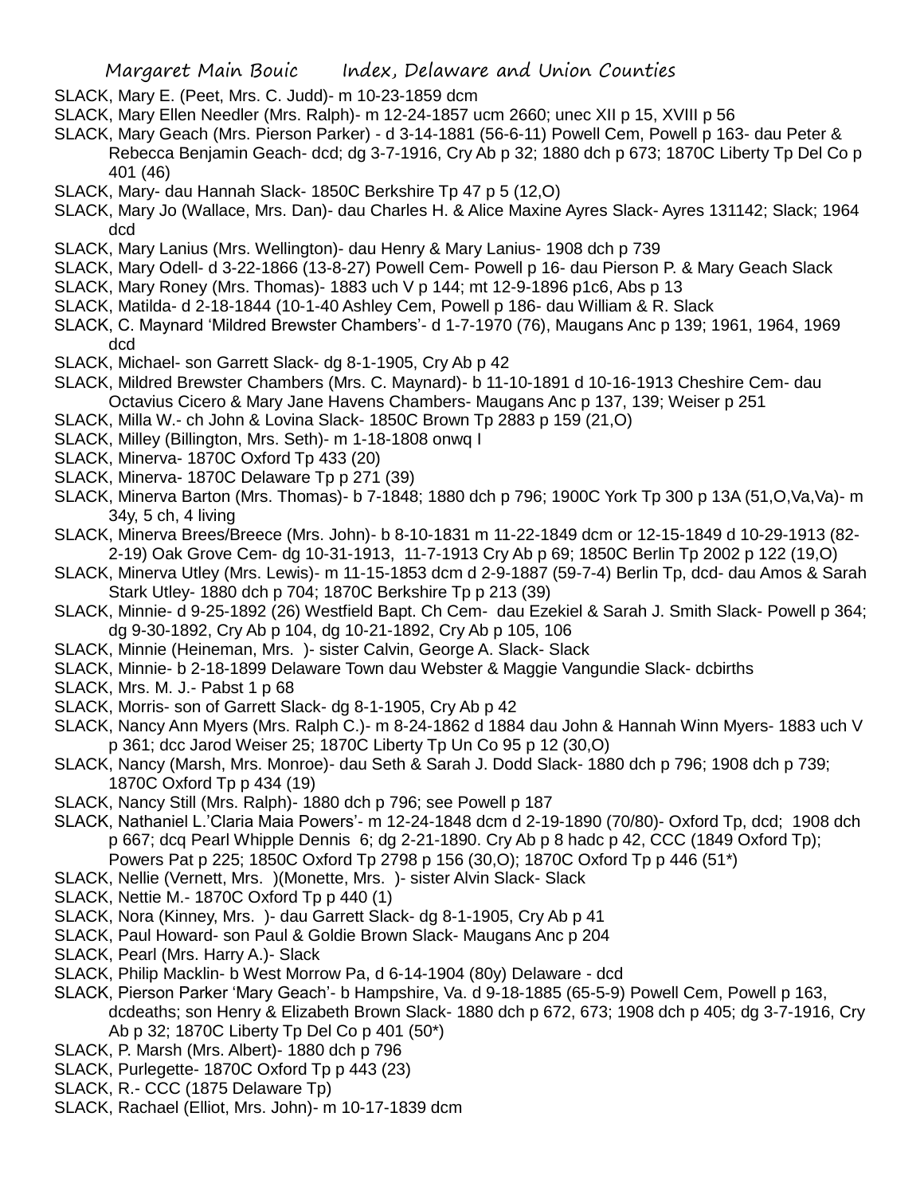SLACK, Mary E. (Peet, Mrs. C. Judd)- m 10-23-1859 dcm

SLACK, Mary Ellen Needler (Mrs. Ralph)- m 12-24-1857 ucm 2660; unec XII p 15, XVIII p 56

SLACK, Mary Geach (Mrs. Pierson Parker) - d 3-14-1881 (56-6-11) Powell Cem, Powell p 163- dau Peter & Rebecca Benjamin Geach- dcd; dg 3-7-1916, Cry Ab p 32; 1880 dch p 673; 1870C Liberty Tp Del Co p 401 (46)

SLACK, Mary- dau Hannah Slack- 1850C Berkshire Tp 47 p 5 (12,O)

SLACK, Mary Jo (Wallace, Mrs. Dan)- dau Charles H. & Alice Maxine Ayres Slack- Ayres 131142; Slack; 1964 dcd

SLACK, Mary Lanius (Mrs. Wellington)- dau Henry & Mary Lanius- 1908 dch p 739

SLACK, Mary Odell- d 3-22-1866 (13-8-27) Powell Cem- Powell p 16- dau Pierson P. & Mary Geach Slack

SLACK, Mary Roney (Mrs. Thomas)- 1883 uch V p 144; mt 12-9-1896 p1c6, Abs p 13

SLACK, Matilda- d 2-18-1844 (10-1-40 Ashley Cem, Powell p 186- dau William & R. Slack

SLACK, C. Maynard 'Mildred Brewster Chambers'- d 1-7-1970 (76), Maugans Anc p 139; 1961, 1964, 1969 dcd

SLACK, Michael- son Garrett Slack- dg 8-1-1905, Cry Ab p 42

SLACK, Mildred Brewster Chambers (Mrs. C. Maynard)- b 11-10-1891 d 10-16-1913 Cheshire Cem- dau Octavius Cicero & Mary Jane Havens Chambers- Maugans Anc p 137, 139; Weiser p 251

SLACK, Milla W.- ch John & Lovina Slack- 1850C Brown Tp 2883 p 159 (21,O)

SLACK, Milley (Billington, Mrs. Seth)- m 1-18-1808 onwq I

SLACK, Minerva- 1870C Oxford Tp 433 (20)

SLACK, Minerva- 1870C Delaware Tp p 271 (39)

SLACK, Minerva Barton (Mrs. Thomas)- b 7-1848; 1880 dch p 796; 1900C York Tp 300 p 13A (51,O,Va,Va)- m 34y, 5 ch, 4 living

SLACK, Minerva Brees/Breece (Mrs. John)- b 8-10-1831 m 11-22-1849 dcm or 12-15-1849 d 10-29-1913 (82-2-19) Oak Grove Cem- dg 10-31-1913, 11-7-1913 Cry Ab p 69; 1850C Berlin Tp 2002 p 122 (19,O)

SLACK, Minerva Utley (Mrs. Lewis)- m 11-15-1853 dcm d 2-9-1887 (59-7-4) Berlin Tp, dcd- dau Amos & Sarah Stark Utley- 1880 dch p 704; 1870C Berkshire Tp p 213 (39)

SLACK, Minnie- d 9-25-1892 (26) Westfield Bapt. Ch Cem- dau Ezekiel & Sarah J. Smith Slack- Powell p 364; dg 9-30-1892, Cry Ab p 104, dg 10-21-1892, Cry Ab p 105, 106

SLACK, Minnie (Heineman, Mrs. )- sister Calvin, George A. Slack- Slack

SLACK, Minnie- b 2-18-1899 Delaware Town dau Webster & Maggie Vangundie Slack- dcbirths

SLACK, Mrs. M. J.- Pabst 1 p 68

SLACK, Morris- son of Garrett Slack- dg 8-1-1905, Cry Ab p 42

SLACK, Nancy Ann Myers (Mrs. Ralph C.)- m 8-24-1862 d 1884 dau John & Hannah Winn Myers- 1883 uch V p 361; dcc Jarod Weiser 25; 1870C Liberty Tp Un Co 95 p 12 (30,O)

SLACK, Nancy (Marsh, Mrs. Monroe)- dau Seth & Sarah J. Dodd Slack- 1880 dch p 796; 1908 dch p 739; 1870C Oxford Tp p 434 (19)

SLACK, Nancy Still (Mrs. Ralph)- 1880 dch p 796; see Powell p 187

SLACK, Nathaniel L.'Claria Maia Powers'- m 12-24-1848 dcm d 2-19-1890 (70/80)- Oxford Tp, dcd; 1908 dch p 667; dcq Pearl Whipple Dennis 6; dg 2-21-1890. Cry Ab p 8 hadc p 42, CCC (1849 Oxford Tp); Powers Pat p 225; 1850C Oxford Tp 2798 p 156 (30,O); 1870C Oxford Tp p 446 (51*)

SLACK, Nellie (Vernett, Mrs. )(Monette, Mrs. )- sister Alvin Slack- Slack

SLACK, Nettie M.- 1870C Oxford Tp p 440 (1)

SLACK, Nora (Kinney, Mrs. )- dau Garrett Slack- dg 8-1-1905, Cry Ab p 41

SLACK, Paul Howard- son Paul & Goldie Brown Slack- Maugans Anc p 204

SLACK, Pearl (Mrs. Harry A.)- Slack

SLACK, Philip Macklin- b West Morrow Pa, d 6-14-1904 (80y) Delaware - dcd

SLACK, Pierson Parker 'Mary Geach'- b Hampshire, Va. d 9-18-1885 (65-5-9) Powell Cem, Powell p 163, dcdeaths; son Henry & Elizabeth Brown Slack- 1880 dch p 672, 673; 1908 dch p 405; dg 3-7-1916, Cry Ab p 32; 1870C Liberty Tp Del Co p 401 (50*)

SLACK, P. Marsh (Mrs. Albert)- 1880 dch p 796

SLACK, Purlegette- 1870C Oxford Tp p 443 (23)

SLACK, R.- CCC (1875 Delaware Tp)

SLACK, Rachael (Elliot, Mrs. John)- m 10-17-1839 dcm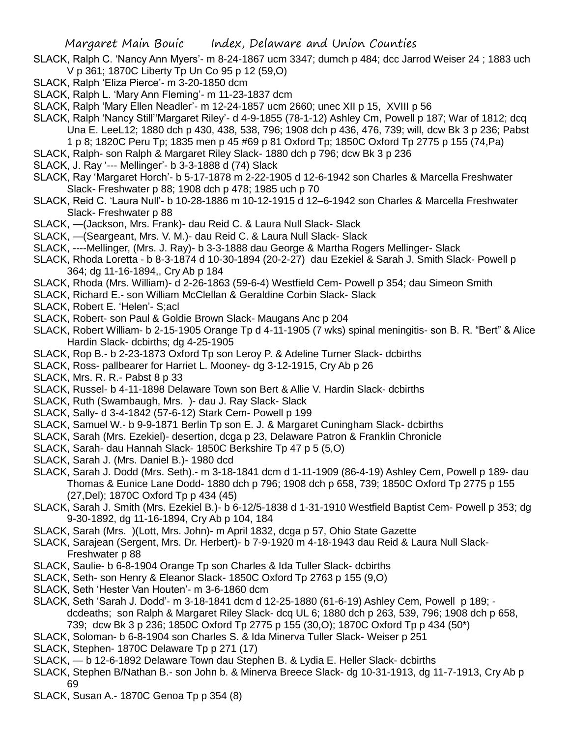SLACK, Ralph C. 'Nancy Ann Myers'- m 8-24-1867 ucm 3347; dumch p 484; dcc Jarrod Weiser 24 ; 1883 uch V p 361; 1870C Liberty Tp Un Co 95 p 12 (59,O)

SLACK, Ralph 'Eliza Pierce'- m 3-20-1850 dcm

SLACK, Ralph L. 'Mary Ann Fleming'- m 11-23-1837 dcm

SLACK, Ralph 'Mary Ellen Neadler'- m 12-24-1857 ucm 2660; unec XII p 15, XVIII p 56

SLACK, Ralph 'Nancy Still''Margaret Riley'- d 4-9-1855 (78-1-12) Ashley Cm, Powell p 187; War of 1812; dcq Una E. LeeL12; 1880 dch p 430, 438, 538, 796; 1908 dch p 436, 476, 739; will, dcw Bk 3 p 236; Pabst 1 p 8; 1820C Peru Tp; 1835 men p 45 #69 p 81 Oxford Tp; 1850C Oxford Tp 2775 p 155 (74,Pa)

SLACK, Ralph- son Ralph & Margaret Riley Slack- 1880 dch p 796; dcw Bk 3 p 236

SLACK, J. Ray '--- Mellinger'- b 3-3-1888 d (74) Slack

SLACK, Ray 'Margaret Horch'- b 5-17-1878 m 2-22-1905 d 12-6-1942 son Charles & Marcella Freshwater Slack- Freshwater p 88; 1908 dch p 478; 1985 uch p 70

SLACK, Reid C. 'Laura Null'- b 10-28-1886 m 10-12-1915 d 12–6-1942 son Charles & Marcella Freshwater Slack- Freshwater p 88

SLACK, —(Jackson, Mrs. Frank)- dau Reid C. & Laura Null Slack- Slack

SLACK, —(Seargeant, Mrs. V. M.)- dau Reid C. & Laura Null Slack- Slack

SLACK, ----Mellinger, (Mrs. J. Ray)- b 3-3-1888 dau George & Martha Rogers Mellinger- Slack

SLACK, Rhoda Loretta - b 8-3-1874 d 10-30-1894 (20-2-27) dau Ezekiel & Sarah J. Smith Slack- Powell p 364; dg 11-16-1894,, Cry Ab p 184

SLACK, Rhoda (Mrs. William)- d 2-26-1863 (59-6-4) Westfield Cem- Powell p 354; dau Simeon Smith

SLACK, Richard E.- son William McClellan & Geraldine Corbin Slack- Slack

SLACK, Robert E. 'Helen'- S;acl

SLACK, Robert- son Paul & Goldie Brown Slack- Maugans Anc p 204

SLACK, Robert William- b 2-15-1905 Orange Tp d 4-11-1905 (7 wks) spinal meningitis- son B. R. "Bert" & Alice Hardin Slack- dcbirths; dg 4-25-1905

SLACK, Rop B.- b 2-23-1873 Oxford Tp son Leroy P. & Adeline Turner Slack- dcbirths

SLACK, Ross- pallbearer for Harriet L. Mooney- dg 3-12-1915, Cry Ab p 26

SLACK, Mrs. R. R.- Pabst 8 p 33

SLACK, Russel- b 4-11-1898 Delaware Town son Bert & Allie V. Hardin Slack- dcbirths

SLACK, Ruth (Swambaugh, Mrs. )- dau J. Ray Slack- Slack

SLACK, Sally- d 3-4-1842 (57-6-12) Stark Cem- Powell p 199

SLACK, Samuel W.- b 9-9-1871 Berlin Tp son E. J. & Margaret Cuningham Slack- dcbirths

SLACK, Sarah (Mrs. Ezekiel)- desertion, dcga p 23, Delaware Patron & Franklin Chronicle

SLACK, Sarah- dau Hannah Slack- 1850C Berkshire Tp 47 p 5 (5,O)

SLACK, Sarah J. (Mrs. Daniel B.)- 1980 dcd

SLACK, Sarah J. Dodd (Mrs. Seth).- m 3-18-1841 dcm d 1-11-1909 (86-4-19) Ashley Cem, Powell p 189- dau Thomas & Eunice Lane Dodd- 1880 dch p 796; 1908 dch p 658, 739; 1850C Oxford Tp 2775 p 155 (27,Del); 1870C Oxford Tp p 434 (45)

SLACK, Sarah J. Smith (Mrs. Ezekiel B.)- b 6-12/5-1838 d 1-31-1910 Westfield Baptist Cem- Powell p 353; dg 9-30-1892, dg 11-16-1894, Cry Ab p 104, 184

SLACK, Sarah (Mrs. )(Lott, Mrs. John)- m April 1832, dcga p 57, Ohio State Gazette

SLACK, Sarajean (Sergent, Mrs. Dr. Herbert)- b 7-9-1920 m 4-18-1943 dau Reid & Laura Null Slack- Freshwater p 88

SLACK, Saulie- b 6-8-1904 Orange Tp son Charles & Ida Tuller Slack- dcbirths

SLACK, Seth- son Henry & Eleanor Slack- 1850C Oxford Tp 2763 p 155 (9,O)

SLACK, Seth 'Hester Van Houten'- m 3-6-1860 dcm

SLACK, Seth 'Sarah J. Dodd'- m 3-18-1841 dcm d 12-25-1880 (61-6-19) Ashley Cem, Powell p 189; - dcdeaths; son Ralph & Margaret Riley Slack- dcq UL 6; 1880 dch p 263, 539, 796; 1908 dch p 658, 739; dcw Bk 3 p 236; 1850C Oxford Tp 2775 p 155 (30,O); 1870C Oxford Tp p 434 (50*)

SLACK, Soloman- b 6-8-1904 son Charles S. & Ida Minerva Tuller Slack- Weiser p 251

SLACK, Stephen- 1870C Delaware Tp p 271 (17)

SLACK, — b 12-6-1892 Delaware Town dau Stephen B. & Lydia E. Heller Slack- dcbirths

SLACK, Stephen B/Nathan B.- son John b. & Minerva Breece Slack- dg 10-31-1913, dg 11-7-1913, Cry Ab p 69

SLACK, Susan A.- 1870C Genoa Tp p 354 (8)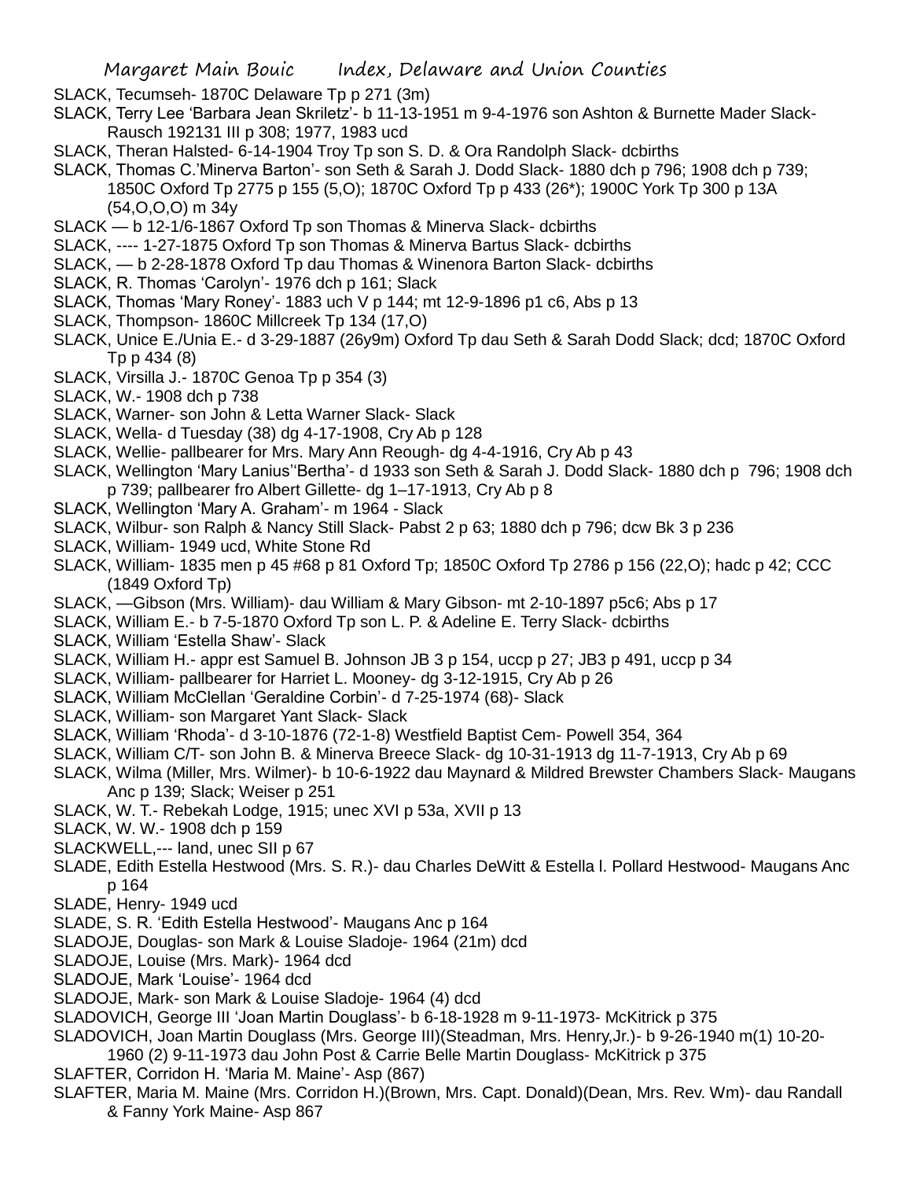SLACK, Tecumseh- 1870C Delaware Tp p 271 (3m)

SLACK, Terry Lee 'Barbara Jean Skriletz'- b 11-13-1951 m 9-4-1976 son Ashton & Burnette Mader Slack-Rausch 192131 III p 308; 1977, 1983 ucd

SLACK, Theran Halsted- 6-14-1904 Troy Tp son S. D. & Ora Randolph Slack- dcbirths

SLACK, Thomas C.'Minerva Barton'- son Seth & Sarah J. Dodd Slack- 1880 dch p 796; 1908 dch p 739; 1850C Oxford Tp 2775 p 155 (5,O); 1870C Oxford Tp p 433 (26*); 1900C York Tp 300 p 13A (54,O,O,O) m 34y

SLACK — b 12-1/6-1867 Oxford Tp son Thomas & Minerva Slack- dcbirths

SLACK, ---- 1-27-1875 Oxford Tp son Thomas & Minerva Bartus Slack- dcbirths

SLACK, — b 2-28-1878 Oxford Tp dau Thomas & Winenora Barton Slack- dcbirths

SLACK, R. Thomas 'Carolyn'- 1976 dch p 161; Slack

SLACK, Thomas 'Mary Roney'- 1883 uch V p 144; mt 12-9-1896 p1 c6, Abs p 13

SLACK, Thompson- 1860C Millcreek Tp 134 (17,O)

SLACK, Unice E./Unia E.- d 3-29-1887 (26y9m) Oxford Tp dau Seth & Sarah Dodd Slack; dcd; 1870C Oxford Tp p 434 (8)

SLACK, Virsilla J.- 1870C Genoa Tp p 354 (3)

SLACK, W.- 1908 dch p 738

SLACK, Warner- son John & Letta Warner Slack- Slack

SLACK, Wella- d Tuesday (38) dg 4-17-1908, Cry Ab p 128

SLACK, Wellie- pallbearer for Mrs. Mary Ann Reough- dg 4-4-1916, Cry Ab p 43

SLACK, Wellington 'Mary Lanius''Bertha'- d 1933 son Seth & Sarah J. Dodd Slack- 1880 dch p 796; 1908 dch p 739; pallbearer fro Albert Gillette- dg 1–17-1913, Cry Ab p 8

SLACK, Wellington 'Mary A. Graham'- m 1964 - Slack

SLACK, Wilbur- son Ralph & Nancy Still Slack- Pabst 2 p 63; 1880 dch p 796; dcw Bk 3 p 236

SLACK, William- 1949 ucd, White Stone Rd

SLACK, William- 1835 men p 45 #68 p 81 Oxford Tp; 1850C Oxford Tp 2786 p 156 (22,O); hadc p 42; CCC (1849 Oxford Tp)

SLACK, —Gibson (Mrs. William)- dau William & Mary Gibson- mt 2-10-1897 p5c6; Abs p 17

SLACK, William E.- b 7-5-1870 Oxford Tp son L. P. & Adeline E. Terry Slack- dcbirths

SLACK, William 'Estella Shaw'- Slack

SLACK, William H.- appr est Samuel B. Johnson JB 3 p 154, uccp p 27; JB3 p 491, uccp p 34

SLACK, William- pallbearer for Harriet L. Mooney- dg 3-12-1915, Cry Ab p 26

SLACK, William McClellan 'Geraldine Corbin'- d 7-25-1974 (68)- Slack

SLACK, William- son Margaret Yant Slack- Slack

SLACK, William 'Rhoda'- d 3-10-1876 (72-1-8) Westfield Baptist Cem- Powell 354, 364

SLACK, William C/T- son John B. & Minerva Breece Slack- dg 10-31-1913 dg 11-7-1913, Cry Ab p 69

SLACK, Wilma (Miller, Mrs. Wilmer)- b 10-6-1922 dau Maynard & Mildred Brewster Chambers Slack- Maugans Anc p 139; Slack; Weiser p 251

SLACK, W. T.- Rebekah Lodge, 1915; unec XVI p 53a, XVII p 13

SLACK, W. W.- 1908 dch p 159

SLACKWELL,--- land, unec SII p 67

SLADE, Edith Estella Hestwood (Mrs. S. R.)- dau Charles DeWitt & Estella l. Pollard Hestwood- Maugans Anc p 164

SLADE, Henry- 1949 ucd

SLADE, S. R. 'Edith Estella Hestwood'- Maugans Anc p 164

SLADOJE, Douglas- son Mark & Louise Sladoje- 1964 (21m) dcd

SLADOJE, Louise (Mrs. Mark)- 1964 dcd

SLADOJE, Mark 'Louise'- 1964 dcd

SLADOJE, Mark- son Mark & Louise Sladoje- 1964 (4) dcd

SLADOVICH, George III 'Joan Martin Douglass'- b 6-18-1928 m 9-11-1973- McKitrick p 375

SLADOVICH, Joan Martin Douglass (Mrs. George III)(Steadman, Mrs. Henry,Jr.)- b 9-26-1940 m(1) 10-20-1960 (2) 9-11-1973 dau John Post & Carrie Belle Martin Douglass- McKitrick p 375

SLAFTER, Corridon H. 'Maria M. Maine'- Asp (867)

SLAFTER, Maria M. Maine (Mrs. Corridon H.)(Brown, Mrs. Capt. Donald)(Dean, Mrs. Rev. Wm)- dau Randall & Fanny York Maine- Asp 867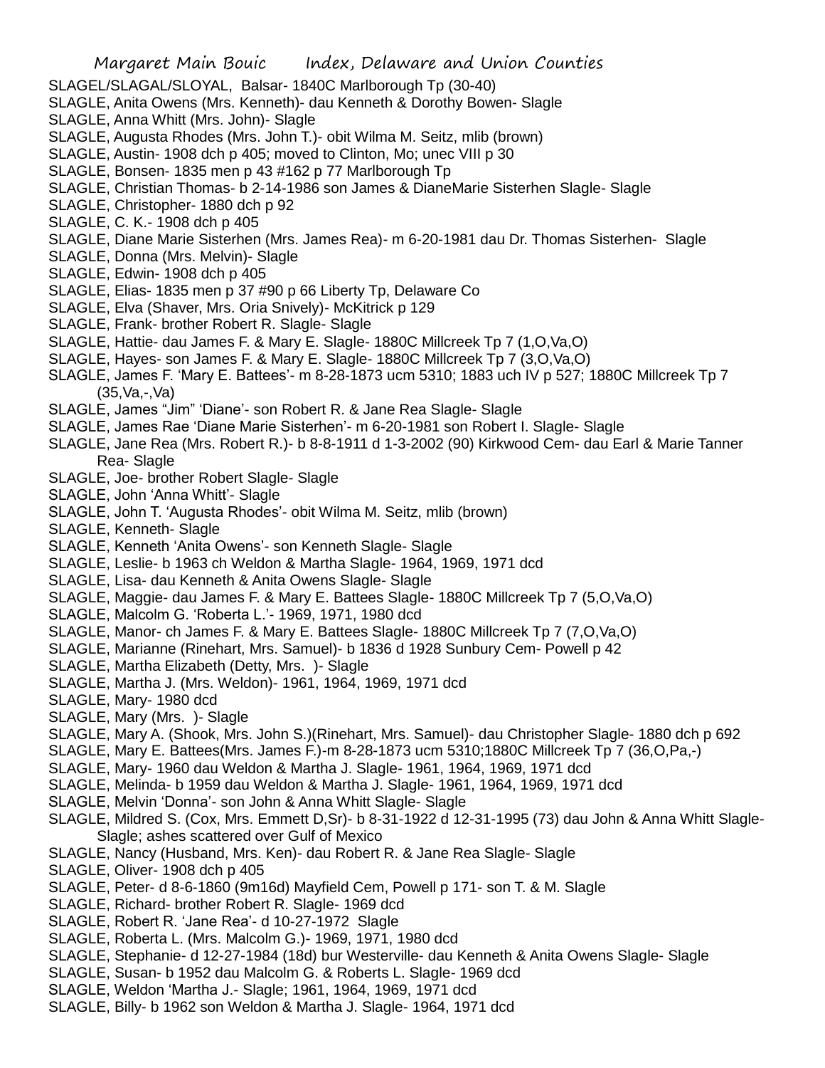SLAGEL/SLAGAL/SLOYAL, Balsar- 1840C Marlborough Tp (30-40)
SLAGLE, Anita Owens (Mrs. Kenneth)- dau Kenneth & Dorothy Bowen- Slagle
SLAGLE, Anna Whitt (Mrs. John)- Slagle
SLAGLE, Augusta Rhodes (Mrs. John T.)- obit Wilma M. Seitz, mlib (brown)
SLAGLE, Austin- 1908 dch p 405; moved to Clinton, Mo; unec VIII p 30
SLAGLE, Bonsen- 1835 men p 43 #162 p 77 Marlborough Tp
SLAGLE, Christian Thomas- b 2-14-1986 son James & DianeMarie Sisterhen Slagle- Slagle
SLAGLE, Christopher- 1880 dch p 92
SLAGLE, C. K.- 1908 dch p 405
SLAGLE, Diane Marie Sisterhen (Mrs. James Rea)- m 6-20-1981 dau Dr. Thomas Sisterhen- Slagle
SLAGLE, Donna (Mrs. Melvin)- Slagle
SLAGLE, Edwin- 1908 dch p 405
SLAGLE, Elias- 1835 men p 37 #90 p 66 Liberty Tp, Delaware Co
SLAGLE, Elva (Shaver, Mrs. Oria Snively)- McKitrick p 129
SLAGLE, Frank- brother Robert R. Slagle- Slagle
SLAGLE, Hattie- dau James F. & Mary E. Slagle- 1880C Millcreek Tp 7 (1,O,Va,O)
SLAGLE, Hayes- son James F. & Mary E. Slagle- 1880C Millcreek Tp 7 (3,O,Va,O)
SLAGLE, James F. 'Mary E. Battees'- m 8-28-1873 ucm 5310; 1883 uch IV p 527; 1880C Millcreek Tp 7 (35,Va,-,Va)
SLAGLE, James "Jim" 'Diane'- son Robert R. & Jane Rea Slagle- Slagle
SLAGLE, James Rae 'Diane Marie Sisterhen'- m 6-20-1981 son Robert I. Slagle- Slagle
SLAGLE, Jane Rea (Mrs. Robert R.)- b 8-8-1911 d 1-3-2002 (90) Kirkwood Cem- dau Earl & Marie Tanner Rea- Slagle
SLAGLE, Joe- brother Robert Slagle- Slagle
SLAGLE, John 'Anna Whitt'- Slagle
SLAGLE, John T. 'Augusta Rhodes'- obit Wilma M. Seitz, mlib (brown)
SLAGLE, Kenneth- Slagle
SLAGLE, Kenneth 'Anita Owens'- son Kenneth Slagle- Slagle
SLAGLE, Leslie- b 1963 ch Weldon & Martha Slagle- 1964, 1969, 1971 dcd
SLAGLE, Lisa- dau Kenneth & Anita Owens Slagle- Slagle
SLAGLE, Maggie- dau James F. & Mary E. Battees Slagle- 1880C Millcreek Tp 7 (5,O,Va,O)
SLAGLE, Malcolm G. 'Roberta L.'- 1969, 1971, 1980 dcd
SLAGLE, Manor- ch James F. & Mary E. Battees Slagle- 1880C Millcreek Tp 7 (7,O,Va,O)
SLAGLE, Marianne (Rinehart, Mrs. Samuel)- b 1836 d 1928 Sunbury Cem- Powell p 42
SLAGLE, Martha Elizabeth (Detty, Mrs. )- Slagle
SLAGLE, Martha J. (Mrs. Weldon)- 1961, 1964, 1969, 1971 dcd
SLAGLE, Mary- 1980 dcd
SLAGLE, Mary (Mrs. )- Slagle
SLAGLE, Mary A. (Shook, Mrs. John S.)(Rinehart, Mrs. Samuel)- dau Christopher Slagle- 1880 dch p 692
SLAGLE, Mary E. Battees(Mrs. James F.)-m 8-28-1873 ucm 5310;1880C Millcreek Tp 7 (36,O,Pa,-)
SLAGLE, Mary- 1960 dau Weldon & Martha J. Slagle- 1961, 1964, 1969, 1971 dcd
SLAGLE, Melinda- b 1959 dau Weldon & Martha J. Slagle- 1961, 1964, 1969, 1971 dcd
SLAGLE, Melvin 'Donna'- son John & Anna Whitt Slagle- Slagle
SLAGLE, Mildred S. (Cox, Mrs. Emmett D,Sr)- b 8-31-1922 d 12-31-1995 (73) dau John & Anna Whitt Slagle- Slagle; ashes scattered over Gulf of Mexico
SLAGLE, Nancy (Husband, Mrs. Ken)- dau Robert R. & Jane Rea Slagle- Slagle
SLAGLE, Oliver- 1908 dch p 405
SLAGLE, Peter- d 8-6-1860 (9m16d) Mayfield Cem, Powell p 171- son T. & M. Slagle
SLAGLE, Richard- brother Robert R. Slagle- 1969 dcd
SLAGLE, Robert R. 'Jane Rea'- d 10-27-1972 Slagle
SLAGLE, Roberta L. (Mrs. Malcolm G.)- 1969, 1971, 1980 dcd
SLAGLE, Stephanie- d 12-27-1984 (18d) bur Westerville- dau Kenneth & Anita Owens Slagle- Slagle
SLAGLE, Susan- b 1952 dau Malcolm G. & Roberts L. Slagle- 1969 dcd
SLAGLE, Weldon 'Martha J.- Slagle; 1961, 1964, 1969, 1971 dcd
SLAGLE, Billy- b 1962 son Weldon & Martha J. Slagle- 1964, 1971 dcd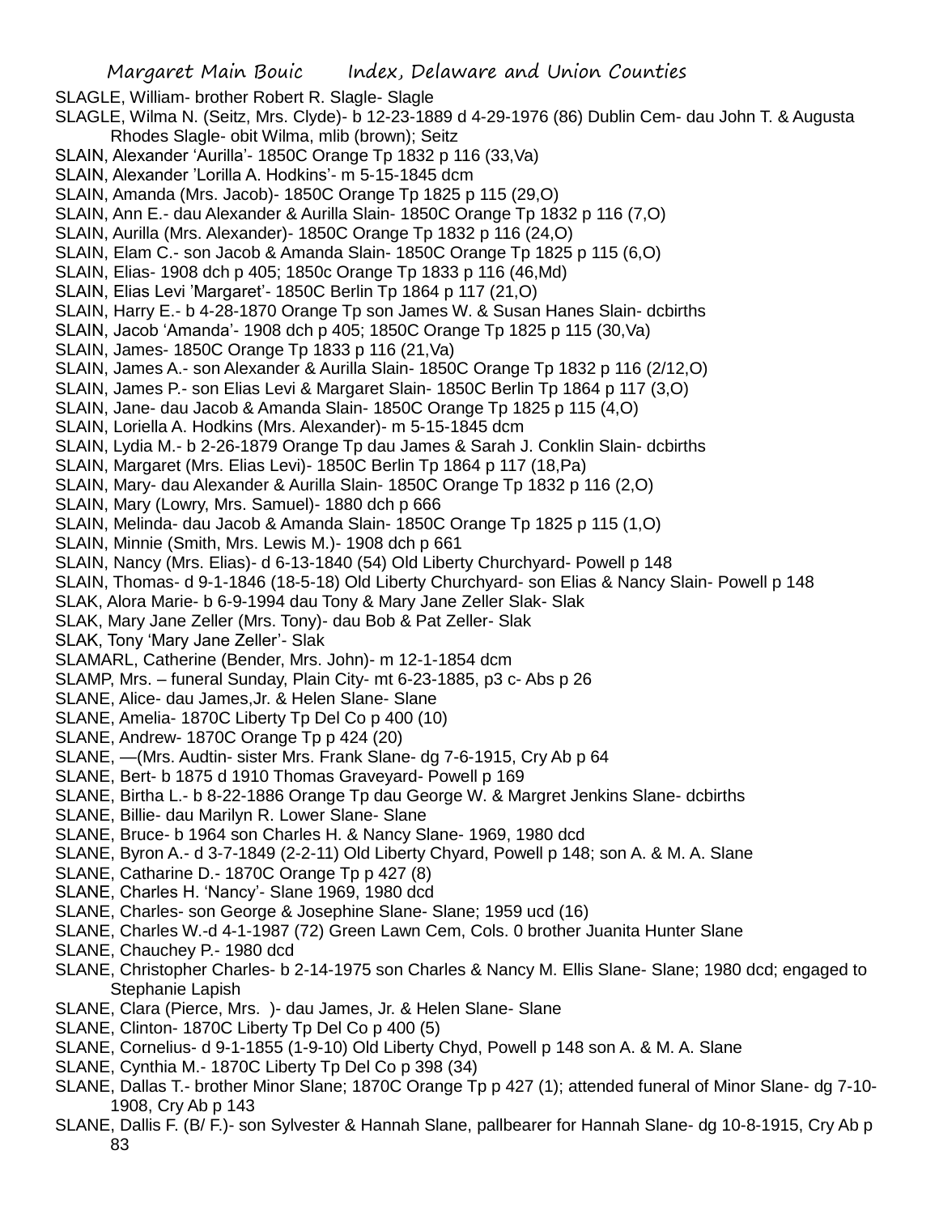SLAGLE, William- brother Robert R. Slagle- Slagle

SLAGLE, Wilma N. (Seitz, Mrs. Clyde)- b 12-23-1889 d 4-29-1976 (86) Dublin Cem- dau John T. & Augusta Rhodes Slagle- obit Wilma, mlib (brown); Seitz

SLAIN, Alexander 'Aurilla'- 1850C Orange Tp 1832 p 116 (33,Va)

SLAIN, Alexander 'Lorilla A. Hodkins'- m 5-15-1845 dcm

SLAIN, Amanda (Mrs. Jacob)- 1850C Orange Tp 1825 p 115 (29,O)

SLAIN, Ann E.- dau Alexander & Aurilla Slain- 1850C Orange Tp 1832 p 116 (7,O)

SLAIN, Aurilla (Mrs. Alexander)- 1850C Orange Tp 1832 p 116 (24,O)

SLAIN, Elam C.- son Jacob & Amanda Slain- 1850C Orange Tp 1825 p 115 (6,O)

SLAIN, Elias- 1908 dch p 405; 1850c Orange Tp 1833 p 116 (46,Md)

SLAIN, Elias Levi 'Margaret'- 1850C Berlin Tp 1864 p 117 (21,O)

SLAIN, Harry E.- b 4-28-1870 Orange Tp son James W. & Susan Hanes Slain- dcbirths

SLAIN, Jacob 'Amanda'- 1908 dch p 405; 1850C Orange Tp 1825 p 115 (30,Va)

SLAIN, James- 1850C Orange Tp 1833 p 116 (21,Va)

SLAIN, James A.- son Alexander & Aurilla Slain- 1850C Orange Tp 1832 p 116 (2/12,O)

SLAIN, James P.- son Elias Levi & Margaret Slain- 1850C Berlin Tp 1864 p 117 (3,O)

SLAIN, Jane- dau Jacob & Amanda Slain- 1850C Orange Tp 1825 p 115 (4,O)

SLAIN, Loriella A. Hodkins (Mrs. Alexander)- m 5-15-1845 dcm

SLAIN, Lydia M.- b 2-26-1879 Orange Tp dau James & Sarah J. Conklin Slain- dcbirths

SLAIN, Margaret (Mrs. Elias Levi)- 1850C Berlin Tp 1864 p 117 (18,Pa)

SLAIN, Mary- dau Alexander & Aurilla Slain- 1850C Orange Tp 1832 p 116 (2,O)

SLAIN, Mary (Lowry, Mrs. Samuel)- 1880 dch p 666

SLAIN, Melinda- dau Jacob & Amanda Slain- 1850C Orange Tp 1825 p 115 (1,O)

SLAIN, Minnie (Smith, Mrs. Lewis M.)- 1908 dch p 661

SLAIN, Nancy (Mrs. Elias)- d 6-13-1840 (54) Old Liberty Churchyard- Powell p 148

SLAIN, Thomas- d 9-1-1846 (18-5-18) Old Liberty Churchyard- son Elias & Nancy Slain- Powell p 148

SLAK, Alora Marie- b 6-9-1994 dau Tony & Mary Jane Zeller Slak- Slak

SLAK, Mary Jane Zeller (Mrs. Tony)- dau Bob & Pat Zeller- Slak

SLAK, Tony 'Mary Jane Zeller'- Slak

SLAMARL, Catherine (Bender, Mrs. John)- m 12-1-1854 dcm

SLAMP, Mrs. – funeral Sunday, Plain City- mt 6-23-1885, p3 c- Abs p 26

SLANE, Alice- dau James,Jr. & Helen Slane- Slane

SLANE, Amelia- 1870C Liberty Tp Del Co p 400 (10)

SLANE, Andrew- 1870C Orange Tp p 424 (20)

SLANE, —(Mrs. Audtin- sister Mrs. Frank Slane- dg 7-6-1915, Cry Ab p 64

SLANE, Bert- b 1875 d 1910 Thomas Graveyard- Powell p 169

SLANE, Birtha L.- b 8-22-1886 Orange Tp dau George W. & Margret Jenkins Slane- dcbirths

SLANE, Billie- dau Marilyn R. Lower Slane- Slane

SLANE, Bruce- b 1964 son Charles H. & Nancy Slane- 1969, 1980 dcd

SLANE, Byron A.- d 3-7-1849 (2-2-11) Old Liberty Chyard, Powell p 148; son A. & M. A. Slane

SLANE, Catharine D.- 1870C Orange Tp p 427 (8)

SLANE, Charles H. 'Nancy'- Slane 1969, 1980 dcd

SLANE, Charles- son George & Josephine Slane- Slane; 1959 ucd (16)

SLANE, Charles W.-d 4-1-1987 (72) Green Lawn Cem, Cols. 0 brother Juanita Hunter Slane

SLANE, Chauchey P.- 1980 dcd

SLANE, Christopher Charles- b 2-14-1975 son Charles & Nancy M. Ellis Slane- Slane; 1980 dcd; engaged to Stephanie Lapish

SLANE, Clara (Pierce, Mrs. )- dau James, Jr. & Helen Slane- Slane

SLANE, Clinton- 1870C Liberty Tp Del Co p 400 (5)

SLANE, Cornelius- d 9-1-1855 (1-9-10) Old Liberty Chyd, Powell p 148 son A. & M. A. Slane

SLANE, Cynthia M.- 1870C Liberty Tp Del Co p 398 (34)

SLANE, Dallas T.- brother Minor Slane; 1870C Orange Tp p 427 (1); attended funeral of Minor Slane- dg 7-10-1908, Cry Ab p 143

SLANE, Dallis F. (B/ F.)- son Sylvester & Hannah Slane, pallbearer for Hannah Slane- dg 10-8-1915, Cry Ab p 83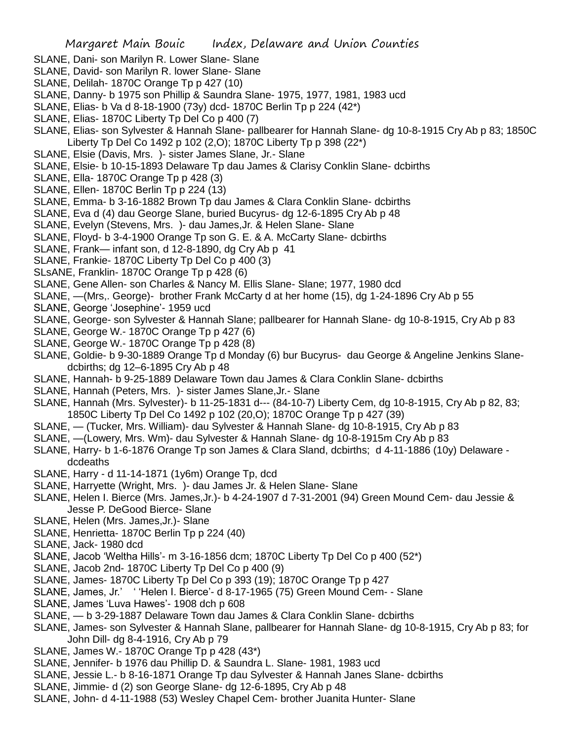SLANE, Dani- son Marilyn R. Lower Slane- Slane
SLANE, David- son Marilyn R. lower Slane- Slane
SLANE, Delilah- 1870C Orange Tp p 427 (10)
SLANE, Danny- b 1975 son Phillip & Saundra Slane- 1975, 1977, 1981, 1983 ucd
SLANE, Elias- b Va d 8-18-1900 (73y) dcd- 1870C Berlin Tp p 224 (42*)
SLANE, Elias- 1870C Liberty Tp Del Co p 400 (7)
SLANE, Elias- son Sylvester & Hannah Slane- pallbearer for Hannah Slane- dg 10-8-1915 Cry Ab p 83; 1850C Liberty Tp Del Co 1492 p 102 (2,O); 1870C Liberty Tp p 398 (22*)
SLANE, Elsie (Davis, Mrs. )- sister James Slane, Jr.- Slane
SLANE, Elsie- b 10-15-1893 Delaware Tp dau James & Clarisy Conklin Slane- dcbirths
SLANE, Ella- 1870C Orange Tp p 428 (3)
SLANE, Ellen- 1870C Berlin Tp p 224 (13)
SLANE, Emma- b 3-16-1882 Brown Tp dau James & Clara Conklin Slane- dcbirths
SLANE, Eva d (4) dau George Slane, buried Bucyrus- dg 12-6-1895 Cry Ab p 48
SLANE, Evelyn (Stevens, Mrs. )- dau James,Jr. & Helen Slane- Slane
SLANE, Floyd- b 3-4-1900 Orange Tp son G. E. & A. McCarty Slane- dcbirths
SLANE, Frank— infant son, d 12-8-1890, dg Cry Ab p 41
SLANE, Frankie- 1870C Liberty Tp Del Co p 400 (3)
SLsANE, Franklin- 1870C Orange Tp p 428 (6)
SLANE, Gene Allen- son Charles & Nancy M. Ellis Slane- Slane; 1977, 1980 dcd
SLANE, —(Mrs,. George)- brother Frank McCarty d at her home (15), dg 1-24-1896 Cry Ab p 55
SLANE, George 'Josephine'- 1959 ucd
SLANE, George- son Sylvester & Hannah Slane; pallbearer for Hannah Slane- dg 10-8-1915, Cry Ab p 83
SLANE, George W.- 1870C Orange Tp p 427 (6)
SLANE, George W.- 1870C Orange Tp p 428 (8)
SLANE, Goldie- b 9-30-1889 Orange Tp d Monday (6) bur Bucyrus- dau George & Angeline Jenkins Slane- dcbirths; dg 12–6-1895 Cry Ab p 48
SLANE, Hannah- b 9-25-1889 Delaware Town dau James & Clara Conklin Slane- dcbirths
SLANE, Hannah (Peters, Mrs. )- sister James Slane,Jr.- Slane
SLANE, Hannah (Mrs. Sylvester)- b 11-25-1831 d--- (84-10-7) Liberty Cem, dg 10-8-1915, Cry Ab p 82, 83; 1850C Liberty Tp Del Co 1492 p 102 (20,O); 1870C Orange Tp p 427 (39)
SLANE, — (Tucker, Mrs. William)- dau Sylvester & Hannah Slane- dg 10-8-1915, Cry Ab p 83
SLANE, —(Lowery, Mrs. Wm)- dau Sylvester & Hannah Slane- dg 10-8-1915m Cry Ab p 83
SLANE, Harry- b 1-6-1876 Orange Tp son James & Clara Sland, dcbirths; d 4-11-1886 (10y) Delaware - dcdeaths
SLANE, Harry - d 11-14-1871 (1y6m) Orange Tp, dcd
SLANE, Harryette (Wright, Mrs. )- dau James Jr. & Helen Slane- Slane
SLANE, Helen I. Bierce (Mrs. James,Jr.)- b 4-24-1907 d 7-31-2001 (94) Green Mound Cem- dau Jessie & Jesse P. DeGood Bierce- Slane
SLANE, Helen (Mrs. James,Jr.)- Slane
SLANE, Henrietta- 1870C Berlin Tp p 224 (40)
SLANE, Jack- 1980 dcd
SLANE, Jacob 'Weltha Hills'- m 3-16-1856 dcm; 1870C Liberty Tp Del Co p 400 (52*)
SLANE, Jacob 2nd- 1870C Liberty Tp Del Co p 400 (9)
SLANE, James- 1870C Liberty Tp Del Co p 393 (19); 1870C Orange Tp p 427
SLANE, James, Jr.' ' 'Helen I. Bierce'- d 8-17-1965 (75) Green Mound Cem- - Slane
SLANE, James 'Luva Hawes'- 1908 dch p 608
SLANE, — b 3-29-1887 Delaware Town dau James & Clara Conklin Slane- dcbirths
SLANE, James- son Sylvester & Hannah Slane, pallbearer for Hannah Slane- dg 10-8-1915, Cry Ab p 83; for John Dill- dg 8-4-1916, Cry Ab p 79
SLANE, James W.- 1870C Orange Tp p 428 (43*)
SLANE, Jennifer- b 1976 dau Phillip D. & Saundra L. Slane- 1981, 1983 ucd
SLANE, Jessie L.- b 8-16-1871 Orange Tp dau Sylvester & Hannah Janes Slane- dcbirths
SLANE, Jimmie- d (2) son George Slane- dg 12-6-1895, Cry Ab p 48
SLANE, John- d 4-11-1988 (53) Wesley Chapel Cem- brother Juanita Hunter- Slane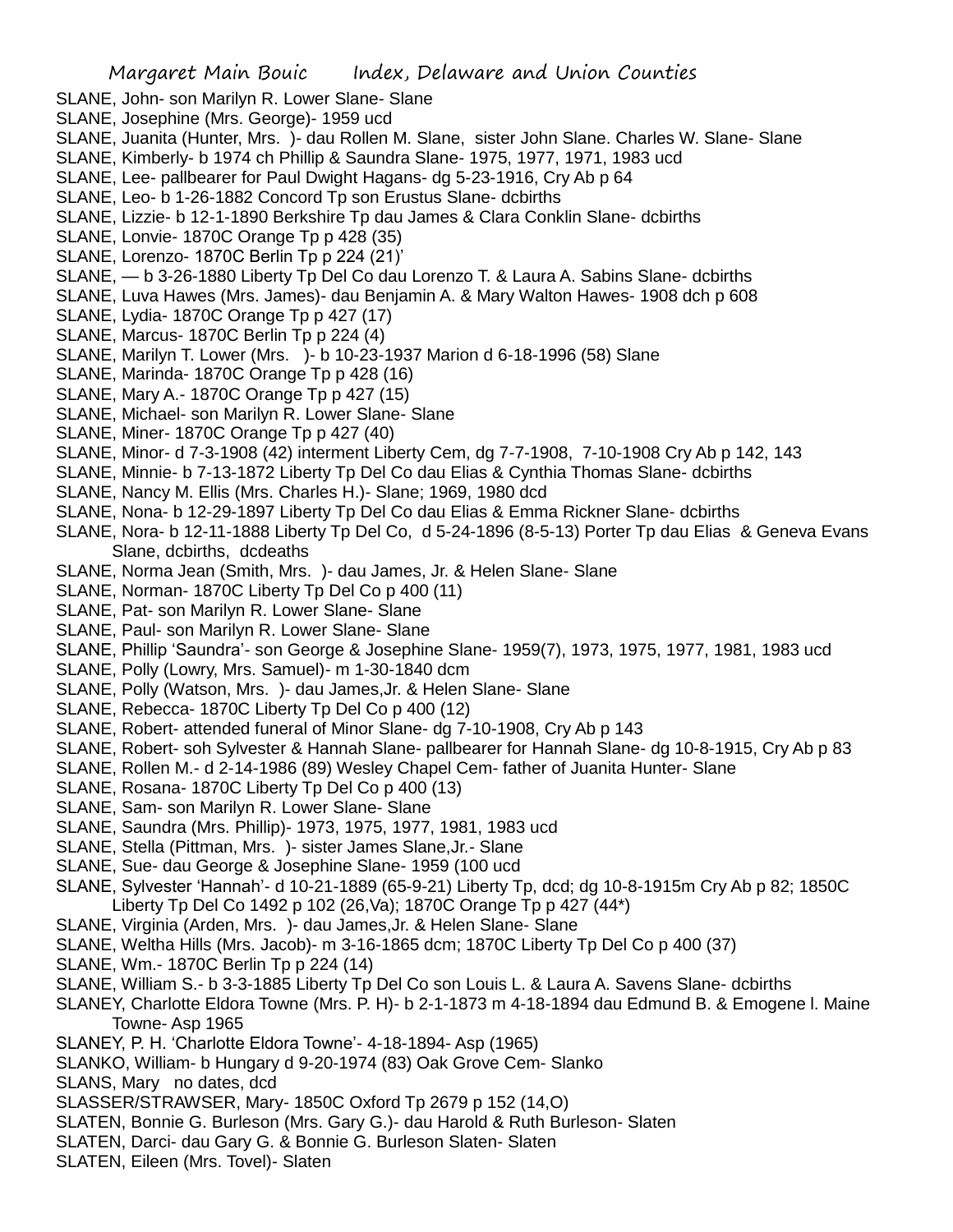SLANE, John- son Marilyn R. Lower Slane- Slane
SLANE, Josephine (Mrs. George)- 1959 ucd
SLANE, Juanita (Hunter, Mrs. )- dau Rollen M. Slane, sister John Slane. Charles W. Slane- Slane
SLANE, Kimberly- b 1974 ch Phillip & Saundra Slane- 1975, 1977, 1971, 1983 ucd
SLANE, Lee- pallbearer for Paul Dwight Hagans- dg 5-23-1916, Cry Ab p 64
SLANE, Leo- b 1-26-1882 Concord Tp son Erustus Slane- dcbirths
SLANE, Lizzie- b 12-1-1890 Berkshire Tp dau James & Clara Conklin Slane- dcbirths
SLANE, Lonvie- 1870C Orange Tp p 428 (35)
SLANE, Lorenzo- 1870C Berlin Tp p 224 (21)'
SLANE, — b 3-26-1880 Liberty Tp Del Co dau Lorenzo T. & Laura A. Sabins Slane- dcbirths
SLANE, Luva Hawes (Mrs. James)- dau Benjamin A. & Mary Walton Hawes- 1908 dch p 608
SLANE, Lydia- 1870C Orange Tp p 427 (17)
SLANE, Marcus- 1870C Berlin Tp p 224 (4)
SLANE, Marilyn T. Lower (Mrs. )- b 10-23-1937 Marion d 6-18-1996 (58) Slane
SLANE, Marinda- 1870C Orange Tp p 428 (16)
SLANE, Mary A.- 1870C Orange Tp p 427 (15)
SLANE, Michael- son Marilyn R. Lower Slane- Slane
SLANE, Miner- 1870C Orange Tp p 427 (40)
SLANE, Minor- d 7-3-1908 (42) interment Liberty Cem, dg 7-7-1908, 7-10-1908 Cry Ab p 142, 143
SLANE, Minnie- b 7-13-1872 Liberty Tp Del Co dau Elias & Cynthia Thomas Slane- dcbirths
SLANE, Nancy M. Ellis (Mrs. Charles H.)- Slane; 1969, 1980 dcd
SLANE, Nona- b 12-29-1897 Liberty Tp Del Co dau Elias & Emma Rickner Slane- dcbirths
SLANE, Nora- b 12-11-1888 Liberty Tp Del Co, d 5-24-1896 (8-5-13) Porter Tp dau Elias & Geneva Evans Slane, dcbirths, dcdeaths
SLANE, Norma Jean (Smith, Mrs. )- dau James, Jr. & Helen Slane- Slane
SLANE, Norman- 1870C Liberty Tp Del Co p 400 (11)
SLANE, Pat- son Marilyn R. Lower Slane- Slane
SLANE, Paul- son Marilyn R. Lower Slane- Slane
SLANE, Phillip 'Saundra'- son George & Josephine Slane- 1959(7), 1973, 1975, 1977, 1981, 1983 ucd
SLANE, Polly (Lowry, Mrs. Samuel)- m 1-30-1840 dcm
SLANE, Polly (Watson, Mrs. )- dau James,Jr. & Helen Slane- Slane
SLANE, Rebecca- 1870C Liberty Tp Del Co p 400 (12)
SLANE, Robert- attended funeral of Minor Slane- dg 7-10-1908, Cry Ab p 143
SLANE, Robert- soh Sylvester & Hannah Slane- pallbearer for Hannah Slane- dg 10-8-1915, Cry Ab p 83
SLANE, Rollen M.- d 2-14-1986 (89) Wesley Chapel Cem- father of Juanita Hunter- Slane
SLANE, Rosana- 1870C Liberty Tp Del Co p 400 (13)
SLANE, Sam- son Marilyn R. Lower Slane- Slane
SLANE, Saundra (Mrs. Phillip)- 1973, 1975, 1977, 1981, 1983 ucd
SLANE, Stella (Pittman, Mrs. )- sister James Slane,Jr.- Slane
SLANE, Sue- dau George & Josephine Slane- 1959 (100 ucd
SLANE, Sylvester 'Hannah'- d 10-21-1889 (65-9-21) Liberty Tp, dcd; dg 10-8-1915m Cry Ab p 82; 1850C Liberty Tp Del Co 1492 p 102 (26,Va); 1870C Orange Tp p 427 (44*)
SLANE, Virginia (Arden, Mrs. )- dau James,Jr. & Helen Slane- Slane
SLANE, Weltha Hills (Mrs. Jacob)- m 3-16-1865 dcm; 1870C Liberty Tp Del Co p 400 (37)
SLANE, Wm.- 1870C Berlin Tp p 224 (14)
SLANE, William S.- b 3-3-1885 Liberty Tp Del Co son Louis L. & Laura A. Savens Slane- dcbirths
SLANEY, Charlotte Eldora Towne (Mrs. P. H)- b 2-1-1873 m 4-18-1894 dau Edmund B. & Emogene l. Maine Towne- Asp 1965
SLANEY, P. H. 'Charlotte Eldora Towne'- 4-18-1894- Asp (1965)
SLANKO, William- b Hungary d 9-20-1974 (83) Oak Grove Cem- Slanko
SLANS, Mary no dates, dcd
SLASSER/STRAWSER, Mary- 1850C Oxford Tp 2679 p 152 (14,O)
SLATEN, Bonnie G. Burleson (Mrs. Gary G.)- dau Harold & Ruth Burleson- Slaten
SLATEN, Darci- dau Gary G. & Bonnie G. Burleson Slaten- Slaten
SLATEN, Eileen (Mrs. Tovel)- Slaten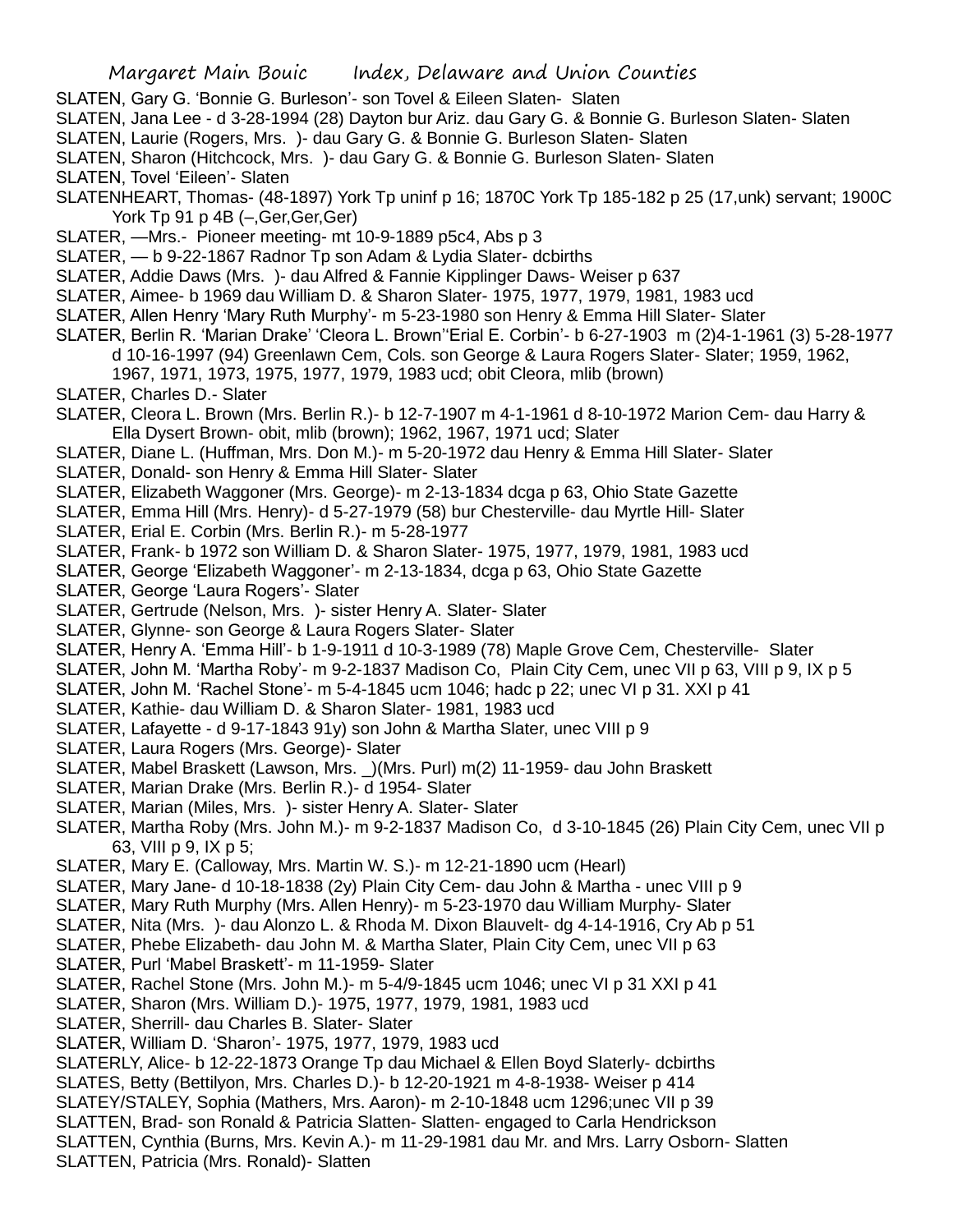SLATEN, Gary G. 'Bonnie G. Burleson'- son Tovel & Eileen Slaten- Slaten

SLATEN, Jana Lee - d 3-28-1994 (28) Dayton bur Ariz. dau Gary G. & Bonnie G. Burleson Slaten- Slaten

SLATEN, Laurie (Rogers, Mrs. )- dau Gary G. & Bonnie G. Burleson Slaten- Slaten

SLATEN, Sharon (Hitchcock, Mrs. )- dau Gary G. & Bonnie G. Burleson Slaten- Slaten

SLATEN, Tovel 'Eileen'- Slaten

SLATENHEART, Thomas- (48-1897) York Tp uninf p 16; 1870C York Tp 185-182 p 25 (17,unk) servant; 1900C York Tp 91 p 4B (–,Ger,Ger,Ger)

SLATER, —Mrs.- Pioneer meeting- mt 10-9-1889 p5c4, Abs p 3

SLATER, — b 9-22-1867 Radnor Tp son Adam & Lydia Slater- dcbirths

SLATER, Addie Daws (Mrs. )- dau Alfred & Fannie Kipplinger Daws- Weiser p 637

SLATER, Aimee- b 1969 dau William D. & Sharon Slater- 1975, 1977, 1979, 1981, 1983 ucd

SLATER, Allen Henry 'Mary Ruth Murphy'- m 5-23-1980 son Henry & Emma Hill Slater- Slater

SLATER, Berlin R. 'Marian Drake' 'Cleora L. Brown''Erial E. Corbin'- b 6-27-1903 m (2)4-1-1961 (3) 5-28-1977 d 10-16-1997 (94) Greenlawn Cem, Cols. son George & Laura Rogers Slater- Slater; 1959, 1962, 1967, 1971, 1973, 1975, 1977, 1979, 1983 ucd; obit Cleora, mlib (brown)

SLATER, Charles D.- Slater

SLATER, Cleora L. Brown (Mrs. Berlin R.)- b 12-7-1907 m 4-1-1961 d 8-10-1972 Marion Cem- dau Harry & Ella Dysert Brown- obit, mlib (brown); 1962, 1967, 1971 ucd; Slater

SLATER, Diane L. (Huffman, Mrs. Don M.)- m 5-20-1972 dau Henry & Emma Hill Slater- Slater

SLATER, Donald- son Henry & Emma Hill Slater- Slater

SLATER, Elizabeth Waggoner (Mrs. George)- m 2-13-1834 dcga p 63, Ohio State Gazette

SLATER, Emma Hill (Mrs. Henry)- d 5-27-1979 (58) bur Chesterville- dau Myrtle Hill- Slater

SLATER, Erial E. Corbin (Mrs. Berlin R.)- m 5-28-1977

SLATER, Frank- b 1972 son William D. & Sharon Slater- 1975, 1977, 1979, 1981, 1983 ucd

SLATER, George 'Elizabeth Waggoner'- m 2-13-1834, dcga p 63, Ohio State Gazette

SLATER, George 'Laura Rogers'- Slater

SLATER, Gertrude (Nelson, Mrs. )- sister Henry A. Slater- Slater

SLATER, Glynne- son George & Laura Rogers Slater- Slater

SLATER, Henry A. 'Emma Hill'- b 1-9-1911 d 10-3-1989 (78) Maple Grove Cem, Chesterville- Slater

SLATER, John M. 'Martha Roby'- m 9-2-1837 Madison Co, Plain City Cem, unec VII p 63, VIII p 9, IX p 5

SLATER, John M. 'Rachel Stone'- m 5-4-1845 ucm 1046; hadc p 22; unec VI p 31. XXI p 41

SLATER, Kathie- dau William D. & Sharon Slater- 1981, 1983 ucd

SLATER, Lafayette - d 9-17-1843 91y) son John & Martha Slater, unec VIII p 9

SLATER, Laura Rogers (Mrs. George)- Slater

SLATER, Mabel Braskett (Lawson, Mrs. _)(Mrs. Purl) m(2) 11-1959- dau John Braskett

SLATER, Marian Drake (Mrs. Berlin R.)- d 1954- Slater

SLATER, Marian (Miles, Mrs. )- sister Henry A. Slater- Slater

SLATER, Martha Roby (Mrs. John M.)- m 9-2-1837 Madison Co, d 3-10-1845 (26) Plain City Cem, unec VII p 63, VIII p 9, IX p 5;

SLATER, Mary E. (Calloway, Mrs. Martin W. S.)- m 12-21-1890 ucm (Hearl)

SLATER, Mary Jane- d 10-18-1838 (2y) Plain City Cem- dau John & Martha - unec VIII p 9

SLATER, Mary Ruth Murphy (Mrs. Allen Henry)- m 5-23-1970 dau William Murphy- Slater

SLATER, Nita (Mrs. )- dau Alonzo L. & Rhoda M. Dixon Blauvelt- dg 4-14-1916, Cry Ab p 51

SLATER, Phebe Elizabeth- dau John M. & Martha Slater, Plain City Cem, unec VII p 63

SLATER, Purl 'Mabel Braskett'- m 11-1959- Slater

SLATER, Rachel Stone (Mrs. John M.)- m 5-4/9-1845 ucm 1046; unec VI p 31 XXI p 41

SLATER, Sharon (Mrs. William D.)- 1975, 1977, 1979, 1981, 1983 ucd

SLATER, Sherrill- dau Charles B. Slater- Slater

SLATER, William D. 'Sharon'- 1975, 1977, 1979, 1983 ucd

SLATERLY, Alice- b 12-22-1873 Orange Tp dau Michael & Ellen Boyd Slaterly- dcbirths

SLATES, Betty (Bettilyon, Mrs. Charles D.)- b 12-20-1921 m 4-8-1938- Weiser p 414

SLATEY/STALEY, Sophia (Mathers, Mrs. Aaron)- m 2-10-1848 ucm 1296;unec VII p 39

SLATTEN, Brad- son Ronald & Patricia Slatten- Slatten- engaged to Carla Hendrickson

SLATTEN, Cynthia (Burns, Mrs. Kevin A.)- m 11-29-1981 dau Mr. and Mrs. Larry Osborn- Slatten

SLATTEN, Patricia (Mrs. Ronald)- Slatten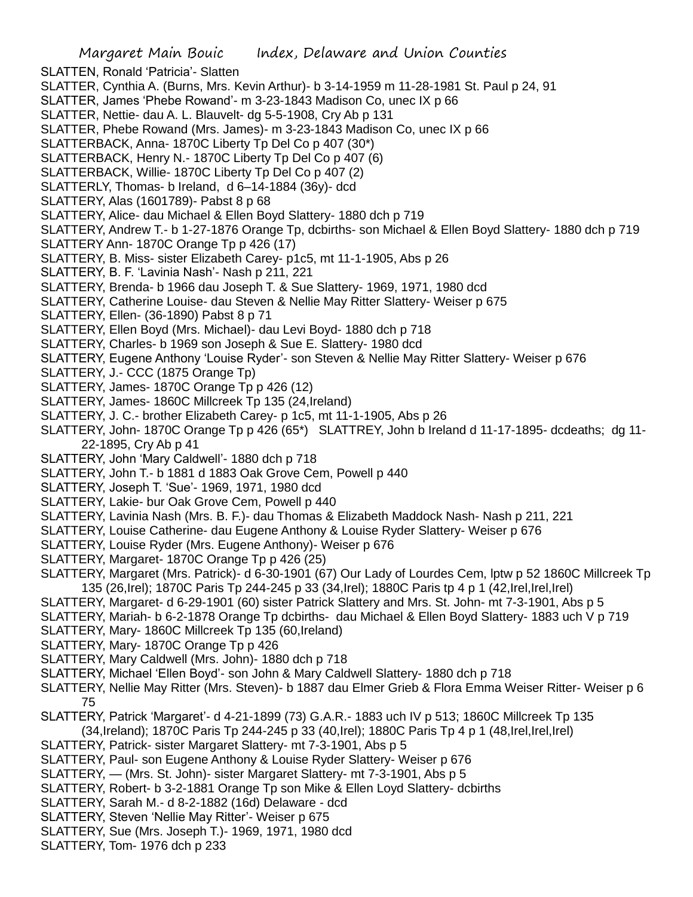SLATTEN, Ronald 'Patricia'- Slatten
SLATTER, Cynthia A. (Burns, Mrs. Kevin Arthur)- b 3-14-1959 m 11-28-1981 St. Paul p 24, 91
SLATTER, James 'Phebe Rowand'- m 3-23-1843 Madison Co, unec IX p 66
SLATTER, Nettie- dau A. L. Blauvelt- dg 5-5-1908, Cry Ab p 131
SLATTER, Phebe Rowand (Mrs. James)- m 3-23-1843 Madison Co, unec IX p 66
SLATTERBACK, Anna- 1870C Liberty Tp Del Co p 407 (30*)
SLATTERBACK, Henry N.- 1870C Liberty Tp Del Co p 407 (6)
SLATTERBACK, Willie- 1870C Liberty Tp Del Co p 407 (2)
SLATTERLY, Thomas- b Ireland, d 6–14-1884 (36y)- dcd
SLATTERY, Alas (1601789)- Pabst 8 p 68
SLATTERY, Alice- dau Michael & Ellen Boyd Slattery- 1880 dch p 719
SLATTERY, Andrew T.- b 1-27-1876 Orange Tp, dcbirths- son Michael & Ellen Boyd Slattery- 1880 dch p 719
SLATTERY Ann- 1870C Orange Tp p 426 (17)
SLATTERY, B. Miss- sister Elizabeth Carey- p1c5, mt 11-1-1905, Abs p 26
SLATTERY, B. F. 'Lavinia Nash'- Nash p 211, 221
SLATTERY, Brenda- b 1966 dau Joseph T. & Sue Slattery- 1969, 1971, 1980 dcd
SLATTERY, Catherine Louise- dau Steven & Nellie May Ritter Slattery- Weiser p 675
SLATTERY, Ellen- (36-1890) Pabst 8 p 71
SLATTERY, Ellen Boyd (Mrs. Michael)- dau Levi Boyd- 1880 dch p 718
SLATTERY, Charles- b 1969 son Joseph & Sue E. Slattery- 1980 dcd
SLATTERY, Eugene Anthony 'Louise Ryder'- son Steven & Nellie May Ritter Slattery- Weiser p 676
SLATTERY, J.- CCC (1875 Orange Tp)
SLATTERY, James- 1870C Orange Tp p 426 (12)
SLATTERY, James- 1860C Millcreek Tp 135 (24,Ireland)
SLATTERY, J. C.- brother Elizabeth Carey- p 1c5, mt 11-1-1905, Abs p 26
SLATTERY, John- 1870C Orange Tp p 426 (65*) SLATTREY, John b Ireland d 11-17-1895- dcdeaths; dg 11-22-1895, Cry Ab p 41
SLATTERY, John 'Mary Caldwell'- 1880 dch p 718
SLATTERY, John T.- b 1881 d 1883 Oak Grove Cem, Powell p 440
SLATTERY, Joseph T. 'Sue'- 1969, 1971, 1980 dcd
SLATTERY, Lakie- bur Oak Grove Cem, Powell p 440
SLATTERY, Lavinia Nash (Mrs. B. F.)- dau Thomas & Elizabeth Maddock Nash- Nash p 211, 221
SLATTERY, Louise Catherine- dau Eugene Anthony & Louise Ryder Slattery- Weiser p 676
SLATTERY, Louise Ryder (Mrs. Eugene Anthony)- Weiser p 676
SLATTERY, Margaret- 1870C Orange Tp p 426 (25)
SLATTERY, Margaret (Mrs. Patrick)- d 6-30-1901 (67) Our Lady of Lourdes Cem, lptw p 52 1860C Millcreek Tp 135 (26,Irel); 1870C Paris Tp 244-245 p 33 (34,Irel); 1880C Paris tp 4 p 1 (42,Irel,Irel,Irel)
SLATTERY, Margaret- d 6-29-1901 (60) sister Patrick Slattery and Mrs. St. John- mt 7-3-1901, Abs p 5
SLATTERY, Mariah- b 6-2-1878 Orange Tp dcbirths- dau Michael & Ellen Boyd Slattery- 1883 uch V p 719
SLATTERY, Mary- 1860C Millcreek Tp 135 (60,Ireland)
SLATTERY, Mary- 1870C Orange Tp p 426
SLATTERY, Mary Caldwell (Mrs. John)- 1880 dch p 718
SLATTERY, Michael 'Ellen Boyd'- son John & Mary Caldwell Slattery- 1880 dch p 718
SLATTERY, Nellie May Ritter (Mrs. Steven)- b 1887 dau Elmer Grieb & Flora Emma Weiser Ritter- Weiser p 6 75
SLATTERY, Patrick 'Margaret'- d 4-21-1899 (73) G.A.R.- 1883 uch IV p 513; 1860C Millcreek Tp 135 (34,Ireland); 1870C Paris Tp 244-245 p 33 (40,Irel); 1880C Paris Tp 4 p 1 (48,Irel,Irel,Irel)
SLATTERY, Patrick- sister Margaret Slattery- mt 7-3-1901, Abs p 5
SLATTERY, Paul- son Eugene Anthony & Louise Ryder Slattery- Weiser p 676
SLATTERY, — (Mrs. St. John)- sister Margaret Slattery- mt 7-3-1901, Abs p 5
SLATTERY, Robert- b 3-2-1881 Orange Tp son Mike & Ellen Loyd Slattery- dcbirths
SLATTERY, Sarah M.- d 8-2-1882 (16d) Delaware - dcd
SLATTERY, Steven 'Nellie May Ritter'- Weiser p 675
SLATTERY, Sue (Mrs. Joseph T.)- 1969, 1971, 1980 dcd
SLATTERY, Tom- 1976 dch p 233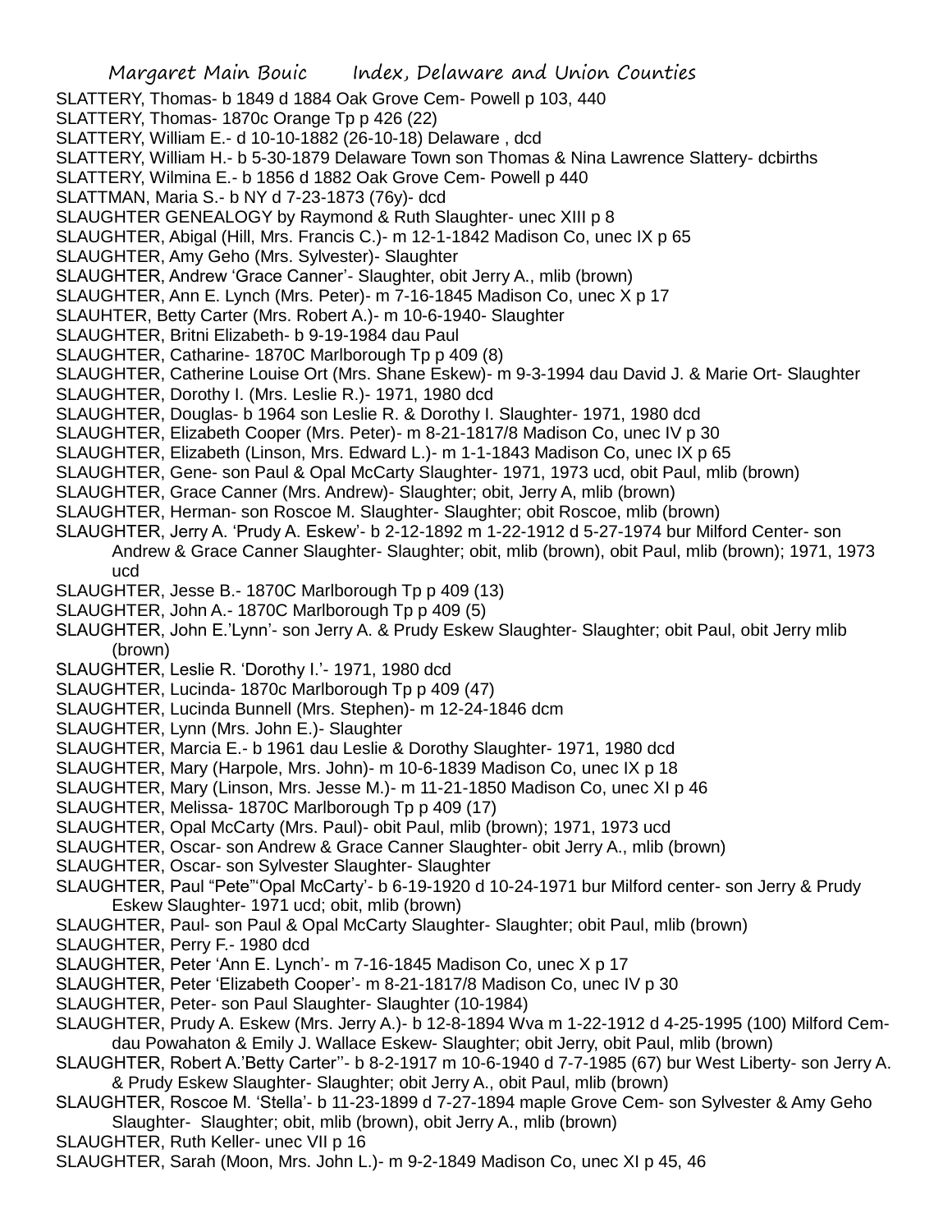SLATTERY, Thomas- b 1849 d 1884 Oak Grove Cem- Powell p 103, 440
SLATTERY, Thomas- 1870c Orange Tp p 426 (22)
SLATTERY, William E.- d 10-10-1882 (26-10-18) Delaware , dcd
SLATTERY, William H.- b 5-30-1879 Delaware Town son Thomas & Nina Lawrence Slattery- dcbirths
SLATTERY, Wilmina E.- b 1856 d 1882 Oak Grove Cem- Powell p 440
SLATTMAN, Maria S.- b NY d 7-23-1873 (76y)- dcd
SLAUGHTER GENEALOGY by Raymond & Ruth Slaughter- unec XIII p 8
SLAUGHTER, Abigal (Hill, Mrs. Francis C.)- m 12-1-1842 Madison Co, unec IX p 65
SLAUGHTER, Amy Geho (Mrs. Sylvester)- Slaughter
SLAUGHTER, Andrew 'Grace Canner'- Slaughter, obit Jerry A., mlib (brown)
SLAUGHTER, Ann E. Lynch (Mrs. Peter)- m 7-16-1845 Madison Co, unec X p 17
SLAUHTER, Betty Carter (Mrs. Robert A.)- m 10-6-1940- Slaughter
SLAUGHTER, Britni Elizabeth- b 9-19-1984 dau Paul
SLAUGHTER, Catharine- 1870C Marlborough Tp p 409 (8)
SLAUGHTER, Catherine Louise Ort (Mrs. Shane Eskew)- m 9-3-1994 dau David J. & Marie Ort- Slaughter
SLAUGHTER, Dorothy I. (Mrs. Leslie R.)- 1971, 1980 dcd
SLAUGHTER, Douglas- b 1964 son Leslie R. & Dorothy I. Slaughter- 1971, 1980 dcd
SLAUGHTER, Elizabeth Cooper (Mrs. Peter)- m 8-21-1817/8 Madison Co, unec IV p 30
SLAUGHTER, Elizabeth (Linson, Mrs. Edward L.)- m 1-1-1843 Madison Co, unec IX p 65
SLAUGHTER, Gene- son Paul & Opal McCarty Slaughter- 1971, 1973 ucd, obit Paul, mlib (brown)
SLAUGHTER, Grace Canner (Mrs. Andrew)- Slaughter; obit, Jerry A, mlib (brown)
SLAUGHTER, Herman- son Roscoe M. Slaughter- Slaughter; obit Roscoe, mlib (brown)
SLAUGHTER, Jerry A. 'Prudy A. Eskew'- b 2-12-1892 m 1-22-1912 d 5-27-1974 bur Milford Center- son Andrew & Grace Canner Slaughter- Slaughter; obit, mlib (brown), obit Paul, mlib (brown); 1971, 1973 ucd
SLAUGHTER, Jesse B.- 1870C Marlborough Tp p 409 (13)
SLAUGHTER, John A.- 1870C Marlborough Tp p 409 (5)
SLAUGHTER, John E.'Lynn'- son Jerry A. & Prudy Eskew Slaughter- Slaughter; obit Paul, obit Jerry mlib (brown)
SLAUGHTER, Leslie R. 'Dorothy I.'- 1971, 1980 dcd
SLAUGHTER, Lucinda- 1870c Marlborough Tp p 409 (47)
SLAUGHTER, Lucinda Bunnell (Mrs. Stephen)- m 12-24-1846 dcm
SLAUGHTER, Lynn (Mrs. John E.)- Slaughter
SLAUGHTER, Marcia E.- b 1961 dau Leslie & Dorothy Slaughter- 1971, 1980 dcd
SLAUGHTER, Mary (Harpole, Mrs. John)- m 10-6-1839 Madison Co, unec IX p 18
SLAUGHTER, Mary (Linson, Mrs. Jesse M.)- m 11-21-1850 Madison Co, unec XI p 46
SLAUGHTER, Melissa- 1870C Marlborough Tp p 409 (17)
SLAUGHTER, Opal McCarty (Mrs. Paul)- obit Paul, mlib (brown); 1971, 1973 ucd
SLAUGHTER, Oscar- son Andrew & Grace Canner Slaughter- obit Jerry A., mlib (brown)
SLAUGHTER, Oscar- son Sylvester Slaughter- Slaughter
SLAUGHTER, Paul "Pete"'Opal McCarty'- b 6-19-1920 d 10-24-1971 bur Milford center- son Jerry & Prudy Eskew Slaughter- 1971 ucd; obit, mlib (brown)
SLAUGHTER, Paul- son Paul & Opal McCarty Slaughter- Slaughter; obit Paul, mlib (brown)
SLAUGHTER, Perry F.- 1980 dcd
SLAUGHTER, Peter 'Ann E. Lynch'- m 7-16-1845 Madison Co, unec X p 17
SLAUGHTER, Peter 'Elizabeth Cooper'- m 8-21-1817/8 Madison Co, unec IV p 30
SLAUGHTER, Peter- son Paul Slaughter- Slaughter (10-1984)
SLAUGHTER, Prudy A. Eskew (Mrs. Jerry A.)- b 12-8-1894 Wva m 1-22-1912 d 4-25-1995 (100) Milford Cem- dau Powahaton & Emily J. Wallace Eskew- Slaughter; obit Jerry, obit Paul, mlib (brown)
SLAUGHTER, Robert A.'Betty Carter''- b 8-2-1917 m 10-6-1940 d 7-7-1985 (67) bur West Liberty- son Jerry A. & Prudy Eskew Slaughter- Slaughter; obit Jerry A., obit Paul, mlib (brown)
SLAUGHTER, Roscoe M. 'Stella'- b 11-23-1899 d 7-27-1894 maple Grove Cem- son Sylvester & Amy Geho Slaughter- Slaughter; obit, mlib (brown), obit Jerry A., mlib (brown)
SLAUGHTER, Ruth Keller- unec VII p 16
SLAUGHTER, Sarah (Moon, Mrs. John L.)- m 9-2-1849 Madison Co, unec XI p 45, 46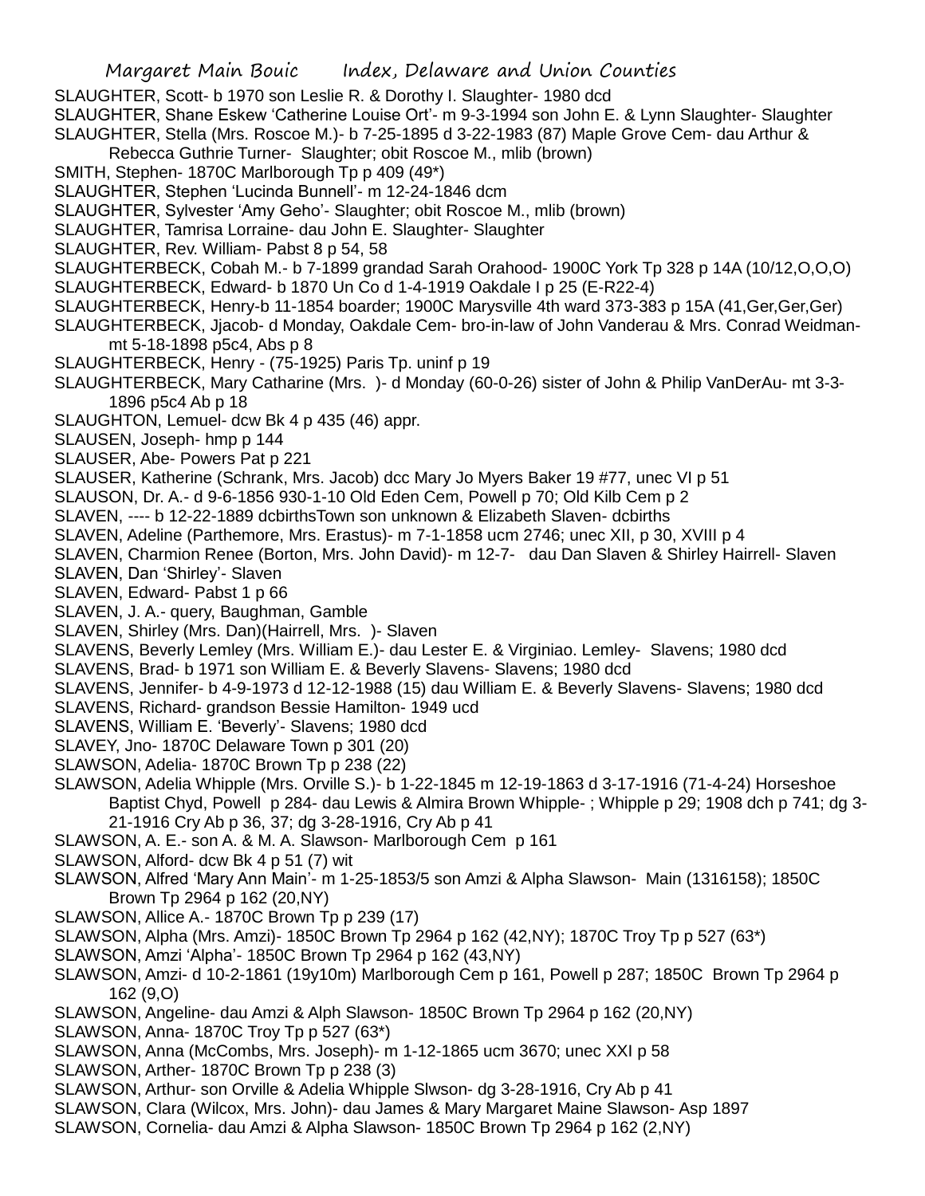SLAUGHTER, Scott- b 1970 son Leslie R. & Dorothy I. Slaughter- 1980 dcd

SLAUGHTER, Shane Eskew 'Catherine Louise Ort'- m 9-3-1994 son John E. & Lynn Slaughter- Slaughter

SLAUGHTER, Stella (Mrs. Roscoe M.)- b 7-25-1895 d 3-22-1983 (87) Maple Grove Cem- dau Arthur & Rebecca Guthrie Turner- Slaughter; obit Roscoe M., mlib (brown)

SMITH, Stephen- 1870C Marlborough Tp p 409 (49*)

SLAUGHTER, Stephen 'Lucinda Bunnell'- m 12-24-1846 dcm

SLAUGHTER, Sylvester 'Amy Geho'- Slaughter; obit Roscoe M., mlib (brown)

SLAUGHTER, Tamrisa Lorraine- dau John E. Slaughter- Slaughter

SLAUGHTER, Rev. William- Pabst 8 p 54, 58

SLAUGHTERBECK, Cobah M.- b 7-1899 grandad Sarah Orahood- 1900C York Tp 328 p 14A (10/12,O,O,O)

SLAUGHTERBECK, Edward- b 1870 Un Co d 1-4-1919 Oakdale I p 25 (E-R22-4)

SLAUGHTERBECK, Henry-b 11-1854 boarder; 1900C Marysville 4th ward 373-383 p 15A (41,Ger,Ger,Ger)

SLAUGHTERBECK, Jjacob- d Monday, Oakdale Cem- bro-in-law of John Vanderau & Mrs. Conrad Weidman- mt 5-18-1898 p5c4, Abs p 8

SLAUGHTERBECK, Henry - (75-1925) Paris Tp. uninf p 19

SLAUGHTERBECK, Mary Catharine (Mrs. )- d Monday (60-0-26) sister of John & Philip VanDerAu- mt 3-3-1896 p5c4 Ab p 18

SLAUGHTON, Lemuel- dcw Bk 4 p 435 (46) appr.

SLAUSEN, Joseph- hmp p 144

SLAUSER, Abe- Powers Pat p 221

SLAUSER, Katherine (Schrank, Mrs. Jacob) dcc Mary Jo Myers Baker 19 #77, unec VI p 51

SLAUSON, Dr. A.- d 9-6-1856 930-1-10 Old Eden Cem, Powell p 70; Old Kilb Cem p 2

SLAVEN, ---- b 12-22-1889 dcbirthsTown son unknown & Elizabeth Slaven- dcbirths

SLAVEN, Adeline (Parthemore, Mrs. Erastus)- m 7-1-1858 ucm 2746; unec XII, p 30, XVIII p 4

SLAVEN, Charmion Renee (Borton, Mrs. John David)- m 12-7- dau Dan Slaven & Shirley Hairrell- Slaven

SLAVEN, Dan 'Shirley'- Slaven

SLAVEN, Edward- Pabst 1 p 66

SLAVEN, J. A.- query, Baughman, Gamble

SLAVEN, Shirley (Mrs. Dan)(Hairrell, Mrs. )- Slaven

SLAVENS, Beverly Lemley (Mrs. William E.)- dau Lester E. & Virginiao. Lemley- Slavens; 1980 dcd

SLAVENS, Brad- b 1971 son William E. & Beverly Slavens- Slavens; 1980 dcd

SLAVENS, Jennifer- b 4-9-1973 d 12-12-1988 (15) dau William E. & Beverly Slavens- Slavens; 1980 dcd

SLAVENS, Richard- grandson Bessie Hamilton- 1949 ucd

SLAVENS, William E. 'Beverly'- Slavens; 1980 dcd

SLAVEY, Jno- 1870C Delaware Town p 301 (20)

SLAWSON, Adelia- 1870C Brown Tp p 238 (22)

SLAWSON, Adelia Whipple (Mrs. Orville S.)- b 1-22-1845 m 12-19-1863 d 3-17-1916 (71-4-24) Horseshoe Baptist Chyd, Powell p 284- dau Lewis & Almira Brown Whipple- ; Whipple p 29; 1908 dch p 741; dg 3-21-1916 Cry Ab p 36, 37; dg 3-28-1916, Cry Ab p 41

SLAWSON, A. E.- son A. & M. A. Slawson- Marlborough Cem p 161

SLAWSON, Alford- dcw Bk 4 p 51 (7) wit

SLAWSON, Alfred 'Mary Ann Main'- m 1-25-1853/5 son Amzi & Alpha Slawson- Main (1316158); 1850C Brown Tp 2964 p 162 (20,NY)

SLAWSON, Allice A.- 1870C Brown Tp p 239 (17)

SLAWSON, Alpha (Mrs. Amzi)- 1850C Brown Tp 2964 p 162 (42,NY); 1870C Troy Tp p 527 (63*)

SLAWSON, Amzi 'Alpha'- 1850C Brown Tp 2964 p 162 (43,NY)

SLAWSON, Amzi- d 10-2-1861 (19y10m) Marlborough Cem p 161, Powell p 287; 1850C Brown Tp 2964 p 162 (9,O)

SLAWSON, Angeline- dau Amzi & Alph Slawson- 1850C Brown Tp 2964 p 162 (20,NY)

SLAWSON, Anna- 1870C Troy Tp p 527 (63*)

SLAWSON, Anna (McCombs, Mrs. Joseph)- m 1-12-1865 ucm 3670; unec XXI p 58

SLAWSON, Arther- 1870C Brown Tp p 238 (3)

SLAWSON, Arthur- son Orville & Adelia Whipple Slwson- dg 3-28-1916, Cry Ab p 41

SLAWSON, Clara (Wilcox, Mrs. John)- dau James & Mary Margaret Maine Slawson- Asp 1897

SLAWSON, Cornelia- dau Amzi & Alpha Slawson- 1850C Brown Tp 2964 p 162 (2,NY)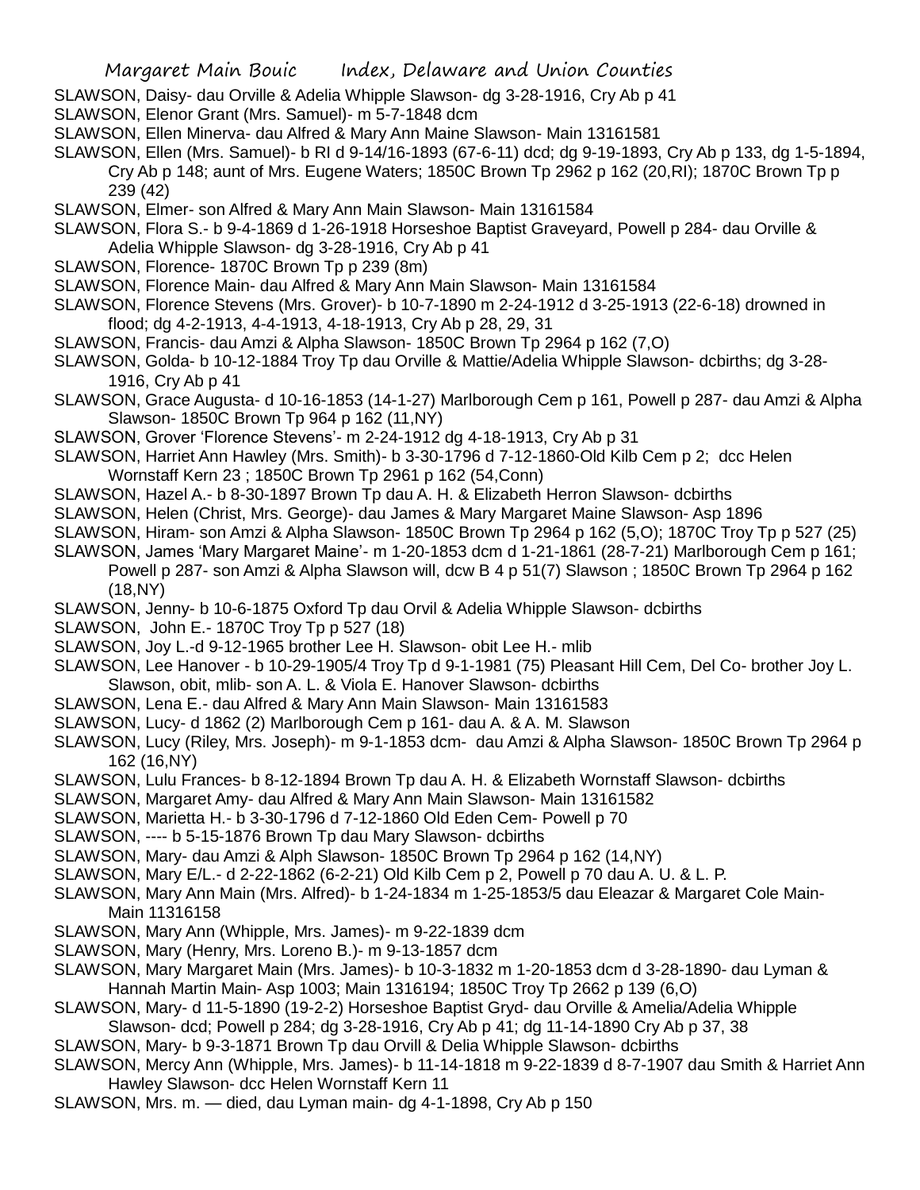SLAWSON, Daisy- dau Orville & Adelia Whipple Slawson- dg 3-28-1916, Cry Ab p 41

SLAWSON, Elenor Grant (Mrs. Samuel)- m 5-7-1848 dcm

SLAWSON, Ellen Minerva- dau Alfred & Mary Ann Maine Slawson- Main 13161581

SLAWSON, Ellen (Mrs. Samuel)- b RI d 9-14/16-1893 (67-6-11) dcd; dg 9-19-1893, Cry Ab p 133, dg 1-5-1894, Cry Ab p 148; aunt of Mrs. Eugene Waters; 1850C Brown Tp 2962 p 162 (20,RI); 1870C Brown Tp p 239 (42)

SLAWSON, Elmer- son Alfred & Mary Ann Main Slawson- Main 13161584

SLAWSON, Flora S.- b 9-4-1869 d 1-26-1918 Horseshoe Baptist Graveyard, Powell p 284- dau Orville & Adelia Whipple Slawson- dg 3-28-1916, Cry Ab p 41

SLAWSON, Florence- 1870C Brown Tp p 239 (8m)

SLAWSON, Florence Main- dau Alfred & Mary Ann Main Slawson- Main 13161584

SLAWSON, Florence Stevens (Mrs. Grover)- b 10-7-1890 m 2-24-1912 d 3-25-1913 (22-6-18) drowned in flood; dg 4-2-1913, 4-4-1913, 4-18-1913, Cry Ab p 28, 29, 31

SLAWSON, Francis- dau Amzi & Alpha Slawson- 1850C Brown Tp 2964 p 162 (7,O)

SLAWSON, Golda- b 10-12-1884 Troy Tp dau Orville & Mattie/Adelia Whipple Slawson- dcbirths; dg 3-28-1916, Cry Ab p 41

SLAWSON, Grace Augusta- d 10-16-1853 (14-1-27) Marlborough Cem p 161, Powell p 287- dau Amzi & Alpha Slawson- 1850C Brown Tp 964 p 162 (11,NY)

SLAWSON, Grover 'Florence Stevens'- m 2-24-1912 dg 4-18-1913, Cry Ab p 31

SLAWSON, Harriet Ann Hawley (Mrs. Smith)- b 3-30-1796 d 7-12-1860-Old Kilb Cem p 2; dcc Helen Wornstaff Kern 23 ; 1850C Brown Tp 2961 p 162 (54,Conn)

SLAWSON, Hazel A.- b 8-30-1897 Brown Tp dau A. H. & Elizabeth Herron Slawson- dcbirths

SLAWSON, Helen (Christ, Mrs. George)- dau James & Mary Margaret Maine Slawson- Asp 1896

SLAWSON, Hiram- son Amzi & Alpha Slawson- 1850C Brown Tp 2964 p 162 (5,O); 1870C Troy Tp p 527 (25)

SLAWSON, James 'Mary Margaret Maine'- m 1-20-1853 dcm d 1-21-1861 (28-7-21) Marlborough Cem p 161; Powell p 287- son Amzi & Alpha Slawson will, dcw B 4 p 51(7) Slawson ; 1850C Brown Tp 2964 p 162 (18,NY)

SLAWSON, Jenny- b 10-6-1875 Oxford Tp dau Orvil & Adelia Whipple Slawson- dcbirths

SLAWSON, John E.- 1870C Troy Tp p 527 (18)

SLAWSON, Joy L.-d 9-12-1965 brother Lee H. Slawson- obit Lee H.- mlib

SLAWSON, Lee Hanover - b 10-29-1905/4 Troy Tp d 9-1-1981 (75) Pleasant Hill Cem, Del Co- brother Joy L. Slawson, obit, mlib- son A. L. & Viola E. Hanover Slawson- dcbirths

SLAWSON, Lena E.- dau Alfred & Mary Ann Main Slawson- Main 13161583

SLAWSON, Lucy- d 1862 (2) Marlborough Cem p 161- dau A. & A. M. Slawson

SLAWSON, Lucy (Riley, Mrs. Joseph)- m 9-1-1853 dcm- dau Amzi & Alpha Slawson- 1850C Brown Tp 2964 p 162 (16,NY)

SLAWSON, Lulu Frances- b 8-12-1894 Brown Tp dau A. H. & Elizabeth Wornstaff Slawson- dcbirths

SLAWSON, Margaret Amy- dau Alfred & Mary Ann Main Slawson- Main 13161582

SLAWSON, Marietta H.- b 3-30-1796 d 7-12-1860 Old Eden Cem- Powell p 70

SLAWSON, ---- b 5-15-1876 Brown Tp dau Mary Slawson- dcbirths

SLAWSON, Mary- dau Amzi & Alph Slawson- 1850C Brown Tp 2964 p 162 (14,NY)

SLAWSON, Mary E/L.- d 2-22-1862 (6-2-21) Old Kilb Cem p 2, Powell p 70 dau A. U. & L. P.

SLAWSON, Mary Ann Main (Mrs. Alfred)- b 1-24-1834 m 1-25-1853/5 dau Eleazar & Margaret Cole Main- Main 11316158

SLAWSON, Mary Ann (Whipple, Mrs. James)- m 9-22-1839 dcm

SLAWSON, Mary (Henry, Mrs. Loreno B.)- m 9-13-1857 dcm

SLAWSON, Mary Margaret Main (Mrs. James)- b 10-3-1832 m 1-20-1853 dcm d 3-28-1890- dau Lyman & Hannah Martin Main- Asp 1003; Main 1316194; 1850C Troy Tp 2662 p 139 (6,O)

SLAWSON, Mary- d 11-5-1890 (19-2-2) Horseshoe Baptist Gryd- dau Orville & Amelia/Adelia Whipple Slawson- dcd; Powell p 284; dg 3-28-1916, Cry Ab p 41; dg 11-14-1890 Cry Ab p 37, 38

SLAWSON, Mary- b 9-3-1871 Brown Tp dau Orvill & Delia Whipple Slawson- dcbirths

SLAWSON, Mercy Ann (Whipple, Mrs. James)- b 11-14-1818 m 9-22-1839 d 8-7-1907 dau Smith & Harriet Ann Hawley Slawson- dcc Helen Wornstaff Kern 11

SLAWSON, Mrs. m. — died, dau Lyman main- dg 4-1-1898, Cry Ab p 150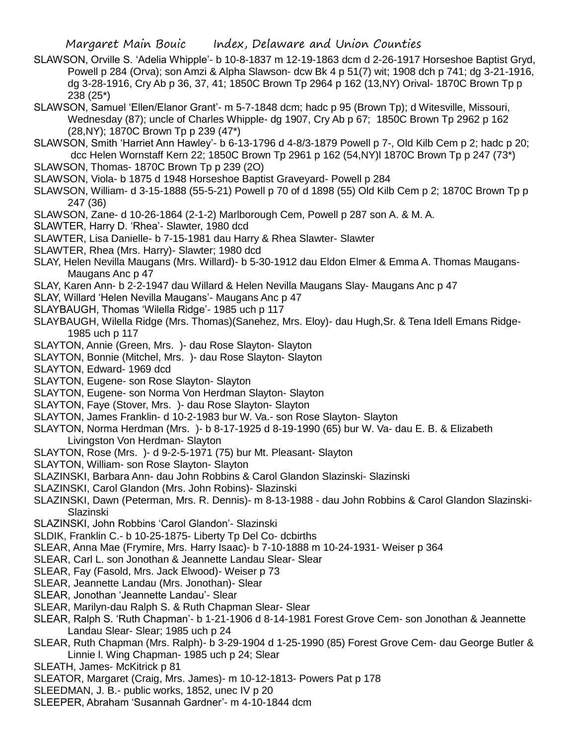SLAWSON, Orville S. 'Adelia Whipple'- b 10-8-1837 m 12-19-1863 dcm d 2-26-1917 Horseshoe Baptist Gryd, Powell p 284 (Orva); son Amzi & Alpha Slawson- dcw Bk 4 p 51(7) wit; 1908 dch p 741; dg 3-21-1916, dg 3-28-1916, Cry Ab p 36, 37, 41; 1850C Brown Tp 2964 p 162 (13,NY) Orival- 1870C Brown Tp p 238 (25*)

SLAWSON, Samuel 'Ellen/Elanor Grant'- m 5-7-1848 dcm; hadc p 95 (Brown Tp); d Witesville, Missouri, Wednesday (87); uncle of Charles Whipple- dg 1907, Cry Ab p 67; 1850C Brown Tp 2962 p 162 (28,NY); 1870C Brown Tp p 239 (47*)

SLAWSON, Smith 'Harriet Ann Hawley'- b 6-13-1796 d 4-8/3-1879 Powell p 7-, Old Kilb Cem p 2; hadc p 20; dcc Helen Wornstaff Kern 22; 1850C Brown Tp 2961 p 162 (54,NY)l 1870C Brown Tp p 247 (73*)

SLAWSON, Thomas- 1870C Brown Tp p 239 (2O)

SLAWSON, Viola- b 1875 d 1948 Horseshoe Baptist Graveyard- Powell p 284

SLAWSON, William- d 3-15-1888 (55-5-21) Powell p 70 of d 1898 (55) Old Kilb Cem p 2; 1870C Brown Tp p 247 (36)

SLAWSON, Zane- d 10-26-1864 (2-1-2) Marlborough Cem, Powell p 287 son A. & M. A.

SLAWTER, Harry D. 'Rhea'- Slawter, 1980 dcd

SLAWTER, Lisa Danielle- b 7-15-1981 dau Harry & Rhea Slawter- Slawter

SLAWTER, Rhea (Mrs. Harry)- Slawter; 1980 dcd

SLAY, Helen Nevilla Maugans (Mrs. Willard)- b 5-30-1912 dau Eldon Elmer & Emma A. Thomas Maugans- Maugans Anc p 47

SLAY, Karen Ann- b 2-2-1947 dau Willard & Helen Nevilla Maugans Slay- Maugans Anc p 47

SLAY, Willard 'Helen Nevilla Maugans'- Maugans Anc p 47

SLAYBAUGH, Thomas 'Wilella Ridge'- 1985 uch p 117

SLAYBAUGH, Wilella Ridge (Mrs. Thomas)(Sanehez, Mrs. Eloy)- dau Hugh,Sr. & Tena Idell Emans Ridge- 1985 uch p 117

SLAYTON, Annie (Green, Mrs. )- dau Rose Slayton- Slayton

SLAYTON, Bonnie (Mitchel, Mrs. )- dau Rose Slayton- Slayton

SLAYTON, Edward- 1969 dcd

SLAYTON, Eugene- son Rose Slayton- Slayton

SLAYTON, Eugene- son Norma Von Herdman Slayton- Slayton

SLAYTON, Faye (Stover, Mrs. )- dau Rose Slayton- Slayton

SLAYTON, James Franklin- d 10-2-1983 bur W. Va.- son Rose Slayton- Slayton

SLAYTON, Norma Herdman (Mrs. )- b 8-17-1925 d 8-19-1990 (65) bur W. Va- dau E. B. & Elizabeth Livingston Von Herdman- Slayton

SLAYTON, Rose (Mrs. )- d 9-2-5-1971 (75) bur Mt. Pleasant- Slayton

SLAYTON, William- son Rose Slayton- Slayton

SLAZINSKI, Barbara Ann- dau John Robbins & Carol Glandon Slazinski- Slazinski

SLAZINSKI, Carol Glandon (Mrs. John Robins)- Slazinski

SLAZINSKI, Dawn (Peterman, Mrs. R. Dennis)- m 8-13-1988 - dau John Robbins & Carol Glandon Slazinski- Slazinski

SLAZINSKI, John Robbins 'Carol Glandon'- Slazinski

SLDIK, Franklin C.- b 10-25-1875- Liberty Tp Del Co- dcbirths

SLEAR, Anna Mae (Frymire, Mrs. Harry Isaac)- b 7-10-1888 m 10-24-1931- Weiser p 364

SLEAR, Carl L. son Jonothan & Jeannette Landau Slear- Slear

SLEAR, Fay (Fasold, Mrs. Jack Elwood)- Weiser p 73

SLEAR, Jeannette Landau (Mrs. Jonothan)- Slear

SLEAR, Jonothan 'Jeannette Landau'- Slear

SLEAR, Marilyn-dau Ralph S. & Ruth Chapman Slear- Slear

SLEAR, Ralph S. 'Ruth Chapman'- b 1-21-1906 d 8-14-1981 Forest Grove Cem- son Jonothan & Jeannette Landau Slear- Slear; 1985 uch p 24

SLEAR, Ruth Chapman (Mrs. Ralph)- b 3-29-1904 d 1-25-1990 (85) Forest Grove Cem- dau George Butler & Linnie l. Wing Chapman- 1985 uch p 24; Slear

SLEATH, James- McKitrick p 81

SLEATOR, Margaret (Craig, Mrs. James)- m 10-12-1813- Powers Pat p 178

SLEEDMAN, J. B.- public works, 1852, unec IV p 20

SLEEPER, Abraham 'Susannah Gardner'- m 4-10-1844 dcm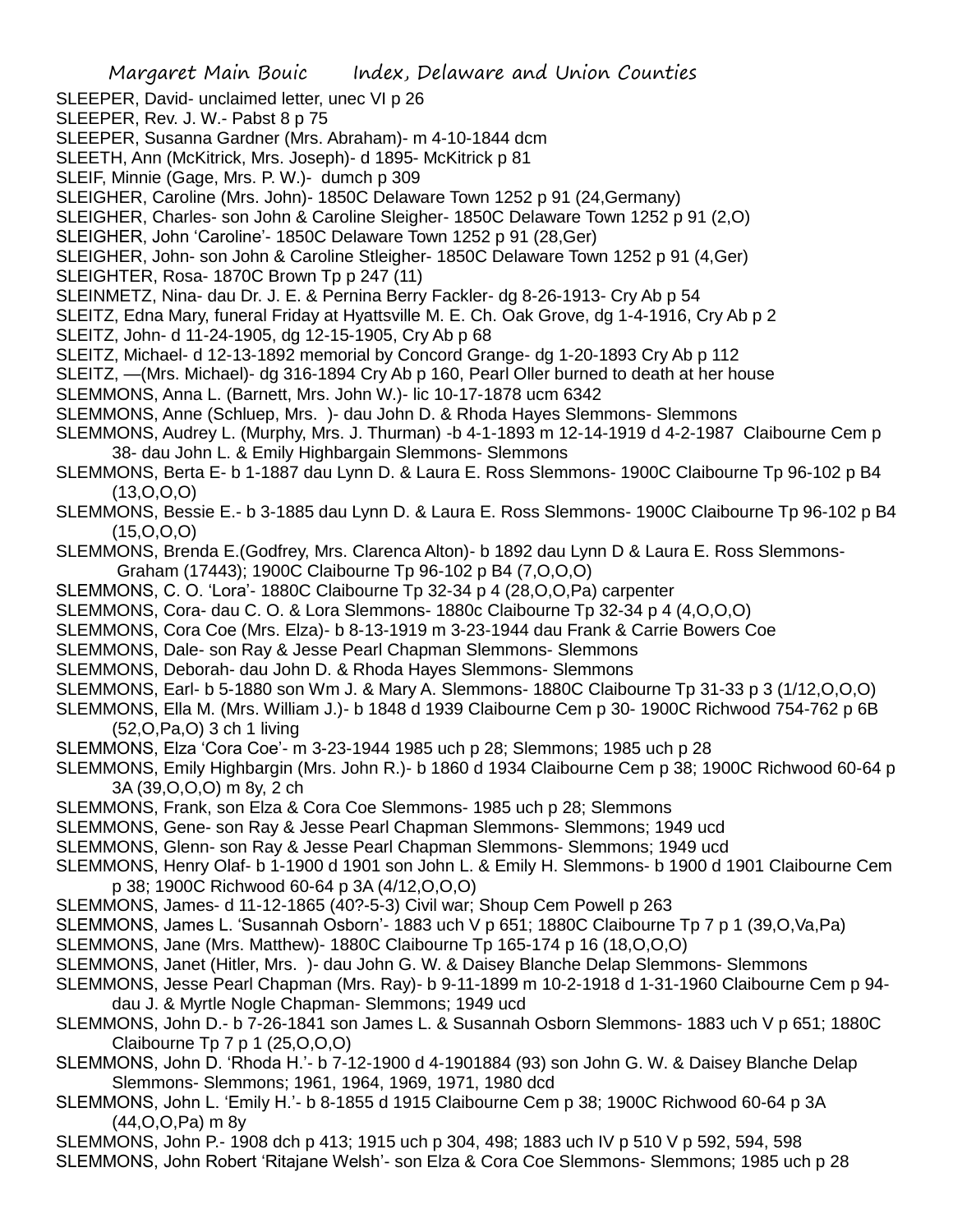SLEEPER, David- unclaimed letter, unec VI p 26
SLEEPER, Rev. J. W.- Pabst 8 p 75
SLEEPER, Susanna Gardner (Mrs. Abraham)- m 4-10-1844 dcm
SLEETH, Ann (McKitrick, Mrs. Joseph)- d 1895- McKitrick p 81
SLEIF, Minnie (Gage, Mrs. P. W.)- dumch p 309
SLEIGHER, Caroline (Mrs. John)- 1850C Delaware Town 1252 p 91 (24,Germany)
SLEIGHER, Charles- son John & Caroline Sleigher- 1850C Delaware Town 1252 p 91 (2,O)
SLEIGHER, John 'Caroline'- 1850C Delaware Town 1252 p 91 (28,Ger)
SLEIGHER, John- son John & Caroline Stleigher- 1850C Delaware Town 1252 p 91 (4,Ger)
SLEIGHTER, Rosa- 1870C Brown Tp p 247 (11)
SLEINMETZ, Nina- dau Dr. J. E. & Pernina Berry Fackler- dg 8-26-1913- Cry Ab p 54
SLEITZ, Edna Mary, funeral Friday at Hyattsville M. E. Ch. Oak Grove, dg 1-4-1916, Cry Ab p 2
SLEITZ, John- d 11-24-1905, dg 12-15-1905, Cry Ab p 68
SLEITZ, Michael- d 12-13-1892 memorial by Concord Grange- dg 1-20-1893 Cry Ab p 112
SLEITZ, —(Mrs. Michael)- dg 316-1894 Cry Ab p 160, Pearl Oller burned to death at her house
SLEMMONS, Anna L. (Barnett, Mrs. John W.)- lic 10-17-1878 ucm 6342
SLEMMONS, Anne (Schluep, Mrs. )- dau John D. & Rhoda Hayes Slemmons- Slemmons
SLEMMONS, Audrey L. (Murphy, Mrs. J. Thurman) -b 4-1-1893 m 12-14-1919 d 4-2-1987 Claibourne Cem p 38- dau John L. & Emily Highbargain Slemmons- Slemmons
SLEMMONS, Berta E- b 1-1887 dau Lynn D. & Laura E. Ross Slemmons- 1900C Claibourne Tp 96-102 p B4 (13,O,O,O)
SLEMMONS, Bessie E.- b 3-1885 dau Lynn D. & Laura E. Ross Slemmons- 1900C Claibourne Tp 96-102 p B4 (15,O,O,O)
SLEMMONS, Brenda E.(Godfrey, Mrs. Clarenca Alton)- b 1892 dau Lynn D & Laura E. Ross Slemmons- Graham (17443); 1900C Claibourne Tp 96-102 p B4 (7,O,O,O)
SLEMMONS, C. O. 'Lora'- 1880C Claibourne Tp 32-34 p 4 (28,O,O,Pa) carpenter
SLEMMONS, Cora- dau C. O. & Lora Slemmons- 1880c Claibourne Tp 32-34 p 4 (4,O,O,O)
SLEMMONS, Cora Coe (Mrs. Elza)- b 8-13-1919 m 3-23-1944 dau Frank & Carrie Bowers Coe
SLEMMONS, Dale- son Ray & Jesse Pearl Chapman Slemmons- Slemmons
SLEMMONS, Deborah- dau John D. & Rhoda Hayes Slemmons- Slemmons
SLEMMONS, Earl- b 5-1880 son Wm J. & Mary A. Slemmons- 1880C Claibourne Tp 31-33 p 3 (1/12,O,O,O)
SLEMMONS, Ella M. (Mrs. William J.)- b 1848 d 1939 Claibourne Cem p 30- 1900C Richwood 754-762 p 6B (52,O,Pa,O) 3 ch 1 living
SLEMMONS, Elza 'Cora Coe'- m 3-23-1944 1985 uch p 28; Slemmons; 1985 uch p 28
SLEMMONS, Emily Highbargin (Mrs. John R.)- b 1860 d 1934 Claibourne Cem p 38; 1900C Richwood 60-64 p 3A (39,O,O,O) m 8y, 2 ch
SLEMMONS, Frank, son Elza & Cora Coe Slemmons- 1985 uch p 28; Slemmons
SLEMMONS, Gene- son Ray & Jesse Pearl Chapman Slemmons- Slemmons; 1949 ucd
SLEMMONS, Glenn- son Ray & Jesse Pearl Chapman Slemmons- Slemmons; 1949 ucd
SLEMMONS, Henry Olaf- b 1-1900 d 1901 son John L. & Emily H. Slemmons- b 1900 d 1901 Claibourne Cem p 38; 1900C Richwood 60-64 p 3A (4/12,O,O,O)
SLEMMONS, James- d 11-12-1865 (40?-5-3) Civil war; Shoup Cem Powell p 263
SLEMMONS, James L. 'Susannah Osborn'- 1883 uch V p 651; 1880C Claibourne Tp 7 p 1 (39,O,Va,Pa)
SLEMMONS, Jane (Mrs. Matthew)- 1880C Claibourne Tp 165-174 p 16 (18,O,O,O)
SLEMMONS, Janet (Hitler, Mrs. )- dau John G. W. & Daisey Blanche Delap Slemmons- Slemmons
SLEMMONS, Jesse Pearl Chapman (Mrs. Ray)- b 9-11-1899 m 10-2-1918 d 1-31-1960 Claibourne Cem p 94- dau J. & Myrtle Nogle Chapman- Slemmons; 1949 ucd
SLEMMONS, John D.- b 7-26-1841 son James L. & Susannah Osborn Slemmons- 1883 uch V p 651; 1880C Claibourne Tp 7 p 1 (25,O,O,O)
SLEMMONS, John D. 'Rhoda H.'- b 7-12-1900 d 4-1901884 (93) son John G. W. & Daisey Blanche Delap Slemmons- Slemmons; 1961, 1964, 1969, 1971, 1980 dcd
SLEMMONS, John L. 'Emily H.'- b 8-1855 d 1915 Claibourne Cem p 38; 1900C Richwood 60-64 p 3A (44,O,O,Pa) m 8y
SLEMMONS, John P.- 1908 dch p 413; 1915 uch p 304, 498; 1883 uch IV p 510 V p 592, 594, 598
SLEMMONS, John Robert 'Ritajane Welsh'- son Elza & Cora Coe Slemmons- Slemmons; 1985 uch p 28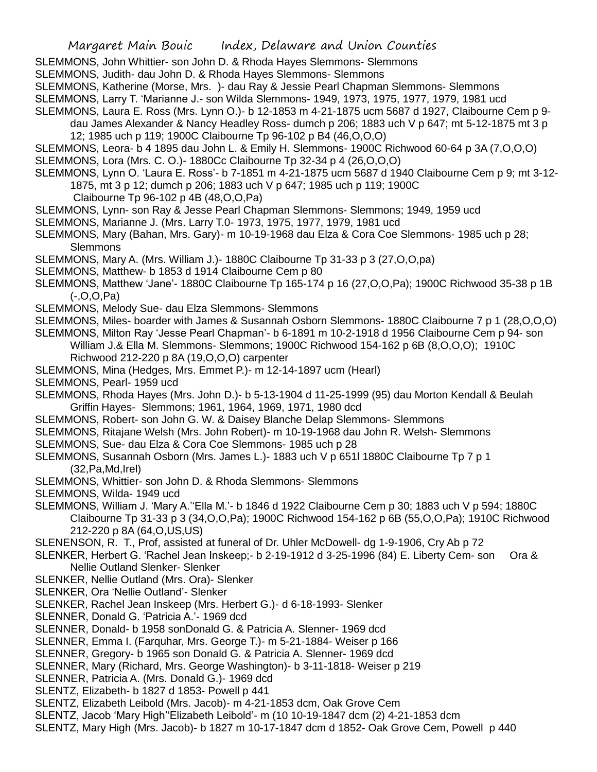SLEMMONS, John Whittier- son John D. & Rhoda Hayes Slemmons- Slemmons

SLEMMONS, Judith- dau John D. & Rhoda Hayes Slemmons- Slemmons

SLEMMONS, Katherine (Morse, Mrs. )- dau Ray & Jessie Pearl Chapman Slemmons- Slemmons

SLEMMONS, Larry T. 'Marianne J.- son Wilda Slemmons- 1949, 1973, 1975, 1977, 1979, 1981 ucd

SLEMMONS, Laura E. Ross (Mrs. Lynn O.)- b 12-1853 m 4-21-1875 ucm 5687 d 1927, Claibourne Cem p 9- dau James Alexander & Nancy Headley Ross- dumch p 206; 1883 uch V p 647; mt 5-12-1875 mt 3 p 12; 1985 uch p 119; 1900C Claibourne Tp 96-102 p B4 (46,O,O,O)

SLEMMONS, Leora- b 4 1895 dau John L. & Emily H. Slemmons- 1900C Richwood 60-64 p 3A (7,O,O,O)

SLEMMONS, Lora (Mrs. C. O.)- 1880Cc Claibourne Tp 32-34 p 4 (26,O,O,O)

SLEMMONS, Lynn O. 'Laura E. Ross'- b 7-1851 m 4-21-1875 ucm 5687 d 1940 Claibourne Cem p 9; mt 3-12-1875, mt 3 p 12; dumch p 206; 1883 uch V p 647; 1985 uch p 119; 1900C Claibourne Tp 96-102 p 4B (48,O,O,Pa)

SLEMMONS, Lynn- son Ray & Jesse Pearl Chapman Slemmons- Slemmons; 1949, 1959 ucd

SLEMMONS, Marianne J. (Mrs. Larry T.0- 1973, 1975, 1977, 1979, 1981 ucd

SLEMMONS, Mary (Bahan, Mrs. Gary)- m 10-19-1968 dau Elza & Cora Coe Slemmons- 1985 uch p 28; Slemmons

SLEMMONS, Mary A. (Mrs. William J.)- 1880C Claibourne Tp 31-33 p 3 (27,O,O,pa)

SLEMMONS, Matthew- b 1853 d 1914 Claibourne Cem p 80

SLEMMONS, Matthew 'Jane'- 1880C Claibourne Tp 165-174 p 16 (27,O,O,Pa); 1900C Richwood 35-38 p 1B (-,O,O,Pa)

SLEMMONS, Melody Sue- dau Elza Slemmons- Slemmons

SLEMMONS, Miles- boarder with James & Susannah Osborn Slemmons- 1880C Claibourne 7 p 1 (28,O,O,O)

SLEMMONS, Milton Ray 'Jesse Pearl Chapman'- b 6-1891 m 10-2-1918 d 1956 Claibourne Cem p 94- son William J.& Ella M. Slemmons- Slemmons; 1900C Richwood 154-162 p 6B (8,O,O,O); 1910C Richwood 212-220 p 8A (19,O,O,O) carpenter

SLEMMONS, Mina (Hedges, Mrs. Emmet P.)- m 12-14-1897 ucm (Hearl)

SLEMMONS, Pearl- 1959 ucd

SLEMMONS, Rhoda Hayes (Mrs. John D.)- b 5-13-1904 d 11-25-1999 (95) dau Morton Kendall & Beulah Griffin Hayes- Slemmons; 1961, 1964, 1969, 1971, 1980 dcd

SLEMMONS, Robert- son John G. W. & Daisey Blanche Delap Slemmons- Slemmons

SLEMMONS, Ritajane Welsh (Mrs. John Robert)- m 10-19-1968 dau John R. Welsh- Slemmons

SLEMMONS, Sue- dau Elza & Cora Coe Slemmons- 1985 uch p 28

SLEMMONS, Susannah Osborn (Mrs. James L.)- 1883 uch V p 651l 1880C Claibourne Tp 7 p 1 (32,Pa,Md,Irel)

SLEMMONS, Whittier- son John D. & Rhoda Slemmons- Slemmons

SLEMMONS, Wilda- 1949 ucd

SLEMMONS, William J. 'Mary A.''Ella M.'- b 1846 d 1922 Claibourne Cem p 30; 1883 uch V p 594; 1880C Claibourne Tp 31-33 p 3 (34,O,O,Pa); 1900C Richwood 154-162 p 6B (55,O,O,Pa); 1910C Richwood 212-220 p 8A (64,O,US,US)

SLENENSON, R. T., Prof, assisted at funeral of Dr. Uhler McDowell- dg 1-9-1906, Cry Ab p 72

SLENKER, Herbert G. 'Rachel Jean Inskeep;- b 2-19-1912 d 3-25-1996 (84) E. Liberty Cem- son Ora & Nellie Outland Slenker- Slenker

SLENKER, Nellie Outland (Mrs. Ora)- Slenker

SLENKER, Ora 'Nellie Outland'- Slenker

SLENKER, Rachel Jean Inskeep (Mrs. Herbert G.)- d 6-18-1993- Slenker

SLENNER, Donald G. 'Patricia A.'- 1969 dcd

SLENNER, Donald- b 1958 sonDonald G. & Patricia A. Slenner- 1969 dcd

SLENNER, Emma I. (Farquhar, Mrs. George T.)- m 5-21-1884- Weiser p 166

SLENNER, Gregory- b 1965 son Donald G. & Patricia A. Slenner- 1969 dcd

SLENNER, Mary (Richard, Mrs. George Washington)- b 3-11-1818- Weiser p 219

SLENNER, Patricia A. (Mrs. Donald G.)- 1969 dcd

SLENTZ, Elizabeth- b 1827 d 1853- Powell p 441

SLENTZ, Elizabeth Leibold (Mrs. Jacob)- m 4-21-1853 dcm, Oak Grove Cem

SLENTZ, Jacob 'Mary High''Elizabeth Leibold'- m (10 10-19-1847 dcm (2) 4-21-1853 dcm

SLENTZ, Mary High (Mrs. Jacob)- b 1827 m 10-17-1847 dcm d 1852- Oak Grove Cem, Powell p 440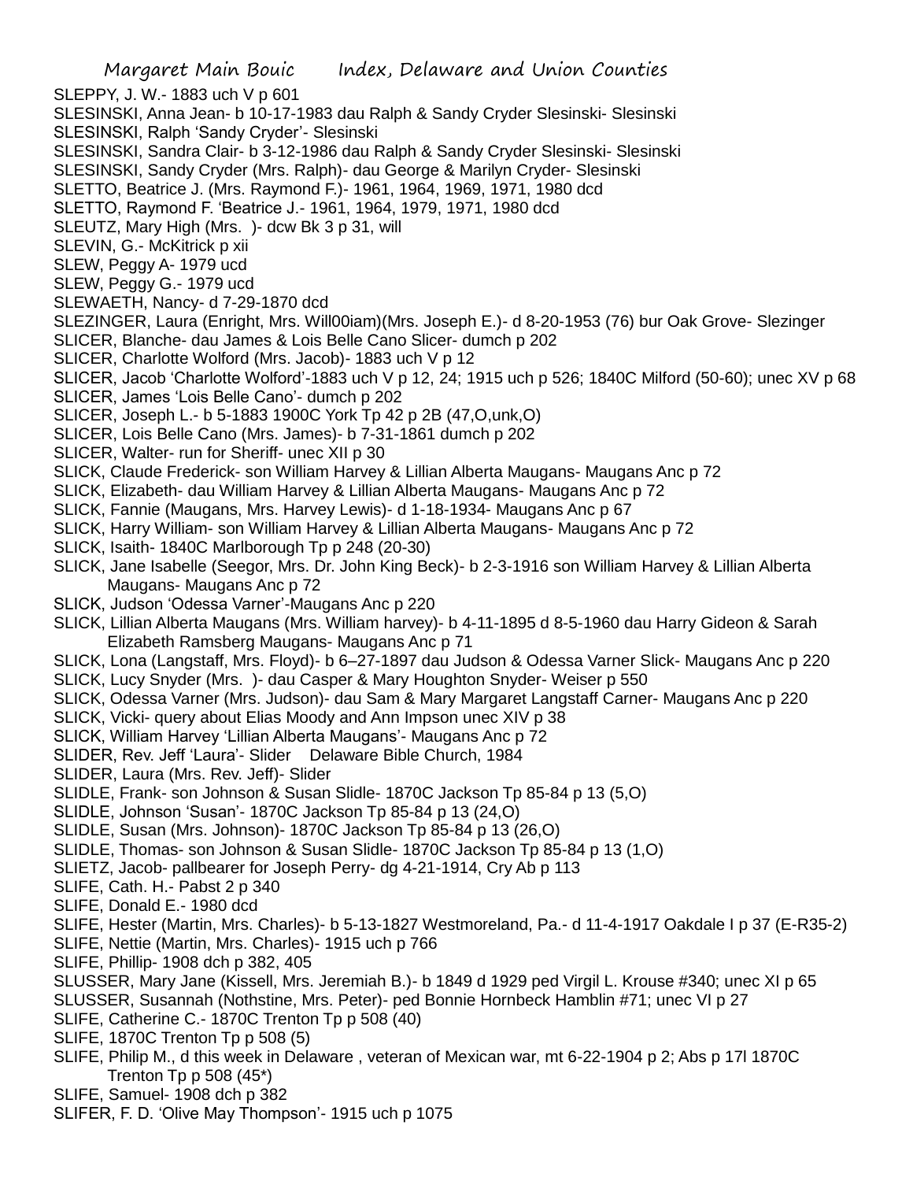SLEPPY, J. W.- 1883 uch V p 601

SLESINSKI, Anna Jean- b 10-17-1983 dau Ralph & Sandy Cryder Slesinski- Slesinski

SLESINSKI, Ralph 'Sandy Cryder'- Slesinski

SLESINSKI, Sandra Clair- b 3-12-1986 dau Ralph & Sandy Cryder Slesinski- Slesinski

SLESINSKI, Sandy Cryder (Mrs. Ralph)- dau George & Marilyn Cryder- Slesinski

SLETTO, Beatrice J. (Mrs. Raymond F.)- 1961, 1964, 1969, 1971, 1980 dcd

SLETTO, Raymond F. 'Beatrice J.- 1961, 1964, 1979, 1971, 1980 dcd

SLEUTZ, Mary High (Mrs. )- dcw Bk 3 p 31, will

SLEVIN, G.- McKitrick p xii

SLEW, Peggy A- 1979 ucd

SLEW, Peggy G.- 1979 ucd

SLEWAETH, Nancy- d 7-29-1870 dcd

SLEZINGER, Laura (Enright, Mrs. Will00iam)(Mrs. Joseph E.)- d 8-20-1953 (76) bur Oak Grove- Slezinger

SLICER, Blanche- dau James & Lois Belle Cano Slicer- dumch p 202

SLICER, Charlotte Wolford (Mrs. Jacob)- 1883 uch V p 12

SLICER, Jacob 'Charlotte Wolford'-1883 uch V p 12, 24; 1915 uch p 526; 1840C Milford (50-60); unec XV p 68

SLICER, James 'Lois Belle Cano'- dumch p 202

SLICER, Joseph L.- b 5-1883 1900C York Tp 42 p 2B (47,O,unk,O)

SLICER, Lois Belle Cano (Mrs. James)- b 7-31-1861 dumch p 202

SLICER, Walter- run for Sheriff- unec XII p 30

SLICK, Claude Frederick- son William Harvey & Lillian Alberta Maugans- Maugans Anc p 72

SLICK, Elizabeth- dau William Harvey & Lillian Alberta Maugans- Maugans Anc p 72

SLICK, Fannie (Maugans, Mrs. Harvey Lewis)- d 1-18-1934- Maugans Anc p 67

SLICK, Harry William- son William Harvey & Lillian Alberta Maugans- Maugans Anc p 72

SLICK, Isaith- 1840C Marlborough Tp p 248 (20-30)

SLICK, Jane Isabelle (Seegor, Mrs. Dr. John King Beck)- b 2-3-1916 son William Harvey & Lillian Alberta Maugans- Maugans Anc p 72

SLICK, Judson 'Odessa Varner'-Maugans Anc p 220

SLICK, Lillian Alberta Maugans (Mrs. William harvey)- b 4-11-1895 d 8-5-1960 dau Harry Gideon & Sarah Elizabeth Ramsberg Maugans- Maugans Anc p 71

SLICK, Lona (Langstaff, Mrs. Floyd)- b 6–27-1897 dau Judson & Odessa Varner Slick- Maugans Anc p 220

SLICK, Lucy Snyder (Mrs. )- dau Casper & Mary Houghton Snyder- Weiser p 550

SLICK, Odessa Varner (Mrs. Judson)- dau Sam & Mary Margaret Langstaff Carner- Maugans Anc p 220

SLICK, Vicki- query about Elias Moody and Ann Impson unec XIV p 38

SLICK, William Harvey 'Lillian Alberta Maugans'- Maugans Anc p 72

SLIDER, Rev. Jeff 'Laura'- Slider Delaware Bible Church, 1984

SLIDER, Laura (Mrs. Rev. Jeff)- Slider

SLIDLE, Frank- son Johnson & Susan Slidle- 1870C Jackson Tp 85-84 p 13 (5,O)

SLIDLE, Johnson 'Susan'- 1870C Jackson Tp 85-84 p 13 (24,O)

SLIDLE, Susan (Mrs. Johnson)- 1870C Jackson Tp 85-84 p 13 (26,O)

SLIDLE, Thomas- son Johnson & Susan Slidle- 1870C Jackson Tp 85-84 p 13 (1,O)

SLIETZ, Jacob- pallbearer for Joseph Perry- dg 4-21-1914, Cry Ab p 113

SLIFE, Cath. H.- Pabst 2 p 340

SLIFE, Donald E.- 1980 dcd

SLIFE, Hester (Martin, Mrs. Charles)- b 5-13-1827 Westmoreland, Pa.- d 11-4-1917 Oakdale I p 37 (E-R35-2)

SLIFE, Nettie (Martin, Mrs. Charles)- 1915 uch p 766

SLIFE, Phillip- 1908 dch p 382, 405

SLUSSER, Mary Jane (Kissell, Mrs. Jeremiah B.)- b 1849 d 1929 ped Virgil L. Krouse #340; unec XI p 65

SLUSSER, Susannah (Nothstine, Mrs. Peter)- ped Bonnie Hornbeck Hamblin #71; unec VI p 27

SLIFE, Catherine C.- 1870C Trenton Tp p 508 (40)

SLIFE, 1870C Trenton Tp p 508 (5)

SLIFE, Philip M., d this week in Delaware , veteran of Mexican war, mt 6-22-1904 p 2; Abs p 17l 1870C Trenton Tp p 508 (45*)

SLIFE, Samuel- 1908 dch p 382

SLIFER, F. D. 'Olive May Thompson'- 1915 uch p 1075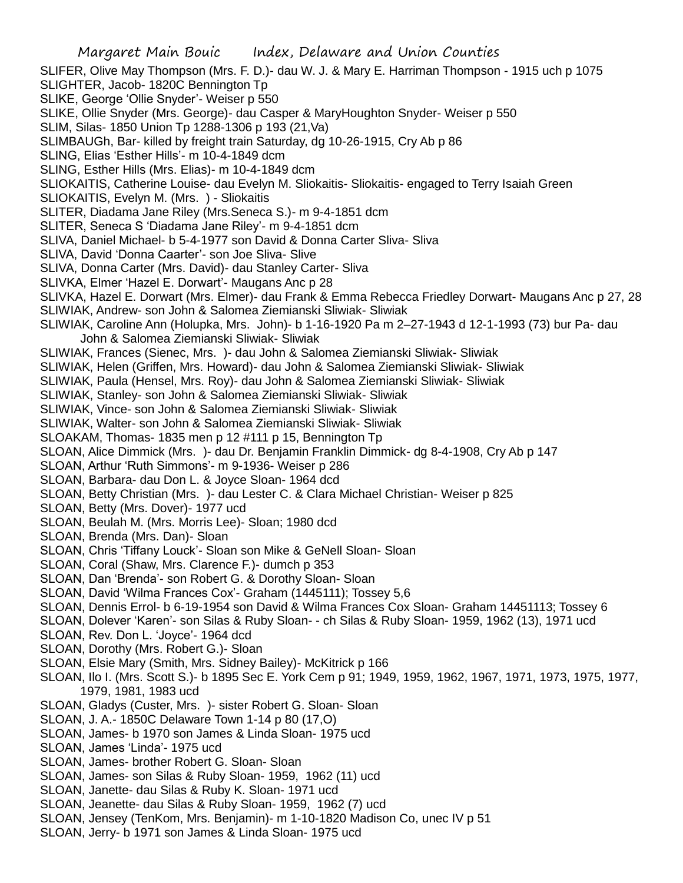SLIFER, Olive May Thompson (Mrs. F. D.)- dau W. J. & Mary E. Harriman Thompson - 1915 uch p 1075
SLIGHTER, Jacob- 1820C Bennington Tp
SLIKE, George 'Ollie Snyder'- Weiser p 550
SLIKE, Ollie Snyder (Mrs. George)- dau Casper & MaryHoughton Snyder- Weiser p 550
SLIM, Silas- 1850 Union Tp 1288-1306 p 193 (21,Va)
SLIMBAUGh, Bar- killed by freight train Saturday, dg 10-26-1915, Cry Ab p 86
SLING, Elias 'Esther Hills'- m 10-4-1849 dcm
SLING, Esther Hills (Mrs. Elias)- m 10-4-1849 dcm
SLIOKAITIS, Catherine Louise- dau Evelyn M. Sliokaitis- Sliokaitis- engaged to Terry Isaiah Green
SLIOKAITIS, Evelyn M. (Mrs. ) - Sliokaitis
SLITER, Diadama Jane Riley (Mrs.Seneca S.)- m 9-4-1851 dcm
SLITER, Seneca S 'Diadama Jane Riley'- m 9-4-1851 dcm
SLIVA, Daniel Michael- b 5-4-1977 son David & Donna Carter Sliva- Sliva
SLIVA, David 'Donna Caarter'- son Joe Sliva- Slive
SLIVA, Donna Carter (Mrs. David)- dau Stanley Carter- Sliva
SLIVKA, Elmer 'Hazel E. Dorwart'- Maugans Anc p 28
SLIVKA, Hazel E. Dorwart (Mrs. Elmer)- dau Frank & Emma Rebecca Friedley Dorwart- Maugans Anc p 27, 28
SLIWIAK, Andrew- son John & Salomea Ziemianski Sliwiak- Sliwiak
SLIWIAK, Caroline Ann (Holupka, Mrs. John)- b 1-16-1920 Pa m 2–27-1943 d 12-1-1993 (73) bur Pa- dau John & Salomea Ziemianski Sliwiak- Sliwiak
SLIWIAK, Frances (Sienec, Mrs. )- dau John & Salomea Ziemianski Sliwiak- Sliwiak
SLIWIAK, Helen (Griffen, Mrs. Howard)- dau John & Salomea Ziemianski Sliwiak- Sliwiak
SLIWIAK, Paula (Hensel, Mrs. Roy)- dau John & Salomea Ziemianski Sliwiak- Sliwiak
SLIWIAK, Stanley- son John & Salomea Ziemianski Sliwiak- Sliwiak
SLIWIAK, Vince- son John & Salomea Ziemianski Sliwiak- Sliwiak
SLIWIAK, Walter- son John & Salomea Ziemianski Sliwiak- Sliwiak
SLOAKAM, Thomas- 1835 men p 12 #111 p 15, Bennington Tp
SLOAN, Alice Dimmick (Mrs. )- dau Dr. Benjamin Franklin Dimmick- dg 8-4-1908, Cry Ab p 147
SLOAN, Arthur 'Ruth Simmons'- m 9-1936- Weiser p 286
SLOAN, Barbara- dau Don L. & Joyce Sloan- 1964 dcd
SLOAN, Betty Christian (Mrs. )- dau Lester C. & Clara Michael Christian- Weiser p 825
SLOAN, Betty (Mrs. Dover)- 1977 ucd
SLOAN, Beulah M. (Mrs. Morris Lee)- Sloan; 1980 dcd
SLOAN, Brenda (Mrs. Dan)- Sloan
SLOAN, Chris 'Tiffany Louck'- Sloan son Mike & GeNell Sloan- Sloan
SLOAN, Coral (Shaw, Mrs. Clarence F.)- dumch p 353
SLOAN, Dan 'Brenda'- son Robert G. & Dorothy Sloan- Sloan
SLOAN, David 'Wilma Frances Cox'- Graham (1445111); Tossey 5,6
SLOAN, Dennis Errol- b 6-19-1954 son David & Wilma Frances Cox Sloan- Graham 14451113; Tossey 6
SLOAN, Dolever 'Karen'- son Silas & Ruby Sloan- - ch Silas & Ruby Sloan- 1959, 1962 (13), 1971 ucd
SLOAN, Rev. Don L. 'Joyce'- 1964 dcd
SLOAN, Dorothy (Mrs. Robert G.)- Sloan
SLOAN, Elsie Mary (Smith, Mrs. Sidney Bailey)- McKitrick p 166
SLOAN, Ilo I. (Mrs. Scott S.)- b 1895 Sec E. York Cem p 91; 1949, 1959, 1962, 1967, 1971, 1973, 1975, 1977, 1979, 1981, 1983 ucd
SLOAN, Gladys (Custer, Mrs. )- sister Robert G. Sloan- Sloan
SLOAN, J. A.- 1850C Delaware Town 1-14 p 80 (17,O)
SLOAN, James- b 1970 son James & Linda Sloan- 1975 ucd
SLOAN, James 'Linda'- 1975 ucd
SLOAN, James- brother Robert G. Sloan- Sloan
SLOAN, James- son Silas & Ruby Sloan- 1959, 1962 (11) ucd
SLOAN, Janette- dau Silas & Ruby K. Sloan- 1971 ucd
SLOAN, Jeanette- dau Silas & Ruby Sloan- 1959, 1962 (7) ucd
SLOAN, Jensey (TenKom, Mrs. Benjamin)- m 1-10-1820 Madison Co, unec IV p 51
SLOAN, Jerry- b 1971 son James & Linda Sloan- 1975 ucd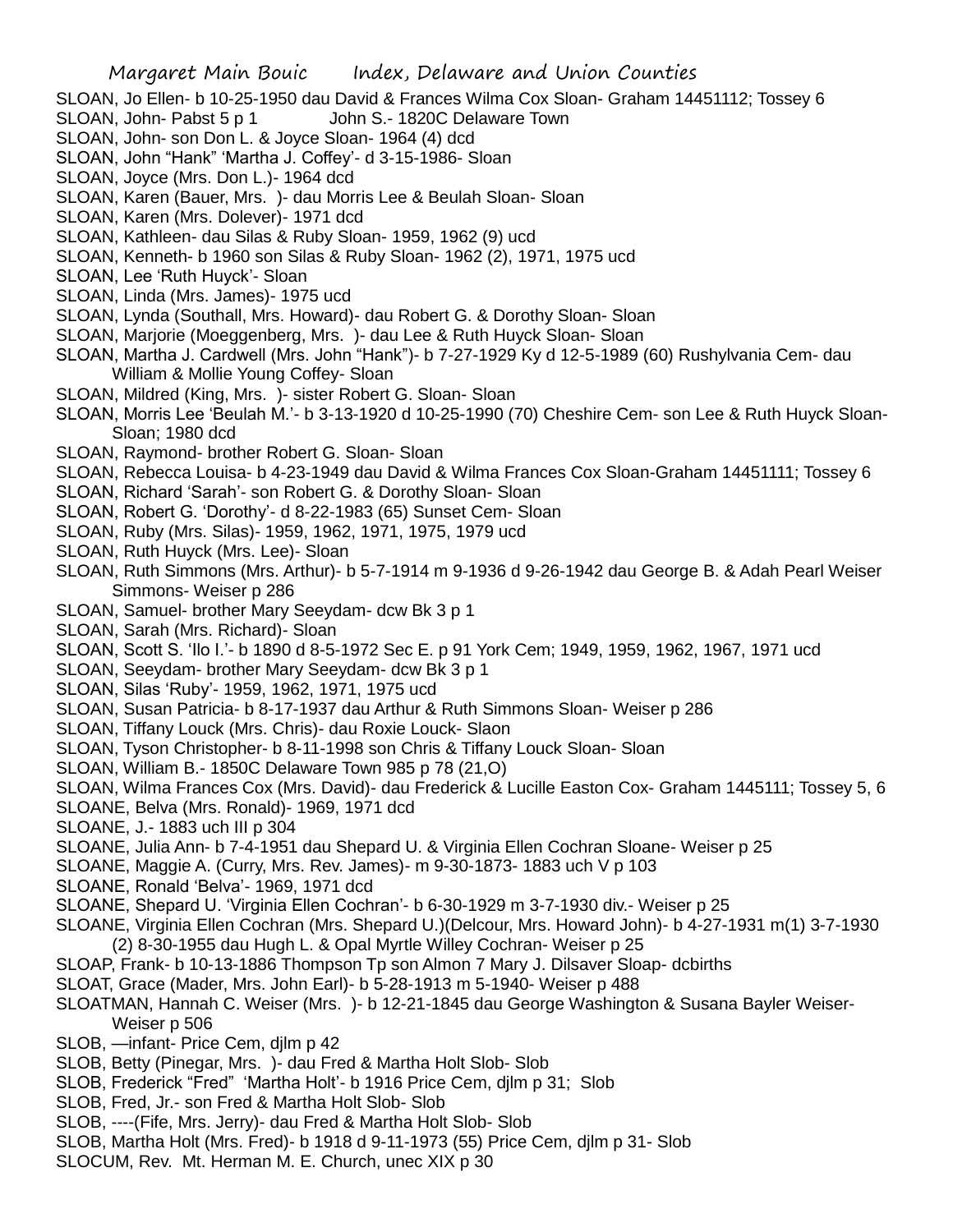SLOAN, Jo Ellen- b 10-25-1950 dau David & Frances Wilma Cox Sloan- Graham 14451112; Tossey 6

SLOAN, John- Pabst 5 p 1 John S.- 1820C Delaware Town

SLOAN, John- son Don L. & Joyce Sloan- 1964 (4) dcd

SLOAN, John "Hank" 'Martha J. Coffey'- d 3-15-1986- Sloan

SLOAN, Joyce (Mrs. Don L.)- 1964 dcd

SLOAN, Karen (Bauer, Mrs. )- dau Morris Lee & Beulah Sloan- Sloan

SLOAN, Karen (Mrs. Dolever)- 1971 dcd

SLOAN, Kathleen- dau Silas & Ruby Sloan- 1959, 1962 (9) ucd

SLOAN, Kenneth- b 1960 son Silas & Ruby Sloan- 1962 (2), 1971, 1975 ucd

SLOAN, Lee 'Ruth Huyck'- Sloan

SLOAN, Linda (Mrs. James)- 1975 ucd

SLOAN, Lynda (Southall, Mrs. Howard)- dau Robert G. & Dorothy Sloan- Sloan

SLOAN, Marjorie (Moeggenberg, Mrs. )- dau Lee & Ruth Huyck Sloan- Sloan

SLOAN, Martha J. Cardwell (Mrs. John "Hank")- b 7-27-1929 Ky d 12-5-1989 (60) Rushylvania Cem- dau William & Mollie Young Coffey- Sloan

SLOAN, Mildred (King, Mrs. )- sister Robert G. Sloan- Sloan

SLOAN, Morris Lee 'Beulah M.'- b 3-13-1920 d 10-25-1990 (70) Cheshire Cem- son Lee & Ruth Huyck Sloan- Sloan; 1980 dcd

SLOAN, Raymond- brother Robert G. Sloan- Sloan

SLOAN, Rebecca Louisa- b 4-23-1949 dau David & Wilma Frances Cox Sloan-Graham 14451111; Tossey 6

SLOAN, Richard 'Sarah'- son Robert G. & Dorothy Sloan- Sloan

SLOAN, Robert G. 'Dorothy'- d 8-22-1983 (65) Sunset Cem- Sloan

SLOAN, Ruby (Mrs. Silas)- 1959, 1962, 1971, 1975, 1979 ucd

SLOAN, Ruth Huyck (Mrs. Lee)- Sloan

SLOAN, Ruth Simmons (Mrs. Arthur)- b 5-7-1914 m 9-1936 d 9-26-1942 dau George B. & Adah Pearl Weiser Simmons- Weiser p 286

SLOAN, Samuel- brother Mary Seeydam- dcw Bk 3 p 1

SLOAN, Sarah (Mrs. Richard)- Sloan

SLOAN, Scott S. 'Ilo I.'- b 1890 d 8-5-1972 Sec E. p 91 York Cem; 1949, 1959, 1962, 1967, 1971 ucd

SLOAN, Seeydam- brother Mary Seeydam- dcw Bk 3 p 1

SLOAN, Silas 'Ruby'- 1959, 1962, 1971, 1975 ucd

SLOAN, Susan Patricia- b 8-17-1937 dau Arthur & Ruth Simmons Sloan- Weiser p 286

SLOAN, Tiffany Louck (Mrs. Chris)- dau Roxie Louck- Slaon

SLOAN, Tyson Christopher- b 8-11-1998 son Chris & Tiffany Louck Sloan- Sloan

SLOAN, William B.- 1850C Delaware Town 985 p 78 (21,O)

SLOAN, Wilma Frances Cox (Mrs. David)- dau Frederick & Lucille Easton Cox- Graham 1445111; Tossey 5, 6

SLOANE, Belva (Mrs. Ronald)- 1969, 1971 dcd

SLOANE, J.- 1883 uch III p 304

SLOANE, Julia Ann- b 7-4-1951 dau Shepard U. & Virginia Ellen Cochran Sloane- Weiser p 25

SLOANE, Maggie A. (Curry, Mrs. Rev. James)- m 9-30-1873- 1883 uch V p 103

SLOANE, Ronald 'Belva'- 1969, 1971 dcd

SLOANE, Shepard U. 'Virginia Ellen Cochran'- b 6-30-1929 m 3-7-1930 div.- Weiser p 25

SLOANE, Virginia Ellen Cochran (Mrs. Shepard U.)(Delcour, Mrs. Howard John)- b 4-27-1931 m(1) 3-7-1930 (2) 8-30-1955 dau Hugh L. & Opal Myrtle Willey Cochran- Weiser p 25

SLOAP, Frank- b 10-13-1886 Thompson Tp son Almon 7 Mary J. Dilsaver Sloap- dcbirths

SLOAT, Grace (Mader, Mrs. John Earl)- b 5-28-1913 m 5-1940- Weiser p 488

SLOATMAN, Hannah C. Weiser (Mrs. )- b 12-21-1845 dau George Washington & Susana Bayler Weiser- Weiser p 506

SLOB, —infant- Price Cem, djlm p 42

SLOB, Betty (Pinegar, Mrs. )- dau Fred & Martha Holt Slob- Slob

SLOB, Frederick "Fred" 'Martha Holt'- b 1916 Price Cem, djlm p 31; Slob

SLOB, Fred, Jr.- son Fred & Martha Holt Slob- Slob

SLOB, ----(Fife, Mrs. Jerry)- dau Fred & Martha Holt Slob- Slob

SLOB, Martha Holt (Mrs. Fred)- b 1918 d 9-11-1973 (55) Price Cem, djlm p 31- Slob

SLOCUM, Rev. Mt. Herman M. E. Church, unec XIX p 30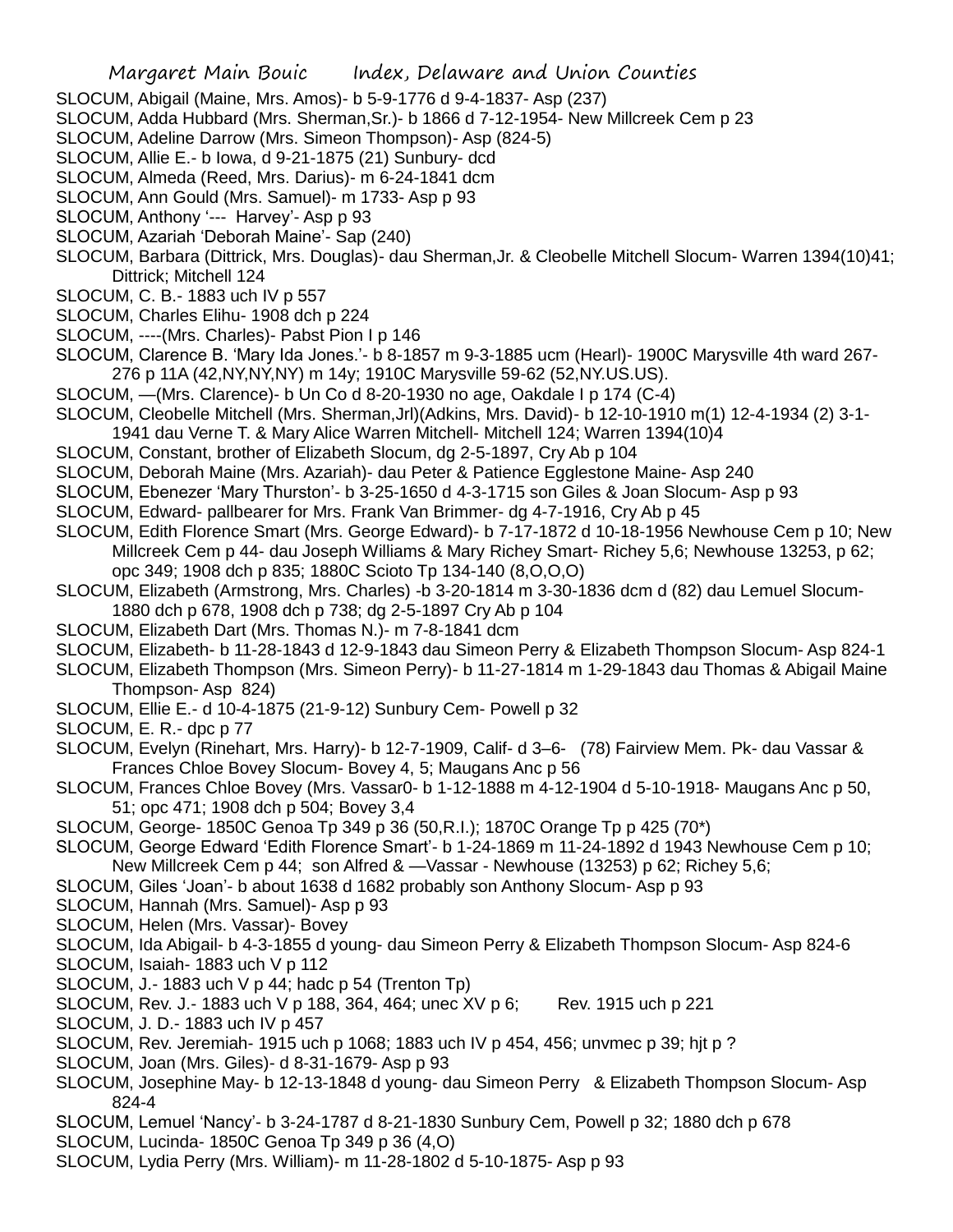SLOCUM, Abigail (Maine, Mrs. Amos)- b 5-9-1776 d 9-4-1837- Asp (237)
SLOCUM, Adda Hubbard (Mrs. Sherman,Sr.)- b 1866 d 7-12-1954- New Millcreek Cem p 23
SLOCUM, Adeline Darrow (Mrs. Simeon Thompson)- Asp (824-5)
SLOCUM, Allie E.- b Iowa, d 9-21-1875 (21) Sunbury- dcd
SLOCUM, Almeda (Reed, Mrs. Darius)- m 6-24-1841 dcm
SLOCUM, Ann Gould (Mrs. Samuel)- m 1733- Asp p 93
SLOCUM, Anthony '--- Harvey'- Asp p 93
SLOCUM, Azariah 'Deborah Maine'- Sap (240)
SLOCUM, Barbara (Dittrick, Mrs. Douglas)- dau Sherman,Jr. & Cleobelle Mitchell Slocum- Warren 1394(10)41; Dittrick; Mitchell 124
SLOCUM, C. B.- 1883 uch IV p 557
SLOCUM, Charles Elihu- 1908 dch p 224
SLOCUM, ----(Mrs. Charles)- Pabst Pion I p 146
SLOCUM, Clarence B. 'Mary Ida Jones.'- b 8-1857 m 9-3-1885 ucm (Hearl)- 1900C Marysville 4th ward 267-276 p 11A (42,NY,NY,NY) m 14y; 1910C Marysville 59-62 (52,NY.US.US).
SLOCUM, —(Mrs. Clarence)- b Un Co d 8-20-1930 no age, Oakdale I p 174 (C-4)
SLOCUM, Cleobelle Mitchell (Mrs. Sherman,Jrl)(Adkins, Mrs. David)- b 12-10-1910 m(1) 12-4-1934 (2) 3-1-1941 dau Verne T. & Mary Alice Warren Mitchell- Mitchell 124; Warren 1394(10)4
SLOCUM, Constant, brother of Elizabeth Slocum, dg 2-5-1897, Cry Ab p 104
SLOCUM, Deborah Maine (Mrs. Azariah)- dau Peter & Patience Egglestone Maine- Asp 240
SLOCUM, Ebenezer 'Mary Thurston'- b 3-25-1650 d 4-3-1715 son Giles & Joan Slocum- Asp p 93
SLOCUM, Edward- pallbearer for Mrs. Frank Van Brimmer- dg 4-7-1916, Cry Ab p 45
SLOCUM, Edith Florence Smart (Mrs. George Edward)- b 7-17-1872 d 10-18-1956 Newhouse Cem p 10; New Millcreek Cem p 44- dau Joseph Williams & Mary Richey Smart- Richey 5,6; Newhouse 13253, p 62; opc 349; 1908 dch p 835; 1880C Scioto Tp 134-140 (8,O,O,O)
SLOCUM, Elizabeth (Armstrong, Mrs. Charles) -b 3-20-1814 m 3-30-1836 dcm d (82) dau Lemuel Slocum- 1880 dch p 678, 1908 dch p 738; dg 2-5-1897 Cry Ab p 104
SLOCUM, Elizabeth Dart (Mrs. Thomas N.)- m 7-8-1841 dcm
SLOCUM, Elizabeth- b 11-28-1843 d 12-9-1843 dau Simeon Perry & Elizabeth Thompson Slocum- Asp 824-1
SLOCUM, Elizabeth Thompson (Mrs. Simeon Perry)- b 11-27-1814 m 1-29-1843 dau Thomas & Abigail Maine Thompson- Asp 824)
SLOCUM, Ellie E.- d 10-4-1875 (21-9-12) Sunbury Cem- Powell p 32
SLOCUM, E. R.- dpc p 77
SLOCUM, Evelyn (Rinehart, Mrs. Harry)- b 12-7-1909, Calif- d 3–6- (78) Fairview Mem. Pk- dau Vassar & Frances Chloe Bovey Slocum- Bovey 4, 5; Maugans Anc p 56
SLOCUM, Frances Chloe Bovey (Mrs. Vassar0- b 1-12-1888 m 4-12-1904 d 5-10-1918- Maugans Anc p 50, 51; opc 471; 1908 dch p 504; Bovey 3,4
SLOCUM, George- 1850C Genoa Tp 349 p 36 (50,R.I.); 1870C Orange Tp p 425 (70*)
SLOCUM, George Edward 'Edith Florence Smart'- b 1-24-1869 m 11-24-1892 d 1943 Newhouse Cem p 10; New Millcreek Cem p 44; son Alfred & —Vassar - Newhouse (13253) p 62; Richey 5,6;
SLOCUM, Giles 'Joan'- b about 1638 d 1682 probably son Anthony Slocum- Asp p 93
SLOCUM, Hannah (Mrs. Samuel)- Asp p 93
SLOCUM, Helen (Mrs. Vassar)- Bovey
SLOCUM, Ida Abigail- b 4-3-1855 d young- dau Simeon Perry & Elizabeth Thompson Slocum- Asp 824-6
SLOCUM, Isaiah- 1883 uch V p 112
SLOCUM, J.- 1883 uch V p 44; hadc p 54 (Trenton Tp)
SLOCUM, Rev. J.- 1883 uch V p 188, 364, 464; unec XV p 6; Rev. 1915 uch p 221
SLOCUM, J. D.- 1883 uch IV p 457
SLOCUM, Rev. Jeremiah- 1915 uch p 1068; 1883 uch IV p 454, 456; unvmec p 39; hjt p ?
SLOCUM, Joan (Mrs. Giles)- d 8-31-1679- Asp p 93
SLOCUM, Josephine May- b 12-13-1848 d young- dau Simeon Perry & Elizabeth Thompson Slocum- Asp 824-4
SLOCUM, Lemuel 'Nancy'- b 3-24-1787 d 8-21-1830 Sunbury Cem, Powell p 32; 1880 dch p 678
SLOCUM, Lucinda- 1850C Genoa Tp 349 p 36 (4,O)
SLOCUM, Lydia Perry (Mrs. William)- m 11-28-1802 d 5-10-1875- Asp p 93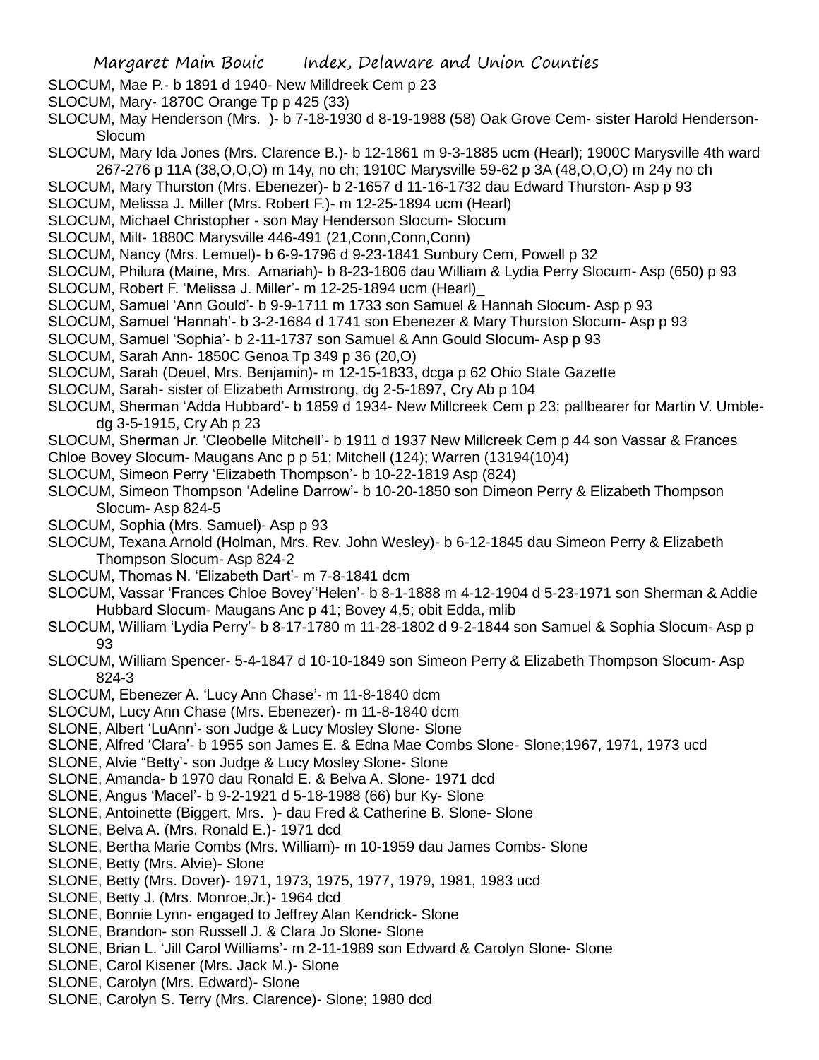SLOCUM, Mae P.- b 1891 d 1940- New Milldreek Cem p 23

SLOCUM, Mary- 1870C Orange Tp p 425 (33)

SLOCUM, May Henderson (Mrs. )- b 7-18-1930 d 8-19-1988 (58) Oak Grove Cem- sister Harold Henderson- Slocum

SLOCUM, Mary Ida Jones (Mrs. Clarence B.)- b 12-1861 m 9-3-1885 ucm (Hearl); 1900C Marysville 4th ward 267-276 p 11A (38,O,O,O) m 14y, no ch; 1910C Marysville 59-62 p 3A (48,O,O,O) m 24y no ch

SLOCUM, Mary Thurston (Mrs. Ebenezer)- b 2-1657 d 11-16-1732 dau Edward Thurston- Asp p 93

SLOCUM, Melissa J. Miller (Mrs. Robert F.)- m 12-25-1894 ucm (Hearl)

SLOCUM, Michael Christopher - son May Henderson Slocum- Slocum

SLOCUM, Milt- 1880C Marysville 446-491 (21,Conn,Conn,Conn)

SLOCUM, Nancy (Mrs. Lemuel)- b 6-9-1796 d 9-23-1841 Sunbury Cem, Powell p 32

SLOCUM, Philura (Maine, Mrs. Amariah)- b 8-23-1806 dau William & Lydia Perry Slocum- Asp (650) p 93

SLOCUM, Robert F. 'Melissa J. Miller'- m 12-25-1894 ucm (Hearl)_

SLOCUM, Samuel 'Ann Gould'- b 9-9-1711 m 1733 son Samuel & Hannah Slocum- Asp p 93

SLOCUM, Samuel 'Hannah'- b 3-2-1684 d 1741 son Ebenezer & Mary Thurston Slocum- Asp p 93

SLOCUM, Samuel 'Sophia'- b 2-11-1737 son Samuel & Ann Gould Slocum- Asp p 93

SLOCUM, Sarah Ann- 1850C Genoa Tp 349 p 36 (20,O)

SLOCUM, Sarah (Deuel, Mrs. Benjamin)- m 12-15-1833, dcga p 62 Ohio State Gazette

SLOCUM, Sarah- sister of Elizabeth Armstrong, dg 2-5-1897, Cry Ab p 104

SLOCUM, Sherman 'Adda Hubbard'- b 1859 d 1934- New Millcreek Cem p 23; pallbearer for Martin V. Umble- dg 3-5-1915, Cry Ab p 23

SLOCUM, Sherman Jr. 'Cleobelle Mitchell'- b 1911 d 1937 New Millcreek Cem p 44 son Vassar & Frances Chloe Bovey Slocum- Maugans Anc p p 51; Mitchell (124); Warren (13194(10)4)

SLOCUM, Simeon Perry 'Elizabeth Thompson'- b 10-22-1819 Asp (824)

SLOCUM, Simeon Thompson 'Adeline Darrow'- b 10-20-1850 son Dimeon Perry & Elizabeth Thompson Slocum- Asp 824-5

SLOCUM, Sophia (Mrs. Samuel)- Asp p 93

SLOCUM, Texana Arnold (Holman, Mrs. Rev. John Wesley)- b 6-12-1845 dau Simeon Perry & Elizabeth Thompson Slocum- Asp 824-2

SLOCUM, Thomas N. 'Elizabeth Dart'- m 7-8-1841 dcm

SLOCUM, Vassar 'Frances Chloe Bovey''Helen'- b 8-1-1888 m 4-12-1904 d 5-23-1971 son Sherman & Addie Hubbard Slocum- Maugans Anc p 41; Bovey 4,5; obit Edda, mlib

SLOCUM, William 'Lydia Perry'- b 8-17-1780 m 11-28-1802 d 9-2-1844 son Samuel & Sophia Slocum- Asp p 93

SLOCUM, William Spencer- 5-4-1847 d 10-10-1849 son Simeon Perry & Elizabeth Thompson Slocum- Asp 824-3

SLOCUM, Ebenezer A. 'Lucy Ann Chase'- m 11-8-1840 dcm

SLOCUM, Lucy Ann Chase (Mrs. Ebenezer)- m 11-8-1840 dcm

SLONE, Albert 'LuAnn'- son Judge & Lucy Mosley Slone- Slone

SLONE, Alfred 'Clara'- b 1955 son James E. & Edna Mae Combs Slone- Slone;1967, 1971, 1973 ucd

SLONE, Alvie "Betty'- son Judge & Lucy Mosley Slone- Slone

SLONE, Amanda- b 1970 dau Ronald E. & Belva A. Slone- 1971 dcd

SLONE, Angus 'Macel'- b 9-2-1921 d 5-18-1988 (66) bur Ky- Slone

SLONE, Antoinette (Biggert, Mrs. )- dau Fred & Catherine B. Slone- Slone

SLONE, Belva A. (Mrs. Ronald E.)- 1971 dcd

SLONE, Bertha Marie Combs (Mrs. William)- m 10-1959 dau James Combs- Slone

SLONE, Betty (Mrs. Alvie)- Slone

SLONE, Betty (Mrs. Dover)- 1971, 1973, 1975, 1977, 1979, 1981, 1983 ucd

SLONE, Betty J. (Mrs. Monroe,Jr.)- 1964 dcd

SLONE, Bonnie Lynn- engaged to Jeffrey Alan Kendrick- Slone

SLONE, Brandon- son Russell J. & Clara Jo Slone- Slone

SLONE, Brian L. 'Jill Carol Williams'- m 2-11-1989 son Edward & Carolyn Slone- Slone

SLONE, Carol Kisener (Mrs. Jack M.)- Slone

SLONE, Carolyn (Mrs. Edward)- Slone

SLONE, Carolyn S. Terry (Mrs. Clarence)- Slone; 1980 dcd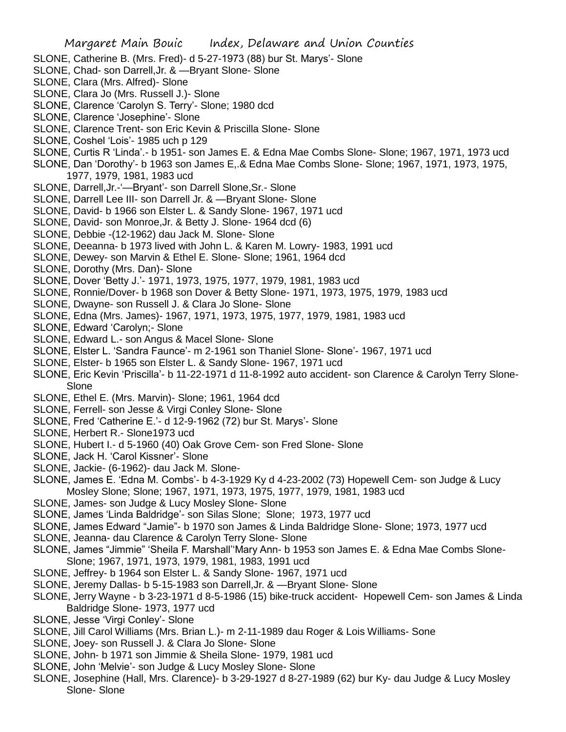SLONE, Catherine B. (Mrs. Fred)- d 5-27-1973 (88) bur St. Marys'- Slone
SLONE, Chad- son Darrell,Jr. & —Bryant Slone- Slone
SLONE, Clara (Mrs. Alfred)- Slone
SLONE, Clara Jo (Mrs. Russell J.)- Slone
SLONE, Clarence 'Carolyn S. Terry'- Slone; 1980 dcd
SLONE, Clarence 'Josephine'- Slone
SLONE, Clarence Trent- son Eric Kevin & Priscilla Slone- Slone
SLONE, Coshel 'Lois'- 1985 uch p 129
SLONE, Curtis R 'Linda'.- b 1951- son James E. & Edna Mae Combs Slone- Slone; 1967, 1971, 1973 ucd
SLONE, Dan 'Dorothy'- b 1963 son James E,.& Edna Mae Combs Slone- Slone; 1967, 1971, 1973, 1975, 1977, 1979, 1981, 1983 ucd
SLONE, Darrell,Jr.-'—Bryant'- son Darrell Slone,Sr.- Slone
SLONE, Darrell Lee III- son Darrell Jr. & —Bryant Slone- Slone
SLONE, David- b 1966 son Elster L. & Sandy Slone- 1967, 1971 ucd
SLONE, David- son Monroe,Jr. & Betty J. Slone- 1964 dcd (6)
SLONE, Debbie -(12-1962) dau Jack M. Slone- Slone
SLONE, Deeanna- b 1973 lived with John L. & Karen M. Lowry- 1983, 1991 ucd
SLONE, Dewey- son Marvin & Ethel E. Slone- Slone; 1961, 1964 dcd
SLONE, Dorothy (Mrs. Dan)- Slone
SLONE, Dover 'Betty J.'- 1971, 1973, 1975, 1977, 1979, 1981, 1983 ucd
SLONE, Ronnie/Dover- b 1968 son Dover & Betty Slone- 1971, 1973, 1975, 1979, 1983 ucd
SLONE, Dwayne- son Russell J. & Clara Jo Slone- Slone
SLONE, Edna (Mrs. James)- 1967, 1971, 1973, 1975, 1977, 1979, 1981, 1983 ucd
SLONE, Edward 'Carolyn;- Slone
SLONE, Edward L.- son Angus & Macel Slone- Slone
SLONE, Elster L. 'Sandra Faunce'- m 2-1961 son Thaniel Slone- Slone'- 1967, 1971 ucd
SLONE, Elster- b 1965 son Elster L. & Sandy Slone- 1967, 1971 ucd
SLONE, Eric Kevin 'Priscilla'- b 11-22-1971 d 11-8-1992 auto accident- son Clarence & Carolyn Terry Slone- Slone
SLONE, Ethel E. (Mrs. Marvin)- Slone; 1961, 1964 dcd
SLONE, Ferrell- son Jesse & Virgi Conley Slone- Slone
SLONE, Fred 'Catherine E.'- d 12-9-1962 (72) bur St. Marys'- Slone
SLONE, Herbert R.- Slone1973 ucd
SLONE, Hubert I.- d 5-1960 (40) Oak Grove Cem- son Fred Slone- Slone
SLONE, Jack H. 'Carol Kissner'- Slone
SLONE, Jackie- (6-1962)- dau Jack M. Slone-
SLONE, James E. 'Edna M. Combs'- b 4-3-1929 Ky d 4-23-2002 (73) Hopewell Cem- son Judge & Lucy Mosley Slone; Slone; 1967, 1971, 1973, 1975, 1977, 1979, 1981, 1983 ucd
SLONE, James- son Judge & Lucy Mosley Slone- Slone
SLONE, James 'Linda Baldridge'- son Silas Slone; Slone; 1973, 1977 ucd
SLONE, James Edward "Jamie"- b 1970 son James & Linda Baldridge Slone- Slone; 1973, 1977 ucd
SLONE, Jeanna- dau Clarence & Carolyn Terry Slone- Slone
SLONE, James "Jimmie" 'Sheila F. Marshall''Mary Ann- b 1953 son James E. & Edna Mae Combs Slone- Slone; 1967, 1971, 1973, 1979, 1981, 1983, 1991 ucd
SLONE, Jeffrey- b 1964 son Elster L. & Sandy Slone- 1967, 1971 ucd
SLONE, Jeremy Dallas- b 5-15-1983 son Darrell,Jr. & —Bryant Slone- Slone
SLONE, Jerry Wayne - b 3-23-1971 d 8-5-1986 (15) bike-truck accident- Hopewell Cem- son James & Linda Baldridge Slone- 1973, 1977 ucd
SLONE, Jesse 'Virgi Conley'- Slone
SLONE, Jill Carol Williams (Mrs. Brian L.)- m 2-11-1989 dau Roger & Lois Williams- Sone
SLONE, Joey- son Russell J. & Clara Jo Slone- Slone
SLONE, John- b 1971 son Jimmie & Sheila Slone- 1979, 1981 ucd
SLONE, John 'Melvie'- son Judge & Lucy Mosley Slone- Slone
SLONE, Josephine (Hall, Mrs. Clarence)- b 3-29-1927 d 8-27-1989 (62) bur Ky- dau Judge & Lucy Mosley Slone- Slone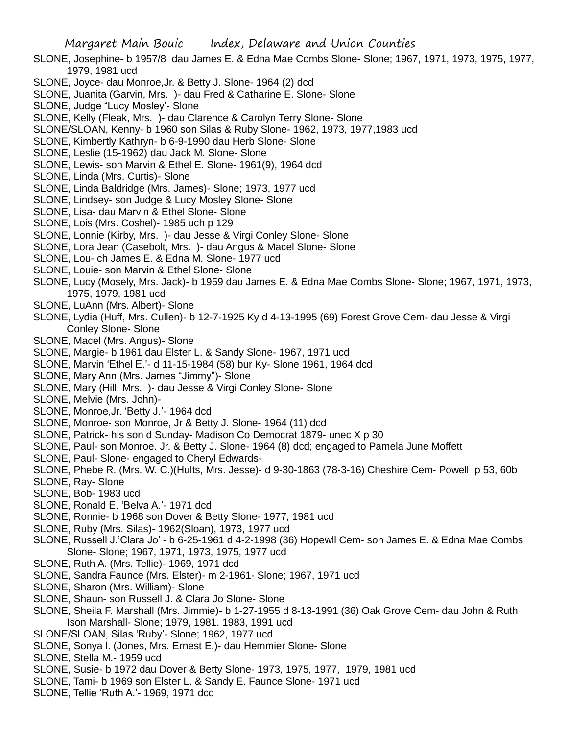SLONE, Josephine- b 1957/8 dau James E. & Edna Mae Combs Slone- Slone; 1967, 1971, 1973, 1975, 1977, 1979, 1981 ucd

SLONE, Joyce- dau Monroe,Jr. & Betty J. Slone- 1964 (2) dcd

SLONE, Juanita (Garvin, Mrs. )- dau Fred & Catharine E. Slone- Slone

SLONE, Judge "Lucy Mosley'- Slone

SLONE, Kelly (Fleak, Mrs. )- dau Clarence & Carolyn Terry Slone- Slone

SLONE/SLOAN, Kenny- b 1960 son Silas & Ruby Slone- 1962, 1973, 1977,1983 ucd

SLONE, Kimbertly Kathryn- b 6-9-1990 dau Herb Slone- Slone

SLONE, Leslie (15-1962) dau Jack M. Slone- Slone

SLONE, Lewis- son Marvin & Ethel E. Slone- 1961(9), 1964 dcd

SLONE, Linda (Mrs. Curtis)- Slone

SLONE, Linda Baldridge (Mrs. James)- Slone; 1973, 1977 ucd

SLONE, Lindsey- son Judge & Lucy Mosley Slone- Slone

SLONE, Lisa- dau Marvin & Ethel Slone- Slone

SLONE, Lois (Mrs. Coshel)- 1985 uch p 129

SLONE, Lonnie (Kirby, Mrs. )- dau Jesse & Virgi Conley Slone- Slone

SLONE, Lora Jean (Casebolt, Mrs. )- dau Angus & Macel Slone- Slone

SLONE, Lou- ch James E. & Edna M. Slone- 1977 ucd

SLONE, Louie- son Marvin & Ethel Slone- Slone

SLONE, Lucy (Mosely, Mrs. Jack)- b 1959 dau James E. & Edna Mae Combs Slone- Slone; 1967, 1971, 1973, 1975, 1979, 1981 ucd

SLONE, LuAnn (Mrs. Albert)- Slone

SLONE, Lydia (Huff, Mrs. Cullen)- b 12-7-1925 Ky d 4-13-1995 (69) Forest Grove Cem- dau Jesse & Virgi Conley Slone- Slone

SLONE, Macel (Mrs. Angus)- Slone

SLONE, Margie- b 1961 dau Elster L. & Sandy Slone- 1967, 1971 ucd

SLONE, Marvin 'Ethel E.'- d 11-15-1984 (58) bur Ky- Slone 1961, 1964 dcd

SLONE, Mary Ann (Mrs. James "Jimmy")- Slone

SLONE, Mary (Hill, Mrs. )- dau Jesse & Virgi Conley Slone- Slone

SLONE, Melvie (Mrs. John)-

SLONE, Monroe,Jr. 'Betty J.'- 1964 dcd

SLONE, Monroe- son Monroe, Jr & Betty J. Slone- 1964 (11) dcd

SLONE, Patrick- his son d Sunday- Madison Co Democrat 1879- unec X p 30

SLONE, Paul- son Monroe. Jr. & Betty J. Slone- 1964 (8) dcd; engaged to Pamela June Moffett

SLONE, Paul- Slone- engaged to Cheryl Edwards-

SLONE, Phebe R. (Mrs. W. C.)(Hults, Mrs. Jesse)- d 9-30-1863 (78-3-16) Cheshire Cem- Powell p 53, 60b

SLONE, Ray- Slone

SLONE, Bob- 1983 ucd

SLONE, Ronald E. 'Belva A.'- 1971 dcd

SLONE, Ronnie- b 1968 son Dover & Betty Slone- 1977, 1981 ucd

SLONE, Ruby (Mrs. Silas)- 1962(Sloan), 1973, 1977 ucd

SLONE, Russell J.'Clara Jo' - b 6-25-1961 d 4-2-1998 (36) Hopewll Cem- son James E. & Edna Mae Combs Slone- Slone; 1967, 1971, 1973, 1975, 1977 ucd

SLONE, Ruth A. (Mrs. Tellie)- 1969, 1971 dcd

SLONE, Sandra Faunce (Mrs. Elster)- m 2-1961- Slone; 1967, 1971 ucd

SLONE, Sharon (Mrs. William)- Slone

SLONE, Shaun- son Russell J. & Clara Jo Slone- Slone

SLONE, Sheila F. Marshall (Mrs. Jimmie)- b 1-27-1955 d 8-13-1991 (36) Oak Grove Cem- dau John & Ruth Ison Marshall- Slone; 1979, 1981. 1983, 1991 ucd

SLONE/SLOAN, Silas 'Ruby'- Slone; 1962, 1977 ucd

SLONE, Sonya l. (Jones, Mrs. Ernest E.)- dau Hemmier Slone- Slone

SLONE, Stella M.- 1959 ucd

SLONE, Susie- b 1972 dau Dover & Betty Slone- 1973, 1975, 1977, 1979, 1981 ucd

SLONE, Tami- b 1969 son Elster L. & Sandy E. Faunce Slone- 1971 ucd

SLONE, Tellie 'Ruth A.'- 1969, 1971 dcd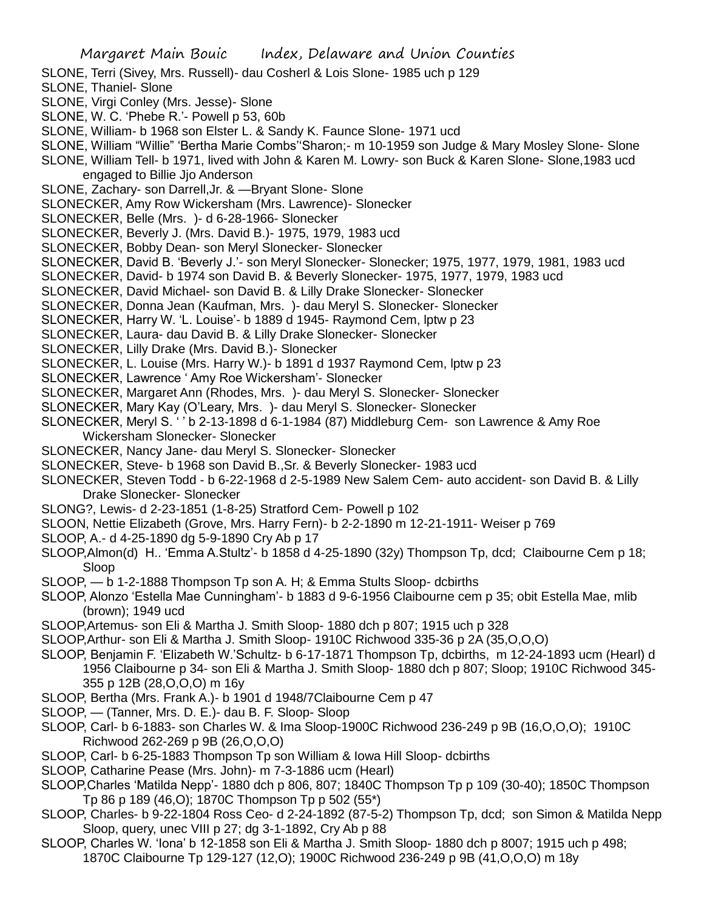SLONE, Terri (Sivey, Mrs. Russell)- dau Cosherl & Lois Slone- 1985 uch p 129
SLONE, Thaniel- Slone
SLONE, Virgi Conley (Mrs. Jesse)- Slone
SLONE, W. C. 'Phebe R.'- Powell p 53, 60b
SLONE, William- b 1968 son Elster L. & Sandy K. Faunce Slone- 1971 ucd
SLONE, William "Willie" 'Bertha Marie Combs''Sharon;- m 10-1959 son Judge & Mary Mosley Slone- Slone
SLONE, William Tell- b 1971, lived with John & Karen M. Lowry- son Buck & Karen Slone- Slone,1983 ucd engaged to Billie Jjo Anderson
SLONE, Zachary- son Darrell,Jr. & —Bryant Slone- Slone
SLONECKER, Amy Row Wickersham (Mrs. Lawrence)- Slonecker
SLONECKER, Belle (Mrs. )- d 6-28-1966- Slonecker
SLONECKER, Beverly J. (Mrs. David B.)- 1975, 1979, 1983 ucd
SLONECKER, Bobby Dean- son Meryl Slonecker- Slonecker
SLONECKER, David B. 'Beverly J.'- son Meryl Slonecker- Slonecker; 1975, 1977, 1979, 1981, 1983 ucd
SLONECKER, David- b 1974 son David B. & Beverly Slonecker- 1975, 1977, 1979, 1983 ucd
SLONECKER, David Michael- son David B. & Lilly Drake Slonecker- Slonecker
SLONECKER, Donna Jean (Kaufman, Mrs. )- dau Meryl S. Slonecker- Slonecker
SLONECKER, Harry W. 'L. Louise'- b 1889 d 1945- Raymond Cem, lptw p 23
SLONECKER, Laura- dau David B. & Lilly Drake Slonecker- Slonecker
SLONECKER, Lilly Drake (Mrs. David B.)- Slonecker
SLONECKER, L. Louise (Mrs. Harry W.)- b 1891 d 1937 Raymond Cem, lptw p 23
SLONECKER, Lawrence ' Amy Roe Wickersham'- Slonecker
SLONECKER, Margaret Ann (Rhodes, Mrs. )- dau Meryl S. Slonecker- Slonecker
SLONECKER, Mary Kay (O'Leary, Mrs. )- dau Meryl S. Slonecker- Slonecker
SLONECKER, Meryl S. ' ' b 2-13-1898 d 6-1-1984 (87) Middleburg Cem- son Lawrence & Amy Roe Wickersham Slonecker- Slonecker
SLONECKER, Nancy Jane- dau Meryl S. Slonecker- Slonecker
SLONECKER, Steve- b 1968 son David B.,Sr. & Beverly Slonecker- 1983 ucd
SLONECKER, Steven Todd - b 6-22-1968 d 2-5-1989 New Salem Cem- auto accident- son David B. & Lilly Drake Slonecker- Slonecker
SLONG?, Lewis- d 2-23-1851 (1-8-25) Stratford Cem- Powell p 102
SLOON, Nettie Elizabeth (Grove, Mrs. Harry Fern)- b 2-2-1890 m 12-21-1911- Weiser p 769
SLOOP, A.- d 4-25-1890 dg 5-9-1890 Cry Ab p 17
SLOOP,Almon(d) H.. 'Emma A.Stultz'- b 1858 d 4-25-1890 (32y) Thompson Tp, dcd; Claibourne Cem p 18; Sloop
SLOOP, — b 1-2-1888 Thompson Tp son A. H; & Emma Stults Sloop- dcbirths
SLOOP, Alonzo 'Estella Mae Cunningham'- b 1883 d 9-6-1956 Claibourne cem p 35; obit Estella Mae, mlib (brown); 1949 ucd
SLOOP,Artemus- son Eli & Martha J. Smith Sloop- 1880 dch p 807; 1915 uch p 328
SLOOP,Arthur- son Eli & Martha J. Smith Sloop- 1910C Richwood 335-36 p 2A (35,O,O,O)
SLOOP, Benjamin F. 'Elizabeth W.'Schultz- b 6-17-1871 Thompson Tp, dcbirths, m 12-24-1893 ucm (Hearl) d 1956 Claibourne p 34- son Eli & Martha J. Smith Sloop- 1880 dch p 807; Sloop; 1910C Richwood 345-355 p 12B (28,O,O,O) m 16y
SLOOP, Bertha (Mrs. Frank A.)- b 1901 d 1948/7Claibourne Cem p 47
SLOOP, — (Tanner, Mrs. D. E.)- dau B. F. Sloop- Sloop
SLOOP, Carl- b 6-1883- son Charles W. & Ima Sloop-1900C Richwood 236-249 p 9B (16,O,O,O); 1910C Richwood 262-269 p 9B (26,O,O,O)
SLOOP, Carl- b 6-25-1883 Thompson Tp son William & Iowa Hill Sloop- dcbirths
SLOOP, Catharine Pease (Mrs. John)- m 7-3-1886 ucm (Hearl)
SLOOP,Charles 'Matilda Nepp'- 1880 dch p 806, 807; 1840C Thompson Tp p 109 (30-40); 1850C Thompson Tp 86 p 189 (46,O); 1870C Thompson Tp p 502 (55*)
SLOOP, Charles- b 9-22-1804 Ross Ceo- d 2-24-1892 (87-5-2) Thompson Tp, dcd; son Simon & Matilda Nepp Sloop, query, unec VIII p 27; dg 3-1-1892, Cry Ab p 88
SLOOP, Charles W. 'Iona' b 12-1858 son Eli & Martha J. Smith Sloop- 1880 dch p 8007; 1915 uch p 498; 1870C Claibourne Tp 129-127 (12,O); 1900C Richwood 236-249 p 9B (41,O,O,O) m 18y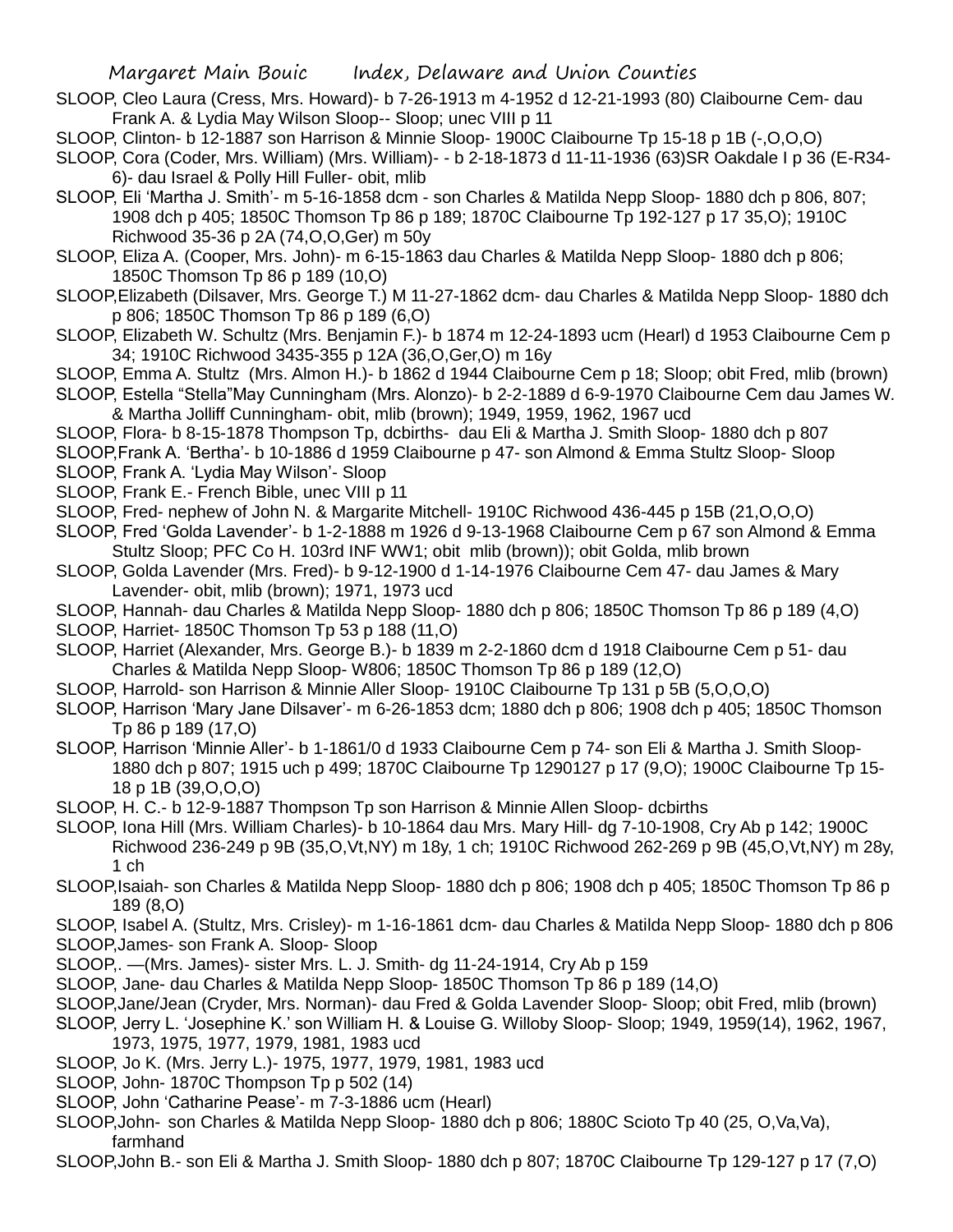SLOOP, Cleo Laura (Cress, Mrs. Howard)- b 7-26-1913 m 4-1952 d 12-21-1993 (80) Claibourne Cem- dau Frank A. & Lydia May Wilson Sloop-- Sloop; unec VIII p 11

SLOOP, Clinton- b 12-1887 son Harrison & Minnie Sloop- 1900C Claibourne Tp 15-18 p 1B (-,O,O,O)

SLOOP, Cora (Coder, Mrs. William) (Mrs. William)- - b 2-18-1873 d 11-11-1936 (63)SR Oakdale I p 36 (E-R34-6)- dau Israel & Polly Hill Fuller- obit, mlib

SLOOP, Eli 'Martha J. Smith'- m 5-16-1858 dcm - son Charles & Matilda Nepp Sloop- 1880 dch p 806, 807; 1908 dch p 405; 1850C Thomson Tp 86 p 189; 1870C Claibourne Tp 192-127 p 17 35,O); 1910C Richwood 35-36 p 2A (74,O,O,Ger) m 50y

SLOOP, Eliza A. (Cooper, Mrs. John)- m 6-15-1863 dau Charles & Matilda Nepp Sloop- 1880 dch p 806; 1850C Thomson Tp 86 p 189 (10,O)

SLOOP,Elizabeth (Dilsaver, Mrs. George T.) M 11-27-1862 dcm- dau Charles & Matilda Nepp Sloop- 1880 dch p 806; 1850C Thomson Tp 86 p 189 (6,O)

SLOOP, Elizabeth W. Schultz (Mrs. Benjamin F.)- b 1874 m 12-24-1893 ucm (Hearl) d 1953 Claibourne Cem p 34; 1910C Richwood 3435-355 p 12A (36,O,Ger,O) m 16y

SLOOP, Emma A. Stultz (Mrs. Almon H.)- b 1862 d 1944 Claibourne Cem p 18; Sloop; obit Fred, mlib (brown)

SLOOP, Estella "Stella"May Cunningham (Mrs. Alonzo)- b 2-2-1889 d 6-9-1970 Claibourne Cem dau James W. & Martha Jolliff Cunningham- obit, mlib (brown); 1949, 1959, 1962, 1967 ucd

SLOOP, Flora- b 8-15-1878 Thompson Tp, dcbirths- dau Eli & Martha J. Smith Sloop- 1880 dch p 807

SLOOP,Frank A. 'Bertha'- b 10-1886 d 1959 Claibourne p 47- son Almond & Emma Stultz Sloop- Sloop

SLOOP, Frank A. 'Lydia May Wilson'- Sloop

SLOOP, Frank E.- French Bible, unec VIII p 11

SLOOP, Fred- nephew of John N. & Margarite Mitchell- 1910C Richwood 436-445 p 15B (21,O,O,O)

SLOOP, Fred 'Golda Lavender'- b 1-2-1888 m 1926 d 9-13-1968 Claibourne Cem p 67 son Almond & Emma Stultz Sloop; PFC Co H. 103rd INF WW1; obit mlib (brown)); obit Golda, mlib brown

SLOOP, Golda Lavender (Mrs. Fred)- b 9-12-1900 d 1-14-1976 Claibourne Cem 47- dau James & Mary Lavender- obit, mlib (brown); 1971, 1973 ucd

SLOOP, Hannah- dau Charles & Matilda Nepp Sloop- 1880 dch p 806; 1850C Thomson Tp 86 p 189 (4,O)

SLOOP, Harriet- 1850C Thomson Tp 53 p 188 (11,O)

SLOOP, Harriet (Alexander, Mrs. George B.)- b 1839 m 2-2-1860 dcm d 1918 Claibourne Cem p 51- dau Charles & Matilda Nepp Sloop- W806; 1850C Thomson Tp 86 p 189 (12,O)

SLOOP, Harrold- son Harrison & Minnie Aller Sloop- 1910C Claibourne Tp 131 p 5B (5,O,O,O)

SLOOP, Harrison 'Mary Jane Dilsaver'- m 6-26-1853 dcm; 1880 dch p 806; 1908 dch p 405; 1850C Thomson Tp 86 p 189 (17,O)

SLOOP, Harrison 'Minnie Aller'- b 1-1861/0 d 1933 Claibourne Cem p 74- son Eli & Martha J. Smith Sloop- 1880 dch p 807; 1915 uch p 499; 1870C Claibourne Tp 1290127 p 17 (9,O); 1900C Claibourne Tp 15-18 p 1B (39,O,O,O)

SLOOP, H. C.- b 12-9-1887 Thompson Tp son Harrison & Minnie Allen Sloop- dcbirths

SLOOP, Iona Hill (Mrs. William Charles)- b 10-1864 dau Mrs. Mary Hill- dg 7-10-1908, Cry Ab p 142; 1900C Richwood 236-249 p 9B (35,O,Vt,NY) m 18y, 1 ch; 1910C Richwood 262-269 p 9B (45,O,Vt,NY) m 28y, 1 ch

SLOOP,Isaiah- son Charles & Matilda Nepp Sloop- 1880 dch p 806; 1908 dch p 405; 1850C Thomson Tp 86 p 189 (8,O)

SLOOP, Isabel A. (Stultz, Mrs. Crisley)- m 1-16-1861 dcm- dau Charles & Matilda Nepp Sloop- 1880 dch p 806

SLOOP,James- son Frank A. Sloop- Sloop

SLOOP,. —(Mrs. James)- sister Mrs. L. J. Smith- dg 11-24-1914, Cry Ab p 159

SLOOP, Jane- dau Charles & Matilda Nepp Sloop- 1850C Thomson Tp 86 p 189 (14,O)

SLOOP,Jane/Jean (Cryder, Mrs. Norman)- dau Fred & Golda Lavender Sloop- Sloop; obit Fred, mlib (brown)

SLOOP, Jerry L. 'Josephine K.' son William H. & Louise G. Willoby Sloop- Sloop; 1949, 1959(14), 1962, 1967, 1973, 1975, 1977, 1979, 1981, 1983 ucd

SLOOP, Jo K. (Mrs. Jerry L.)- 1975, 1977, 1979, 1981, 1983 ucd

SLOOP, John- 1870C Thompson Tp p 502 (14)

SLOOP, John 'Catharine Pease'- m 7-3-1886 ucm (Hearl)

SLOOP,John- son Charles & Matilda Nepp Sloop- 1880 dch p 806; 1880C Scioto Tp 40 (25, O,Va,Va), farmhand

SLOOP,John B.- son Eli & Martha J. Smith Sloop- 1880 dch p 807; 1870C Claibourne Tp 129-127 p 17 (7,O)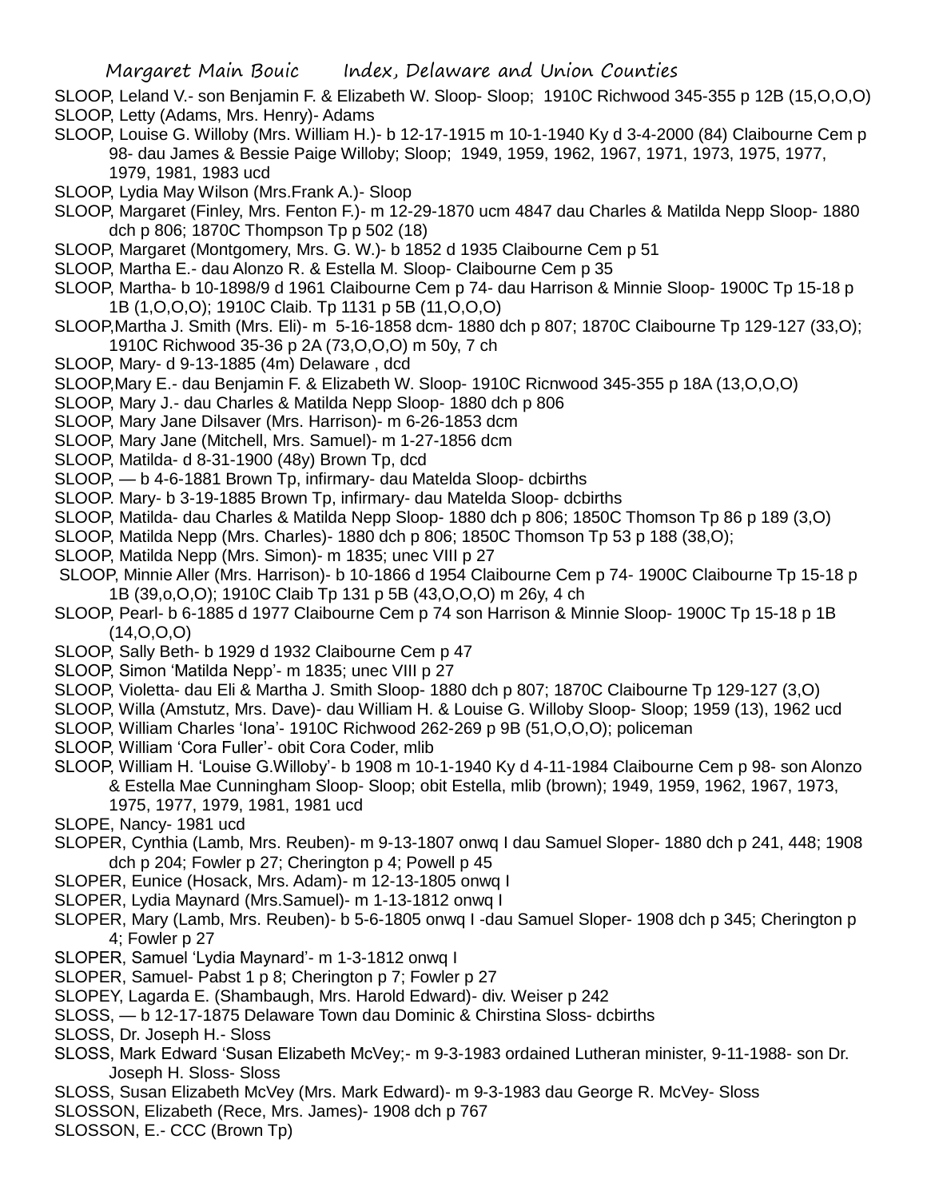SLOOP, Leland V.- son Benjamin F. & Elizabeth W. Sloop- Sloop; 1910C Richwood 345-355 p 12B (15,O,O,O)

SLOOP, Letty (Adams, Mrs. Henry)- Adams

SLOOP, Louise G. Willoby (Mrs. William H.)- b 12-17-1915 m 10-1-1940 Ky d 3-4-2000 (84) Claibourne Cem p 98- dau James & Bessie Paige Willoby; Sloop; 1949, 1959, 1962, 1967, 1971, 1973, 1975, 1977, 1979, 1981, 1983 ucd

SLOOP, Lydia May Wilson (Mrs.Frank A.)- Sloop

SLOOP, Margaret (Finley, Mrs. Fenton F.)- m 12-29-1870 ucm 4847 dau Charles & Matilda Nepp Sloop- 1880 dch p 806; 1870C Thompson Tp p 502 (18)

SLOOP, Margaret (Montgomery, Mrs. G. W.)- b 1852 d 1935 Claibourne Cem p 51

SLOOP, Martha E.- dau Alonzo R. & Estella M. Sloop- Claibourne Cem p 35

SLOOP, Martha- b 10-1898/9 d 1961 Claibourne Cem p 74- dau Harrison & Minnie Sloop- 1900C Tp 15-18 p 1B (1,O,O,O); 1910C Claib. Tp 1131 p 5B (11,O,O,O)

SLOOP,Martha J. Smith (Mrs. Eli)- m 5-16-1858 dcm- 1880 dch p 807; 1870C Claibourne Tp 129-127 (33,O); 1910C Richwood 35-36 p 2A (73,O,O,O) m 50y, 7 ch

SLOOP, Mary- d 9-13-1885 (4m) Delaware , dcd

SLOOP,Mary E.- dau Benjamin F. & Elizabeth W. Sloop- 1910C Ricnwood 345-355 p 18A (13,O,O,O)

SLOOP, Mary J.- dau Charles & Matilda Nepp Sloop- 1880 dch p 806

SLOOP, Mary Jane Dilsaver (Mrs. Harrison)- m 6-26-1853 dcm

SLOOP, Mary Jane (Mitchell, Mrs. Samuel)- m 1-27-1856 dcm

SLOOP, Matilda- d 8-31-1900 (48y) Brown Tp, dcd

SLOOP, — b 4-6-1881 Brown Tp, infirmary- dau Matelda Sloop- dcbirths

SLOOP. Mary- b 3-19-1885 Brown Tp, infirmary- dau Matelda Sloop- dcbirths

SLOOP, Matilda- dau Charles & Matilda Nepp Sloop- 1880 dch p 806; 1850C Thomson Tp 86 p 189 (3,O)

SLOOP, Matilda Nepp (Mrs. Charles)- 1880 dch p 806; 1850C Thomson Tp 53 p 188 (38,O);

SLOOP, Matilda Nepp (Mrs. Simon)- m 1835; unec VIII p 27

SLOOP, Minnie Aller (Mrs. Harrison)- b 10-1866 d 1954 Claibourne Cem p 74- 1900C Claibourne Tp 15-18 p 1B (39,o,O,O); 1910C Claib Tp 131 p 5B (43,O,O,O) m 26y, 4 ch

SLOOP, Pearl- b 6-1885 d 1977 Claibourne Cem p 74 son Harrison & Minnie Sloop- 1900C Tp 15-18 p 1B (14,O,O,O)

SLOOP, Sally Beth- b 1929 d 1932 Claibourne Cem p 47

SLOOP, Simon 'Matilda Nepp'- m 1835; unec VIII p 27

SLOOP, Violetta- dau Eli & Martha J. Smith Sloop- 1880 dch p 807; 1870C Claibourne Tp 129-127 (3,O)

SLOOP, Willa (Amstutz, Mrs. Dave)- dau William H. & Louise G. Willoby Sloop- Sloop; 1959 (13), 1962 ucd

SLOOP, William Charles 'Iona'- 1910C Richwood 262-269 p 9B (51,O,O,O); policeman

SLOOP, William 'Cora Fuller'- obit Cora Coder, mlib

SLOOP, William H. 'Louise G.Willoby'- b 1908 m 10-1-1940 Ky d 4-11-1984 Claibourne Cem p 98- son Alonzo & Estella Mae Cunningham Sloop- Sloop; obit Estella, mlib (brown); 1949, 1959, 1962, 1967, 1973, 1975, 1977, 1979, 1981, 1981 ucd

SLOPE, Nancy- 1981 ucd

SLOPER, Cynthia (Lamb, Mrs. Reuben)- m 9-13-1807 onwq I dau Samuel Sloper- 1880 dch p 241, 448; 1908 dch p 204; Fowler p 27; Cherington p 4; Powell p 45

SLOPER, Eunice (Hosack, Mrs. Adam)- m 12-13-1805 onwq I

SLOPER, Lydia Maynard (Mrs.Samuel)- m 1-13-1812 onwq I

SLOPER, Mary (Lamb, Mrs. Reuben)- b 5-6-1805 onwq I -dau Samuel Sloper- 1908 dch p 345; Cherington p 4; Fowler p 27

SLOPER, Samuel 'Lydia Maynard'- m 1-3-1812 onwq I

SLOPER, Samuel- Pabst 1 p 8; Cherington p 7; Fowler p 27

SLOPEY, Lagarda E. (Shambaugh, Mrs. Harold Edward)- div. Weiser p 242

SLOSS, — b 12-17-1875 Delaware Town dau Dominic & Chirstina Sloss- dcbirths

SLOSS, Dr. Joseph H.- Sloss

SLOSS, Mark Edward 'Susan Elizabeth McVey;- m 9-3-1983 ordained Lutheran minister, 9-11-1988- son Dr. Joseph H. Sloss- Sloss

SLOSS, Susan Elizabeth McVey (Mrs. Mark Edward)- m 9-3-1983 dau George R. McVey- Sloss

SLOSSON, Elizabeth (Rece, Mrs. James)- 1908 dch p 767

SLOSSON, E.- CCC (Brown Tp)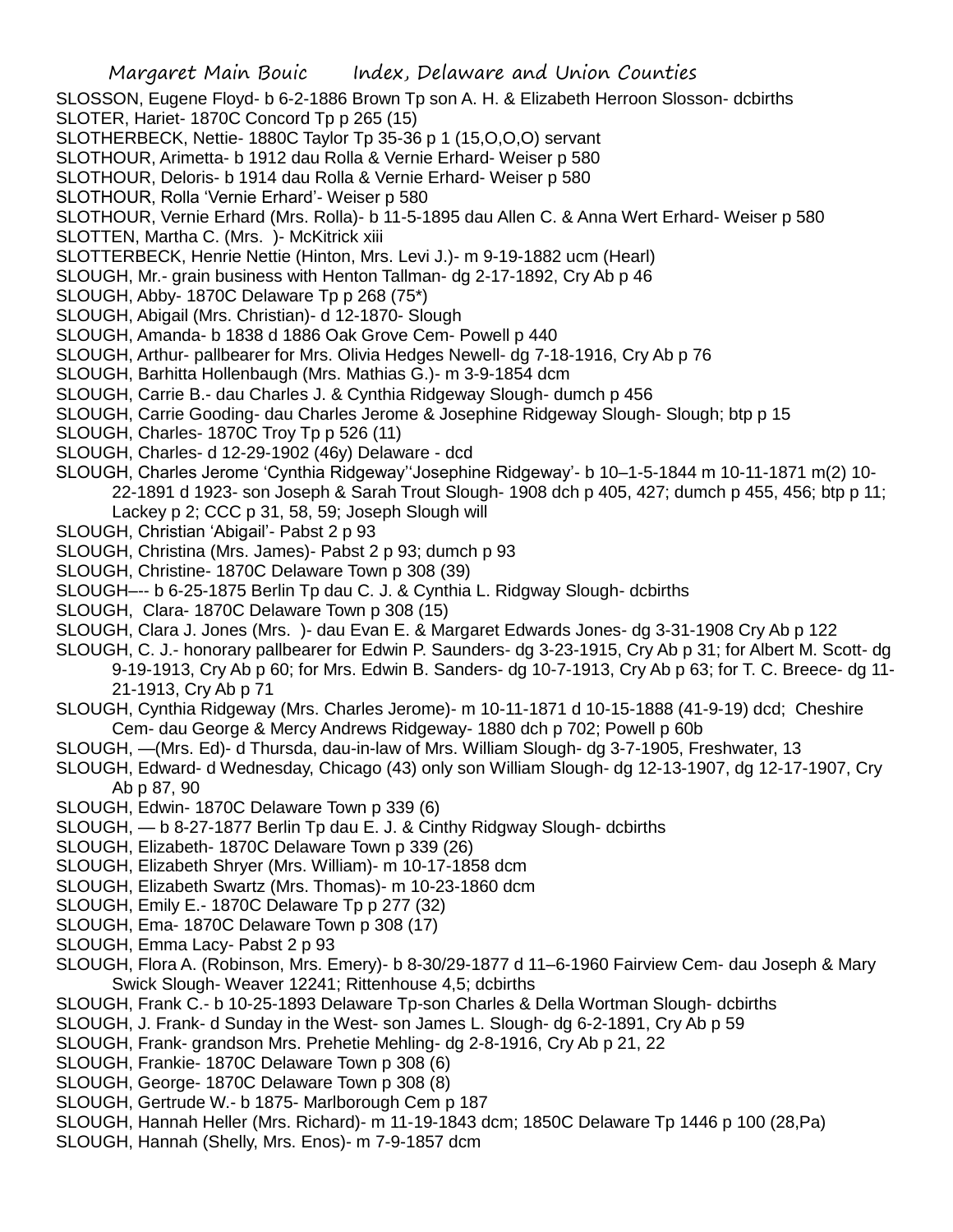SLOSSON, Eugene Floyd- b 6-2-1886 Brown Tp son A. H. & Elizabeth Herroon Slosson- dcbirths

SLOTER, Hariet- 1870C Concord Tp p 265 (15)

SLOTHERBECK, Nettie- 1880C Taylor Tp 35-36 p 1 (15,O,O,O) servant

SLOTHOUR, Arimetta- b 1912 dau Rolla & Vernie Erhard- Weiser p 580

SLOTHOUR, Deloris- b 1914 dau Rolla & Vernie Erhard- Weiser p 580

SLOTHOUR, Rolla 'Vernie Erhard'- Weiser p 580

SLOTHOUR, Vernie Erhard (Mrs. Rolla)- b 11-5-1895 dau Allen C. & Anna Wert Erhard- Weiser p 580

SLOTTEN, Martha C. (Mrs. )- McKitrick xiii

SLOTTERBECK, Henrie Nettie (Hinton, Mrs. Levi J.)- m 9-19-1882 ucm (Hearl)

SLOUGH, Mr.- grain business with Henton Tallman- dg 2-17-1892, Cry Ab p 46

SLOUGH, Abby- 1870C Delaware Tp p 268 (75*)

SLOUGH, Abigail (Mrs. Christian)- d 12-1870- Slough

SLOUGH, Amanda- b 1838 d 1886 Oak Grove Cem- Powell p 440

SLOUGH, Arthur- pallbearer for Mrs. Olivia Hedges Newell- dg 7-18-1916, Cry Ab p 76

SLOUGH, Barhitta Hollenbaugh (Mrs. Mathias G.)- m 3-9-1854 dcm

SLOUGH, Carrie B.- dau Charles J. & Cynthia Ridgeway Slough- dumch p 456

SLOUGH, Carrie Gooding- dau Charles Jerome & Josephine Ridgeway Slough- Slough; btp p 15

SLOUGH, Charles- 1870C Troy Tp p 526 (11)

SLOUGH, Charles- d 12-29-1902 (46y) Delaware - dcd

SLOUGH, Charles Jerome 'Cynthia Ridgeway''Josephine Ridgeway'- b 10–1-5-1844 m 10-11-1871 m(2) 10-22-1891 d 1923- son Joseph & Sarah Trout Slough- 1908 dch p 405, 427; dumch p 455, 456; btp p 11; Lackey p 2; CCC p 31, 58, 59; Joseph Slough will

SLOUGH, Christian 'Abigail'- Pabst 2 p 93

SLOUGH, Christina (Mrs. James)- Pabst 2 p 93; dumch p 93

SLOUGH, Christine- 1870C Delaware Town p 308 (39)

SLOUGH–-- b 6-25-1875 Berlin Tp dau C. J. & Cynthia L. Ridgway Slough- dcbirths

SLOUGH, Clara- 1870C Delaware Town p 308 (15)

SLOUGH, Clara J. Jones (Mrs. )- dau Evan E. & Margaret Edwards Jones- dg 3-31-1908 Cry Ab p 122

SLOUGH, C. J.- honorary pallbearer for Edwin P. Saunders- dg 3-23-1915, Cry Ab p 31; for Albert M. Scott- dg 9-19-1913, Cry Ab p 60; for Mrs. Edwin B. Sanders- dg 10-7-1913, Cry Ab p 63; for T. C. Breece- dg 11-21-1913, Cry Ab p 71

SLOUGH, Cynthia Ridgeway (Mrs. Charles Jerome)- m 10-11-1871 d 10-15-1888 (41-9-19) dcd; Cheshire Cem- dau George & Mercy Andrews Ridgeway- 1880 dch p 702; Powell p 60b

SLOUGH, —(Mrs. Ed)- d Thursda, dau-in-law of Mrs. William Slough- dg 3-7-1905, Freshwater, 13

SLOUGH, Edward- d Wednesday, Chicago (43) only son William Slough- dg 12-13-1907, dg 12-17-1907, Cry Ab p 87, 90

SLOUGH, Edwin- 1870C Delaware Town p 339 (6)

SLOUGH, — b 8-27-1877 Berlin Tp dau E. J. & Cinthy Ridgway Slough- dcbirths

SLOUGH, Elizabeth- 1870C Delaware Town p 339 (26)

SLOUGH, Elizabeth Shryer (Mrs. William)- m 10-17-1858 dcm

SLOUGH, Elizabeth Swartz (Mrs. Thomas)- m 10-23-1860 dcm

SLOUGH, Emily E.- 1870C Delaware Tp p 277 (32)

SLOUGH, Ema- 1870C Delaware Town p 308 (17)

SLOUGH, Emma Lacy- Pabst 2 p 93

SLOUGH, Flora A. (Robinson, Mrs. Emery)- b 8-30/29-1877 d 11–6-1960 Fairview Cem- dau Joseph & Mary Swick Slough- Weaver 12241; Rittenhouse 4,5; dcbirths

SLOUGH, Frank C.- b 10-25-1893 Delaware Tp-son Charles & Della Wortman Slough- dcbirths

SLOUGH, J. Frank- d Sunday in the West- son James L. Slough- dg 6-2-1891, Cry Ab p 59

SLOUGH, Frank- grandson Mrs. Prehetie Mehling- dg 2-8-1916, Cry Ab p 21, 22

SLOUGH, Frankie- 1870C Delaware Town p 308 (6)

SLOUGH, George- 1870C Delaware Town p 308 (8)

SLOUGH, Gertrude W.- b 1875- Marlborough Cem p 187

SLOUGH, Hannah Heller (Mrs. Richard)- m 11-19-1843 dcm; 1850C Delaware Tp 1446 p 100 (28,Pa)

SLOUGH, Hannah (Shelly, Mrs. Enos)- m 7-9-1857 dcm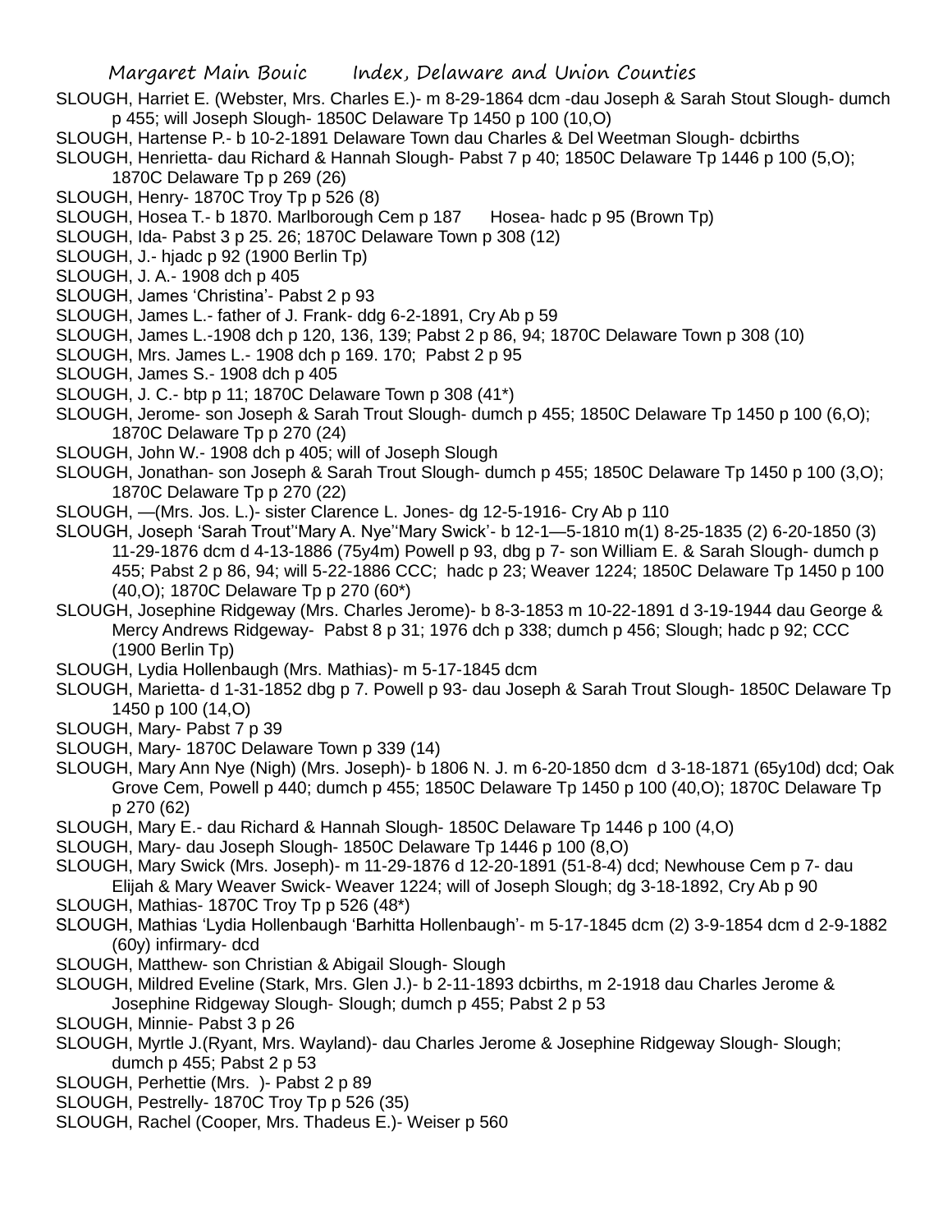SLOUGH, Harriet E. (Webster, Mrs. Charles E.)- m 8-29-1864 dcm -dau Joseph & Sarah Stout Slough- dumch p 455; will Joseph Slough- 1850C Delaware Tp 1450 p 100 (10,O)

SLOUGH, Hartense P.- b 10-2-1891 Delaware Town dau Charles & Del Weetman Slough- dcbirths

SLOUGH, Henrietta- dau Richard & Hannah Slough- Pabst 7 p 40; 1850C Delaware Tp 1446 p 100 (5,O); 1870C Delaware Tp p 269 (26)

SLOUGH, Henry- 1870C Troy Tp p 526 (8)

SLOUGH, Hosea T.- b 1870. Marlborough Cem p 187 Hosea- hadc p 95 (Brown Tp)

SLOUGH, Ida- Pabst 3 p 25. 26; 1870C Delaware Town p 308 (12)

SLOUGH, J.- hjadc p 92 (1900 Berlin Tp)

SLOUGH, J. A.- 1908 dch p 405

SLOUGH, James 'Christina'- Pabst 2 p 93

SLOUGH, James L.- father of J. Frank- ddg 6-2-1891, Cry Ab p 59

SLOUGH, James L.-1908 dch p 120, 136, 139; Pabst 2 p 86, 94; 1870C Delaware Town p 308 (10)

SLOUGH, Mrs. James L.- 1908 dch p 169. 170; Pabst 2 p 95

SLOUGH, James S.- 1908 dch p 405

SLOUGH, J. C.- btp p 11; 1870C Delaware Town p 308 (41*)

SLOUGH, Jerome- son Joseph & Sarah Trout Slough- dumch p 455; 1850C Delaware Tp 1450 p 100 (6,O); 1870C Delaware Tp p 270 (24)

SLOUGH, John W.- 1908 dch p 405; will of Joseph Slough

SLOUGH, Jonathan- son Joseph & Sarah Trout Slough- dumch p 455; 1850C Delaware Tp 1450 p 100 (3,O); 1870C Delaware Tp p 270 (22)

SLOUGH, —(Mrs. Jos. L.)- sister Clarence L. Jones- dg 12-5-1916- Cry Ab p 110

SLOUGH, Joseph 'Sarah Trout''Mary A. Nye''Mary Swick'- b 12-1—5-1810 m(1) 8-25-1835 (2) 6-20-1850 (3) 11-29-1876 dcm d 4-13-1886 (75y4m) Powell p 93, dbg p 7- son William E. & Sarah Slough- dumch p 455; Pabst 2 p 86, 94; will 5-22-1886 CCC; hadc p 23; Weaver 1224; 1850C Delaware Tp 1450 p 100 (40,O); 1870C Delaware Tp p 270 (60*)

SLOUGH, Josephine Ridgeway (Mrs. Charles Jerome)- b 8-3-1853 m 10-22-1891 d 3-19-1944 dau George & Mercy Andrews Ridgeway- Pabst 8 p 31; 1976 dch p 338; dumch p 456; Slough; hadc p 92; CCC (1900 Berlin Tp)

SLOUGH, Lydia Hollenbaugh (Mrs. Mathias)- m 5-17-1845 dcm

SLOUGH, Marietta- d 1-31-1852 dbg p 7. Powell p 93- dau Joseph & Sarah Trout Slough- 1850C Delaware Tp 1450 p 100 (14,O)

SLOUGH, Mary- Pabst 7 p 39

SLOUGH, Mary- 1870C Delaware Town p 339 (14)

SLOUGH, Mary Ann Nye (Nigh) (Mrs. Joseph)- b 1806 N. J. m 6-20-1850 dcm d 3-18-1871 (65y10d) dcd; Oak Grove Cem, Powell p 440; dumch p 455; 1850C Delaware Tp 1450 p 100 (40,O); 1870C Delaware Tp p 270 (62)

SLOUGH, Mary E.- dau Richard & Hannah Slough- 1850C Delaware Tp 1446 p 100 (4,O)

SLOUGH, Mary- dau Joseph Slough- 1850C Delaware Tp 1446 p 100 (8,O)

SLOUGH, Mary Swick (Mrs. Joseph)- m 11-29-1876 d 12-20-1891 (51-8-4) dcd; Newhouse Cem p 7- dau Elijah & Mary Weaver Swick- Weaver 1224; will of Joseph Slough; dg 3-18-1892, Cry Ab p 90

SLOUGH, Mathias- 1870C Troy Tp p 526 (48*)

SLOUGH, Mathias 'Lydia Hollenbaugh 'Barhitta Hollenbaugh'- m 5-17-1845 dcm (2) 3-9-1854 dcm d 2-9-1882 (60y) infirmary- dcd

SLOUGH, Matthew- son Christian & Abigail Slough- Slough

SLOUGH, Mildred Eveline (Stark, Mrs. Glen J.)- b 2-11-1893 dcbirths, m 2-1918 dau Charles Jerome & Josephine Ridgeway Slough- Slough; dumch p 455; Pabst 2 p 53

SLOUGH, Minnie- Pabst 3 p 26

SLOUGH, Myrtle J.(Ryant, Mrs. Wayland)- dau Charles Jerome & Josephine Ridgeway Slough- Slough; dumch p 455; Pabst 2 p 53

SLOUGH, Perhettie (Mrs. )- Pabst 2 p 89

SLOUGH, Pestrelly- 1870C Troy Tp p 526 (35)

SLOUGH, Rachel (Cooper, Mrs. Thadeus E.)- Weiser p 560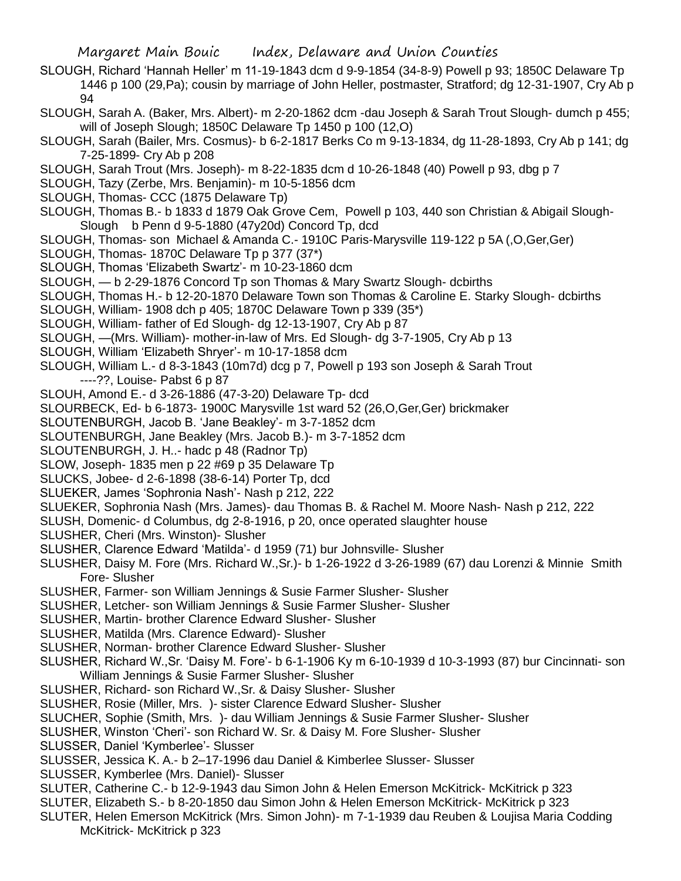SLOUGH, Richard 'Hannah Heller' m 11-19-1843 dcm d 9-9-1854 (34-8-9) Powell p 93; 1850C Delaware Tp 1446 p 100 (29,Pa); cousin by marriage of John Heller, postmaster, Stratford; dg 12-31-1907, Cry Ab p 94

SLOUGH, Sarah A. (Baker, Mrs. Albert)- m 2-20-1862 dcm -dau Joseph & Sarah Trout Slough- dumch p 455; will of Joseph Slough; 1850C Delaware Tp 1450 p 100 (12,O)

SLOUGH, Sarah (Bailer, Mrs. Cosmus)- b 6-2-1817 Berks Co m 9-13-1834, dg 11-28-1893, Cry Ab p 141; dg 7-25-1899- Cry Ab p 208

SLOUGH, Sarah Trout (Mrs. Joseph)- m 8-22-1835 dcm d 10-26-1848 (40) Powell p 93, dbg p 7

SLOUGH, Tazy (Zerbe, Mrs. Benjamin)- m 10-5-1856 dcm

SLOUGH, Thomas- CCC (1875 Delaware Tp)

SLOUGH, Thomas B.- b 1833 d 1879 Oak Grove Cem, Powell p 103, 440 son Christian & Abigail Slough-Slough b Penn d 9-5-1880 (47y20d) Concord Tp, dcd

SLOUGH, Thomas- son Michael & Amanda C.- 1910C Paris-Marysville 119-122 p 5A (,O,Ger,Ger)

SLOUGH, Thomas- 1870C Delaware Tp p 377 (37*)

SLOUGH, Thomas 'Elizabeth Swartz'- m 10-23-1860 dcm

SLOUGH, — b 2-29-1876 Concord Tp son Thomas & Mary Swartz Slough- dcbirths

SLOUGH, Thomas H.- b 12-20-1870 Delaware Town son Thomas & Caroline E. Starky Slough- dcbirths

SLOUGH, William- 1908 dch p 405; 1870C Delaware Town p 339 (35*)

SLOUGH, William- father of Ed Slough- dg 12-13-1907, Cry Ab p 87

SLOUGH, —(Mrs. William)- mother-in-law of Mrs. Ed Slough- dg 3-7-1905, Cry Ab p 13

SLOUGH, William 'Elizabeth Shryer'- m 10-17-1858 dcm

SLOUGH, William L.- d 8-3-1843 (10m7d) dcg p 7, Powell p 193 son Joseph & Sarah Trout

----??, Louise- Pabst 6 p 87

SLOUH, Amond E.- d 3-26-1886 (47-3-20) Delaware Tp- dcd

SLOURBECK, Ed- b 6-1873- 1900C Marysville 1st ward 52 (26,O,Ger,Ger) brickmaker

SLOUTENBURGH, Jacob B. 'Jane Beakley'- m 3-7-1852 dcm

SLOUTENBURGH, Jane Beakley (Mrs. Jacob B.)- m 3-7-1852 dcm

SLOUTENBURGH, J. H..- hadc p 48 (Radnor Tp)

SLOW, Joseph- 1835 men p 22 #69 p 35 Delaware Tp

SLUCKS, Jobee- d 2-6-1898 (38-6-14) Porter Tp, dcd

SLUEKER, James 'Sophronia Nash'- Nash p 212, 222

SLUEKER, Sophronia Nash (Mrs. James)- dau Thomas B. & Rachel M. Moore Nash- Nash p 212, 222

SLUSH, Domenic- d Columbus, dg 2-8-1916, p 20, once operated slaughter house

SLUSHER, Cheri (Mrs. Winston)- Slusher

SLUSHER, Clarence Edward 'Matilda'- d 1959 (71) bur Johnsville- Slusher

SLUSHER, Daisy M. Fore (Mrs. Richard W.,Sr.)- b 1-26-1922 d 3-26-1989 (67) dau Lorenzi & Minnie Smith Fore- Slusher

SLUSHER, Farmer- son William Jennings & Susie Farmer Slusher- Slusher

SLUSHER, Letcher- son William Jennings & Susie Farmer Slusher- Slusher

SLUSHER, Martin- brother Clarence Edward Slusher- Slusher

SLUSHER, Matilda (Mrs. Clarence Edward)- Slusher

SLUSHER, Norman- brother Clarence Edward Slusher- Slusher

SLUSHER, Richard W.,Sr. 'Daisy M. Fore'- b 6-1-1906 Ky m 6-10-1939 d 10-3-1993 (87) bur Cincinnati- son William Jennings & Susie Farmer Slusher- Slusher

SLUSHER, Richard- son Richard W.,Sr. & Daisy Slusher- Slusher

SLUSHER, Rosie (Miller, Mrs. )- sister Clarence Edward Slusher- Slusher

SLUCHER, Sophie (Smith, Mrs. )- dau William Jennings & Susie Farmer Slusher- Slusher

SLUSHER, Winston 'Cheri'- son Richard W. Sr. & Daisy M. Fore Slusher- Slusher

SLUSSER, Daniel 'Kymberlee'- Slusser

SLUSSER, Jessica K. A.- b 2–17-1996 dau Daniel & Kimberlee Slusser- Slusser

SLUSSER, Kymberlee (Mrs. Daniel)- Slusser

SLUTER, Catherine C.- b 12-9-1943 dau Simon John & Helen Emerson McKitrick- McKitrick p 323

SLUTER, Elizabeth S.- b 8-20-1850 dau Simon John & Helen Emerson McKitrick- McKitrick p 323

SLUTER, Helen Emerson McKitrick (Mrs. Simon John)- m 7-1-1939 dau Reuben & Loujisa Maria Codding McKitrick- McKitrick p 323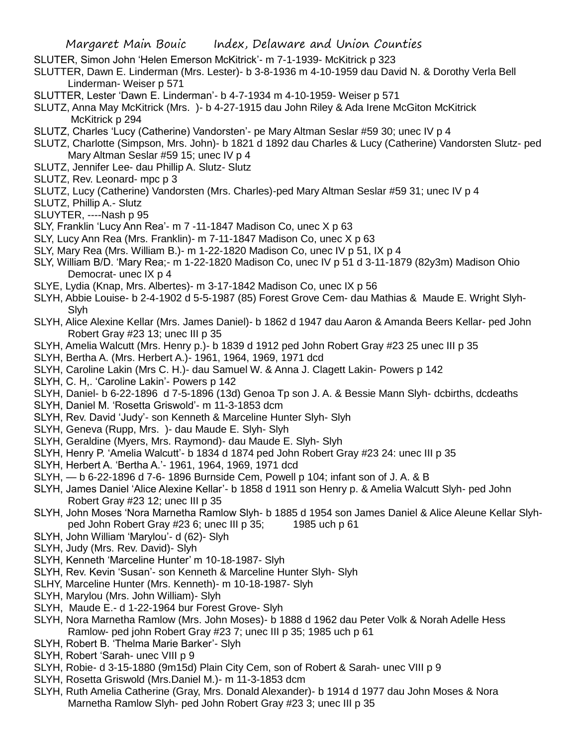SLUTER, Simon John 'Helen Emerson McKitrick'- m 7-1-1939- McKitrick p 323

SLUTTER, Dawn E. Linderman (Mrs. Lester)- b 3-8-1936 m 4-10-1959 dau David N. & Dorothy Verla Bell Linderman- Weiser p 571

SLUTTER, Lester 'Dawn E. Linderman'- b 4-7-1934 m 4-10-1959- Weiser p 571

SLUTZ, Anna May McKitrick (Mrs. )- b 4-27-1915 dau John Riley & Ada Irene McGiton McKitrick McKitrick p 294

SLUTZ, Charles 'Lucy (Catherine) Vandorsten'- pe Mary Altman Seslar #59 30; unec IV p 4

SLUTZ, Charlotte (Simpson, Mrs. John)- b 1821 d 1892 dau Charles & Lucy (Catherine) Vandorsten Slutz- ped Mary Altman Seslar #59 15; unec IV p 4

SLUTZ, Jennifer Lee- dau Phillip A. Slutz- Slutz

SLUTZ, Rev. Leonard- mpc p 3

SLUTZ, Lucy (Catherine) Vandorsten (Mrs. Charles)-ped Mary Altman Seslar #59 31; unec IV p 4

SLUTZ, Phillip A.- Slutz

SLUYTER, ----Nash p 95

SLY, Franklin 'Lucy Ann Rea'- m 7 -11-1847 Madison Co, unec X p 63

SLY, Lucy Ann Rea (Mrs. Franklin)- m 7-11-1847 Madison Co, unec X p 63

SLY, Mary Rea (Mrs. William B.)- m 1-22-1820 Madison Co, unec IV p 51, IX p 4

SLY, William B/D. 'Mary Rea;- m 1-22-1820 Madison Co, unec IV p 51 d 3-11-1879 (82y3m) Madison Ohio Democrat- unec IX p 4

SLYE, Lydia (Knap, Mrs. Albertes)- m 3-17-1842 Madison Co, unec IX p 56

SLYH, Abbie Louise- b 2-4-1902 d 5-5-1987 (85) Forest Grove Cem- dau Mathias & Maude E. Wright Slyh- Slyh

SLYH, Alice Alexine Kellar (Mrs. James Daniel)- b 1862 d 1947 dau Aaron & Amanda Beers Kellar- ped John Robert Gray #23 13; unec III p 35

SLYH, Amelia Walcutt (Mrs. Henry p.)- b 1839 d 1912 ped John Robert Gray #23 25 unec III p 35

SLYH, Bertha A. (Mrs. Herbert A.)- 1961, 1964, 1969, 1971 dcd

SLYH, Caroline Lakin (Mrs C. H.)- dau Samuel W. & Anna J. Clagett Lakin- Powers p 142

SLYH, C. H,. 'Caroline Lakin'- Powers p 142

SLYH, Daniel- b 6-22-1896 d 7-5-1896 (13d) Genoa Tp son J. A. & Bessie Mann Slyh- dcbirths, dcdeaths

SLYH, Daniel M. 'Rosetta Griswold'- m 11-3-1853 dcm

SLYH, Rev. David 'Judy'- son Kenneth & Marceline Hunter Slyh- Slyh

SLYH, Geneva (Rupp, Mrs. )- dau Maude E. Slyh- Slyh

SLYH, Geraldine (Myers, Mrs. Raymond)- dau Maude E. Slyh- Slyh

SLYH, Henry P. 'Amelia Walcutt'- b 1834 d 1874 ped John Robert Gray #23 24: unec III p 35

SLYH, Herbert A. 'Bertha A.'- 1961, 1964, 1969, 1971 dcd

SLYH, — b 6-22-1896 d 7-6- 1896 Burnside Cem, Powell p 104; infant son of J. A. & B

SLYH, James Daniel 'Alice Alexine Kellar'- b 1858 d 1911 son Henry p. & Amelia Walcutt Slyh- ped John Robert Gray #23 12; unec III p 35

SLYH, John Moses 'Nora Marnetha Ramlow Slyh- b 1885 d 1954 son James Daniel & Alice Aleune Kellar Slyh- ped John Robert Gray #23 6; unec III p 35; 1985 uch p 61

SLYH, John William 'Marylou'- d (62)- Slyh

SLYH, Judy (Mrs. Rev. David)- Slyh

SLYH, Kenneth 'Marceline Hunter' m 10-18-1987- Slyh

SLYH, Rev. Kevin 'Susan'- son Kenneth & Marceline Hunter Slyh- Slyh

SLHY, Marceline Hunter (Mrs. Kenneth)- m 10-18-1987- Slyh

SLYH, Marylou (Mrs. John William)- Slyh

SLYH, Maude E.- d 1-22-1964 bur Forest Grove- Slyh

SLYH, Nora Marnetha Ramlow (Mrs. John Moses)- b 1888 d 1962 dau Peter Volk & Norah Adelle Hess Ramlow- ped john Robert Gray #23 7; unec III p 35; 1985 uch p 61

SLYH, Robert B. 'Thelma Marie Barker'- Slyh

SLYH, Robert 'Sarah- unec VIII p 9

SLYH, Robie- d 3-15-1880 (9m15d) Plain City Cem, son of Robert & Sarah- unec VIII p 9

SLYH, Rosetta Griswold (Mrs.Daniel M.)- m 11-3-1853 dcm

SLYH, Ruth Amelia Catherine (Gray, Mrs. Donald Alexander)- b 1914 d 1977 dau John Moses & Nora Marnetha Ramlow Slyh- ped John Robert Gray #23 3; unec III p 35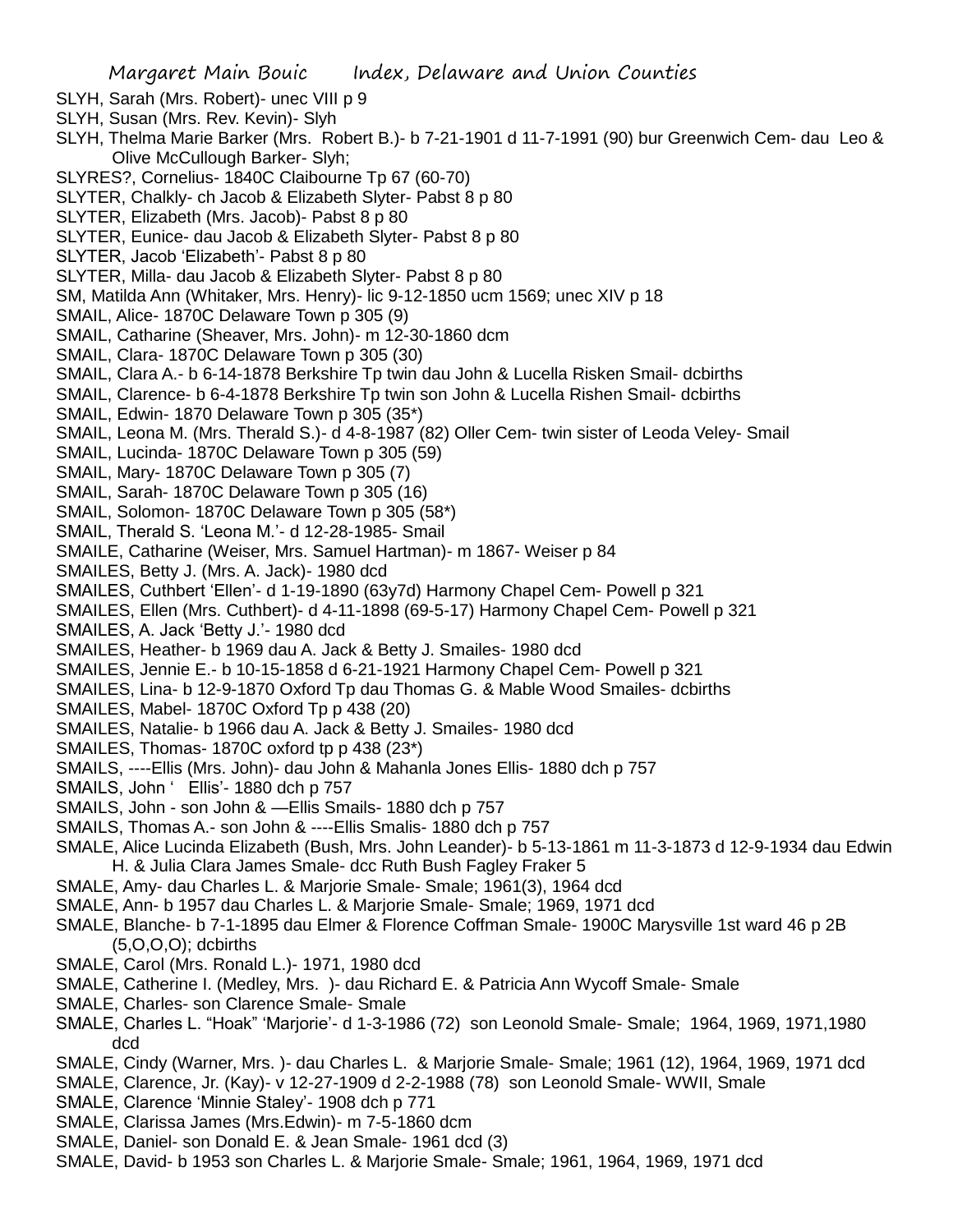SLYH, Sarah (Mrs. Robert)- unec VIII p 9
SLYH, Susan (Mrs. Rev. Kevin)- Slyh
SLYH, Thelma Marie Barker (Mrs. Robert B.)- b 7-21-1901 d 11-7-1991 (90) bur Greenwich Cem- dau Leo & Olive McCullough Barker- Slyh;
SLYRES?, Cornelius- 1840C Claibourne Tp 67 (60-70)
SLYTER, Chalkly- ch Jacob & Elizabeth Slyter- Pabst 8 p 80
SLYTER, Elizabeth (Mrs. Jacob)- Pabst 8 p 80
SLYTER, Eunice- dau Jacob & Elizabeth Slyter- Pabst 8 p 80
SLYTER, Jacob 'Elizabeth'- Pabst 8 p 80
SLYTER, Milla- dau Jacob & Elizabeth Slyter- Pabst 8 p 80
SM, Matilda Ann (Whitaker, Mrs. Henry)- lic 9-12-1850 ucm 1569; unec XIV p 18
SMAIL, Alice- 1870C Delaware Town p 305 (9)
SMAIL, Catharine (Sheaver, Mrs. John)- m 12-30-1860 dcm
SMAIL, Clara- 1870C Delaware Town p 305 (30)
SMAIL, Clara A.- b 6-14-1878 Berkshire Tp twin dau John & Lucella Risken Smail- dcbirths
SMAIL, Clarence- b 6-4-1878 Berkshire Tp twin son John & Lucella Rishen Smail- dcbirths
SMAIL, Edwin- 1870 Delaware Town p 305 (35*)
SMAIL, Leona M. (Mrs. Therald S.)- d 4-8-1987 (82) Oller Cem- twin sister of Leoda Veley- Smail
SMAIL, Lucinda- 1870C Delaware Town p 305 (59)
SMAIL, Mary- 1870C Delaware Town p 305 (7)
SMAIL, Sarah- 1870C Delaware Town p 305 (16)
SMAIL, Solomon- 1870C Delaware Town p 305 (58*)
SMAIL, Therald S. 'Leona M.'- d 12-28-1985- Smail
SMAILE, Catharine (Weiser, Mrs. Samuel Hartman)- m 1867- Weiser p 84
SMAILES, Betty J. (Mrs. A. Jack)- 1980 dcd
SMAILES, Cuthbert 'Ellen'- d 1-19-1890 (63y7d) Harmony Chapel Cem- Powell p 321
SMAILES, Ellen (Mrs. Cuthbert)- d 4-11-1898 (69-5-17) Harmony Chapel Cem- Powell p 321
SMAILES, A. Jack 'Betty J.'- 1980 dcd
SMAILES, Heather- b 1969 dau A. Jack & Betty J. Smailes- 1980 dcd
SMAILES, Jennie E.- b 10-15-1858 d 6-21-1921 Harmony Chapel Cem- Powell p 321
SMAILES, Lina- b 12-9-1870 Oxford Tp dau Thomas G. & Mable Wood Smailes- dcbirths
SMAILES, Mabel- 1870C Oxford Tp p 438 (20)
SMAILES, Natalie- b 1966 dau A. Jack & Betty J. Smailes- 1980 dcd
SMAILES, Thomas- 1870C oxford tp p 438 (23*)
SMAILS, ----Ellis (Mrs. John)- dau John & Mahanla Jones Ellis- 1880 dch p 757
SMAILS, John ' Ellis'- 1880 dch p 757
SMAILS, John - son John & —Ellis Smails- 1880 dch p 757
SMAILS, Thomas A.- son John & ----Ellis Smalis- 1880 dch p 757
SMALE, Alice Lucinda Elizabeth (Bush, Mrs. John Leander)- b 5-13-1861 m 11-3-1873 d 12-9-1934 dau Edwin H. & Julia Clara James Smale- dcc Ruth Bush Fagley Fraker 5
SMALE, Amy- dau Charles L. & Marjorie Smale- Smale; 1961(3), 1964 dcd
SMALE, Ann- b 1957 dau Charles L. & Marjorie Smale- Smale; 1969, 1971 dcd
SMALE, Blanche- b 7-1-1895 dau Elmer & Florence Coffman Smale- 1900C Marysville 1st ward 46 p 2B (5,O,O,O); dcbirths
SMALE, Carol (Mrs. Ronald L.)- 1971, 1980 dcd
SMALE, Catherine I. (Medley, Mrs. )- dau Richard E. & Patricia Ann Wycoff Smale- Smale
SMALE, Charles- son Clarence Smale- Smale
SMALE, Charles L. "Hoak" 'Marjorie'- d 1-3-1986 (72) son Leonold Smale- Smale; 1964, 1969, 1971,1980 dcd
SMALE, Cindy (Warner, Mrs. )- dau Charles L. & Marjorie Smale- Smale; 1961 (12), 1964, 1969, 1971 dcd
SMALE, Clarence, Jr. (Kay)- v 12-27-1909 d 2-2-1988 (78) son Leonold Smale- WWII, Smale
SMALE, Clarence 'Minnie Staley'- 1908 dch p 771
SMALE, Clarissa James (Mrs.Edwin)- m 7-5-1860 dcm
SMALE, Daniel- son Donald E. & Jean Smale- 1961 dcd (3)
SMALE, David- b 1953 son Charles L. & Marjorie Smale- Smale; 1961, 1964, 1969, 1971 dcd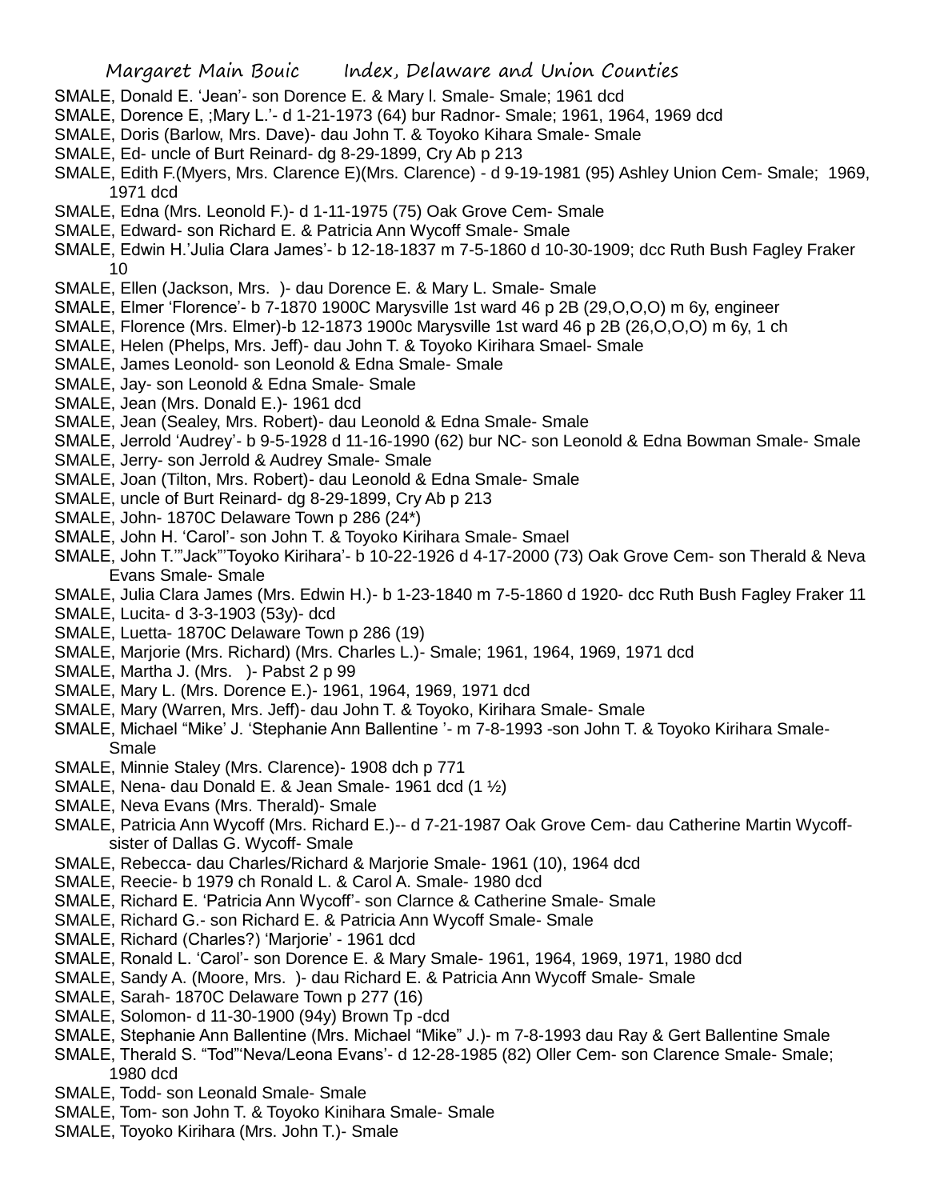SMALE, Donald E. 'Jean'- son Dorence E. & Mary l. Smale- Smale; 1961 dcd

SMALE, Dorence E, ;Mary L.'- d 1-21-1973 (64) bur Radnor- Smale; 1961, 1964, 1969 dcd

SMALE, Doris (Barlow, Mrs. Dave)- dau John T. & Toyoko Kihara Smale- Smale

SMALE, Ed- uncle of Burt Reinard- dg 8-29-1899, Cry Ab p 213

SMALE, Edith F.(Myers, Mrs. Clarence E)(Mrs. Clarence) - d 9-19-1981 (95) Ashley Union Cem- Smale; 1969, 1971 dcd

SMALE, Edna (Mrs. Leonold F.)- d 1-11-1975 (75) Oak Grove Cem- Smale

SMALE, Edward- son Richard E. & Patricia Ann Wycoff Smale- Smale

SMALE, Edwin H.'Julia Clara James'- b 12-18-1837 m 7-5-1860 d 10-30-1909; dcc Ruth Bush Fagley Fraker 10

SMALE, Ellen (Jackson, Mrs. )- dau Dorence E. & Mary L. Smale- Smale

SMALE, Elmer 'Florence'- b 7-1870 1900C Marysville 1st ward 46 p 2B (29,O,O,O) m 6y, engineer

SMALE, Florence (Mrs. Elmer)-b 12-1873 1900c Marysville 1st ward 46 p 2B (26,O,O,O) m 6y, 1 ch

SMALE, Helen (Phelps, Mrs. Jeff)- dau John T. & Toyoko Kirihara Smael- Smale

SMALE, James Leonold- son Leonold & Edna Smale- Smale

SMALE, Jay- son Leonold & Edna Smale- Smale

SMALE, Jean (Mrs. Donald E.)- 1961 dcd

SMALE, Jean (Sealey, Mrs. Robert)- dau Leonold & Edna Smale- Smale

SMALE, Jerrold 'Audrey'- b 9-5-1928 d 11-16-1990 (62) bur NC- son Leonold & Edna Bowman Smale- Smale

SMALE, Jerry- son Jerrold & Audrey Smale- Smale

SMALE, Joan (Tilton, Mrs. Robert)- dau Leonold & Edna Smale- Smale

SMALE, uncle of Burt Reinard- dg 8-29-1899, Cry Ab p 213

SMALE, John- 1870C Delaware Town p 286 (24*)

SMALE, John H. 'Carol'- son John T. & Toyoko Kirihara Smale- Smael

SMALE, John T.'"Jack"'Toyoko Kirihara'- b 10-22-1926 d 4-17-2000 (73) Oak Grove Cem- son Therald & Neva Evans Smale- Smale

SMALE, Julia Clara James (Mrs. Edwin H.)- b 1-23-1840 m 7-5-1860 d 1920- dcc Ruth Bush Fagley Fraker 11

SMALE, Lucita- d 3-3-1903 (53y)- dcd

SMALE, Luetta- 1870C Delaware Town p 286 (19)

SMALE, Marjorie (Mrs. Richard) (Mrs. Charles L.)- Smale; 1961, 1964, 1969, 1971 dcd

SMALE, Martha J. (Mrs. )- Pabst 2 p 99

SMALE, Mary L. (Mrs. Dorence E.)- 1961, 1964, 1969, 1971 dcd

SMALE, Mary (Warren, Mrs. Jeff)- dau John T. & Toyoko, Kirihara Smale- Smale

SMALE, Michael "Mike" J. 'Stephanie Ann Ballentine '- m 7-8-1993 -son John T. & Toyoko Kirihara Smale- Smale

SMALE, Minnie Staley (Mrs. Clarence)- 1908 dch p 771

SMALE, Nena- dau Donald E. & Jean Smale- 1961 dcd (1 ½)

SMALE, Neva Evans (Mrs. Therald)- Smale

SMALE, Patricia Ann Wycoff (Mrs. Richard E.)-- d 7-21-1987 Oak Grove Cem- dau Catherine Martin Wycoff- sister of Dallas G. Wycoff- Smale

SMALE, Rebecca- dau Charles/Richard & Marjorie Smale- 1961 (10), 1964 dcd

SMALE, Reecie- b 1979 ch Ronald L. & Carol A. Smale- 1980 dcd

SMALE, Richard E. 'Patricia Ann Wycoff'- son Clarnce & Catherine Smale- Smale

SMALE, Richard G.- son Richard E. & Patricia Ann Wycoff Smale- Smale

SMALE, Richard (Charles?) 'Marjorie' - 1961 dcd

SMALE, Ronald L. 'Carol'- son Dorence E. & Mary Smale- 1961, 1964, 1969, 1971, 1980 dcd

SMALE, Sandy A. (Moore, Mrs. )- dau Richard E. & Patricia Ann Wycoff Smale- Smale

SMALE, Sarah- 1870C Delaware Town p 277 (16)

SMALE, Solomon- d 11-30-1900 (94y) Brown Tp -dcd

SMALE, Stephanie Ann Ballentine (Mrs. Michael "Mike" J.)- m 7-8-1993 dau Ray & Gert Ballentine Smale

SMALE, Therald S. "Tod"'Neva/Leona Evans'- d 12-28-1985 (82) Oller Cem- son Clarence Smale- Smale; 1980 dcd

SMALE, Todd- son Leonald Smale- Smale

SMALE, Tom- son John T. & Toyoko Kinihara Smale- Smale

SMALE, Toyoko Kirihara (Mrs. John T.)- Smale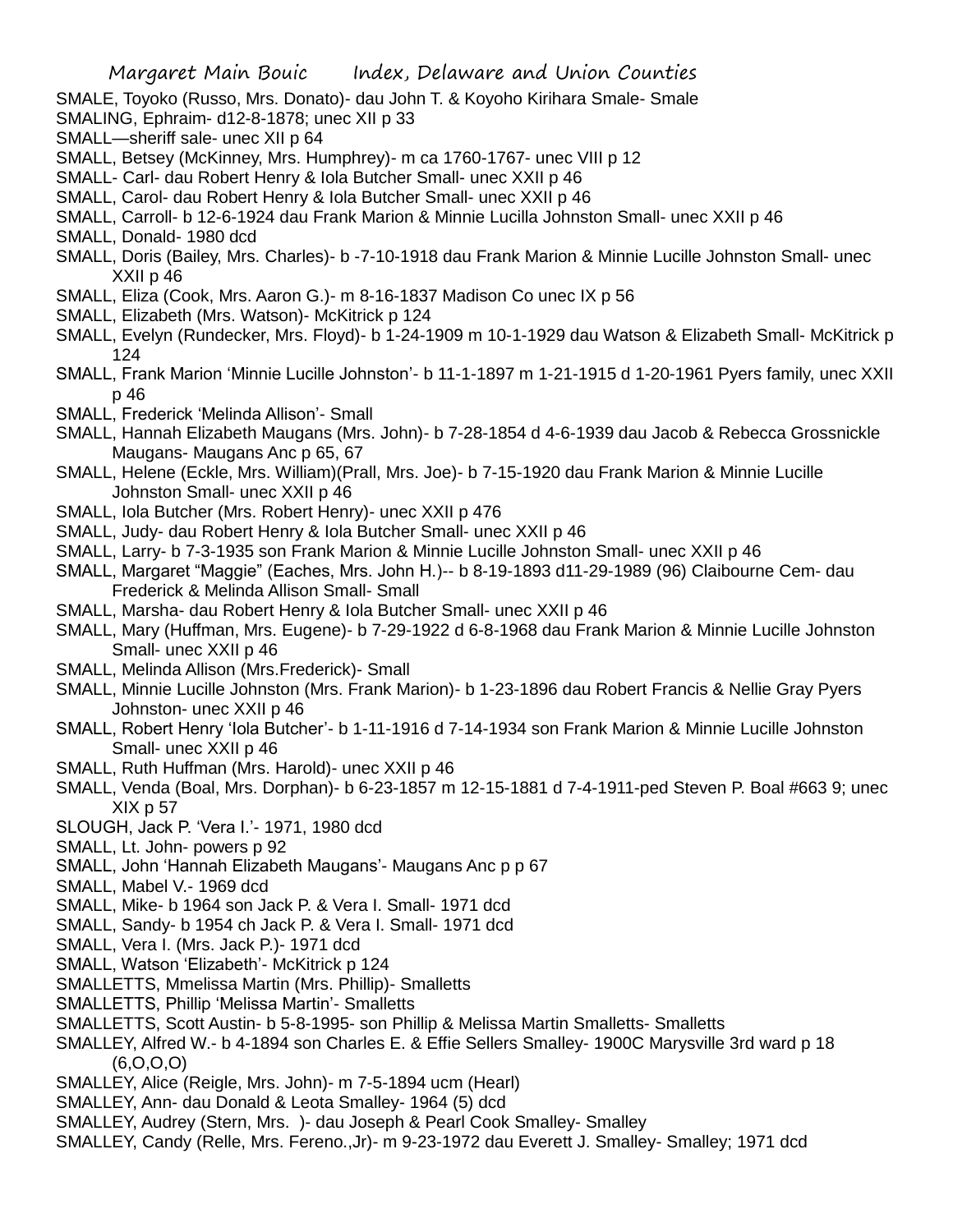SMALE, Toyoko (Russo, Mrs. Donato)- dau John T. & Koyoho Kirihara Smale- Smale
SMALING, Ephraim- d12-8-1878; unec XII p 33
SMALL—sheriff sale- unec XII p 64
SMALL, Betsey (McKinney, Mrs. Humphrey)- m ca 1760-1767- unec VIII p 12
SMALL- Carl- dau Robert Henry & Iola Butcher Small- unec XXII p 46
SMALL, Carol- dau Robert Henry & Iola Butcher Small- unec XXII p 46
SMALL, Carroll- b 12-6-1924 dau Frank Marion & Minnie Lucilla Johnston Small- unec XXII p 46
SMALL, Donald- 1980 dcd
SMALL, Doris (Bailey, Mrs. Charles)- b -7-10-1918 dau Frank Marion & Minnie Lucille Johnston Small- unec XXII p 46
SMALL, Eliza (Cook, Mrs. Aaron G.)- m 8-16-1837 Madison Co unec IX p 56
SMALL, Elizabeth (Mrs. Watson)- McKitrick p 124
SMALL, Evelyn (Rundecker, Mrs. Floyd)- b 1-24-1909 m 10-1-1929 dau Watson & Elizabeth Small- McKitrick p 124
SMALL, Frank Marion 'Minnie Lucille Johnston'- b 11-1-1897 m 1-21-1915 d 1-20-1961 Pyers family, unec XXII p 46
SMALL, Frederick 'Melinda Allison'- Small
SMALL, Hannah Elizabeth Maugans (Mrs. John)- b 7-28-1854 d 4-6-1939 dau Jacob & Rebecca Grossnickle Maugans- Maugans Anc p 65, 67
SMALL, Helene (Eckle, Mrs. William)(Prall, Mrs. Joe)- b 7-15-1920 dau Frank Marion & Minnie Lucille Johnston Small- unec XXII p 46
SMALL, Iola Butcher (Mrs. Robert Henry)- unec XXII p 476
SMALL, Judy- dau Robert Henry & Iola Butcher Small- unec XXII p 46
SMALL, Larry- b 7-3-1935 son Frank Marion & Minnie Lucille Johnston Small- unec XXII p 46
SMALL, Margaret "Maggie" (Eaches, Mrs. John H.)-- b 8-19-1893 d11-29-1989 (96) Claibourne Cem- dau Frederick & Melinda Allison Small- Small
SMALL, Marsha- dau Robert Henry & Iola Butcher Small- unec XXII p 46
SMALL, Mary (Huffman, Mrs. Eugene)- b 7-29-1922 d 6-8-1968 dau Frank Marion & Minnie Lucille Johnston Small- unec XXII p 46
SMALL, Melinda Allison (Mrs.Frederick)- Small
SMALL, Minnie Lucille Johnston (Mrs. Frank Marion)- b 1-23-1896 dau Robert Francis & Nellie Gray Pyers Johnston- unec XXII p 46
SMALL, Robert Henry 'Iola Butcher'- b 1-11-1916 d 7-14-1934 son Frank Marion & Minnie Lucille Johnston Small- unec XXII p 46
SMALL, Ruth Huffman (Mrs. Harold)- unec XXII p 46
SMALL, Venda (Boal, Mrs. Dorphan)- b 6-23-1857 m 12-15-1881 d 7-4-1911-ped Steven P. Boal #663 9; unec XIX p 57
SLOUGH, Jack P. 'Vera I.'- 1971, 1980 dcd
SMALL, Lt. John- powers p 92
SMALL, John 'Hannah Elizabeth Maugans'- Maugans Anc p p 67
SMALL, Mabel V.- 1969 dcd
SMALL, Mike- b 1964 son Jack P. & Vera I. Small- 1971 dcd
SMALL, Sandy- b 1954 ch Jack P. & Vera I. Small- 1971 dcd
SMALL, Vera I. (Mrs. Jack P.)- 1971 dcd
SMALL, Watson 'Elizabeth'- McKitrick p 124
SMALLETTS, Mmelissa Martin (Mrs. Phillip)- Smalletts
SMALLETTS, Phillip 'Melissa Martin'- Smalletts
SMALLETTS, Scott Austin- b 5-8-1995- son Phillip & Melissa Martin Smalletts- Smalletts
SMALLEY, Alfred W.- b 4-1894 son Charles E. & Effie Sellers Smalley- 1900C Marysville 3rd ward p 18 (6,O,O,O)
SMALLEY, Alice (Reigle, Mrs. John)- m 7-5-1894 ucm (Hearl)
SMALLEY, Ann- dau Donald & Leota Smalley- 1964 (5) dcd
SMALLEY, Audrey (Stern, Mrs. )- dau Joseph & Pearl Cook Smalley- Smalley
SMALLEY, Candy (Relle, Mrs. Fereno.,Jr)- m 9-23-1972 dau Everett J. Smalley- Smalley; 1971 dcd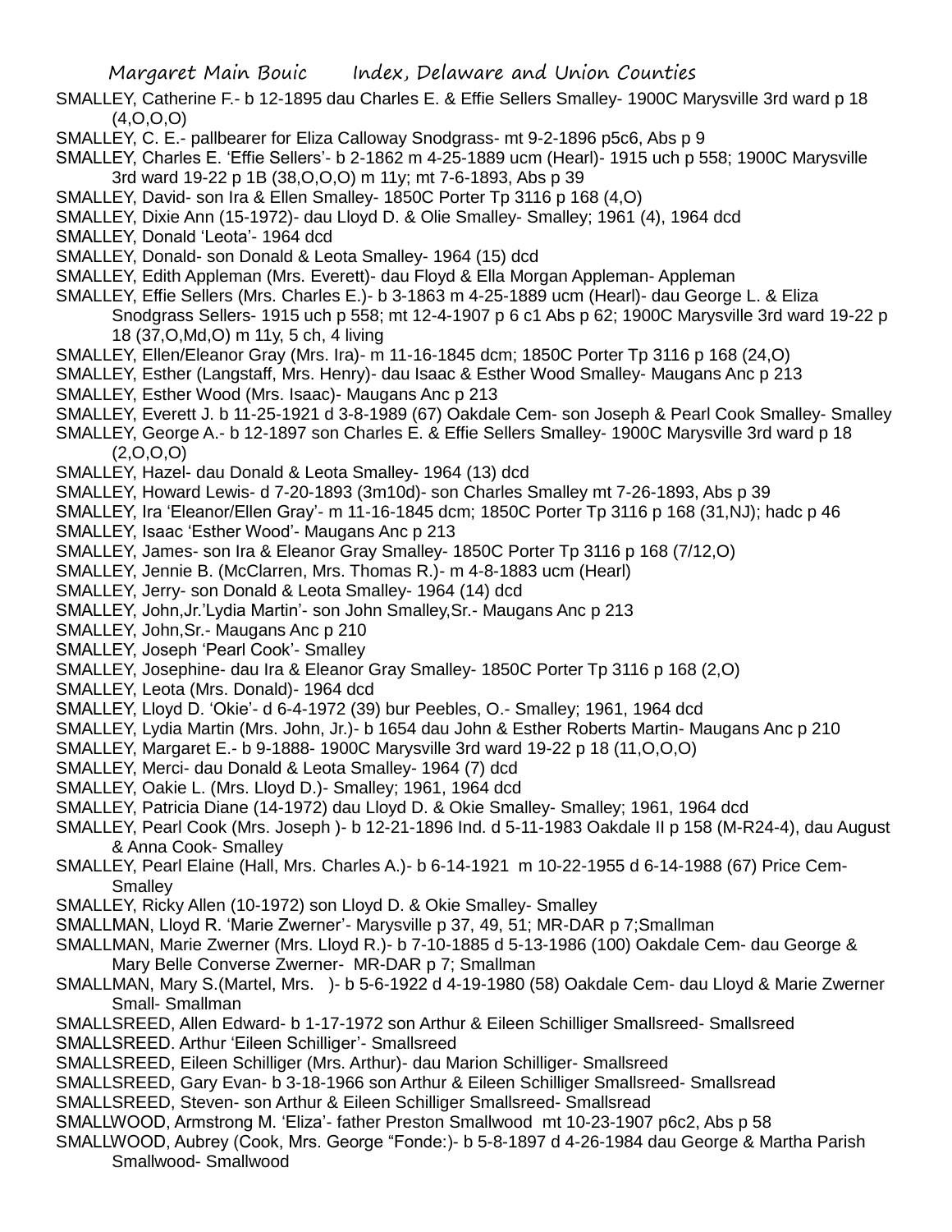SMALLEY, Catherine F.- b 12-1895 dau Charles E. & Effie Sellers Smalley- 1900C Marysville 3rd ward p 18 (4,O,O,O)

SMALLEY, C. E.- pallbearer for Eliza Calloway Snodgrass- mt 9-2-1896 p5c6, Abs p 9

SMALLEY, Charles E. 'Effie Sellers'- b 2-1862 m 4-25-1889 ucm (Hearl)- 1915 uch p 558; 1900C Marysville 3rd ward 19-22 p 1B (38,O,O,O) m 11y; mt 7-6-1893, Abs p 39

SMALLEY, David- son Ira & Ellen Smalley- 1850C Porter Tp 3116 p 168 (4,O)

SMALLEY, Dixie Ann (15-1972)- dau Lloyd D. & Olie Smalley- Smalley; 1961 (4), 1964 dcd

SMALLEY, Donald 'Leota'- 1964 dcd

SMALLEY, Donald- son Donald & Leota Smalley- 1964 (15) dcd

SMALLEY, Edith Appleman (Mrs. Everett)- dau Floyd & Ella Morgan Appleman- Appleman

SMALLEY, Effie Sellers (Mrs. Charles E.)- b 3-1863 m 4-25-1889 ucm (Hearl)- dau George L. & Eliza Snodgrass Sellers- 1915 uch p 558; mt 12-4-1907 p 6 c1 Abs p 62; 1900C Marysville 3rd ward 19-22 p 18 (37,O,Md,O) m 11y, 5 ch, 4 living

SMALLEY, Ellen/Eleanor Gray (Mrs. Ira)- m 11-16-1845 dcm; 1850C Porter Tp 3116 p 168 (24,O)

SMALLEY, Esther (Langstaff, Mrs. Henry)- dau Isaac & Esther Wood Smalley- Maugans Anc p 213

SMALLEY, Esther Wood (Mrs. Isaac)- Maugans Anc p 213

SMALLEY, Everett J. b 11-25-1921 d 3-8-1989 (67) Oakdale Cem- son Joseph & Pearl Cook Smalley- Smalley

SMALLEY, George A.- b 12-1897 son Charles E. & Effie Sellers Smalley- 1900C Marysville 3rd ward p 18 (2,O,O,O)

SMALLEY, Hazel- dau Donald & Leota Smalley- 1964 (13) dcd

SMALLEY, Howard Lewis- d 7-20-1893 (3m10d)- son Charles Smalley mt 7-26-1893, Abs p 39

SMALLEY, Ira 'Eleanor/Ellen Gray'- m 11-16-1845 dcm; 1850C Porter Tp 3116 p 168 (31,NJ); hadc p 46

SMALLEY, Isaac 'Esther Wood'- Maugans Anc p 213

SMALLEY, James- son Ira & Eleanor Gray Smalley- 1850C Porter Tp 3116 p 168 (7/12,O)

SMALLEY, Jennie B. (McClarren, Mrs. Thomas R.)- m 4-8-1883 ucm (Hearl)

SMALLEY, Jerry- son Donald & Leota Smalley- 1964 (14) dcd

SMALLEY, John,Jr.'Lydia Martin'- son John Smalley,Sr.- Maugans Anc p 213

SMALLEY, John,Sr.- Maugans Anc p 210

SMALLEY, Joseph 'Pearl Cook'- Smalley

SMALLEY, Josephine- dau Ira & Eleanor Gray Smalley- 1850C Porter Tp 3116 p 168 (2,O)

SMALLEY, Leota (Mrs. Donald)- 1964 dcd

SMALLEY, Lloyd D. 'Okie'- d 6-4-1972 (39) bur Peebles, O.- Smalley; 1961, 1964 dcd

SMALLEY, Lydia Martin (Mrs. John, Jr.)- b 1654 dau John & Esther Roberts Martin- Maugans Anc p 210

SMALLEY, Margaret E.- b 9-1888- 1900C Marysville 3rd ward 19-22 p 18 (11,O,O,O)

SMALLEY, Merci- dau Donald & Leota Smalley- 1964 (7) dcd

SMALLEY, Oakie L. (Mrs. Lloyd D.)- Smalley; 1961, 1964 dcd

SMALLEY, Patricia Diane (14-1972) dau Lloyd D. & Okie Smalley- Smalley; 1961, 1964 dcd

SMALLEY, Pearl Cook (Mrs. Joseph )- b 12-21-1896 Ind. d 5-11-1983 Oakdale II p 158 (M-R24-4), dau August & Anna Cook- Smalley

SMALLEY, Pearl Elaine (Hall, Mrs. Charles A.)- b 6-14-1921 m 10-22-1955 d 6-14-1988 (67) Price Cem- Smalley

SMALLEY, Ricky Allen (10-1972) son Lloyd D. & Okie Smalley- Smalley

SMALLMAN, Lloyd R. 'Marie Zwerner'- Marysville p 37, 49, 51; MR-DAR p 7;Smallman

SMALLMAN, Marie Zwerner (Mrs. Lloyd R.)- b 7-10-1885 d 5-13-1986 (100) Oakdale Cem- dau George & Mary Belle Converse Zwerner- MR-DAR p 7; Smallman

SMALLMAN, Mary S.(Martel, Mrs. )- b 5-6-1922 d 4-19-1980 (58) Oakdale Cem- dau Lloyd & Marie Zwerner Small- Smallman

SMALLSREED, Allen Edward- b 1-17-1972 son Arthur & Eileen Schilliger Smallsreed- Smallsreed

SMALLSREED. Arthur 'Eileen Schilliger'- Smallsreed

SMALLSREED, Eileen Schilliger (Mrs. Arthur)- dau Marion Schilliger- Smallsreed

SMALLSREED, Gary Evan- b 3-18-1966 son Arthur & Eileen Schilliger Smallsreed- Smallsread

SMALLSREED, Steven- son Arthur & Eileen Schilliger Smallsreed- Smallsread

SMALLWOOD, Armstrong M. 'Eliza'- father Preston Smallwood mt 10-23-1907 p6c2, Abs p 58

SMALLWOOD, Aubrey (Cook, Mrs. George "Fonde:)- b 5-8-1897 d 4-26-1984 dau George & Martha Parish Smallwood- Smallwood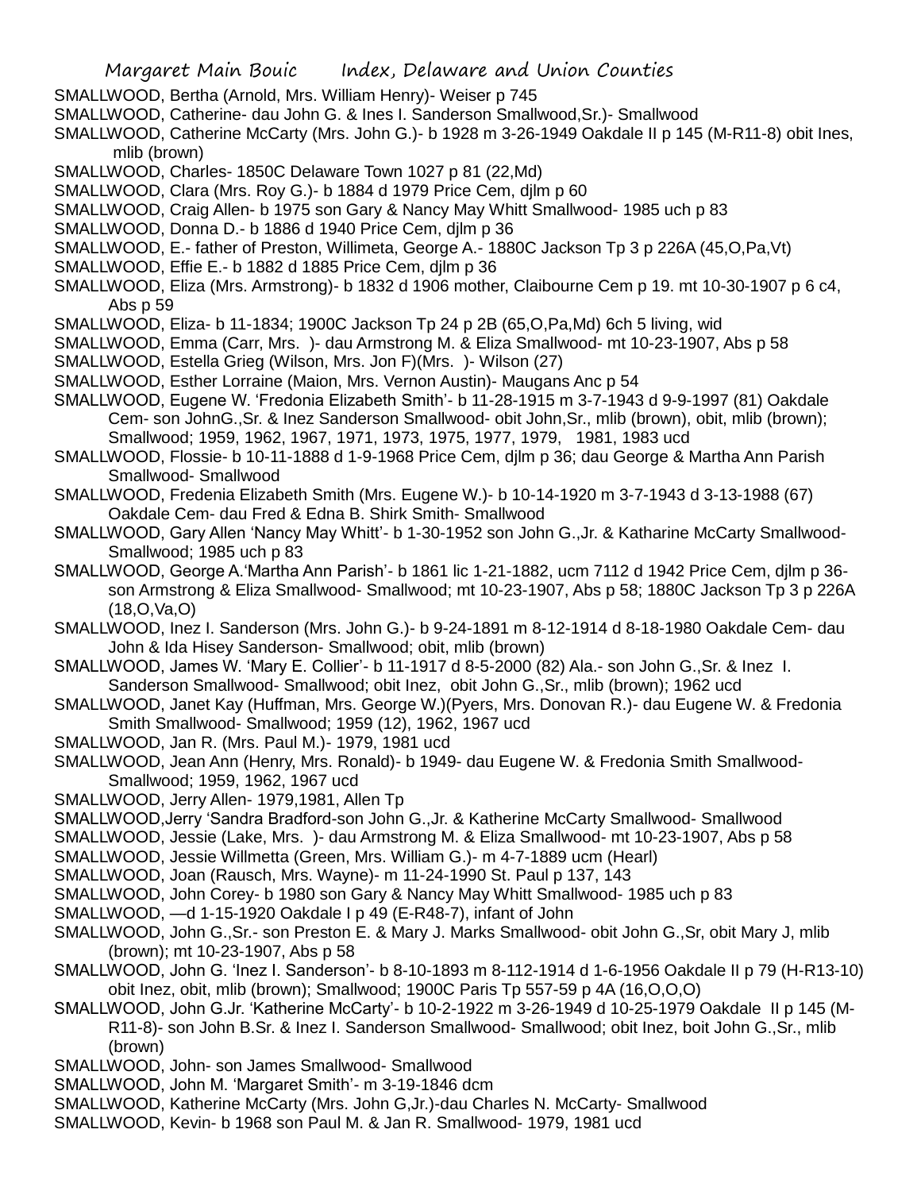SMALLWOOD, Bertha (Arnold, Mrs. William Henry)- Weiser p 745

SMALLWOOD, Catherine- dau John G. & Ines I. Sanderson Smallwood,Sr.)- Smallwood

SMALLWOOD, Catherine McCarty (Mrs. John G.)- b 1928 m 3-26-1949 Oakdale II p 145 (M-R11-8) obit Ines, mlib (brown)

SMALLWOOD, Charles- 1850C Delaware Town 1027 p 81 (22,Md)

SMALLWOOD, Clara (Mrs. Roy G.)- b 1884 d 1979 Price Cem, djlm p 60

SMALLWOOD, Craig Allen- b 1975 son Gary & Nancy May Whitt Smallwood- 1985 uch p 83

SMALLWOOD, Donna D.- b 1886 d 1940 Price Cem, djlm p 36

SMALLWOOD, E.- father of Preston, Willimeta, George A.- 1880C Jackson Tp 3 p 226A (45,O,Pa,Vt)

SMALLWOOD, Effie E.- b 1882 d 1885 Price Cem, djlm p 36

SMALLWOOD, Eliza (Mrs. Armstrong)- b 1832 d 1906 mother, Claibourne Cem p 19. mt 10-30-1907 p 6 c4, Abs p 59

SMALLWOOD, Eliza- b 11-1834; 1900C Jackson Tp 24 p 2B (65,O,Pa,Md) 6ch 5 living, wid

SMALLWOOD, Emma (Carr, Mrs. )- dau Armstrong M. & Eliza Smallwood- mt 10-23-1907, Abs p 58

SMALLWOOD, Estella Grieg (Wilson, Mrs. Jon F)(Mrs. )- Wilson (27)

SMALLWOOD, Esther Lorraine (Maion, Mrs. Vernon Austin)- Maugans Anc p 54

SMALLWOOD, Eugene W. 'Fredonia Elizabeth Smith'- b 11-28-1915 m 3-7-1943 d 9-9-1997 (81) Oakdale Cem- son JohnG.,Sr. & Inez Sanderson Smallwood- obit John,Sr., mlib (brown), obit, mlib (brown); Smallwood; 1959, 1962, 1967, 1971, 1973, 1975, 1977, 1979, 1981, 1983 ucd

SMALLWOOD, Flossie- b 10-11-1888 d 1-9-1968 Price Cem, djlm p 36; dau George & Martha Ann Parish Smallwood- Smallwood

SMALLWOOD, Fredenia Elizabeth Smith (Mrs. Eugene W.)- b 10-14-1920 m 3-7-1943 d 3-13-1988 (67) Oakdale Cem- dau Fred & Edna B. Shirk Smith- Smallwood

SMALLWOOD, Gary Allen 'Nancy May Whitt'- b 1-30-1952 son John G.,Jr. & Katharine McCarty Smallwood- Smallwood; 1985 uch p 83

SMALLWOOD, George A.'Martha Ann Parish'- b 1861 lic 1-21-1882, ucm 7112 d 1942 Price Cem, djlm p 36- son Armstrong & Eliza Smallwood- Smallwood; mt 10-23-1907, Abs p 58; 1880C Jackson Tp 3 p 226A (18,O,Va,O)

SMALLWOOD, Inez I. Sanderson (Mrs. John G.)- b 9-24-1891 m 8-12-1914 d 8-18-1980 Oakdale Cem- dau John & Ida Hisey Sanderson- Smallwood; obit, mlib (brown)

SMALLWOOD, James W. 'Mary E. Collier'- b 11-1917 d 8-5-2000 (82) Ala.- son John G.,Sr. & Inez I. Sanderson Smallwood- Smallwood; obit Inez, obit John G.,Sr., mlib (brown); 1962 ucd

SMALLWOOD, Janet Kay (Huffman, Mrs. George W.)(Pyers, Mrs. Donovan R.)- dau Eugene W. & Fredonia Smith Smallwood- Smallwood; 1959 (12), 1962, 1967 ucd

SMALLWOOD, Jan R. (Mrs. Paul M.)- 1979, 1981 ucd

SMALLWOOD, Jean Ann (Henry, Mrs. Ronald)- b 1949- dau Eugene W. & Fredonia Smith Smallwood- Smallwood; 1959, 1962, 1967 ucd

SMALLWOOD, Jerry Allen- 1979,1981, Allen Tp

SMALLWOOD,Jerry 'Sandra Bradford-son John G.,Jr. & Katherine McCarty Smallwood- Smallwood

SMALLWOOD, Jessie (Lake, Mrs. )- dau Armstrong M. & Eliza Smallwood- mt 10-23-1907, Abs p 58

SMALLWOOD, Jessie Willmetta (Green, Mrs. William G.)- m 4-7-1889 ucm (Hearl)

SMALLWOOD, Joan (Rausch, Mrs. Wayne)- m 11-24-1990 St. Paul p 137, 143

SMALLWOOD, John Corey- b 1980 son Gary & Nancy May Whitt Smallwood- 1985 uch p 83

SMALLWOOD, —d 1-15-1920 Oakdale I p 49 (E-R48-7), infant of John

SMALLWOOD, John G.,Sr.- son Preston E. & Mary J. Marks Smallwood- obit John G.,Sr, obit Mary J, mlib (brown); mt 10-23-1907, Abs p 58

SMALLWOOD, John G. 'Inez I. Sanderson'- b 8-10-1893 m 8-112-1914 d 1-6-1956 Oakdale II p 79 (H-R13-10) obit Inez, obit, mlib (brown); Smallwood; 1900C Paris Tp 557-59 p 4A (16,O,O,O)

SMALLWOOD, John G.Jr. 'Katherine McCarty'- b 10-2-1922 m 3-26-1949 d 10-25-1979 Oakdale II p 145 (M-R11-8)- son John B.Sr. & Inez I. Sanderson Smallwood- Smallwood; obit Inez, boit John G.,Sr., mlib (brown)

SMALLWOOD, John- son James Smallwood- Smallwood

SMALLWOOD, John M. 'Margaret Smith'- m 3-19-1846 dcm

SMALLWOOD, Katherine McCarty (Mrs. John G,Jr.)-dau Charles N. McCarty- Smallwood

SMALLWOOD, Kevin- b 1968 son Paul M. & Jan R. Smallwood- 1979, 1981 ucd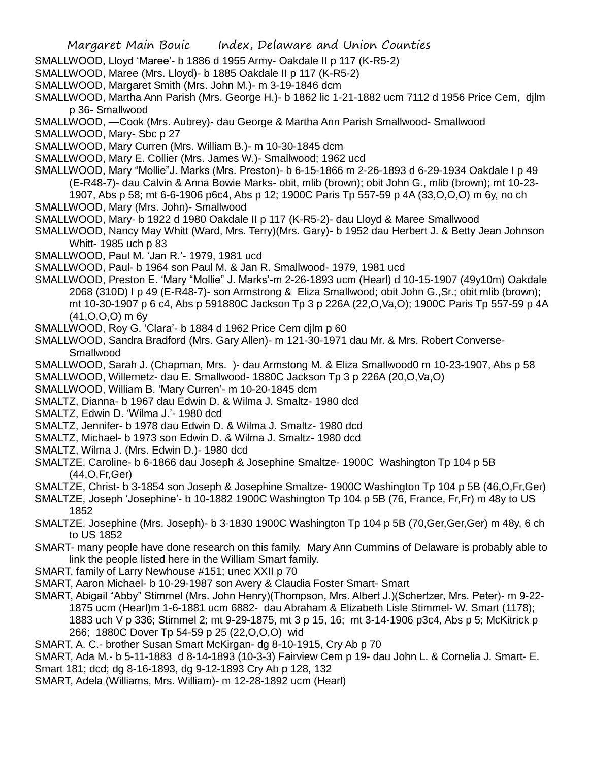SMALLWOOD, Lloyd 'Maree'- b 1886 d 1955 Army- Oakdale II p 117 (K-R5-2)

SMALLWOOD, Maree (Mrs. Lloyd)- b 1885 Oakdale II p 117 (K-R5-2)

SMALLWOOD, Margaret Smith (Mrs. John M.)- m 3-19-1846 dcm

SMALLWOOD, Martha Ann Parish (Mrs. George H.)- b 1862 lic 1-21-1882 ucm 7112 d 1956 Price Cem, djlm p 36- Smallwood

SMALLWOOD, —Cook (Mrs. Aubrey)- dau George & Martha Ann Parish Smallwood- Smallwood

SMALLWOOD, Mary- Sbc p 27

SMALLWOOD, Mary Curren (Mrs. William B.)- m 10-30-1845 dcm

SMALLWOOD, Mary E. Collier (Mrs. James W.)- Smallwood; 1962 ucd

SMALLWOOD, Mary "Mollie"J. Marks (Mrs. Preston)- b 6-15-1866 m 2-26-1893 d 6-29-1934 Oakdale I p 49 (E-R48-7)- dau Calvin & Anna Bowie Marks- obit, mlib (brown); obit John G., mlib (brown); mt 10-23-1907, Abs p 58; mt 6-6-1906 p6c4, Abs p 12; 1900C Paris Tp 557-59 p 4A (33,O,O,O) m 6y, no ch

SMALLWOOD, Mary (Mrs. John)- Smallwood

SMALLWOOD, Mary- b 1922 d 1980 Oakdale II p 117 (K-R5-2)- dau Lloyd & Maree Smallwood

SMALLWOOD, Nancy May Whitt (Ward, Mrs. Terry)(Mrs. Gary)- b 1952 dau Herbert J. & Betty Jean Johnson Whitt- 1985 uch p 83

SMALLWOOD, Paul M. 'Jan R.'- 1979, 1981 ucd

SMALLWOOD, Paul- b 1964 son Paul M. & Jan R. Smallwood- 1979, 1981 ucd

SMALLWOOD, Preston E. 'Mary "Mollie" J. Marks'-m 2-26-1893 ucm (Hearl) d 10-15-1907 (49y10m) Oakdale 2068 (310D) I p 49 (E-R48-7)- son Armstrong & Eliza Smallwood; obit John G.,Sr.; obit mlib (brown); mt 10-30-1907 p 6 c4, Abs p 591880C Jackson Tp 3 p 226A (22,O,Va,O); 1900C Paris Tp 557-59 p 4A (41,O,O,O) m 6y

SMALLWOOD, Roy G. 'Clara'- b 1884 d 1962 Price Cem djlm p 60

SMALLWOOD, Sandra Bradford (Mrs. Gary Allen)- m 121-30-1971 dau Mr. & Mrs. Robert Converse- Smallwood

SMALLWOOD, Sarah J. (Chapman, Mrs. )- dau Armstong M. & Eliza Smallwood0 m 10-23-1907, Abs p 58

SMALLWOOD, Willemetz- dau E. Smallwood- 1880C Jackson Tp 3 p 226A (20,O,Va,O)

SMALLWOOD, William B. 'Mary Curren'- m 10-20-1845 dcm

SMALTZ, Dianna- b 1967 dau Edwin D. & Wilma J. Smaltz- 1980 dcd

SMALTZ, Edwin D. 'Wilma J.'- 1980 dcd

SMALTZ, Jennifer- b 1978 dau Edwin D. & Wilma J. Smaltz- 1980 dcd

SMALTZ, Michael- b 1973 son Edwin D. & Wilma J. Smaltz- 1980 dcd

SMALTZ, Wilma J. (Mrs. Edwin D.)- 1980 dcd

SMALTZE, Caroline- b 6-1866 dau Joseph & Josephine Smaltze- 1900C Washington Tp 104 p 5B (44,O,Fr,Ger)

SMALTZE, Christ- b 3-1854 son Joseph & Josephine Smaltze- 1900C Washington Tp 104 p 5B (46,O,Fr,Ger)

SMALTZE, Joseph 'Josephine'- b 10-1882 1900C Washington Tp 104 p 5B (76, France, Fr,Fr) m 48y to US 1852

SMALTZE, Josephine (Mrs. Joseph)- b 3-1830 1900C Washington Tp 104 p 5B (70,Ger,Ger,Ger) m 48y, 6 ch to US 1852

SMART- many people have done research on this family. Mary Ann Cummins of Delaware is probably able to link the people listed here in the William Smart family.

SMART, family of Larry Newhouse #151; unec XXII p 70

SMART, Aaron Michael- b 10-29-1987 son Avery & Claudia Foster Smart- Smart

SMART, Abigail "Abby" Stimmel (Mrs. John Henry)(Thompson, Mrs. Albert J.)(Schertzer, Mrs. Peter)- m 9-22-1875 ucm (Hearl)m 1-6-1881 ucm 6882- dau Abraham & Elizabeth Lisle Stimmel- W. Smart (1178); 1883 uch V p 336; Stimmel 2; mt 9-29-1875, mt 3 p 15, 16; mt 3-14-1906 p3c4, Abs p 5; McKitrick p 266; 1880C Dover Tp 54-59 p 25 (22,O,O,O) wid

SMART, A. C.- brother Susan Smart McKirgan- dg 8-10-1915, Cry Ab p 70

SMART, Ada M.- b 5-11-1883 d 8-14-1893 (10-3-3) Fairview Cem p 19- dau John L. & Cornelia J. Smart- E. Smart 181; dcd; dg 8-16-1893, dg 9-12-1893 Cry Ab p 128, 132

SMART, Adela (Williams, Mrs. William)- m 12-28-1892 ucm (Hearl)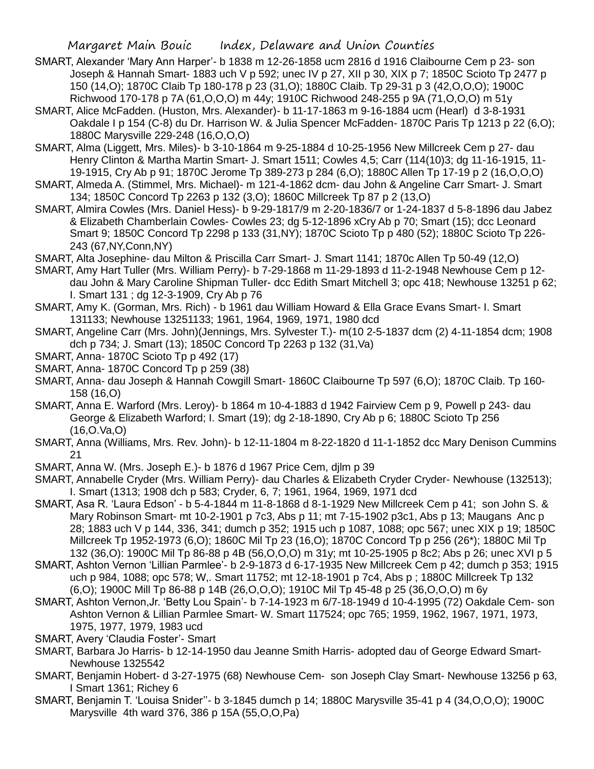SMART, Alexander 'Mary Ann Harper'- b 1838 m 12-26-1858 ucm 2816 d 1916 Claibourne Cem p 23- son Joseph & Hannah Smart- 1883 uch V p 592; unec IV p 27, XII p 30, XIX p 7; 1850C Scioto Tp 2477 p 150 (14,O); 1870C Claib Tp 180-178 p 23 (31,O); 1880C Claib. Tp 29-31 p 3 (42,O,O,O); 1900C Richwood 170-178 p 7A (61,O,O,O) m 44y; 1910C Richwood 248-255 p 9A (71,O,O,O) m 51y

SMART, Alice McFadden. (Huston, Mrs. Alexander)- b 11-17-1863 m 9-16-1884 ucm (Hearl) d 3-8-1931 Oakdale I p 154 (C-8) du Dr. Harrison W. & Julia Spencer McFadden- 1870C Paris Tp 1213 p 22 (6,O); 1880C Marysville 229-248 (16,O,O,O)

SMART, Alma (Liggett, Mrs. Miles)- b 3-10-1864 m 9-25-1884 d 10-25-1956 New Millcreek Cem p 27- dau Henry Clinton & Martha Martin Smart- J. Smart 1511; Cowles 4,5; Carr (114(10)3; dg 11-16-1915, 11-19-1915, Cry Ab p 91; 1870C Jerome Tp 389-273 p 284 (6,O); 1880C Allen Tp 17-19 p 2 (16,O,O,O)

SMART, Almeda A. (Stimmel, Mrs. Michael)- m 121-4-1862 dcm- dau John & Angeline Carr Smart- J. Smart 134; 1850C Concord Tp 2263 p 132 (3,O); 1860C Millcreek Tp 87 p 2 (13,O)

SMART, Almira Cowles (Mrs. Daniel Hess)- b 9-29-1817/9 m 2-20-1836/7 or 1-24-1837 d 5-8-1896 dau Jabez & Elizabeth Chamberlain Cowles- Cowles 23; dg 5-12-1896 xCry Ab p 70; Smart (15); dcc Leonard Smart 9; 1850C Concord Tp 2298 p 133 (31,NY); 1870C Scioto Tp p 480 (52); 1880C Scioto Tp 226-243 (67,NY,Conn,NY)

SMART, Alta Josephine- dau Milton & Priscilla Carr Smart- J. Smart 1141; 1870c Allen Tp 50-49 (12,O)

SMART, Amy Hart Tuller (Mrs. William Perry)- b 7-29-1868 m 11-29-1893 d 11-2-1948 Newhouse Cem p 12- dau John & Mary Caroline Shipman Tuller- dcc Edith Smart Mitchell 3; opc 418; Newhouse 13251 p 62; I. Smart 131 ; dg 12-3-1909, Cry Ab p 76

SMART, Amy K. (Gorman, Mrs. Rich) - b 1961 dau William Howard & Ella Grace Evans Smart- I. Smart 131133; Newhouse 13251133; 1961, 1964, 1969, 1971, 1980 dcd

SMART, Angeline Carr (Mrs. John)(Jennings, Mrs. Sylvester T.)- m(10 2-5-1837 dcm (2) 4-11-1854 dcm; 1908 dch p 734; J. Smart (13); 1850C Concord Tp 2263 p 132 (31,Va)

SMART, Anna- 1870C Scioto Tp p 492 (17)

SMART, Anna- 1870C Concord Tp p 259 (38)

SMART, Anna- dau Joseph & Hannah Cowgill Smart- 1860C Claibourne Tp 597 (6,O); 1870C Claib. Tp 160-158 (16,O)

SMART, Anna E. Warford (Mrs. Leroy)- b 1864 m 10-4-1883 d 1942 Fairview Cem p 9, Powell p 243- dau George & Elizabeth Warford; I. Smart (19); dg 2-18-1890, Cry Ab p 6; 1880C Scioto Tp 256 (16,O.Va,O)

SMART, Anna (Williams, Mrs. Rev. John)- b 12-11-1804 m 8-22-1820 d 11-1-1852 dcc Mary Denison Cummins 21

SMART, Anna W. (Mrs. Joseph E.)- b 1876 d 1967 Price Cem, djlm p 39

SMART, Annabelle Cryder (Mrs. William Perry)- dau Charles & Elizabeth Cryder Cryder- Newhouse (132513); I. Smart (1313; 1908 dch p 583; Cryder, 6, 7; 1961, 1964, 1969, 1971 dcd

SMART, Asa R. 'Laura Edson' - b 5-4-1844 m 11-8-1868 d 8-1-1929 New Millcreek Cem p 41; son John S. & Mary Robinson Smart- mt 10-2-1901 p 7c3, Abs p 11; mt 7-15-1902 p3c1, Abs p 13; Maugans Anc p 28; 1883 uch V p 144, 336, 341; dumch p 352; 1915 uch p 1087, 1088; opc 567; unec XIX p 19; 1850C Millcreek Tp 1952-1973 (6,O); 1860C Mil Tp 23 (16,O); 1870C Concord Tp p 256 (26*); 1880C Mil Tp 132 (36,O): 1900C Mil Tp 86-88 p 4B (56,O,O,O) m 31y; mt 10-25-1905 p 8c2; Abs p 26; unec XVI p 5

SMART, Ashton Vernon 'Lillian Parmlee'- b 2-9-1873 d 6-17-1935 New Millcreek Cem p 42; dumch p 353; 1915 uch p 984, 1088; opc 578; W,. Smart 11752; mt 12-18-1901 p 7c4, Abs p ; 1880C Millcreek Tp 132 (6,O); 1900C Mill Tp 86-88 p 14B (26,O,O,O); 1910C Mil Tp 45-48 p 25 (36,O,O,O) m 6y

SMART, Ashton Vernon,Jr. 'Betty Lou Spain'- b 7-14-1923 m 6/7-18-1949 d 10-4-1995 (72) Oakdale Cem- son Ashton Vernon & Lillian Parmlee Smart- W. Smart 117524; opc 765; 1959, 1962, 1967, 1971, 1973, 1975, 1977, 1979, 1983 ucd

SMART, Avery 'Claudia Foster'- Smart

SMART, Barbara Jo Harris- b 12-14-1950 dau Jeanne Smith Harris- adopted dau of George Edward Smart- Newhouse 1325542

SMART, Benjamin Hobert- d 3-27-1975 (68) Newhouse Cem- son Joseph Clay Smart- Newhouse 13256 p 63, I Smart 1361; Richey 6

SMART, Benjamin T. 'Louisa Snider''- b 3-1845 dumch p 14; 1880C Marysville 35-41 p 4 (34,O,O,O); 1900C Marysville 4th ward 376, 386 p 15A (55,O,O,Pa)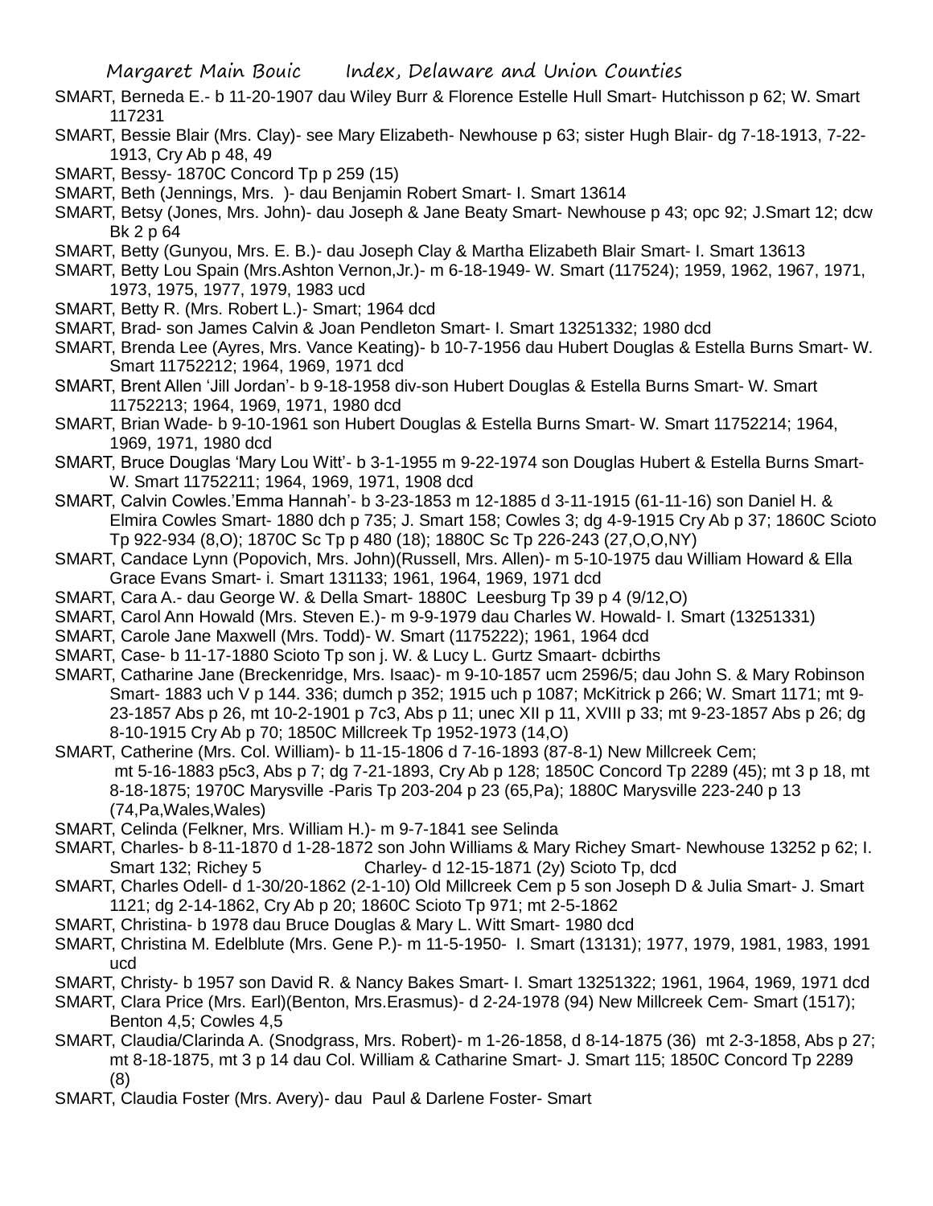SMART, Berneda E.- b 11-20-1907 dau Wiley Burr & Florence Estelle Hull Smart- Hutchisson p 62; W. Smart 117231

SMART, Bessie Blair (Mrs. Clay)- see Mary Elizabeth- Newhouse p 63; sister Hugh Blair- dg 7-18-1913, 7-22-1913, Cry Ab p 48, 49

SMART, Bessy- 1870C Concord Tp p 259 (15)

SMART, Beth (Jennings, Mrs. )- dau Benjamin Robert Smart- I. Smart 13614

SMART, Betsy (Jones, Mrs. John)- dau Joseph & Jane Beaty Smart- Newhouse p 43; opc 92; J.Smart 12; dcw Bk 2 p 64

SMART, Betty (Gunyou, Mrs. E. B.)- dau Joseph Clay & Martha Elizabeth Blair Smart- I. Smart 13613

SMART, Betty Lou Spain (Mrs.Ashton Vernon,Jr.)- m 6-18-1949- W. Smart (117524); 1959, 1962, 1967, 1971, 1973, 1975, 1977, 1979, 1983 ucd

SMART, Betty R. (Mrs. Robert L.)- Smart; 1964 dcd

SMART, Brad- son James Calvin & Joan Pendleton Smart- I. Smart 13251332; 1980 dcd

SMART, Brenda Lee (Ayres, Mrs. Vance Keating)- b 10-7-1956 dau Hubert Douglas & Estella Burns Smart- W. Smart 11752212; 1964, 1969, 1971 dcd

SMART, Brent Allen 'Jill Jordan'- b 9-18-1958 div-son Hubert Douglas & Estella Burns Smart- W. Smart 11752213; 1964, 1969, 1971, 1980 dcd

SMART, Brian Wade- b 9-10-1961 son Hubert Douglas & Estella Burns Smart- W. Smart 11752214; 1964, 1969, 1971, 1980 dcd

SMART, Bruce Douglas 'Mary Lou Witt'- b 3-1-1955 m 9-22-1974 son Douglas Hubert & Estella Burns Smart- W. Smart 11752211; 1964, 1969, 1971, 1908 dcd

SMART, Calvin Cowles.'Emma Hannah'- b 3-23-1853 m 12-1885 d 3-11-1915 (61-11-16) son Daniel H. & Elmira Cowles Smart- 1880 dch p 735; J. Smart 158; Cowles 3; dg 4-9-1915 Cry Ab p 37; 1860C Scioto Tp 922-934 (8,O); 1870C Sc Tp p 480 (18); 1880C Sc Tp 226-243 (27,O,O,NY)

SMART, Candace Lynn (Popovich, Mrs. John)(Russell, Mrs. Allen)- m 5-10-1975 dau William Howard & Ella Grace Evans Smart- i. Smart 131133; 1961, 1964, 1969, 1971 dcd

SMART, Cara A.- dau George W. & Della Smart- 1880C Leesburg Tp 39 p 4 (9/12,O)

SMART, Carol Ann Howald (Mrs. Steven E.)- m 9-9-1979 dau Charles W. Howald- I. Smart (13251331)

SMART, Carole Jane Maxwell (Mrs. Todd)- W. Smart (1175222); 1961, 1964 dcd

SMART, Case- b 11-17-1880 Scioto Tp son j. W. & Lucy L. Gurtz Smaart- dcbirths

SMART, Catharine Jane (Breckenridge, Mrs. Isaac)- m 9-10-1857 ucm 2596/5; dau John S. & Mary Robinson Smart- 1883 uch V p 144. 336; dumch p 352; 1915 uch p 1087; McKitrick p 266; W. Smart 1171; mt 9-23-1857 Abs p 26, mt 10-2-1901 p 7c3, Abs p 11; unec XII p 11, XVIII p 33; mt 9-23-1857 Abs p 26; dg 8-10-1915 Cry Ab p 70; 1850C Millcreek Tp 1952-1973 (14,O)

SMART, Catherine (Mrs. Col. William)- b 11-15-1806 d 7-16-1893 (87-8-1) New Millcreek Cem; mt 5-16-1883 p5c3, Abs p 7; dg 7-21-1893, Cry Ab p 128; 1850C Concord Tp 2289 (45); mt 3 p 18, mt 8-18-1875; 1970C Marysville -Paris Tp 203-204 p 23 (65,Pa); 1880C Marysville 223-240 p 13 (74,Pa,Wales,Wales)

SMART, Celinda (Felkner, Mrs. William H.)- m 9-7-1841 see Selinda

SMART, Charles- b 8-11-1870 d 1-28-1872 son John Williams & Mary Richey Smart- Newhouse 13252 p 62; I. Smart 132; Richey 5 Charley- d 12-15-1871 (2y) Scioto Tp, dcd

SMART, Charles Odell- d 1-30/20-1862 (2-1-10) Old Millcreek Cem p 5 son Joseph D & Julia Smart- J. Smart 1121; dg 2-14-1862, Cry Ab p 20; 1860C Scioto Tp 971; mt 2-5-1862

SMART, Christina- b 1978 dau Bruce Douglas & Mary L. Witt Smart- 1980 dcd

SMART, Christina M. Edelblute (Mrs. Gene P.)- m 11-5-1950- I. Smart (13131); 1977, 1979, 1981, 1983, 1991 ucd

SMART, Christy- b 1957 son David R. & Nancy Bakes Smart- I. Smart 13251322; 1961, 1964, 1969, 1971 dcd

SMART, Clara Price (Mrs. Earl)(Benton, Mrs.Erasmus)- d 2-24-1978 (94) New Millcreek Cem- Smart (1517); Benton 4,5; Cowles 4,5

SMART, Claudia/Clarinda A. (Snodgrass, Mrs. Robert)- m 1-26-1858, d 8-14-1875 (36) mt 2-3-1858, Abs p 27; mt 8-18-1875, mt 3 p 14 dau Col. William & Catharine Smart- J. Smart 115; 1850C Concord Tp 2289 (8)

SMART, Claudia Foster (Mrs. Avery)- dau Paul & Darlene Foster- Smart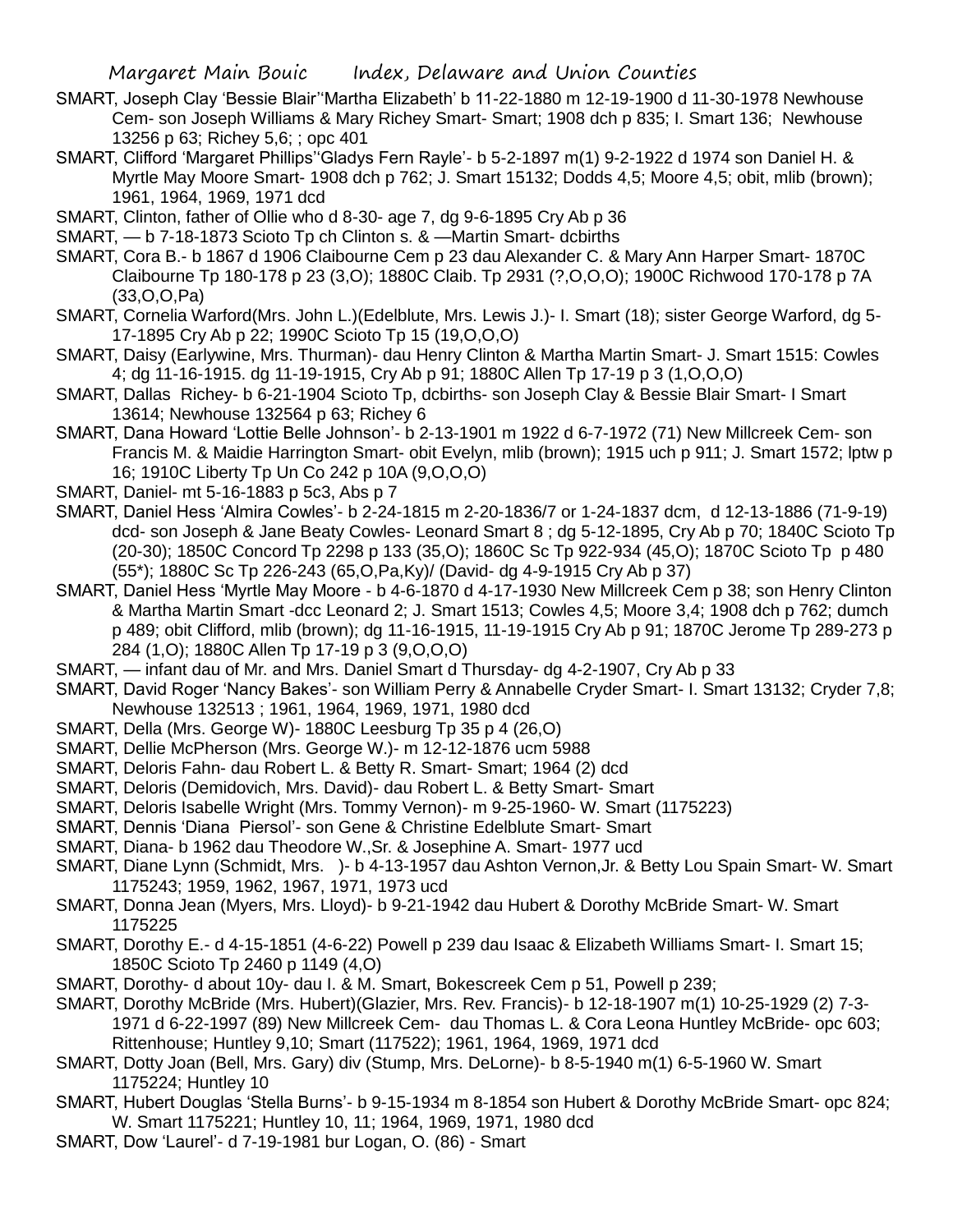SMART, Joseph Clay 'Bessie Blair''Martha Elizabeth' b 11-22-1880 m 12-19-1900 d 11-30-1978 Newhouse Cem- son Joseph Williams & Mary Richey Smart- Smart; 1908 dch p 835; I. Smart 136; Newhouse 13256 p 63; Richey 5,6; ; opc 401

SMART, Clifford 'Margaret Phillips''Gladys Fern Rayle'- b 5-2-1897 m(1) 9-2-1922 d 1974 son Daniel H. & Myrtle May Moore Smart- 1908 dch p 762; J. Smart 15132; Dodds 4,5; Moore 4,5; obit, mlib (brown); 1961, 1964, 1969, 1971 dcd

SMART, Clinton, father of Ollie who d 8-30- age 7, dg 9-6-1895 Cry Ab p 36

SMART, — b 7-18-1873 Scioto Tp ch Clinton s. & —Martin Smart- dcbirths

SMART, Cora B.- b 1867 d 1906 Claibourne Cem p 23 dau Alexander C. & Mary Ann Harper Smart- 1870C Claibourne Tp 180-178 p 23 (3,O); 1880C Claib. Tp 2931 (?,O,O,O); 1900C Richwood 170-178 p 7A (33,O,O,Pa)

SMART, Cornelia Warford(Mrs. John L.)(Edelblute, Mrs. Lewis J.)- I. Smart (18); sister George Warford, dg 5-17-1895 Cry Ab p 22; 1990C Scioto Tp 15 (19,O,O,O)

SMART, Daisy (Earlywine, Mrs. Thurman)- dau Henry Clinton & Martha Martin Smart- J. Smart 1515: Cowles 4; dg 11-16-1915. dg 11-19-1915, Cry Ab p 91; 1880C Allen Tp 17-19 p 3 (1,O,O,O)

SMART, Dallas Richey- b 6-21-1904 Scioto Tp, dcbirths- son Joseph Clay & Bessie Blair Smart- I Smart 13614; Newhouse 132564 p 63; Richey 6

SMART, Dana Howard 'Lottie Belle Johnson'- b 2-13-1901 m 1922 d 6-7-1972 (71) New Millcreek Cem- son Francis M. & Maidie Harrington Smart- obit Evelyn, mlib (brown); 1915 uch p 911; J. Smart 1572; lptw p 16; 1910C Liberty Tp Un Co 242 p 10A (9,O,O,O)

SMART, Daniel- mt 5-16-1883 p 5c3, Abs p 7

SMART, Daniel Hess 'Almira Cowles'- b 2-24-1815 m 2-20-1836/7 or 1-24-1837 dcm, d 12-13-1886 (71-9-19) dcd- son Joseph & Jane Beaty Cowles- Leonard Smart 8 ; dg 5-12-1895, Cry Ab p 70; 1840C Scioto Tp (20-30); 1850C Concord Tp 2298 p 133 (35,O); 1860C Sc Tp 922-934 (45,O); 1870C Scioto Tp p 480 (55*); 1880C Sc Tp 226-243 (65,O,Pa,Ky)/ (David- dg 4-9-1915 Cry Ab p 37)

SMART, Daniel Hess 'Myrtle May Moore - b 4-6-1870 d 4-17-1930 New Millcreek Cem p 38; son Henry Clinton & Martha Martin Smart -dcc Leonard 2; J. Smart 1513; Cowles 4,5; Moore 3,4; 1908 dch p 762; dumch p 489; obit Clifford, mlib (brown); dg 11-16-1915, 11-19-1915 Cry Ab p 91; 1870C Jerome Tp 289-273 p 284 (1,O); 1880C Allen Tp 17-19 p 3 (9,O,O,O)

SMART, — infant dau of Mr. and Mrs. Daniel Smart d Thursday- dg 4-2-1907, Cry Ab p 33

SMART, David Roger 'Nancy Bakes'- son William Perry & Annabelle Cryder Smart- I. Smart 13132; Cryder 7,8; Newhouse 132513 ; 1961, 1964, 1969, 1971, 1980 dcd

SMART, Della (Mrs. George W)- 1880C Leesburg Tp 35 p 4 (26,O)

SMART, Dellie McPherson (Mrs. George W.)- m 12-12-1876 ucm 5988

SMART, Deloris Fahn- dau Robert L. & Betty R. Smart- Smart; 1964 (2) dcd

SMART, Deloris (Demidovich, Mrs. David)- dau Robert L. & Betty Smart- Smart

SMART, Deloris Isabelle Wright (Mrs. Tommy Vernon)- m 9-25-1960- W. Smart (1175223)

SMART, Dennis 'Diana Piersol'- son Gene & Christine Edelblute Smart- Smart

SMART, Diana- b 1962 dau Theodore W.,Sr. & Josephine A. Smart- 1977 ucd

SMART, Diane Lynn (Schmidt, Mrs. )- b 4-13-1957 dau Ashton Vernon,Jr. & Betty Lou Spain Smart- W. Smart 1175243; 1959, 1962, 1967, 1971, 1973 ucd

SMART, Donna Jean (Myers, Mrs. Lloyd)- b 9-21-1942 dau Hubert & Dorothy McBride Smart- W. Smart 1175225

SMART, Dorothy E.- d 4-15-1851 (4-6-22) Powell p 239 dau Isaac & Elizabeth Williams Smart- I. Smart 15; 1850C Scioto Tp 2460 p 1149 (4,O)

SMART, Dorothy- d about 10y- dau I. & M. Smart, Bokescreek Cem p 51, Powell p 239;

SMART, Dorothy McBride (Mrs. Hubert)(Glazier, Mrs. Rev. Francis)- b 12-18-1907 m(1) 10-25-1929 (2) 7-3-1971 d 6-22-1997 (89) New Millcreek Cem- dau Thomas L. & Cora Leona Huntley McBride- opc 603; Rittenhouse; Huntley 9,10; Smart (117522); 1961, 1964, 1969, 1971 dcd

SMART, Dotty Joan (Bell, Mrs. Gary) div (Stump, Mrs. DeLorne)- b 8-5-1940 m(1) 6-5-1960 W. Smart 1175224; Huntley 10

SMART, Hubert Douglas 'Stella Burns'- b 9-15-1934 m 8-1854 son Hubert & Dorothy McBride Smart- opc 824; W. Smart 1175221; Huntley 10, 11; 1964, 1969, 1971, 1980 dcd

SMART, Dow 'Laurel'- d 7-19-1981 bur Logan, O. (86) - Smart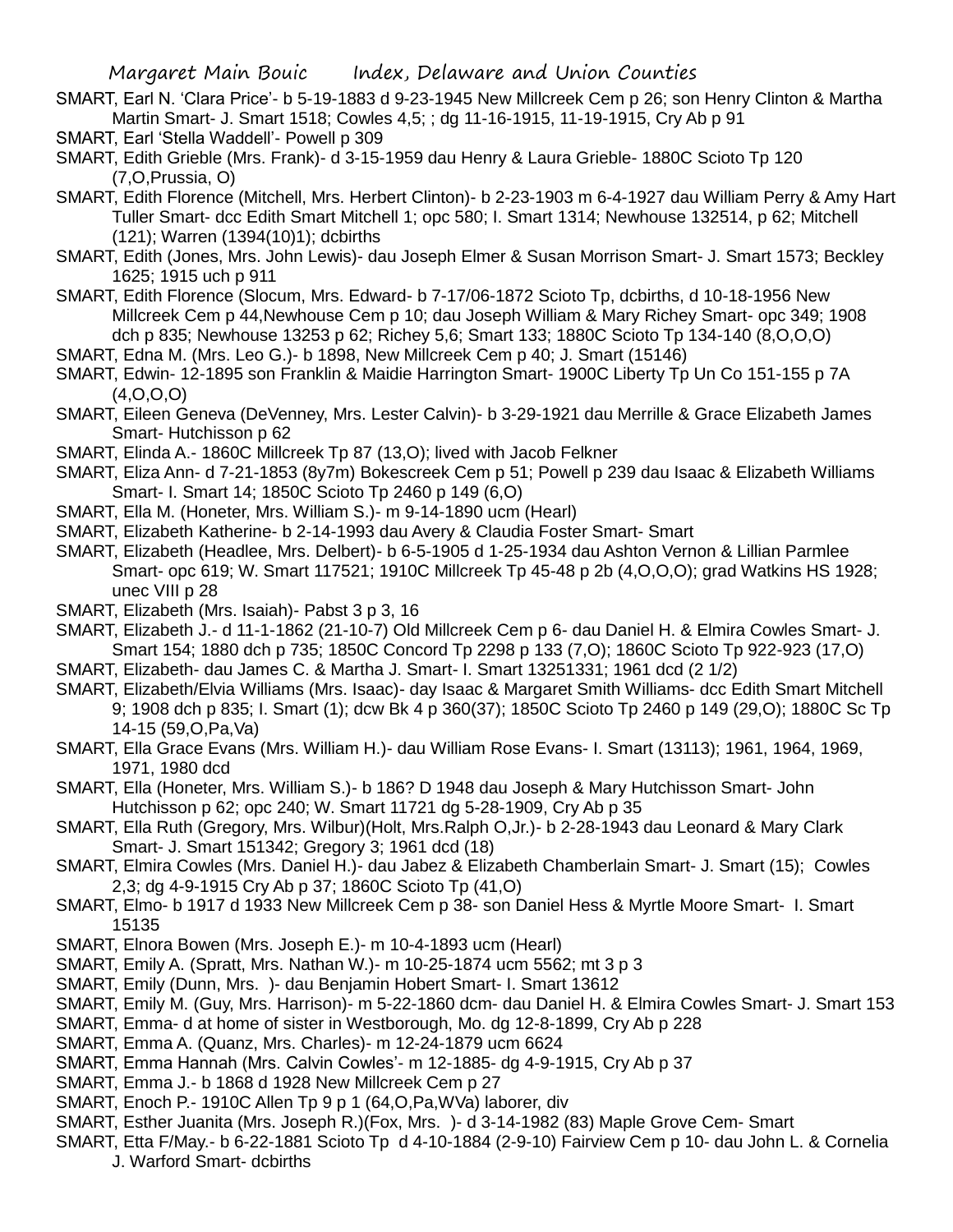SMART, Earl N. 'Clara Price'- b 5-19-1883 d 9-23-1945 New Millcreek Cem p 26; son Henry Clinton & Martha Martin Smart- J. Smart 1518; Cowles 4,5; ; dg 11-16-1915, 11-19-1915, Cry Ab p 91

SMART, Earl 'Stella Waddell'- Powell p 309

SMART, Edith Grieble (Mrs. Frank)- d 3-15-1959 dau Henry & Laura Grieble- 1880C Scioto Tp 120 (7,O,Prussia, O)

SMART, Edith Florence (Mitchell, Mrs. Herbert Clinton)- b 2-23-1903 m 6-4-1927 dau William Perry & Amy Hart Tuller Smart- dcc Edith Smart Mitchell 1; opc 580; I. Smart 1314; Newhouse 132514, p 62; Mitchell (121); Warren (1394(10)1); dcbirths

SMART, Edith (Jones, Mrs. John Lewis)- dau Joseph Elmer & Susan Morrison Smart- J. Smart 1573; Beckley 1625; 1915 uch p 911

SMART, Edith Florence (Slocum, Mrs. Edward- b 7-17/06-1872 Scioto Tp, dcbirths, d 10-18-1956 New Millcreek Cem p 44,Newhouse Cem p 10; dau Joseph William & Mary Richey Smart- opc 349; 1908 dch p 835; Newhouse 13253 p 62; Richey 5,6; Smart 133; 1880C Scioto Tp 134-140 (8,O,O,O)

SMART, Edna M. (Mrs. Leo G.)- b 1898, New Millcreek Cem p 40; J. Smart (15146)

SMART, Edwin- 12-1895 son Franklin & Maidie Harrington Smart- 1900C Liberty Tp Un Co 151-155 p 7A (4,O,O,O)

SMART, Eileen Geneva (DeVenney, Mrs. Lester Calvin)- b 3-29-1921 dau Merrille & Grace Elizabeth James Smart- Hutchisson p 62

SMART, Elinda A.- 1860C Millcreek Tp 87 (13,O); lived with Jacob Felkner

SMART, Eliza Ann- d 7-21-1853 (8y7m) Bokescreek Cem p 51; Powell p 239 dau Isaac & Elizabeth Williams Smart- I. Smart 14; 1850C Scioto Tp 2460 p 149 (6,O)

SMART, Ella M. (Honeter, Mrs. William S.)- m 9-14-1890 ucm (Hearl)

SMART, Elizabeth Katherine- b 2-14-1993 dau Avery & Claudia Foster Smart- Smart

SMART, Elizabeth (Headlee, Mrs. Delbert)- b 6-5-1905 & d 1-25-1934 dau Ashton Vernon & Lillian Parmlee Smart- opc 619; W. Smart 117521; 1910C Millcreek Tp 45-48 p 2b (4,O,O,O); grad Watkins HS 1928; unec VIII p 28

SMART, Elizabeth (Mrs. Isaiah)- Pabst 3 p 3, 16

SMART, Elizabeth J.- d 11-1-1862 (21-10-7) Old Millcreek Cem p 6- dau Daniel H. & Elmira Cowles Smart- J. Smart 154; 1880 dch p 735; 1850C Concord Tp 2298 p 133 (7,O); 1860C Scioto Tp 922-923 (17,O)

SMART, Elizabeth- dau James C. & Martha J. Smart- I. Smart 13251331; 1961 dcd (2 1/2)

SMART, Elizabeth/Elvia Williams (Mrs. Isaac)- day Isaac & Margaret Smith Williams- dcc Edith Smart Mitchell 9; 1908 dch p 835; I. Smart (1); dcw Bk 4 p 360(37); 1850C Scioto Tp 2460 p 149 (29,O); 1880C Sc Tp 14-15 (59,O,Pa,Va)

SMART, Ella Grace Evans (Mrs. William H.)- dau William Rose Evans- I. Smart (13113); 1961, 1964, 1969, 1971, 1980 dcd

SMART, Ella (Honeter, Mrs. William S.)- b 186? D 1948 dau Joseph & Mary Hutchisson Smart- John Hutchisson p 62; opc 240; W. Smart 11721 dg 5-28-1909, Cry Ab p 35

SMART, Ella Ruth (Gregory, Mrs. Wilbur)(Holt, Mrs.Ralph O,Jr.)- b 2-28-1943 dau Leonard & Mary Clark Smart- J. Smart 151342; Gregory 3; 1961 dcd (18)

SMART, Elmira Cowles (Mrs. Daniel H.)- dau Jabez & Elizabeth Chamberlain Smart- J. Smart (15); Cowles 2,3; dg 4-9-1915 Cry Ab p 37; 1860C Scioto Tp (41,O)

SMART, Elmo- b 1917 d 1933 New Millcreek Cem p 38- son Daniel Hess & Myrtle Moore Smart- I. Smart 15135

SMART, Elnora Bowen (Mrs. Joseph E.)- m 10-4-1893 ucm (Hearl)

SMART, Emily A. (Spratt, Mrs. Nathan W.)- m 10-25-1874 ucm 5562; mt 3 p 3

SMART, Emily (Dunn, Mrs. )- dau Benjamin Hobert Smart- I. Smart 13612

SMART, Emily M. (Guy, Mrs. Harrison)- m 5-22-1860 dcm- dau Daniel H. & Elmira Cowles Smart- J. Smart 153

SMART, Emma- d at home of sister in Westborough, Mo. dg 12-8-1899, Cry Ab p 228

SMART, Emma A. (Quanz, Mrs. Charles)- m 12-24-1879 ucm 6624

SMART, Emma Hannah (Mrs. Calvin Cowles'- m 12-1885- dg 4-9-1915, Cry Ab p 37

SMART, Emma J.- b 1868 d 1928 New Millcreek Cem p 27

SMART, Enoch P.- 1910C Allen Tp 9 p 1 (64,O,Pa,WVa) laborer, div

SMART, Esther Juanita (Mrs. Joseph R.)(Fox, Mrs. )- d 3-14-1982 (83) Maple Grove Cem- Smart

SMART, Etta F/May.- b 6-22-1881 Scioto Tp d 4-10-1884 (2-9-10) Fairview Cem p 10- dau John L. & Cornelia J. Warford Smart- dcbirths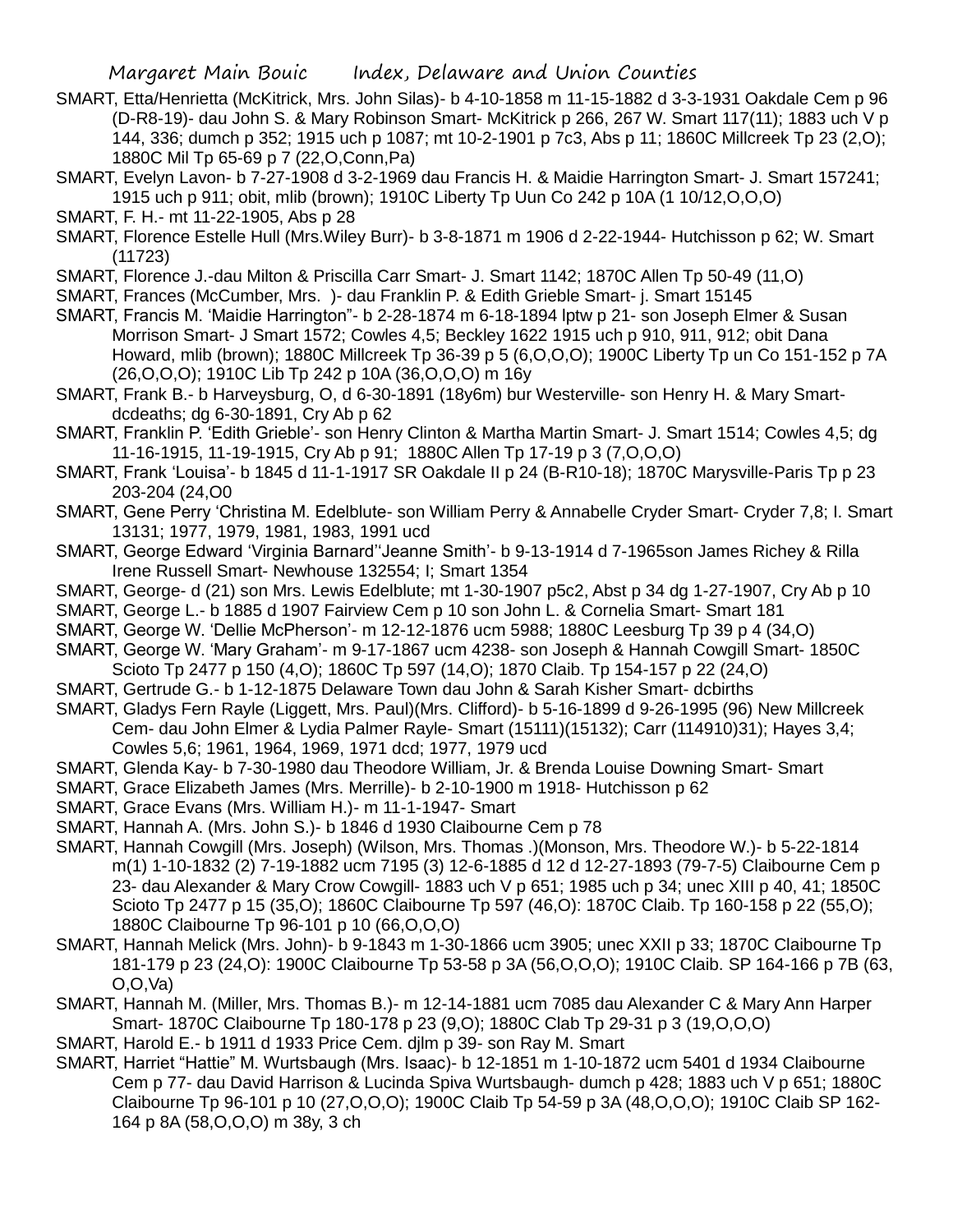SMART, Etta/Henrietta (McKitrick, Mrs. John Silas)- b 4-10-1858 m 11-15-1882 d 3-3-1931 Oakdale Cem p 96 (D-R8-19)- dau John S. & Mary Robinson Smart- McKitrick p 266, 267 W. Smart 117(11); 1883 uch V p 144, 336; dumch p 352; 1915 uch p 1087; mt 10-2-1901 p 7c3, Abs p 11; 1860C Millcreek Tp 23 (2,O); 1880C Mil Tp 65-69 p 7 (22,O,Conn,Pa)

SMART, Evelyn Lavon- b 7-27-1908 d 3-2-1969 dau Francis H. & Maidie Harrington Smart- J. Smart 157241; 1915 uch p 911; obit, mlib (brown); 1910C Liberty Tp Uun Co 242 p 10A (1 10/12,O,O,O)

SMART, F. H.- mt 11-22-1905, Abs p 28

SMART, Florence Estelle Hull (Mrs.Wiley Burr)- b 3-8-1871 m 1906 d 2-22-1944- Hutchisson p 62; W. Smart (11723)

SMART, Florence J.-dau Milton & Priscilla Carr Smart- J. Smart 1142; 1870C Allen Tp 50-49 (11,O)

SMART, Frances (McCumber, Mrs. )- dau Franklin P. & Edith Grieble Smart- j. Smart 15145

SMART, Francis M. 'Maidie Harrington"- b 2-28-1874 m 6-18-1894 lptw p 21- son Joseph Elmer & Susan Morrison Smart- J Smart 1572; Cowles 4,5; Beckley 1622 1915 uch p 910, 911, 912; obit Dana Howard, mlib (brown); 1880C Millcreek Tp 36-39 p 5 (6,O,O,O); 1900C Liberty Tp un Co 151-152 p 7A (26,O,O,O); 1910C Lib Tp 242 p 10A (36,O,O,O) m 16y

SMART, Frank B.- b Harveysburg, O, d 6-30-1891 (18y6m) bur Westerville- son Henry H. & Mary Smart- dcdeaths; dg 6-30-1891, Cry Ab p 62

SMART, Franklin P. 'Edith Grieble'- son Henry Clinton & Martha Martin Smart- J. Smart 1514; Cowles 4,5; dg 11-16-1915, 11-19-1915, Cry Ab p 91; 1880C Allen Tp 17-19 p 3 (7,O,O,O)

SMART, Frank 'Louisa'- b 1845 d 11-1-1917 SR Oakdale II p 24 (B-R10-18); 1870C Marysville-Paris Tp p 23 203-204 (24,O0

SMART, Gene Perry 'Christina M. Edelblute- son William Perry & Annabelle Cryder Smart- Cryder 7,8; I. Smart 13131; 1977, 1979, 1981, 1983, 1991 ucd

SMART, George Edward 'Virginia Barnard''Jeanne Smith'- b 9-13-1914 d 7-1965son James Richey & Rilla Irene Russell Smart- Newhouse 132554; I; Smart 1354

SMART, George- d (21) son Mrs. Lewis Edelblute; mt 1-30-1907 p5c2, Abst p 34 dg 1-27-1907, Cry Ab p 10

SMART, George L.- b 1885 d 1907 Fairview Cem p 10 son John L. & Cornelia Smart- Smart 181

SMART, George W. 'Dellie McPherson'- m 12-12-1876 ucm 5988; 1880C Leesburg Tp 39 p 4 (34,O)

SMART, George W. 'Mary Graham'- m 9-17-1867 ucm 4238- son Joseph & Hannah Cowgill Smart- 1850C Scioto Tp 2477 p 150 (4,O); 1860C Tp 597 (14,O); 1870 Claib. Tp 154-157 p 22 (24,O)

SMART, Gertrude G.- b 1-12-1875 Delaware Town dau John & Sarah Kisher Smart- dcbirths

SMART, Gladys Fern Rayle (Liggett, Mrs. Paul)(Mrs. Clifford)- b 5-16-1899 d 9-26-1995 (96) New Millcreek Cem- dau John Elmer & Lydia Palmer Rayle- Smart (15111)(15132); Carr (114910)31); Hayes 3,4; Cowles 5,6; 1961, 1964, 1969, 1971 dcd; 1977, 1979 ucd

SMART, Glenda Kay- b 7-30-1980 dau Theodore William, Jr. & Brenda Louise Downing Smart- Smart

SMART, Grace Elizabeth James (Mrs. Merrille)- b 2-10-1900 m 1918- Hutchisson p 62

SMART, Grace Evans (Mrs. William H.)- m 11-1-1947- Smart

SMART, Hannah A. (Mrs. John S.)- b 1846 d 1930 Claibourne Cem p 78

SMART, Hannah Cowgill (Mrs. Joseph) (Wilson, Mrs. Thomas .)(Monson, Mrs. Theodore W.)- b 5-22-1814 m(1) 1-10-1832 (2) 7-19-1882 ucm 7195 (3) 12-6-1885 d 12 d 12-27-1893 (79-7-5) Claibourne Cem p 23- dau Alexander & Mary Crow Cowgill- 1883 uch V p 651; 1985 uch p 34; unec XIII p 40, 41; 1850C Scioto Tp 2477 p 15 (35,O); 1860C Claibourne Tp 597 (46,O): 1870C Claib. Tp 160-158 p 22 (55,O); 1880C Claibourne Tp 96-101 p 10 (66,O,O,O)

SMART, Hannah Melick (Mrs. John)- b 9-1843 m 1-30-1866 ucm 3905; unec XXII p 33; 1870C Claibourne Tp 181-179 p 23 (24,O): 1900C Claibourne Tp 53-58 p 3A (56,O,O,O); 1910C Claib. SP 164-166 p 7B (63, O,O,Va)

SMART, Hannah M. (Miller, Mrs. Thomas B.)- m 12-14-1881 ucm 7085 dau Alexander C & Mary Ann Harper Smart- 1870C Claibourne Tp 180-178 p 23 (9,O); 1880C Clab Tp 29-31 p 3 (19,O,O,O)

SMART, Harold E.- b 1911 d 1933 Price Cem. djlm p 39- son Ray M. Smart

SMART, Harriet "Hattie" M. Wurtsbaugh (Mrs. Isaac)- b 12-1851 m 1-10-1872 ucm 5401 d 1934 Claibourne Cem p 77- dau David Harrison & Lucinda Spiva Wurtsbaugh- dumch p 428; 1883 uch V p 651; 1880C Claibourne Tp 96-101 p 10 (27,O,O,O); 1900C Claib Tp 54-59 p 3A (48,O,O,O); 1910C Claib SP 162-164 p 8A (58,O,O,O) m 38y, 3 ch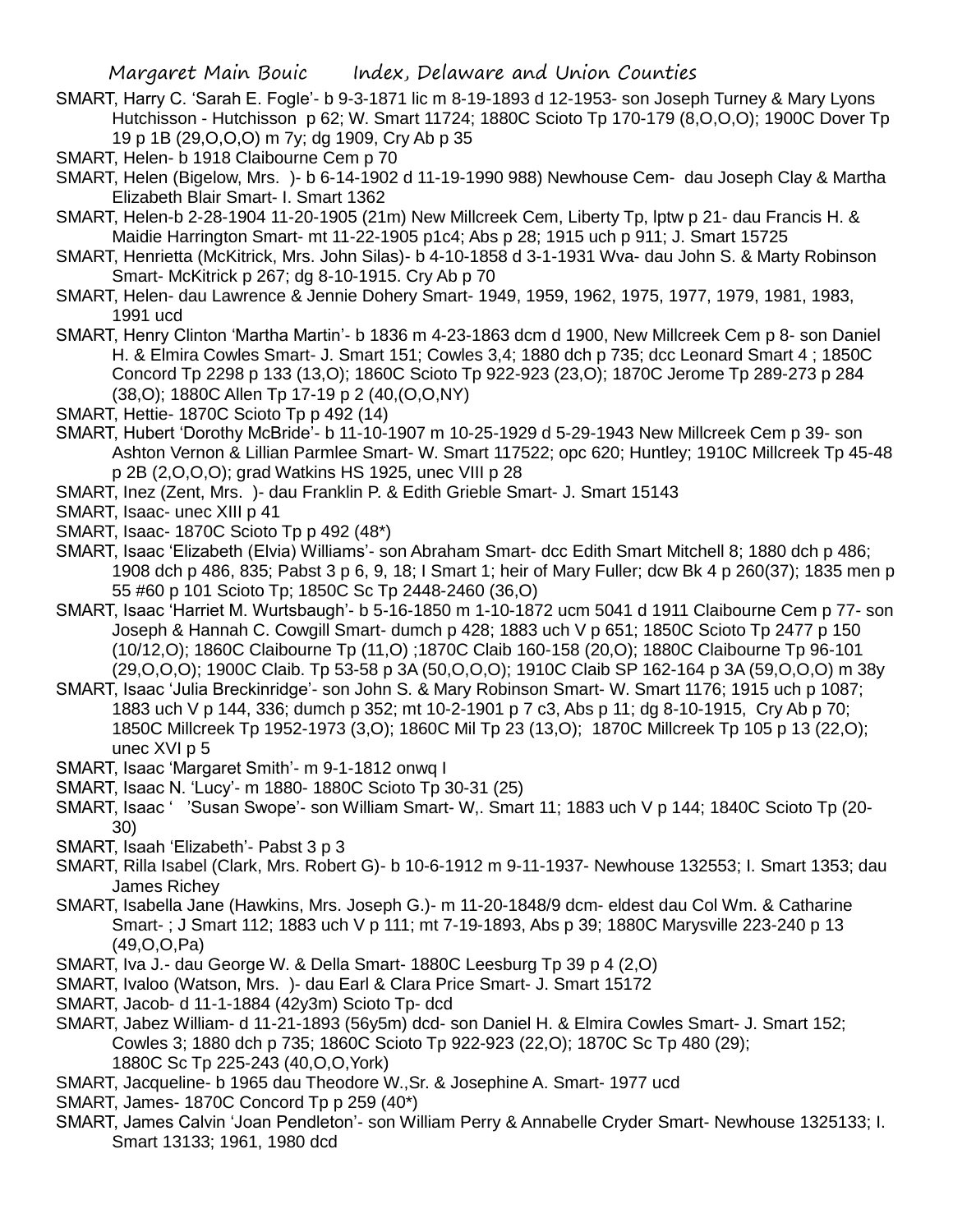SMART, Harry C. 'Sarah E. Fogle'- b 9-3-1871 lic m 8-19-1893 d 12-1953- son Joseph Turney & Mary Lyons Hutchisson - Hutchisson p 62; W. Smart 11724; 1880C Scioto Tp 170-179 (8,O,O,O); 1900C Dover Tp 19 p 1B (29,O,O,O) m 7y; dg 1909, Cry Ab p 35

SMART, Helen- b 1918 Claibourne Cem p 70

SMART, Helen (Bigelow, Mrs. )- b 6-14-1902 d 11-19-1990 988) Newhouse Cem- dau Joseph Clay & Martha Elizabeth Blair Smart- I. Smart 1362

SMART, Helen-b 2-28-1904 11-20-1905 (21m) New Millcreek Cem, Liberty Tp, lptw p 21- dau Francis H. & Maidie Harrington Smart- mt 11-22-1905 p1c4; Abs p 28; 1915 uch p 911; J. Smart 15725

SMART, Henrietta (McKitrick, Mrs. John Silas)- b 4-10-1858 d 3-1-1931 Wva- dau John S. & Marty Robinson Smart- McKitrick p 267; dg 8-10-1915. Cry Ab p 70

SMART, Helen- dau Lawrence & Jennie Dohery Smart- 1949, 1959, 1962, 1975, 1977, 1979, 1981, 1983, 1991 ucd

SMART, Henry Clinton 'Martha Martin'- b 1836 m 4-23-1863 dcm d 1900, New Millcreek Cem p 8- son Daniel H. & Elmira Cowles Smart- J. Smart 151; Cowles 3,4; 1880 dch p 735; dcc Leonard Smart 4 ; 1850C Concord Tp 2298 p 133 (13,O); 1860C Scioto Tp 922-923 (23,O); 1870C Jerome Tp 289-273 p 284 (38,O); 1880C Allen Tp 17-19 p 2 (40,(O,O,NY)

SMART, Hettie- 1870C Scioto Tp p 492 (14)

SMART, Hubert 'Dorothy McBride'- b 11-10-1907 m 10-25-1929 d 5-29-1943 New Millcreek Cem p 39- son Ashton Vernon & Lillian Parmlee Smart- W. Smart 117522; opc 620; Huntley; 1910C Millcreek Tp 45-48 p 2B (2,O,O,O); grad Watkins HS 1925, unec VIII p 28

SMART, Inez (Zent, Mrs. )- dau Franklin P. & Edith Grieble Smart- J. Smart 15143

SMART, Isaac- unec XIII p 41

SMART, Isaac- 1870C Scioto Tp p 492 (48*)

SMART, Isaac 'Elizabeth (Elvia) Williams'- son Abraham Smart- dcc Edith Smart Mitchell 8; 1880 dch p 486; 1908 dch p 486, 835; Pabst 3 p 6, 9, 18; I Smart 1; heir of Mary Fuller; dcw Bk 4 p 260(37); 1835 men p 55 #60 p 101 Scioto Tp; 1850C Sc Tp 2448-2460 (36,O)

SMART, Isaac 'Harriet M. Wurtsbaugh'- b 5-16-1850 m 1-10-1872 ucm 5041 d 1911 Claibourne Cem p 77- son Joseph & Hannah C. Cowgill Smart- dumch p 428; 1883 uch V p 651; 1850C Scioto Tp 2477 p 150 (10/12,O); 1860C Claibourne Tp (11,O) ;1870C Claib 160-158 (20,O); 1880C Claibourne Tp 96-101 (29,O,O,O); 1900C Claib. Tp 53-58 p 3A (50,O,O,O); 1910C Claib SP 162-164 p 3A (59,O,O,O) m 38y

SMART, Isaac 'Julia Breckinridge'- son John S. & Mary Robinson Smart- W. Smart 1176; 1915 uch p 1087; 1883 uch V p 144, 336; dumch p 352; mt 10-2-1901 p 7 c3, Abs p 11; dg 8-10-1915, Cry Ab p 70; 1850C Millcreek Tp 1952-1973 (3,O); 1860C Mil Tp 23 (13,O); 1870C Millcreek Tp 105 p 13 (22,O); unec XVI p 5

SMART, Isaac 'Margaret Smith'- m 9-1-1812 onwq I

SMART, Isaac N. 'Lucy'- m 1880- 1880C Scioto Tp 30-31 (25)

SMART, Isaac ' 'Susan Swope'- son William Smart- W,. Smart 11; 1883 uch V p 144; 1840C Scioto Tp (20-30)

SMART, Isaah 'Elizabeth'- Pabst 3 p 3

SMART, Rilla Isabel (Clark, Mrs. Robert G)- b 10-6-1912 m 9-11-1937- Newhouse 132553; I. Smart 1353; dau James Richey

SMART, Isabella Jane (Hawkins, Mrs. Joseph G.)- m 11-20-1848/9 dcm- eldest dau Col Wm. & Catharine Smart- ; J Smart 112; 1883 uch V p 111; mt 7-19-1893, Abs p 39; 1880C Marysville 223-240 p 13 (49,O,O,Pa)

SMART, Iva J.- dau George W. & Della Smart- 1880C Leesburg Tp 39 p 4 (2,O)

SMART, Ivaloo (Watson, Mrs. )- dau Earl & Clara Price Smart- J. Smart 15172

SMART, Jacob- d 11-1-1884 (42y3m) Scioto Tp- dcd

SMART, Jabez William- d 11-21-1893 (56y5m) dcd- son Daniel H. & Elmira Cowles Smart- J. Smart 152; Cowles 3; 1880 dch p 735; 1860C Scioto Tp 922-923 (22,O); 1870C Sc Tp 480 (29); 1880C Sc Tp 225-243 (40,O,O,York)

SMART, Jacqueline- b 1965 dau Theodore W.,Sr. & Josephine A. Smart- 1977 ucd

SMART, James- 1870C Concord Tp p 259 (40*)

SMART, James Calvin 'Joan Pendleton'- son William Perry & Annabelle Cryder Smart- Newhouse 1325133; I. Smart 13133; 1961, 1980 dcd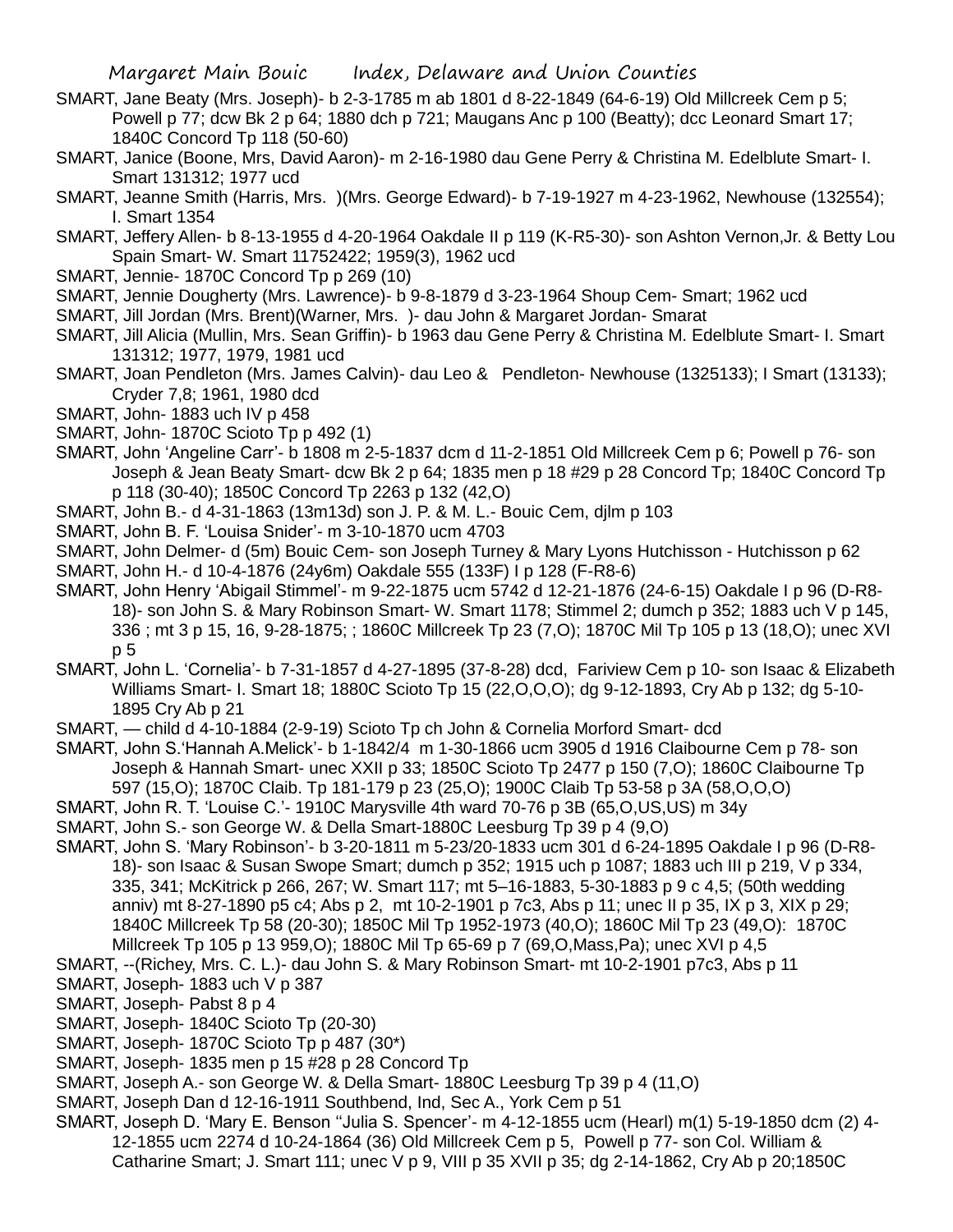SMART, Jane Beaty (Mrs. Joseph)- b 2-3-1785 m ab 1801 d 8-22-1849 (64-6-19) Old Millcreek Cem p 5; Powell p 77; dcw Bk 2 p 64; 1880 dch p 721; Maugans Anc p 100 (Beatty); dcc Leonard Smart 17; 1840C Concord Tp 118 (50-60)

SMART, Janice (Boone, Mrs, David Aaron)- m 2-16-1980 dau Gene Perry & Christina M. Edelblute Smart- I. Smart 131312; 1977 ucd

SMART, Jeanne Smith (Harris, Mrs. )(Mrs. George Edward)- b 7-19-1927 m 4-23-1962, Newhouse (132554); I. Smart 1354

SMART, Jeffery Allen- b 8-13-1955 d 4-20-1964 Oakdale II p 119 (K-R5-30)- son Ashton Vernon,Jr. & Betty Lou Spain Smart- W. Smart 11752422; 1959(3), 1962 ucd

SMART, Jennie- 1870C Concord Tp p 269 (10)

SMART, Jennie Dougherty (Mrs. Lawrence)- b 9-8-1879 d 3-23-1964 Shoup Cem- Smart; 1962 ucd

SMART, Jill Jordan (Mrs. Brent)(Warner, Mrs. )- dau John & Margaret Jordan- Smarat

SMART, Jill Alicia (Mullin, Mrs. Sean Griffin)- b 1963 dau Gene Perry & Christina M. Edelblute Smart- I. Smart 131312; 1977, 1979, 1981 ucd

SMART, Joan Pendleton (Mrs. James Calvin)- dau Leo & Pendleton- Newhouse (1325133); I Smart (13133); Cryder 7,8; 1961, 1980 dcd

SMART, John- 1883 uch IV p 458

SMART, John- 1870C Scioto Tp p 492 (1)

SMART, John 'Angeline Carr'- b 1808 m 2-5-1837 dcm d 11-2-1851 Old Millcreek Cem p 6; Powell p 76- son Joseph & Jean Beaty Smart- dcw Bk 2 p 64; 1835 men p 18 #29 p 28 Concord Tp; 1840C Concord Tp p 118 (30-40); 1850C Concord Tp 2263 p 132 (42,O)

SMART, John B.- d 4-31-1863 (13m13d) son J. P. & M. L.- Bouic Cem, djlm p 103

SMART, John B. F. 'Louisa Snider'- m 3-10-1870 ucm 4703

SMART, John Delmer- d (5m) Bouic Cem- son Joseph Turney & Mary Lyons Hutchisson - Hutchisson p 62

SMART, John H.- d 10-4-1876 (24y6m) Oakdale 555 (133F) I p 128 (F-R8-6)

SMART, John Henry 'Abigail Stimmel'- m 9-22-1875 ucm 5742 d 12-21-1876 (24-6-15) Oakdale I p 96 (D-R8-18)- son John S. & Mary Robinson Smart- W. Smart 1178; Stimmel 2; dumch p 352; 1883 uch V p 145, 336 ; mt 3 p 15, 16, 9-28-1875; ; 1860C Millcreek Tp 23 (7,O); 1870C Mil Tp 105 p 13 (18,O); unec XVI p 5

SMART, John L. 'Cornelia'- b 7-31-1857 d 4-27-1895 (37-8-28) dcd, Fariview Cem p 10- son Isaac & Elizabeth Williams Smart- I. Smart 18; 1880C Scioto Tp 15 (22,O,O,O); dg 9-12-1893, Cry Ab p 132; dg 5-10-1895 Cry Ab p 21

SMART, — child d 4-10-1884 (2-9-19) Scioto Tp ch John & Cornelia Morford Smart- dcd

SMART, John S.'Hannah A.Melick'- b 1-1842/4 m 1-30-1866 ucm 3905 d 1916 Claibourne Cem p 78- son Joseph & Hannah Smart- unec XXII p 33; 1850C Scioto Tp 2477 p 150 (7,O); 1860C Claibourne Tp 597 (15,O); 1870C Claib. Tp 181-179 p 23 (25,O); 1900C Claib Tp 53-58 p 3A (58,O,O,O)

SMART, John R. T. 'Louise C.'- 1910C Marysville 4th ward 70-76 p 3B (65,O,US,US) m 34y

SMART, John S.- son George W. & Della Smart-1880C Leesburg Tp 39 p 4 (9,O)

SMART, John S. 'Mary Robinson'- b 3-20-1811 m 5-23/20-1833 ucm 301 d 6-24-1895 Oakdale I p 96 (D-R8-18)- son Isaac & Susan Swope Smart; dumch p 352; 1915 uch p 1087; 1883 uch III p 219, V p 334, 335, 341; McKitrick p 266, 267; W. Smart 117; mt 5–16-1883, 5-30-1883 p 9 c 4,5; (50th wedding anniv) mt 8-27-1890 p5 c4; Abs p 2, mt 10-2-1901 p 7c3, Abs p 11; unec II p 35, IX p 3, XIX p 29; 1840C Millcreek Tp 58 (20-30); 1850C Mil Tp 1952-1973 (40,O); 1860C Mil Tp 23 (49,O): 1870C Millcreek Tp 105 p 13 959,O); 1880C Mil Tp 65-69 p 7 (69,O,Mass,Pa); unec XVI p 4,5

SMART, --(Richey, Mrs. C. L.)- dau John S. & Mary Robinson Smart- mt 10-2-1901 p7c3, Abs p 11

SMART, Joseph- 1883 uch V p 387

SMART, Joseph- Pabst 8 p 4

SMART, Joseph- 1840C Scioto Tp (20-30)

SMART, Joseph- 1870C Scioto Tp p 487 (30*)

SMART, Joseph- 1835 men p 15 #28 p 28 Concord Tp

SMART, Joseph A.- son George W. & Della Smart- 1880C Leesburg Tp 39 p 4 (11,O)

SMART, Joseph Dan d 12-16-1911 Southbend, Ind, Sec A., York Cem p 51

SMART, Joseph D. 'Mary E. Benson ''Julia S. Spencer'- m 4-12-1855 ucm (Hearl) m(1) 5-19-1850 dcm (2) 4-12-1855 ucm 2274 d 10-24-1864 (36) Old Millcreek Cem p 5, Powell p 77- son Col. William & Catharine Smart; J. Smart 111; unec V p 9, VIII p 35 XVII p 35; dg 2-14-1862, Cry Ab p 20;1850C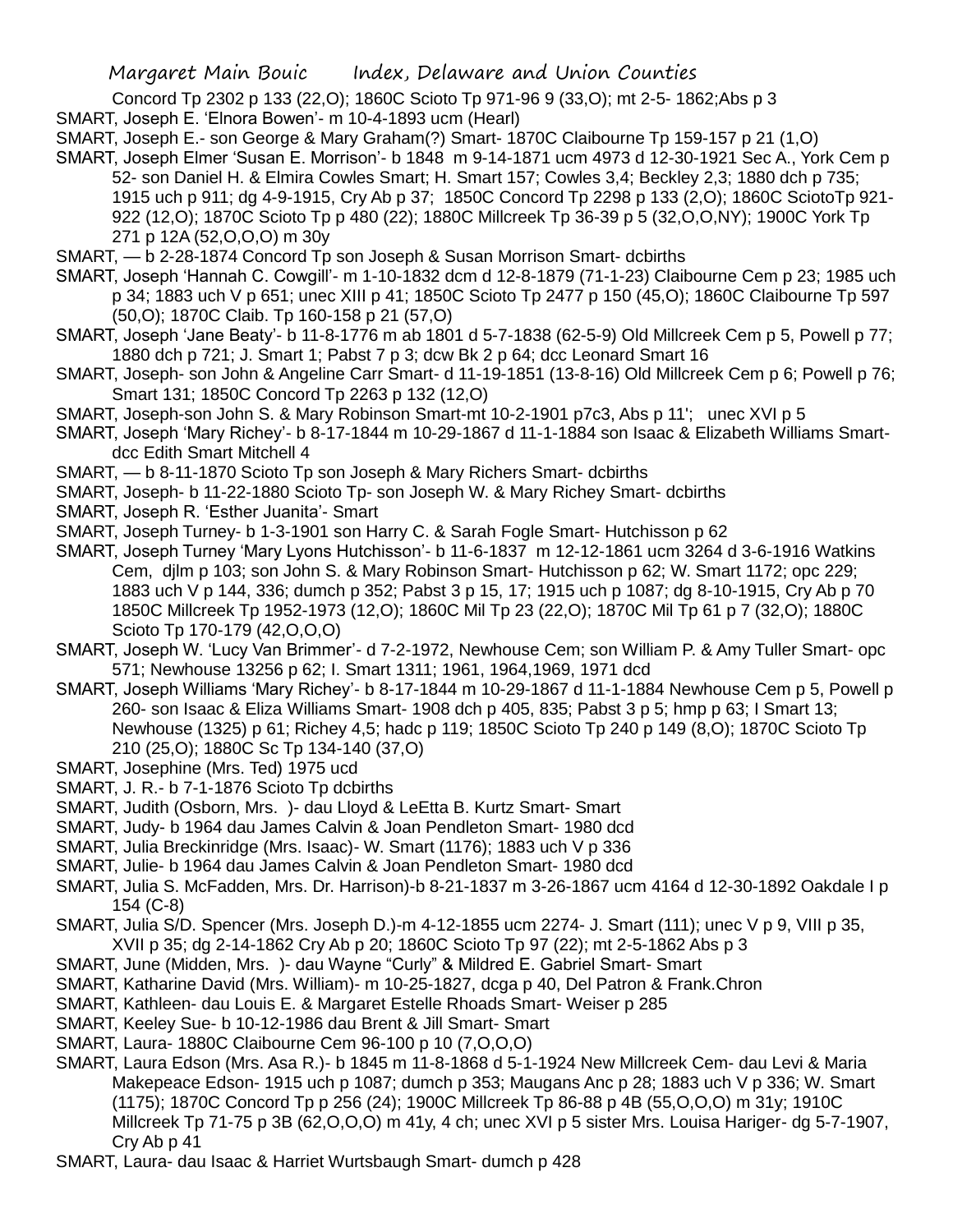Concord Tp 2302 p 133 (22,O); 1860C Scioto Tp 971-96 9 (33,O); mt 2-5- 1862;Abs p 3

SMART, Joseph E. 'Elnora Bowen'- m 10-4-1893 ucm (Hearl)

SMART, Joseph E.- son George & Mary Graham(?) Smart- 1870C Claibourne Tp 159-157 p 21 (1,O)

SMART, Joseph Elmer 'Susan E. Morrison'- b 1848 m 9-14-1871 ucm 4973 d 12-30-1921 Sec A., York Cem p 52- son Daniel H. & Elmira Cowles Smart; H. Smart 157; Cowles 3,4; Beckley 2,3; 1880 dch p 735; 1915 uch p 911; dg 4-9-1915, Cry Ab p 37; 1850C Concord Tp 2298 p 133 (2,O); 1860C SciotoTp 921-922 (12,O); 1870C Scioto Tp p 480 (22); 1880C Millcreek Tp 36-39 p 5 (32,O,O,NY); 1900C York Tp 271 p 12A (52,O,O,O) m 30y

SMART, — b 2-28-1874 Concord Tp son Joseph & Susan Morrison Smart- dcbirths

SMART, Joseph 'Hannah C. Cowgill'- m 1-10-1832 dcm d 12-8-1879 (71-1-23) Claibourne Cem p 23; 1985 uch p 34; 1883 uch V p 651; unec XIII p 41; 1850C Scioto Tp 2477 p 150 (45,O); 1860C Claibourne Tp 597 (50,O); 1870C Claib. Tp 160-158 p 21 (57,O)

SMART, Joseph 'Jane Beaty'- b 11-8-1776 m ab 1801 d 5-7-1838 (62-5-9) Old Millcreek Cem p 5, Powell p 77; 1880 dch p 721; J. Smart 1; Pabst 7 p 3; dcw Bk 2 p 64; dcc Leonard Smart 16

SMART, Joseph- son John & Angeline Carr Smart- d 11-19-1851 (13-8-16) Old Millcreek Cem p 6; Powell p 76; Smart 131; 1850C Concord Tp 2263 p 132 (12,O)

SMART, Joseph-son John S. & Mary Robinson Smart-mt 10-2-1901 p7c3, Abs p 11'; unec XVI p 5

SMART, Joseph 'Mary Richey'- b 8-17-1844 m 10-29-1867 d 11-1-1884 son Isaac & Elizabeth Williams Smart- dcc Edith Smart Mitchell 4

SMART, — b 8-11-1870 Scioto Tp son Joseph & Mary Richers Smart- dcbirths

SMART, Joseph- b 11-22-1880 Scioto Tp- son Joseph W. & Mary Richey Smart- dcbirths

SMART, Joseph R. 'Esther Juanita'- Smart

SMART, Joseph Turney- b 1-3-1901 son Harry C. & Sarah Fogle Smart- Hutchisson p 62

SMART, Joseph Turney 'Mary Lyons Hutchisson'- b 11-6-1837 m 12-12-1861 ucm 3264 d 3-6-1916 Watkins Cem, djlm p 103; son John S. & Mary Robinson Smart- Hutchisson p 62; W. Smart 1172; opc 229; 1883 uch V p 144, 336; dumch p 352; Pabst 3 p 15, 17; 1915 uch p 1087; dg 8-10-1915, Cry Ab p 70 1850C Millcreek Tp 1952-1973 (12,O); 1860C Mil Tp 23 (22,O); 1870C Mil Tp 61 p 7 (32,O); 1880C Scioto Tp 170-179 (42,O,O,O)

SMART, Joseph W. 'Lucy Van Brimmer'- d 7-2-1972, Newhouse Cem; son William P. & Amy Tuller Smart- opc 571; Newhouse 13256 p 62; I. Smart 1311; 1961, 1964,1969, 1971 dcd

SMART, Joseph Williams 'Mary Richey'- b 8-17-1844 m 10-29-1867 d 11-1-1884 Newhouse Cem p 5, Powell p 260- son Isaac & Eliza Williams Smart- 1908 dch p 405, 835; Pabst 3 p 5; hmp p 63; I Smart 13; Newhouse (1325) p 61; Richey 4,5; hadc p 119; 1850C Scioto Tp 240 p 149 (8,O); 1870C Scioto Tp 210 (25,O); 1880C Sc Tp 134-140 (37,O)

SMART, Josephine (Mrs. Ted) 1975 ucd

SMART, J. R.- b 7-1-1876 Scioto Tp dcbirths

SMART, Judith (Osborn, Mrs. )- dau Lloyd & LeEtta B. Kurtz Smart- Smart

SMART, Judy- b 1964 dau James Calvin & Joan Pendleton Smart- 1980 dcd

SMART, Julia Breckinridge (Mrs. Isaac)- W. Smart (1176); 1883 uch V p 336

SMART, Julie- b 1964 dau James Calvin & Joan Pendleton Smart- 1980 dcd

SMART, Julia S. McFadden, Mrs. Dr. Harrison)-b 8-21-1837 m 3-26-1867 ucm 4164 d 12-30-1892 Oakdale I p 154 (C-8)

SMART, Julia S/D. Spencer (Mrs. Joseph D.)-m 4-12-1855 ucm 2274- J. Smart (111); unec V p 9, VIII p 35, XVII p 35; dg 2-14-1862 Cry Ab p 20; 1860C Scioto Tp 97 (22); mt 2-5-1862 Abs p 3

SMART, June (Midden, Mrs. )- dau Wayne "Curly" & Mildred E. Gabriel Smart- Smart

SMART, Katharine David (Mrs. William)- m 10-25-1827, dcga p 40, Del Patron & Frank.Chron

SMART, Kathleen- dau Louis E. & Margaret Estelle Rhoads Smart- Weiser p 285

SMART, Keeley Sue- b 10-12-1986 dau Brent & Jill Smart- Smart

SMART, Laura- 1880C Claibourne Cem 96-100 p 10 (7,O,O,O)

SMART, Laura Edson (Mrs. Asa R.)- b 1845 m 11-8-1868 d 5-1-1924 New Millcreek Cem- dau Levi & Maria Makepeace Edson- 1915 uch p 1087; dumch p 353; Maugans Anc p 28; 1883 uch V p 336; W. Smart (1175); 1870C Concord Tp p 256 (24); 1900C Millcreek Tp 86-88 p 4B (55,O,O,O) m 31y; 1910C Millcreek Tp 71-75 p 3B (62,O,O,O) m 41y, 4 ch; unec XVI p 5 sister Mrs. Louisa Hariger- dg 5-7-1907, Cry Ab p 41

SMART, Laura- dau Isaac & Harriet Wurtsbaugh Smart- dumch p 428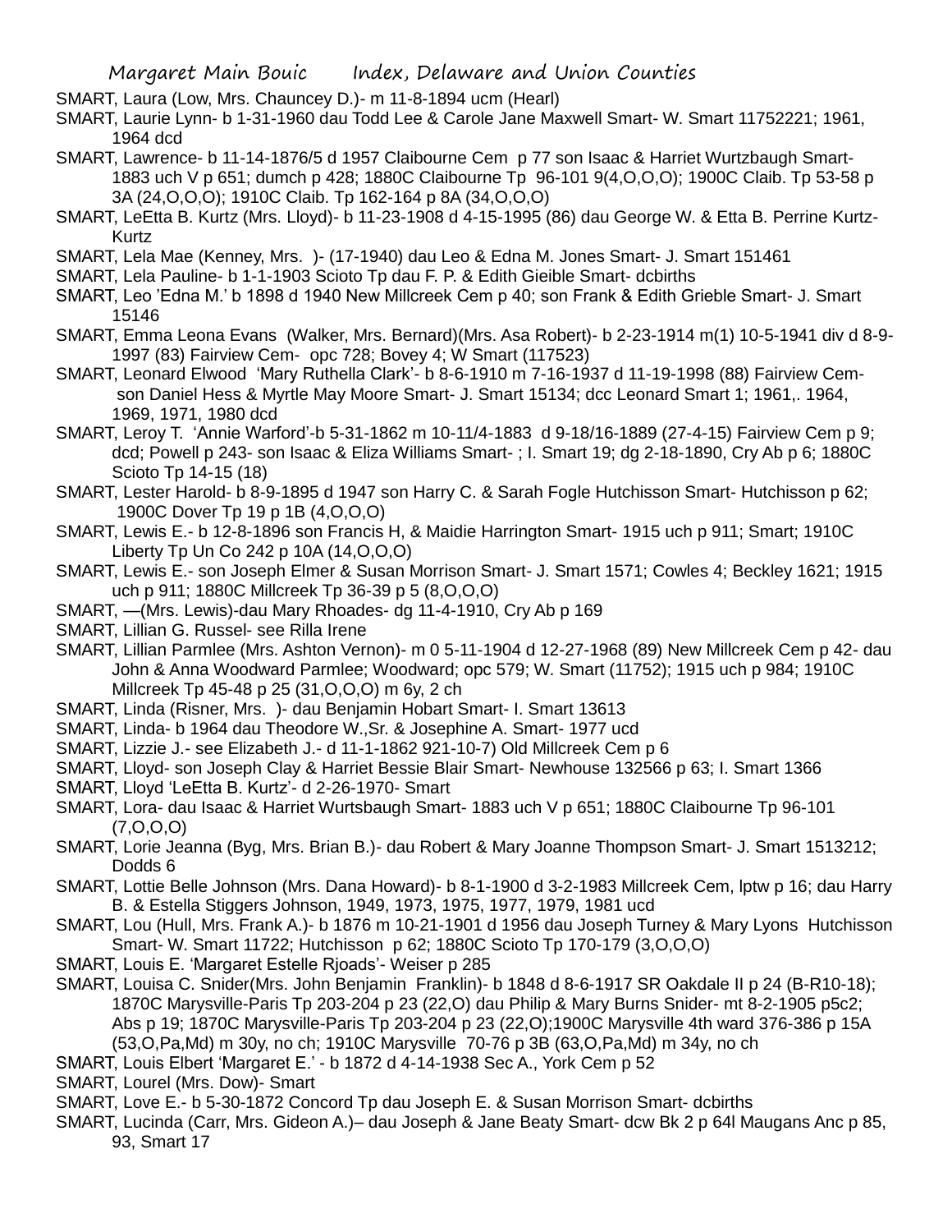SMART, Laura (Low, Mrs. Chauncey D.)- m 11-8-1894 ucm (Hearl)

SMART, Laurie Lynn- b 1-31-1960 dau Todd Lee & Carole Jane Maxwell Smart- W. Smart 11752221; 1961, 1964 dcd

SMART, Lawrence- b 11-14-1876/5 d 1957 Claibourne Cem p 77 son Isaac & Harriet Wurtzbaugh Smart- 1883 uch V p 651; dumch p 428; 1880C Claibourne Tp 96-101 9(4,O,O,O); 1900C Claib. Tp 53-58 p 3A (24,O,O,O); 1910C Claib. Tp 162-164 p 8A (34,O,O,O)

SMART, LeEtta B. Kurtz (Mrs. Lloyd)- b 11-23-1908 d 4-15-1995 (86) dau George W. & Etta B. Perrine Kurtz- Kurtz

SMART, Lela Mae (Kenney, Mrs. )- (17-1940) dau Leo & Edna M. Jones Smart- J. Smart 151461

SMART, Lela Pauline- b 1-1-1903 Scioto Tp dau F. P. & Edith Gieible Smart- dcbirths

SMART, Leo 'Edna M.' b 1898 d 1940 New Millcreek Cem p 40; son Frank & Edith Grieble Smart- J. Smart 15146

SMART, Emma Leona Evans (Walker, Mrs. Bernard)(Mrs. Asa Robert)- b 2-23-1914 m(1) 10-5-1941 div d 8-9-1997 (83) Fairview Cem- opc 728; Bovey 4; W Smart (117523)

SMART, Leonard Elwood 'Mary Ruthella Clark'- b 8-6-1910 m 7-16-1937 d 11-19-1998 (88) Fairview Cem- son Daniel Hess & Myrtle May Moore Smart- J. Smart 15134; dcc Leonard Smart 1; 1961,. 1964, 1969, 1971, 1980 dcd

SMART, Leroy T. 'Annie Warford'-b 5-31-1862 m 10-11/4-1883 d 9-18/16-1889 (27-4-15) Fairview Cem p 9; dcd; Powell p 243- son Isaac & Eliza Williams Smart- ; I. Smart 19; dg 2-18-1890, Cry Ab p 6; 1880C Scioto Tp 14-15 (18)

SMART, Lester Harold- b 8-9-1895 d 1947 son Harry C. & Sarah Fogle Hutchisson Smart- Hutchisson p 62; 1900C Dover Tp 19 p 1B (4,O,O,O)

SMART, Lewis E.- b 12-8-1896 son Francis H, & Maidie Harrington Smart- 1915 uch p 911; Smart; 1910C Liberty Tp Un Co 242 p 10A (14,O,O,O)

SMART, Lewis E.- son Joseph Elmer & Susan Morrison Smart- J. Smart 1571; Cowles 4; Beckley 1621; 1915 uch p 911; 1880C Millcreek Tp 36-39 p 5 (8,O,O,O)

SMART, —(Mrs. Lewis)-dau Mary Rhoades- dg 11-4-1910, Cry Ab p 169

SMART, Lillian G. Russel- see Rilla Irene

SMART, Lillian Parmlee (Mrs. Ashton Vernon)- m 0 5-11-1904 d 12-27-1968 (89) New Millcreek Cem p 42- dau John & Anna Woodward Parmlee; Woodward; opc 579; W. Smart (11752); 1915 uch p 984; 1910C Millcreek Tp 45-48 p 25 (31,O,O,O) m 6y, 2 ch

SMART, Linda (Risner, Mrs. )- dau Benjamin Hobart Smart- I. Smart 13613

SMART, Linda- b 1964 dau Theodore W.,Sr. & Josephine A. Smart- 1977 ucd

SMART, Lizzie J.- see Elizabeth J.- d 11-1-1862 921-10-7) Old Millcreek Cem p 6

SMART, Lloyd- son Joseph Clay & Harriet Bessie Blair Smart- Newhouse 132566 p 63; I. Smart 1366

SMART, Lloyd 'LeEtta B. Kurtz'- d 2-26-1970- Smart

SMART, Lora- dau Isaac & Harriet Wurtsbaugh Smart- 1883 uch V p 651; 1880C Claibourne Tp 96-101 (7,O,O,O)

SMART, Lorie Jeanna (Byg, Mrs. Brian B.)- dau Robert & Mary Joanne Thompson Smart- J. Smart 1513212; Dodds 6

SMART, Lottie Belle Johnson (Mrs. Dana Howard)- b 8-1-1900 d 3-2-1983 Millcreek Cem, lptw p 16; dau Harry B. & Estella Stiggers Johnson, 1949, 1973, 1975, 1977, 1979, 1981 ucd

SMART, Lou (Hull, Mrs. Frank A.)- b 1876 m 10-21-1901 d 1956 dau Joseph Turney & Mary Lyons Hutchisson Smart- W. Smart 11722; Hutchisson p 62; 1880C Scioto Tp 170-179 (3,O,O,O)

SMART, Louis E. 'Margaret Estelle Rjoads'- Weiser p 285

SMART, Louisa C. Snider(Mrs. John Benjamin Franklin)- b 1848 d 8-6-1917 SR Oakdale II p 24 (B-R10-18); 1870C Marysville-Paris Tp 203-204 p 23 (22,O) dau Philip & Mary Burns Snider- mt 8-2-1905 p5c2; Abs p 19; 1870C Marysville-Paris Tp 203-204 p 23 (22,O);1900C Marysville 4th ward 376-386 p 15A (53,O,Pa,Md) m 30y, no ch; 1910C Marysville 70-76 p 3B (63,O,Pa,Md) m 34y, no ch

SMART, Louis Elbert 'Margaret E.' - b 1872 d 4-14-1938 Sec A., York Cem p 52

SMART, Lourel (Mrs. Dow)- Smart

SMART, Love E.- b 5-30-1872 Concord Tp dau Joseph E. & Susan Morrison Smart- dcbirths

SMART, Lucinda (Carr, Mrs. Gideon A.)– dau Joseph & Jane Beaty Smart- dcw Bk 2 p 64l Maugans Anc p 85, 93, Smart 17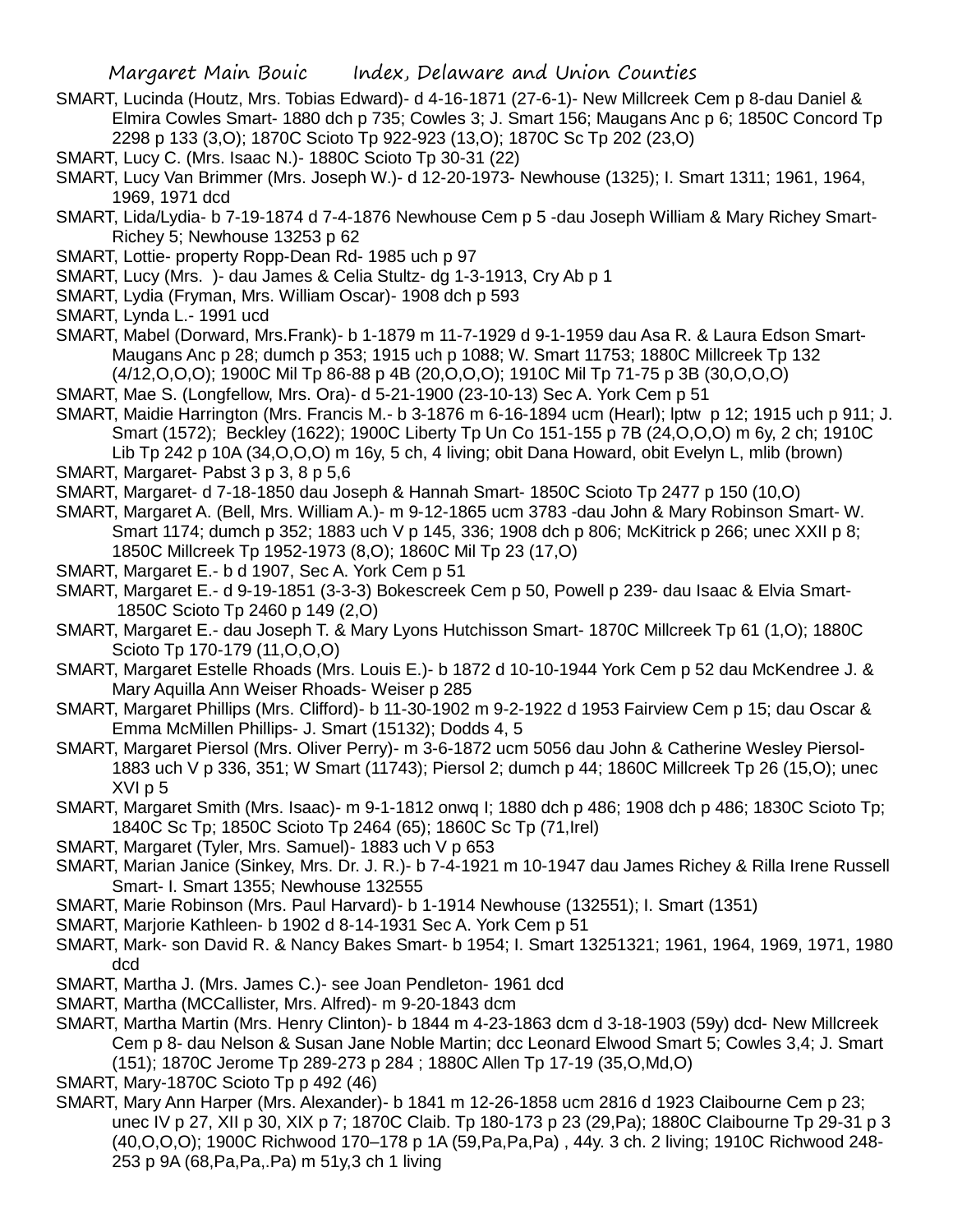SMART, Lucinda (Houtz, Mrs. Tobias Edward)- d 4-16-1871 (27-6-1)- New Millcreek Cem p 8-dau Daniel & Elmira Cowles Smart- 1880 dch p 735; Cowles 3; J. Smart 156; Maugans Anc p 6; 1850C Concord Tp 2298 p 133 (3,O); 1870C Scioto Tp 922-923 (13,O); 1870C Sc Tp 202 (23,O)

SMART, Lucy C. (Mrs. Isaac N.)- 1880C Scioto Tp 30-31 (22)

SMART, Lucy Van Brimmer (Mrs. Joseph W.)- d 12-20-1973- Newhouse (1325); I. Smart 1311; 1961, 1964, 1969, 1971 dcd

SMART, Lida/Lydia- b 7-19-1874 d 7-4-1876 Newhouse Cem p 5 -dau Joseph William & Mary Richey Smart- Richey 5; Newhouse 13253 p 62

SMART, Lottie- property Ropp-Dean Rd- 1985 uch p 97

SMART, Lucy (Mrs. )- dau James & Celia Stultz- dg 1-3-1913, Cry Ab p 1

SMART, Lydia (Fryman, Mrs. William Oscar)- 1908 dch p 593

SMART, Lynda L.- 1991 ucd

SMART, Mabel (Dorward, Mrs.Frank)- b 1-1879 m 11-7-1929 d 9-1-1959 dau Asa R. & Laura Edson Smart- Maugans Anc p 28; dumch p 353; 1915 uch p 1088; W. Smart 11753; 1880C Millcreek Tp 132 (4/12,O,O,O); 1900C Mil Tp 86-88 p 4B (20,O,O,O); 1910C Mil Tp 71-75 p 3B (30,O,O,O)

SMART, Mae S. (Longfellow, Mrs. Ora)- d 5-21-1900 (23-10-13) Sec A. York Cem p 51

SMART, Maidie Harrington (Mrs. Francis M.- b 3-1876 m 6-16-1894 ucm (Hearl); lptw p 12; 1915 uch p 911; J. Smart (1572); Beckley (1622); 1900C Liberty Tp Un Co 151-155 p 7B (24,O,O,O) m 6y, 2 ch; 1910C Lib Tp 242 p 10A (34,O,O,O) m 16y, 5 ch, 4 living; obit Dana Howard, obit Evelyn L, mlib (brown)

SMART, Margaret- Pabst 3 p 3, 8 p 5,6

SMART, Margaret- d 7-18-1850 dau Joseph & Hannah Smart- 1850C Scioto Tp 2477 p 150 (10,O)

SMART, Margaret A. (Bell, Mrs. William A.)- m 9-12-1865 ucm 3783 -dau John & Mary Robinson Smart- W. Smart 1174; dumch p 352; 1883 uch V p 145, 336; 1908 dch p 806; McKitrick p 266; unec XXII p 8; 1850C Millcreek Tp 1952-1973 (8,O); 1860C Mil Tp 23 (17,O)

SMART, Margaret E.- b d 1907, Sec A. York Cem p 51

SMART, Margaret E.- d 9-19-1851 (3-3-3) Bokescreek Cem p 50, Powell p 239- dau Isaac & Elvia Smart- 1850C Scioto Tp 2460 p 149 (2,O)

SMART, Margaret E.- dau Joseph T. & Mary Lyons Hutchisson Smart- 1870C Millcreek Tp 61 (1,O); 1880C Scioto Tp 170-179 (11,O,O,O)

SMART, Margaret Estelle Rhoads (Mrs. Louis E.)- b 1872 d 10-10-1944 York Cem p 52 dau McKendree J. & Mary Aquilla Ann Weiser Rhoads- Weiser p 285

SMART, Margaret Phillips (Mrs. Clifford)- b 11-30-1902 m 9-2-1922 d 1953 Fairview Cem p 15; dau Oscar & Emma McMillen Phillips- J. Smart (15132); Dodds 4, 5

SMART, Margaret Piersol (Mrs. Oliver Perry)- m 3-6-1872 ucm 5056 dau John & Catherine Wesley Piersol- 1883 uch V p 336, 351; W Smart (11743); Piersol 2; dumch p 44; 1860C Millcreek Tp 26 (15,O); unec XVI p 5

SMART, Margaret Smith (Mrs. Isaac)- m 9-1-1812 onwq I; 1880 dch p 486; 1908 dch p 486; 1830C Scioto Tp; 1840C Sc Tp; 1850C Scioto Tp 2464 (65); 1860C Sc Tp (71,Irel)

SMART, Margaret (Tyler, Mrs. Samuel)- 1883 uch V p 653

SMART, Marian Janice (Sinkey, Mrs. Dr. J. R.)- b 7-4-1921 m 10-1947 dau James Richey & Rilla Irene Russell Smart- I. Smart 1355; Newhouse 132555

SMART, Marie Robinson (Mrs. Paul Harvard)- b 1-1914 Newhouse (132551); I. Smart (1351)

SMART, Marjorie Kathleen- b 1902 d 8-14-1931 Sec A. York Cem p 51

SMART, Mark- son David R. & Nancy Bakes Smart- b 1954; I. Smart 13251321; 1961, 1964, 1969, 1971, 1980 dcd

SMART, Martha J. (Mrs. James C.)- see Joan Pendleton- 1961 dcd

SMART, Martha (MCCallister, Mrs. Alfred)- m 9-20-1843 dcm

SMART, Martha Martin (Mrs. Henry Clinton)- b 1844 m 4-23-1863 dcm d 3-18-1903 (59y) dcd- New Millcreek Cem p 8- dau Nelson & Susan Jane Noble Martin; dcc Leonard Elwood Smart 5; Cowles 3,4; J. Smart (151); 1870C Jerome Tp 289-273 p 284 ; 1880C Allen Tp 17-19 (35,O,Md,O)

SMART, Mary-1870C Scioto Tp p 492 (46)

SMART, Mary Ann Harper (Mrs. Alexander)- b 1841 m 12-26-1858 ucm 2816 d 1923 Claibourne Cem p 23; unec IV p 27, XII p 30, XIX p 7; 1870C Claib. Tp 180-173 p 23 (29,Pa); 1880C Claibourne Tp 29-31 p 3 (40,O,O,O); 1900C Richwood 170–178 p 1A (59,Pa,Pa,Pa) , 44y. 3 ch. 2 living; 1910C Richwood 248-253 p 9A (68,Pa,Pa,.Pa) m 51y,3 ch 1 living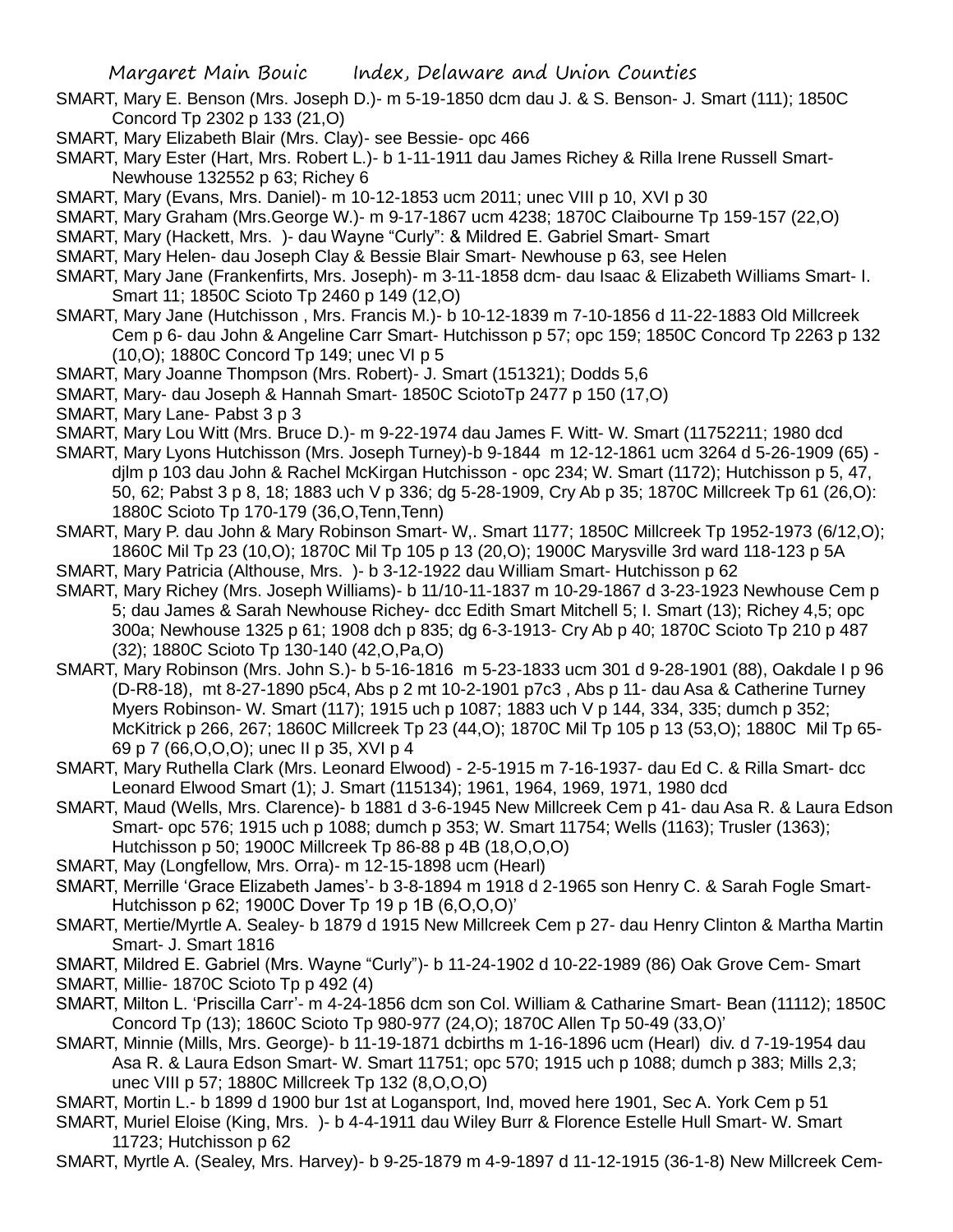SMART, Mary E. Benson (Mrs. Joseph D.)- m 5-19-1850 dcm dau J. & S. Benson- J. Smart (111); 1850C Concord Tp 2302 p 133 (21,O)

SMART, Mary Elizabeth Blair (Mrs. Clay)- see Bessie- opc 466

SMART, Mary Ester (Hart, Mrs. Robert L.)- b 1-11-1911 dau James Richey & Rilla Irene Russell Smart- Newhouse 132552 p 63; Richey 6

SMART, Mary (Evans, Mrs. Daniel)- m 10-12-1853 ucm 2011; unec VIII p 10, XVI p 30

SMART, Mary Graham (Mrs.George W.)- m 9-17-1867 ucm 4238; 1870C Claibourne Tp 159-157 (22,O)

SMART, Mary (Hackett, Mrs. )- dau Wayne "Curly": & Mildred E. Gabriel Smart- Smart

SMART, Mary Helen- dau Joseph Clay & Bessie Blair Smart- Newhouse p 63, see Helen

SMART, Mary Jane (Frankenfirts, Mrs. Joseph)- m 3-11-1858 dcm- dau Isaac & Elizabeth Williams Smart- I. Smart 11; 1850C Scioto Tp 2460 p 149 (12,O)

SMART, Mary Jane (Hutchisson , Mrs. Francis M.)- b 10-12-1839 m 7-10-1856 d 11-22-1883 Old Millcreek Cem p 6- dau John & Angeline Carr Smart- Hutchisson p 57; opc 159; 1850C Concord Tp 2263 p 132 (10,O); 1880C Concord Tp 149; unec VI p 5

SMART, Mary Joanne Thompson (Mrs. Robert)- J. Smart (151321); Dodds 5,6

SMART, Mary- dau Joseph & Hannah Smart- 1850C SciotoTp 2477 p 150 (17,O)

SMART, Mary Lane- Pabst 3 p 3

SMART, Mary Lou Witt (Mrs. Bruce D.)- m 9-22-1974 dau James F. Witt- W. Smart (11752211; 1980 dcd

SMART, Mary Lyons Hutchisson (Mrs. Joseph Turney)-b 9-1844 m 12-12-1861 ucm 3264 d 5-26-1909 (65) - djlm p 103 dau John & Rachel McKirgan Hutchisson - opc 234; W. Smart (1172); Hutchisson p 5, 47, 50, 62; Pabst 3 p 8, 18; 1883 uch V p 336; dg 5-28-1909, Cry Ab p 35; 1870C Millcreek Tp 61 (26,O): 1880C Scioto Tp 170-179 (36,O,Tenn,Tenn)

SMART, Mary P. dau John & Mary Robinson Smart- W,. Smart 1177; 1850C Millcreek Tp 1952-1973 (6/12,O); 1860C Mil Tp 23 (10,O); 1870C Mil Tp 105 p 13 (20,O); 1900C Marysville 3rd ward 118-123 p 5A

SMART, Mary Patricia (Althouse, Mrs. )- b 3-12-1922 dau William Smart- Hutchisson p 62

SMART, Mary Richey (Mrs. Joseph Williams)- b 11/10-11-1837 m 10-29-1867 d 3-23-1923 Newhouse Cem p 5; dau James & Sarah Newhouse Richey- dcc Edith Smart Mitchell 5; I. Smart (13); Richey 4,5; opc 300a; Newhouse 1325 p 61; 1908 dch p 835; dg 6-3-1913- Cry Ab p 40; 1870C Scioto Tp 210 p 487 (32); 1880C Scioto Tp 130-140 (42,O,Pa,O)

SMART, Mary Robinson (Mrs. John S.)- b 5-16-1816 m 5-23-1833 ucm 301 d 9-28-1901 (88), Oakdale I p 96 (D-R8-18), mt 8-27-1890 p5c4, Abs p 2 mt 10-2-1901 p7c3 , Abs p 11- dau Asa & Catherine Turney Myers Robinson- W. Smart (117); 1915 uch p 1087; 1883 uch V p 144, 334, 335; dumch p 352; McKitrick p 266, 267; 1860C Millcreek Tp 23 (44,O); 1870C Mil Tp 105 p 13 (53,O); 1880C Mil Tp 65-69 p 7 (66,O,O,O); unec II p 35, XVI p 4

SMART, Mary Ruthella Clark (Mrs. Leonard Elwood) - 2-5-1915 m 7-16-1937- dau Ed C. & Rilla Smart- dcc Leonard Elwood Smart (1); J. Smart (115134); 1961, 1964, 1969, 1971, 1980 dcd

SMART, Maud (Wells, Mrs. Clarence)- b 1881 d 3-6-1945 New Millcreek Cem p 41- dau Asa R. & Laura Edson Smart- opc 576; 1915 uch p 1088; dumch p 353; W. Smart 11754; Wells (1163); Trusler (1363); Hutchisson p 50; 1900C Millcreek Tp 86-88 p 4B (18,O,O,O)

SMART, May (Longfellow, Mrs. Orra)- m 12-15-1898 ucm (Hearl)

SMART, Merrille 'Grace Elizabeth James'- b 3-8-1894 m 1918 d 2-1965 son Henry C. & Sarah Fogle Smart- Hutchisson p 62; 1900C Dover Tp 19 p 1B (6,O,O,O)'

SMART, Mertie/Myrtle A. Sealey- b 1879 d 1915 New Millcreek Cem p 27- dau Henry Clinton & Martha Martin Smart- J. Smart 1816

SMART, Mildred E. Gabriel (Mrs. Wayne "Curly")- b 11-24-1902 d 10-22-1989 (86) Oak Grove Cem- Smart

SMART, Millie- 1870C Scioto Tp p 492 (4)

SMART, Milton L. 'Priscilla Carr'- m 4-24-1856 dcm son Col. William & Catharine Smart- Bean (11112); 1850C Concord Tp (13); 1860C Scioto Tp 980-977 (24,O); 1870C Allen Tp 50-49 (33,O)'

SMART, Minnie (Mills, Mrs. George)- b 11-19-1871 dcbirths m 1-16-1896 ucm (Hearl) div. d 7-19-1954 dau Asa R. & Laura Edson Smart- W. Smart 11751; opc 570; 1915 uch p 1088; dumch p 383; Mills 2,3; unec VIII p 57; 1880C Millcreek Tp 132 (8,O,O,O)

SMART, Mortin L.- b 1899 d 1900 bur 1st at Logansport, Ind, moved here 1901, Sec A. York Cem p 51

SMART, Muriel Eloise (King, Mrs. )- b 4-4-1911 dau Wiley Burr & Florence Estelle Hull Smart- W. Smart 11723; Hutchisson p 62

SMART, Myrtle A. (Sealey, Mrs. Harvey)- b 9-25-1879 m 4-9-1897 d 11-12-1915 (36-1-8) New Millcreek Cem-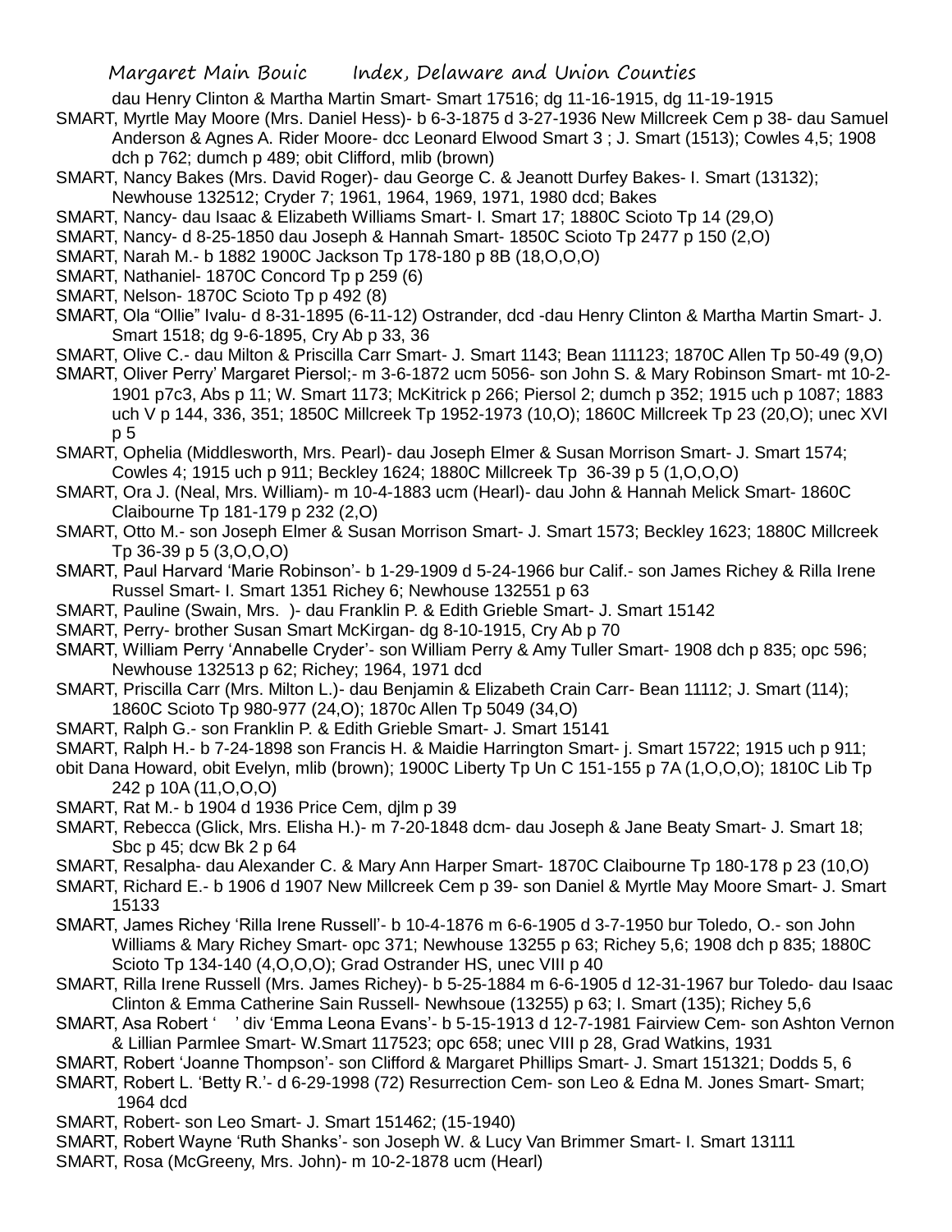dau Henry Clinton & Martha Martin Smart- Smart 17516; dg 11-16-1915, dg 11-19-1915

SMART, Myrtle May Moore (Mrs. Daniel Hess)- b 6-3-1875 d 3-27-1936 New Millcreek Cem p 38- dau Samuel Anderson & Agnes A. Rider Moore- dcc Leonard Elwood Smart 3 ; J. Smart (1513); Cowles 4,5; 1908 dch p 762; dumch p 489; obit Clifford, mlib (brown)

SMART, Nancy Bakes (Mrs. David Roger)- dau George C. & Jeanott Durfey Bakes- I. Smart (13132); Newhouse 132512; Cryder 7; 1961, 1964, 1969, 1971, 1980 dcd; Bakes

SMART, Nancy- dau Isaac & Elizabeth Williams Smart- I. Smart 17; 1880C Scioto Tp 14 (29,O)

SMART, Nancy- d 8-25-1850 dau Joseph & Hannah Smart- 1850C Scioto Tp 2477 p 150 (2,O)

SMART, Narah M.- b 1882 1900C Jackson Tp 178-180 p 8B (18,O,O,O)

SMART, Nathaniel- 1870C Concord Tp p 259 (6)

SMART, Nelson- 1870C Scioto Tp p 492 (8)

SMART, Ola "Ollie" Ivalu- d 8-31-1895 (6-11-12) Ostrander, dcd -dau Henry Clinton & Martha Martin Smart- J. Smart 1518; dg 9-6-1895, Cry Ab p 33, 36

SMART, Olive C.- dau Milton & Priscilla Carr Smart- J. Smart 1143; Bean 111123; 1870C Allen Tp 50-49 (9,O)

SMART, Oliver Perry' Margaret Piersol;- m 3-6-1872 ucm 5056- son John S. & Mary Robinson Smart- mt 10-2-1901 p7c3, Abs p 11; W. Smart 1173; McKitrick p 266; Piersol 2; dumch p 352; 1915 uch p 1087; 1883 uch V p 144, 336, 351; 1850C Millcreek Tp 1952-1973 (10,O); 1860C Millcreek Tp 23 (20,O); unec XVI p 5

SMART, Ophelia (Middlesworth, Mrs. Pearl)- dau Joseph Elmer & Susan Morrison Smart- J. Smart 1574; Cowles 4; 1915 uch p 911; Beckley 1624; 1880C Millcreek Tp 36-39 p 5 (1,O,O,O)

SMART, Ora J. (Neal, Mrs. William)- m 10-4-1883 ucm (Hearl)- dau John & Hannah Melick Smart- 1860C Claibourne Tp 181-179 p 232 (2,O)

SMART, Otto M.- son Joseph Elmer & Susan Morrison Smart- J. Smart 1573; Beckley 1623; 1880C Millcreek Tp 36-39 p 5 (3,O,O,O)

SMART, Paul Harvard 'Marie Robinson'- b 1-29-1909 d 5-24-1966 bur Calif.- son James Richey & Rilla Irene Russel Smart- I. Smart 1351 Richey 6; Newhouse 132551 p 63

SMART, Pauline (Swain, Mrs. )- dau Franklin P. & Edith Grieble Smart- J. Smart 15142

SMART, Perry- brother Susan Smart McKirgan- dg 8-10-1915, Cry Ab p 70

SMART, William Perry 'Annabelle Cryder'- son William Perry & Amy Tuller Smart- 1908 dch p 835; opc 596; Newhouse 132513 p 62; Richey; 1964, 1971 dcd

SMART, Priscilla Carr (Mrs. Milton L.)- dau Benjamin & Elizabeth Crain Carr- Bean 11112; J. Smart (114); 1860C Scioto Tp 980-977 (24,O); 1870c Allen Tp 5049 (34,O)

SMART, Ralph G.- son Franklin P. & Edith Grieble Smart- J. Smart 15141

SMART, Ralph H.- b 7-24-1898 son Francis H. & Maidie Harrington Smart- j. Smart 15722; 1915 uch p 911; obit Dana Howard, obit Evelyn, mlib (brown); 1900C Liberty Tp Un C 151-155 p 7A (1,O,O,O); 1810C Lib Tp 242 p 10A (11,O,O,O)

SMART, Rat M.- b 1904 d 1936 Price Cem, djlm p 39

SMART, Rebecca (Glick, Mrs. Elisha H.)- m 7-20-1848 dcm- dau Joseph & Jane Beaty Smart- J. Smart 18; Sbc p 45; dcw Bk 2 p 64

SMART, Resalpha- dau Alexander C. & Mary Ann Harper Smart- 1870C Claibourne Tp 180-178 p 23 (10,O)

SMART, Richard E.- b 1906 d 1907 New Millcreek Cem p 39- son Daniel & Myrtle May Moore Smart- J. Smart 15133

SMART, James Richey 'Rilla Irene Russell'- b 10-4-1876 m 6-6-1905 d 3-7-1950 bur Toledo, O.- son John Williams & Mary Richey Smart- opc 371; Newhouse 13255 p 63; Richey 5,6; 1908 dch p 835; 1880C Scioto Tp 134-140 (4,O,O,O); Grad Ostrander HS, unec VIII p 40

SMART, Rilla Irene Russell (Mrs. James Richey)- b 5-25-1884 m 6-6-1905 d 12-31-1967 bur Toledo- dau Isaac Clinton & Emma Catherine Sain Russell- Newhsoue (13255) p 63; I. Smart (135); Richey 5,6

SMART, Asa Robert ' ' div 'Emma Leona Evans'- b 5-15-1913 d 12-7-1981 Fairview Cem- son Ashton Vernon & Lillian Parmlee Smart- W.Smart 117523; opc 658; unec VIII p 28, Grad Watkins, 1931

SMART, Robert 'Joanne Thompson'- son Clifford & Margaret Phillips Smart- J. Smart 151321; Dodds 5, 6

SMART, Robert L. 'Betty R.'- d 6-29-1998 (72) Resurrection Cem- son Leo & Edna M. Jones Smart- Smart; 1964 dcd

SMART, Robert- son Leo Smart- J. Smart 151462; (15-1940)

SMART, Robert Wayne 'Ruth Shanks'- son Joseph W. & Lucy Van Brimmer Smart- I. Smart 13111

SMART, Rosa (McGreeny, Mrs. John)- m 10-2-1878 ucm (Hearl)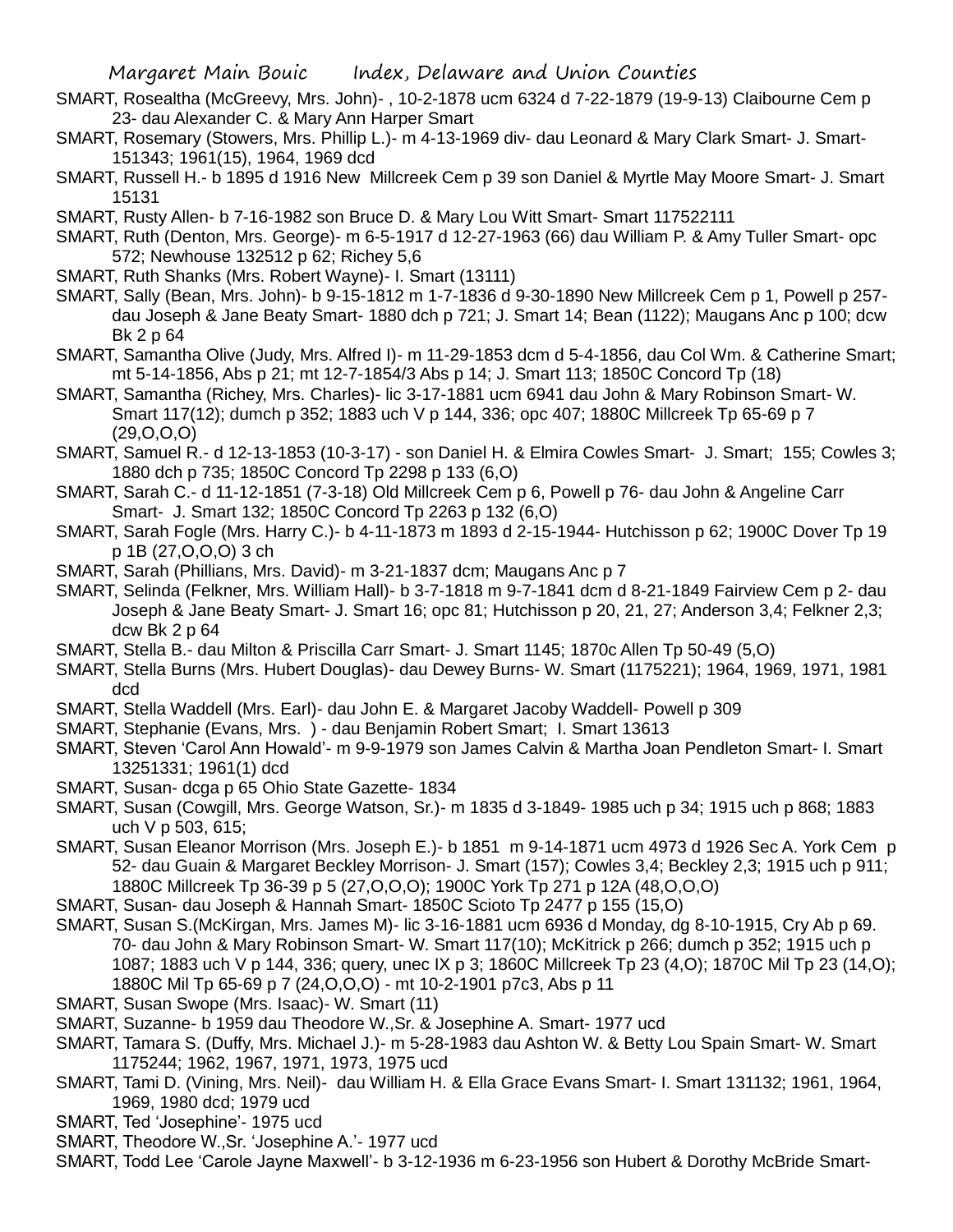SMART, Rosealtha (McGreevy, Mrs. John)- , 10-2-1878 ucm 6324 d 7-22-1879 (19-9-13) Claibourne Cem p 23- dau Alexander C. & Mary Ann Harper Smart

SMART, Rosemary (Stowers, Mrs. Phillip L.)- m 4-13-1969 div- dau Leonard & Mary Clark Smart- J. Smart- 151343; 1961(15), 1964, 1969 dcd

SMART, Russell H.- b 1895 d 1916 New Millcreek Cem p 39 son Daniel & Myrtle May Moore Smart- J. Smart 15131

SMART, Rusty Allen- b 7-16-1982 son Bruce D. & Mary Lou Witt Smart- Smart 117522111

SMART, Ruth (Denton, Mrs. George)- m 6-5-1917 d 12-27-1963 (66) dau William P. & Amy Tuller Smart- opc 572; Newhouse 132512 p 62; Richey 5,6

SMART, Ruth Shanks (Mrs. Robert Wayne)- I. Smart (13111)

SMART, Sally (Bean, Mrs. John)- b 9-15-1812 m 1-7-1836 d 9-30-1890 New Millcreek Cem p 1, Powell p 257- dau Joseph & Jane Beaty Smart- 1880 dch p 721; J. Smart 14; Bean (1122); Maugans Anc p 100; dcw Bk 2 p 64

SMART, Samantha Olive (Judy, Mrs. Alfred I)- m 11-29-1853 dcm d 5-4-1856, dau Col Wm. & Catherine Smart; mt 5-14-1856, Abs p 21; mt 12-7-1854/3 Abs p 14; J. Smart 113; 1850C Concord Tp (18)

SMART, Samantha (Richey, Mrs. Charles)- lic 3-17-1881 ucm 6941 dau John & Mary Robinson Smart- W. Smart 117(12); dumch p 352; 1883 uch V p 144, 336; opc 407; 1880C Millcreek Tp 65-69 p 7 (29,O,O,O)

SMART, Samuel R.- d 12-13-1853 (10-3-17) - son Daniel H. & Elmira Cowles Smart- J. Smart; 155; Cowles 3; 1880 dch p 735; 1850C Concord Tp 2298 p 133 (6,O)

SMART, Sarah C.- d 11-12-1851 (7-3-18) Old Millcreek Cem p 6, Powell p 76- dau John & Angeline Carr Smart- J. Smart 132; 1850C Concord Tp 2263 p 132 (6,O)

SMART, Sarah Fogle (Mrs. Harry C.)- b 4-11-1873 m 1893 d 2-15-1944- Hutchisson p 62; 1900C Dover Tp 19 p 1B (27,O,O,O) 3 ch

SMART, Sarah (Phillians, Mrs. David)- m 3-21-1837 dcm; Maugans Anc p 7

SMART, Selinda (Felkner, Mrs. William Hall)- b 3-7-1818 m 9-7-1841 dcm d 8-21-1849 Fairview Cem p 2- dau Joseph & Jane Beaty Smart- J. Smart 16; opc 81; Hutchisson p 20, 21, 27; Anderson 3,4; Felkner 2,3; dcw Bk 2 p 64

SMART, Stella B.- dau Milton & Priscilla Carr Smart- J. Smart 1145; 1870c Allen Tp 50-49 (5,O)

SMART, Stella Burns (Mrs. Hubert Douglas)- dau Dewey Burns- W. Smart (1175221); 1964, 1969, 1971, 1981 dcd

SMART, Stella Waddell (Mrs. Earl)- dau John E. & Margaret Jacoby Waddell- Powell p 309

SMART, Stephanie (Evans, Mrs. ) - dau Benjamin Robert Smart; I. Smart 13613

SMART, Steven 'Carol Ann Howald'- m 9-9-1979 son James Calvin & Martha Joan Pendleton Smart- I. Smart 13251331; 1961(1) dcd

SMART, Susan- dcga p 65 Ohio State Gazette- 1834

SMART, Susan (Cowgill, Mrs. George Watson, Sr.)- m 1835 d 3-1849- 1985 uch p 34; 1915 uch p 868; 1883 uch V p 503, 615;

SMART, Susan Eleanor Morrison (Mrs. Joseph E.)- b 1851 m 9-14-1871 ucm 4973 d 1926 Sec A. York Cem p 52- dau Guain & Margaret Beckley Morrison- J. Smart (157); Cowles 3,4; Beckley 2,3; 1915 uch p 911; 1880C Millcreek Tp 36-39 p 5 (27,O,O,O); 1900C York Tp 271 p 12A (48,O,O,O)

SMART, Susan- dau Joseph & Hannah Smart- 1850C Scioto Tp 2477 p 155 (15,O)

SMART, Susan S.(McKirgan, Mrs. James M)- lic 3-16-1881 ucm 6936 d Monday, dg 8-10-1915, Cry Ab p 69. 70- dau John & Mary Robinson Smart- W. Smart 117(10); McKitrick p 266; dumch p 352; 1915 uch p 1087; 1883 uch V p 144, 336; query, unec IX p 3; 1860C Millcreek Tp 23 (4,O); 1870C Mil Tp 23 (14,O); 1880C Mil Tp 65-69 p 7 (24,O,O,O) - mt 10-2-1901 p7c3, Abs p 11

SMART, Susan Swope (Mrs. Isaac)- W. Smart (11)

SMART, Suzanne- b 1959 dau Theodore W.,Sr. & Josephine A. Smart- 1977 ucd

SMART, Tamara S. (Duffy, Mrs. Michael J.)- m 5-28-1983 dau Ashton W. & Betty Lou Spain Smart- W. Smart 1175244; 1962, 1967, 1971, 1973, 1975 ucd

SMART, Tami D. (Vining, Mrs. Neil)- dau William H. & Ella Grace Evans Smart- I. Smart 131132; 1961, 1964, 1969, 1980 dcd; 1979 ucd

SMART, Ted 'Josephine'- 1975 ucd

SMART, Theodore W.,Sr. 'Josephine A.'- 1977 ucd

SMART, Todd Lee 'Carole Jayne Maxwell'- b 3-12-1936 m 6-23-1956 son Hubert & Dorothy McBride Smart-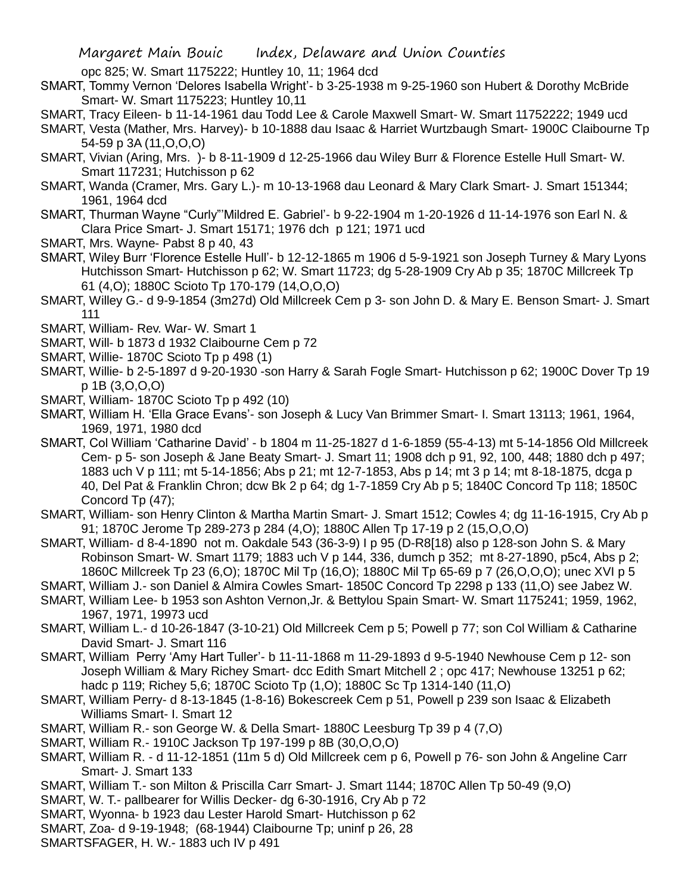opc 825; W. Smart 1175222; Huntley 10, 11; 1964 dcd

SMART, Tommy Vernon 'Delores Isabella Wright'- b 3-25-1938 m 9-25-1960 son Hubert & Dorothy McBride Smart- W. Smart 1175223; Huntley 10,11

SMART, Tracy Eileen- b 11-14-1961 dau Todd Lee & Carole Maxwell Smart- W. Smart 11752222; 1949 ucd

SMART, Vesta (Mather, Mrs. Harvey)- b 10-1888 dau Isaac & Harriet Wurtzbaugh Smart- 1900C Claibourne Tp 54-59 p 3A (11,O,O,O)

SMART, Vivian (Aring, Mrs. )- b 8-11-1909 d 12-25-1966 dau Wiley Burr & Florence Estelle Hull Smart- W. Smart 117231; Hutchisson p 62

SMART, Wanda (Cramer, Mrs. Gary L.)- m 10-13-1968 dau Leonard & Mary Clark Smart- J. Smart 151344; 1961, 1964 dcd

SMART, Thurman Wayne "Curly"'Mildred E. Gabriel'- b 9-22-1904 m 1-20-1926 d 11-14-1976 son Earl N. & Clara Price Smart- J. Smart 15171; 1976 dch p 121; 1971 ucd

SMART, Mrs. Wayne- Pabst 8 p 40, 43

SMART, Wiley Burr 'Florence Estelle Hull'- b 12-12-1865 m 1906 d 5-9-1921 son Joseph Turney & Mary Lyons Hutchisson Smart- Hutchisson p 62; W. Smart 11723; dg 5-28-1909 Cry Ab p 35; 1870C Millcreek Tp 61 (4,O); 1880C Scioto Tp 170-179 (14,O,O,O)

SMART, Willey G.- d 9-9-1854 (3m27d) Old Millcreek Cem p 3- son John D. & Mary E. Benson Smart- J. Smart 111

SMART, William- Rev. War- W. Smart 1

SMART, Will- b 1873 d 1932 Claibourne Cem p 72

SMART, Willie- 1870C Scioto Tp p 498 (1)

SMART, Willie- b 2-5-1897 d 9-20-1930 -son Harry & Sarah Fogle Smart- Hutchisson p 62; 1900C Dover Tp 19 p 1B (3,O,O,O)

SMART, William- 1870C Scioto Tp p 492 (10)

SMART, William H. 'Ella Grace Evans'- son Joseph & Lucy Van Brimmer Smart- I. Smart 13113; 1961, 1964, 1969, 1971, 1980 dcd

SMART, Col William 'Catharine David' - b 1804 m 11-25-1827 d 1-6-1859 (55-4-13) mt 5-14-1856 Old Millcreek Cem- p 5- son Joseph & Jane Beaty Smart- J. Smart 11; 1908 dch p 91, 92, 100, 448; 1880 dch p 497; 1883 uch V p 111; mt 5-14-1856; Abs p 21; mt 12-7-1853, Abs p 14; mt 3 p 14; mt 8-18-1875, dcga p 40, Del Pat & Franklin Chron; dcw Bk 2 p 64; dg 1-7-1859 Cry Ab p 5; 1840C Concord Tp 118; 1850C Concord Tp (47);

SMART, William- son Henry Clinton & Martha Martin Smart- J. Smart 1512; Cowles 4; dg 11-16-1915, Cry Ab p 91; 1870C Jerome Tp 289-273 p 284 (4,O); 1880C Allen Tp 17-19 p 2 (15,O,O,O)

SMART, William- d 8-4-1890 not m. Oakdale 543 (36-3-9) I p 95 (D-R8[18) also p 128-son John S. & Mary Robinson Smart- W. Smart 1179; 1883 uch V p 144, 336, dumch p 352; mt 8-27-1890, p5c4, Abs p 2; 1860C Millcreek Tp 23 (6,O); 1870C Mil Tp (16,O); 1880C Mil Tp 65-69 p 7 (26,O,O,O); unec XVI p 5

SMART, William J.- son Daniel & Almira Cowles Smart- 1850C Concord Tp 2298 p 133 (11,O) see Jabez W.

SMART, William Lee- b 1953 son Ashton Vernon,Jr. & Bettylou Spain Smart- W. Smart 1175241; 1959, 1962, 1967, 1971, 19973 ucd

SMART, William L.- d 10-26-1847 (3-10-21) Old Millcreek Cem p 5; Powell p 77; son Col William & Catharine David Smart- J. Smart 116

SMART, William Perry 'Amy Hart Tuller'- b 11-11-1868 m 11-29-1893 d 9-5-1940 Newhouse Cem p 12- son Joseph William & Mary Richey Smart- dcc Edith Smart Mitchell 2 ; opc 417; Newhouse 13251 p 62; hadc p 119; Richey 5,6; 1870C Scioto Tp (1,O); 1880C Sc Tp 1314-140 (11,O)

SMART, William Perry- d 8-13-1845 (1-8-16) Bokescreek Cem p 51, Powell p 239 son Isaac & Elizabeth Williams Smart- I. Smart 12

SMART, William R.- son George W. & Della Smart- 1880C Leesburg Tp 39 p 4 (7,O)

SMART, William R.- 1910C Jackson Tp 197-199 p 8B (30,O,O,O)

SMART, William R. - d 11-12-1851 (11m 5 d) Old Millcreek cem p 6, Powell p 76- son John & Angeline Carr Smart- J. Smart 133

SMART, William T.- son Milton & Priscilla Carr Smart- J. Smart 1144; 1870C Allen Tp 50-49 (9,O)

SMART, W. T.- pallbearer for Willis Decker- dg 6-30-1916, Cry Ab p 72

SMART, Wyonna- b 1923 dau Lester Harold Smart- Hutchisson p 62

SMART, Zoa- d 9-19-1948; (68-1944) Claibourne Tp; uninf p 26, 28

SMARTSFAGER, H. W.- 1883 uch IV p 491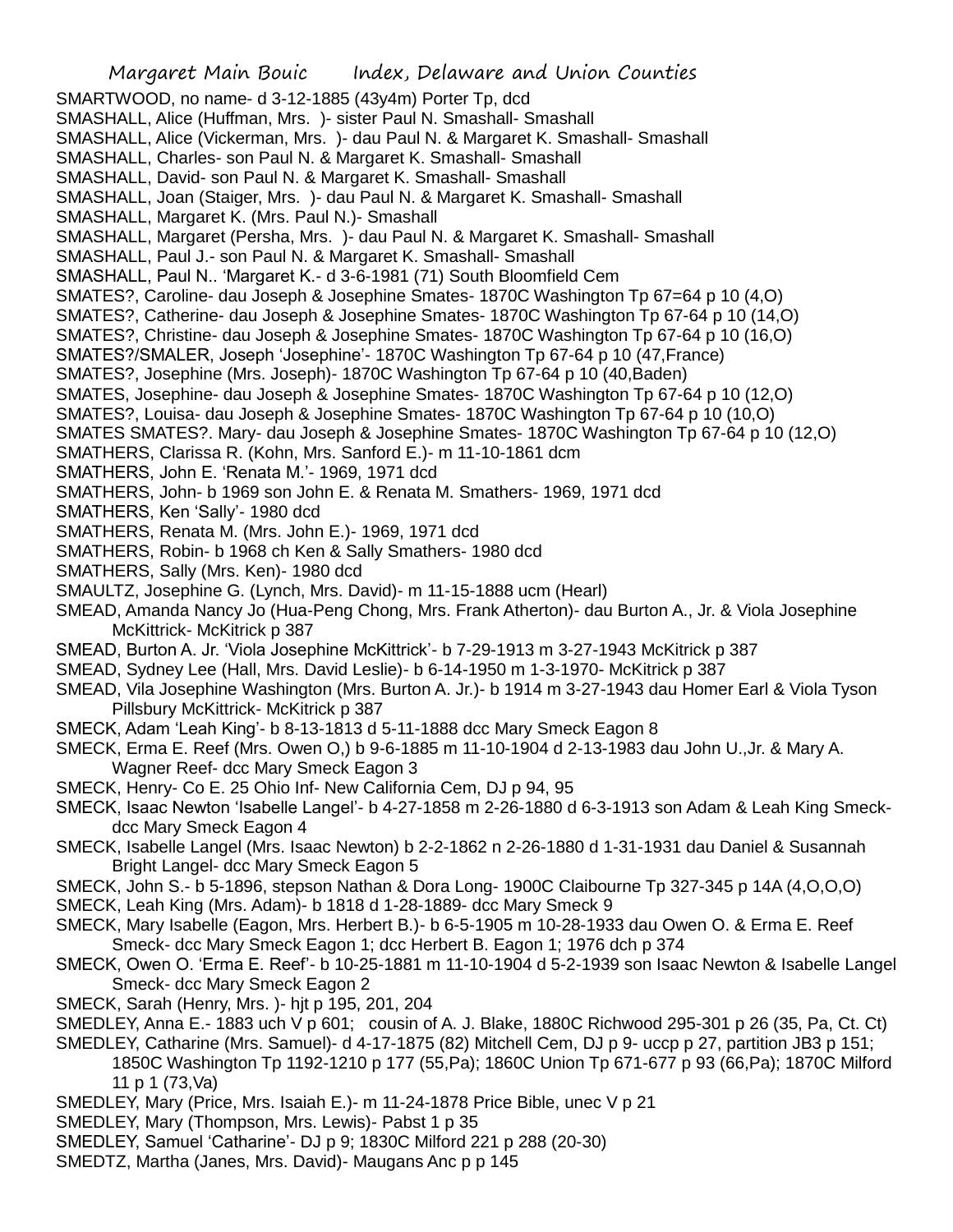SMARTWOOD, no name- d 3-12-1885 (43y4m) Porter Tp, dcd

SMASHALL, Alice (Huffman, Mrs. )- sister Paul N. Smashall- Smashall

SMASHALL, Alice (Vickerman, Mrs. )- dau Paul N. & Margaret K. Smashall- Smashall

SMASHALL, Charles- son Paul N. & Margaret K. Smashall- Smashall

SMASHALL, David- son Paul N. & Margaret K. Smashall- Smashall

SMASHALL, Joan (Staiger, Mrs. )- dau Paul N. & Margaret K. Smashall- Smashall

SMASHALL, Margaret K. (Mrs. Paul N.)- Smashall

SMASHALL, Margaret (Persha, Mrs. )- dau Paul N. & Margaret K. Smashall- Smashall

SMASHALL, Paul J.- son Paul N. & Margaret K. Smashall- Smashall

SMASHALL, Paul N.. 'Margaret K.- d 3-6-1981 (71) South Bloomfield Cem

SMATES?, Caroline- dau Joseph & Josephine Smates- 1870C Washington Tp 67=64 p 10 (4,O)

SMATES?, Catherine- dau Joseph & Josephine Smates- 1870C Washington Tp 67-64 p 10 (14,O)

SMATES?, Christine- dau Joseph & Josephine Smates- 1870C Washington Tp 67-64 p 10 (16,O)

SMATES?/SMALER, Joseph 'Josephine'- 1870C Washington Tp 67-64 p 10 (47,France)

SMATES?, Josephine (Mrs. Joseph)- 1870C Washington Tp 67-64 p 10 (40,Baden)

SMATES, Josephine- dau Joseph & Josephine Smates- 1870C Washington Tp 67-64 p 10 (12,O)

SMATES?, Louisa- dau Joseph & Josephine Smates- 1870C Washington Tp 67-64 p 10 (10,O)

SMATES SMATES?. Mary- dau Joseph & Josephine Smates- 1870C Washington Tp 67-64 p 10 (12,O)

SMATHERS, Clarissa R. (Kohn, Mrs. Sanford E.)- m 11-10-1861 dcm

SMATHERS, John E. 'Renata M.'- 1969, 1971 dcd

SMATHERS, John- b 1969 son John E. & Renata M. Smathers- 1969, 1971 dcd

SMATHERS, Ken 'Sally'- 1980 dcd

SMATHERS, Renata M. (Mrs. John E.)- 1969, 1971 dcd

SMATHERS, Robin- b 1968 ch Ken & Sally Smathers- 1980 dcd

SMATHERS, Sally (Mrs. Ken)- 1980 dcd

SMAULTZ, Josephine G. (Lynch, Mrs. David)- m 11-15-1888 ucm (Hearl)

SMEAD, Amanda Nancy Jo (Hua-Peng Chong, Mrs. Frank Atherton)- dau Burton A., Jr. & Viola Josephine McKittrick- McKitrick p 387

SMEAD, Burton A. Jr. 'Viola Josephine McKittrick'- b 7-29-1913 m 3-27-1943 McKitrick p 387

SMEAD, Sydney Lee (Hall, Mrs. David Leslie)- b 6-14-1950 m 1-3-1970- McKitrick p 387

SMEAD, Vila Josephine Washington (Mrs. Burton A. Jr.)- b 1914 m 3-27-1943 dau Homer Earl & Viola Tyson Pillsbury McKittrick- McKitrick p 387

SMECK, Adam 'Leah King'- b 8-13-1813 d 5-11-1888 dcc Mary Smeck Eagon 8

SMECK, Erma E. Reef (Mrs. Owen O,) b 9-6-1885 m 11-10-1904 d 2-13-1983 dau John U.,Jr. & Mary A. Wagner Reef- dcc Mary Smeck Eagon 3

SMECK, Henry- Co E. 25 Ohio Inf- New California Cem, DJ p 94, 95

SMECK, Isaac Newton 'Isabelle Langel'- b 4-27-1858 m 2-26-1880 d 6-3-1913 son Adam & Leah King Smeck- dcc Mary Smeck Eagon 4

SMECK, Isabelle Langel (Mrs. Isaac Newton) b 2-2-1862 n 2-26-1880 d 1-31-1931 dau Daniel & Susannah Bright Langel- dcc Mary Smeck Eagon 5

SMECK, John S.- b 5-1896, stepson Nathan & Dora Long- 1900C Claibourne Tp 327-345 p 14A (4,O,O,O)

SMECK, Leah King (Mrs. Adam)- b 1818 d 1-28-1889- dcc Mary Smeck 9

SMECK, Mary Isabelle (Eagon, Mrs. Herbert B.)- b 6-5-1905 m 10-28-1933 dau Owen O. & Erma E. Reef Smeck- dcc Mary Smeck Eagon 1; dcc Herbert B. Eagon 1; 1976 dch p 374

SMECK, Owen O. 'Erma E. Reef'- b 10-25-1881 m 11-10-1904 d 5-2-1939 son Isaac Newton & Isabelle Langel Smeck- dcc Mary Smeck Eagon 2

SMECK, Sarah (Henry, Mrs. )- hjt p 195, 201, 204

SMEDLEY, Anna E.- 1883 uch V p 601; cousin of A. J. Blake, 1880C Richwood 295-301 p 26 (35, Pa, Ct. Ct)

SMEDLEY, Catharine (Mrs. Samuel)- d 4-17-1875 (82) Mitchell Cem, DJ p 9- uccp p 27, partition JB3 p 151; 1850C Washington Tp 1192-1210 p 177 (55,Pa); 1860C Union Tp 671-677 p 93 (66,Pa); 1870C Milford 11 p 1 (73,Va)

SMEDLEY, Mary (Price, Mrs. Isaiah E.)- m 11-24-1878 Price Bible, unec V p 21

SMEDLEY, Mary (Thompson, Mrs. Lewis)- Pabst 1 p 35

SMEDLEY, Samuel 'Catharine'- DJ p 9; 1830C Milford 221 p 288 (20-30)

SMEDTZ, Martha (Janes, Mrs. David)- Maugans Anc p p 145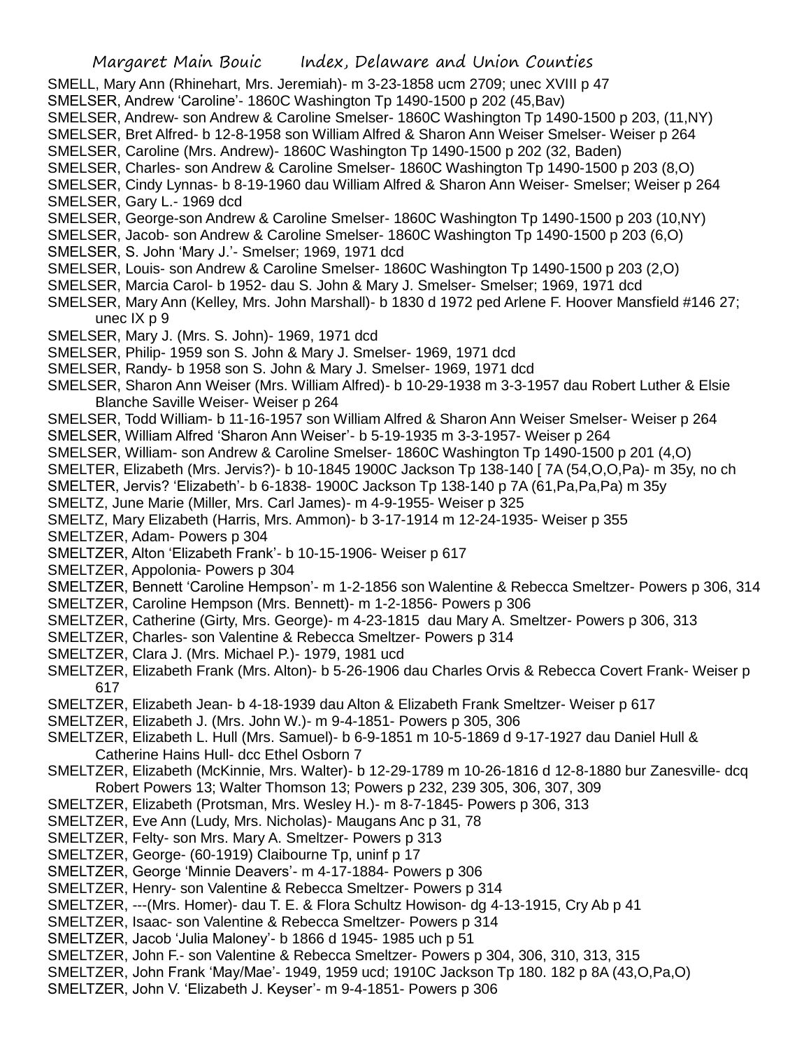SMELL, Mary Ann (Rhinehart, Mrs. Jeremiah)- m 3-23-1858 ucm 2709; unec XVIII p 47

SMELSER, Andrew 'Caroline'- 1860C Washington Tp 1490-1500 p 202 (45,Bav)

SMELSER, Andrew- son Andrew & Caroline Smelser- 1860C Washington Tp 1490-1500 p 203, (11,NY)

SMELSER, Bret Alfred- b 12-8-1958 son William Alfred & Sharon Ann Weiser Smelser- Weiser p 264

SMELSER, Caroline (Mrs. Andrew)- 1860C Washington Tp 1490-1500 p 202 (32, Baden)

SMELSER, Charles- son Andrew & Caroline Smelser- 1860C Washington Tp 1490-1500 p 203 (8,O)

SMELSER, Cindy Lynnas- b 8-19-1960 dau William Alfred & Sharon Ann Weiser- Smelser; Weiser p 264

SMELSER, Gary L.- 1969 dcd

SMELSER, George-son Andrew & Caroline Smelser- 1860C Washington Tp 1490-1500 p 203 (10,NY)

SMELSER, Jacob- son Andrew & Caroline Smelser- 1860C Washington Tp 1490-1500 p 203 (6,O)

SMELSER, S. John 'Mary J.'- Smelser; 1969, 1971 dcd

SMELSER, Louis- son Andrew & Caroline Smelser- 1860C Washington Tp 1490-1500 p 203 (2,O)

SMELSER, Marcia Carol- b 1952- dau S. John & Mary J. Smelser- Smelser; 1969, 1971 dcd

SMELSER, Mary Ann (Kelley, Mrs. John Marshall)- b 1830 d 1972 ped Arlene F. Hoover Mansfield #146 27; unec IX p 9

SMELSER, Mary J. (Mrs. S. John)- 1969, 1971 dcd

SMELSER, Philip- 1959 son S. John & Mary J. Smelser- 1969, 1971 dcd

SMELSER, Randy- b 1958 son S. John & Mary J. Smelser- 1969, 1971 dcd

SMELSER, Sharon Ann Weiser (Mrs. William Alfred)- b 10-29-1938 m 3-3-1957 dau Robert Luther & Elsie Blanche Saville Weiser- Weiser p 264

SMELSER, Todd William- b 11-16-1957 son William Alfred & Sharon Ann Weiser Smelser- Weiser p 264

SMELSER, William Alfred 'Sharon Ann Weiser'- b 5-19-1935 m 3-3-1957- Weiser p 264

SMELSER, William- son Andrew & Caroline Smelser- 1860C Washington Tp 1490-1500 p 201 (4,O)

SMELTER, Elizabeth (Mrs. Jervis?)- b 10-1845 1900C Jackson Tp 138-140 [ 7A (54,O,O,Pa)- m 35y, no ch

SMELTER, Jervis? 'Elizabeth'- b 6-1838- 1900C Jackson Tp 138-140 p 7A (61,Pa,Pa,Pa) m 35y

SMELTZ, June Marie (Miller, Mrs. Carl James)- m 4-9-1955- Weiser p 325

SMELTZ, Mary Elizabeth (Harris, Mrs. Ammon)- b 3-17-1914 m 12-24-1935- Weiser p 355

SMELTZER, Adam- Powers p 304

SMELTZER, Alton 'Elizabeth Frank'- b 10-15-1906- Weiser p 617

SMELTZER, Appolonia- Powers p 304

SMELTZER, Bennett 'Caroline Hempson'- m 1-2-1856 son Walentine & Rebecca Smeltzer- Powers p 306, 314

SMELTZER, Caroline Hempson (Mrs. Bennett)- m 1-2-1856- Powers p 306

SMELTZER, Catherine (Girty, Mrs. George)- m 4-23-1815 dau Mary A. Smeltzer- Powers p 306, 313

SMELTZER, Charles- son Valentine & Rebecca Smeltzer- Powers p 314

SMELTZER, Clara J. (Mrs. Michael P.)- 1979, 1981 ucd

SMELTZER, Elizabeth Frank (Mrs. Alton)- b 5-26-1906 dau Charles Orvis & Rebecca Covert Frank- Weiser p 617

SMELTZER, Elizabeth Jean- b 4-18-1939 dau Alton & Elizabeth Frank Smeltzer- Weiser p 617

SMELTZER, Elizabeth J. (Mrs. John W.)- m 9-4-1851- Powers p 305, 306

SMELTZER, Elizabeth L. Hull (Mrs. Samuel)- b 6-9-1851 m 10-5-1869 d 9-17-1927 dau Daniel Hull & Catherine Hains Hull- dcc Ethel Osborn 7

SMELTZER, Elizabeth (McKinnie, Mrs. Walter)- b 12-29-1789 m 10-26-1816 d 12-8-1880 bur Zanesville- dcq Robert Powers 13; Walter Thomson 13; Powers p 232, 239 305, 306, 307, 309

SMELTZER, Elizabeth (Protsman, Mrs. Wesley H.)- m 8-7-1845- Powers p 306, 313

SMELTZER, Eve Ann (Ludy, Mrs. Nicholas)- Maugans Anc p 31, 78

SMELTZER, Felty- son Mrs. Mary A. Smeltzer- Powers p 313

SMELTZER, George- (60-1919) Claibourne Tp, uninf p 17

SMELTZER, George 'Minnie Deavers'- m 4-17-1884- Powers p 306

SMELTZER, Henry- son Valentine & Rebecca Smeltzer- Powers p 314

SMELTZER, ---(Mrs. Homer)- dau T. E. & Flora Schultz Howison- dg 4-13-1915, Cry Ab p 41

SMELTZER, Isaac- son Valentine & Rebecca Smeltzer- Powers p 314

SMELTZER, Jacob 'Julia Maloney'- b 1866 d 1945- 1985 uch p 51

SMELTZER, John F.- son Valentine & Rebecca Smeltzer- Powers p 304, 306, 310, 313, 315

SMELTZER, John Frank 'May/Mae'- 1949, 1959 ucd; 1910C Jackson Tp 180. 182 p 8A (43,O,Pa,O)

SMELTZER, John V. 'Elizabeth J. Keyser'- m 9-4-1851- Powers p 306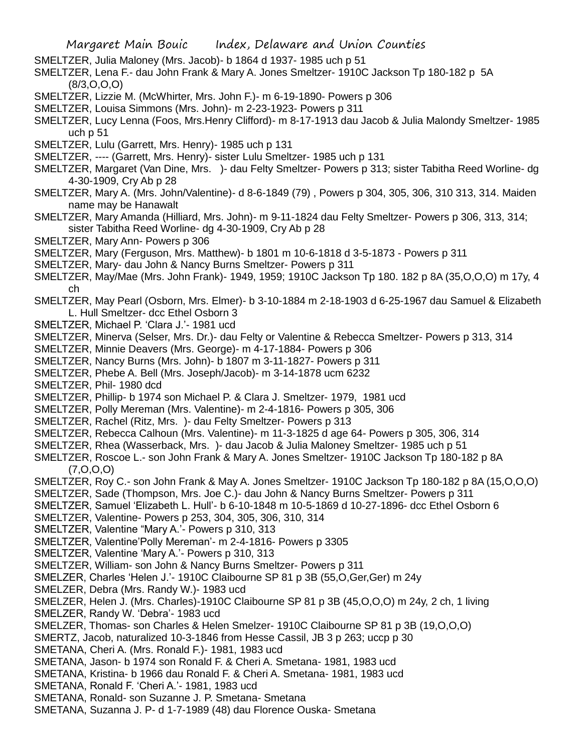SMELTZER, Julia Maloney (Mrs. Jacob)- b 1864 d 1937- 1985 uch p 51

SMELTZER, Lena F.- dau John Frank & Mary A. Jones Smeltzer- 1910C Jackson Tp 180-182 p 5A (8/3,O,O,O)

SMELTZER, Lizzie M. (McWhirter, Mrs. John F.)- m 6-19-1890- Powers p 306

SMELTZER, Louisa Simmons (Mrs. John)- m 2-23-1923- Powers p 311

SMELTZER, Lucy Lenna (Foos, Mrs.Henry Clifford)- m 8-17-1913 dau Jacob & Julia Malondy Smeltzer- 1985 uch p 51

SMELTZER, Lulu (Garrett, Mrs. Henry)- 1985 uch p 131

SMELTZER, ---- (Garrett, Mrs. Henry)- sister Lulu Smeltzer- 1985 uch p 131

SMELTZER, Margaret (Van Dine, Mrs. )- dau Felty Smeltzer- Powers p 313; sister Tabitha Reed Worline- dg 4-30-1909, Cry Ab p 28

SMELTZER, Mary A. (Mrs. John/Valentine)- d 8-6-1849 (79) , Powers p 304, 305, 306, 310 313, 314. Maiden name may be Hanawalt

SMELTZER, Mary Amanda (Hilliard, Mrs. John)- m 9-11-1824 dau Felty Smeltzer- Powers p 306, 313, 314; sister Tabitha Reed Worline- dg 4-30-1909, Cry Ab p 28

SMELTZER, Mary Ann- Powers p 306

SMELTZER, Mary (Ferguson, Mrs. Matthew)- b 1801 m 10-6-1818 d 3-5-1873 - Powers p 311

SMELTZER, Mary- dau John & Nancy Burns Smeltzer- Powers p 311

SMELTZER, May/Mae (Mrs. John Frank)- 1949, 1959; 1910C Jackson Tp 180. 182 p 8A (35,O,O,O) m 17y, 4 ch

SMELTZER, May Pearl (Osborn, Mrs. Elmer)- b 3-10-1884 m 2-18-1903 d 6-25-1967 dau Samuel & Elizabeth L. Hull Smeltzer- dcc Ethel Osborn 3

SMELTZER, Michael P. 'Clara J.'- 1981 ucd

SMELTZER, Minerva (Selser, Mrs. Dr.)- dau Felty or Valentine & Rebecca Smeltzer- Powers p 313, 314

SMELTZER, Minnie Deavers (Mrs. George)- m 4-17-1884- Powers p 306

SMELTZER, Nancy Burns (Mrs. John)- b 1807 m 3-11-1827- Powers p 311

SMELTZER, Phebe A. Bell (Mrs. Joseph/Jacob)- m 3-14-1878 ucm 6232

SMELTZER, Phil- 1980 dcd

SMELTZER, Phillip- b 1974 son Michael P. & Clara J. Smeltzer- 1979, 1981 ucd

SMELTZER, Polly Mereman (Mrs. Valentine)- m 2-4-1816- Powers p 305, 306

SMELTZER, Rachel (Ritz, Mrs. )- dau Felty Smeltzer- Powers p 313

SMELTZER, Rebecca Calhoun (Mrs. Valentine)- m 11-3-1825 d age 64- Powers p 305, 306, 314

SMELTZER, Rhea (Wasserback, Mrs. )- dau Jacob & Julia Maloney Smeltzer- 1985 uch p 51

SMELTZER, Roscoe L.- son John Frank & Mary A. Jones Smeltzer- 1910C Jackson Tp 180-182 p 8A (7,O,O,O)

SMELTZER, Roy C.- son John Frank & May A. Jones Smeltzer- 1910C Jackson Tp 180-182 p 8A (15,O,O,O)

SMELTZER, Sade (Thompson, Mrs. Joe C.)- dau John & Nancy Burns Smeltzer- Powers p 311

SMELTZER, Samuel 'Elizabeth L. Hull'- b 6-10-1848 m 10-5-1869 d 10-27-1896- dcc Ethel Osborn 6

SMELTZER, Valentine- Powers p 253, 304, 305, 306, 310, 314

SMELTZER, Valentine "Mary A.'- Powers p 310, 313

SMELTZER, Valentine'Polly Mereman'- m 2-4-1816- Powers p 3305

SMELTZER, Valentine 'Mary A.'- Powers p 310, 313

SMELTZER, William- son John & Nancy Burns Smeltzer- Powers p 311

SMELZER, Charles 'Helen J.'- 1910C Claibourne SP 81 p 3B (55,O,Ger,Ger) m 24y

SMELZER, Debra (Mrs. Randy W.)- 1983 ucd

SMELZER, Helen J. (Mrs. Charles)-1910C Claibourne SP 81 p 3B (45,O,O,O) m 24y, 2 ch, 1 living

SMELZER, Randy W. 'Debra'- 1983 ucd

SMELZER, Thomas- son Charles & Helen Smelzer- 1910C Claibourne SP 81 p 3B (19,O,O,O)

SMERTZ, Jacob, naturalized 10-3-1846 from Hesse Cassil, JB 3 p 263; uccp p 30

SMETANA, Cheri A. (Mrs. Ronald F.)- 1981, 1983 ucd

SMETANA, Jason- b 1974 son Ronald F. & Cheri A. Smetana- 1981, 1983 ucd

SMETANA, Kristina- b 1966 dau Ronald F. & Cheri A. Smetana- 1981, 1983 ucd

SMETANA, Ronald F. 'Cheri A.'- 1981, 1983 ucd

SMETANA, Ronald- son Suzanne J. P. Smetana- Smetana

SMETANA, Suzanna J. P- d 1-7-1989 (48) dau Florence Ouska- Smetana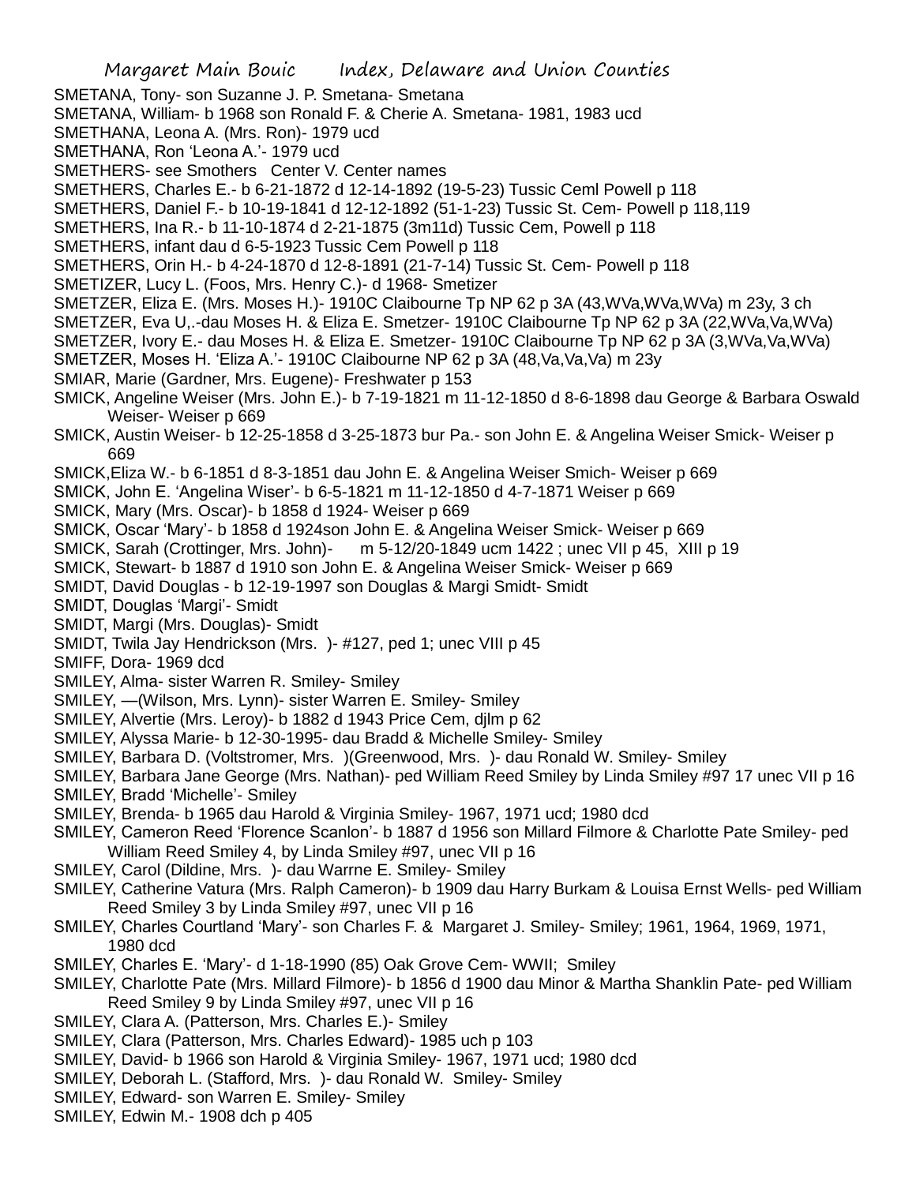SMETANA, Tony- son Suzanne J. P. Smetana- Smetana
SMETANA, William- b 1968 son Ronald F. & Cherie A. Smetana- 1981, 1983 ucd
SMETHANA, Leona A. (Mrs. Ron)- 1979 ucd
SMETHANA, Ron 'Leona A.'- 1979 ucd
SMETHERS- see Smothers Center V. Center names
SMETHERS, Charles E.- b 6-21-1872 d 12-14-1892 (19-5-23) Tussic Ceml Powell p 118
SMETHERS, Daniel F.- b 10-19-1841 d 12-12-1892 (51-1-23) Tussic St. Cem- Powell p 118,119
SMETHERS, Ina R.- b 11-10-1874 d 2-21-1875 (3m11d) Tussic Cem, Powell p 118
SMETHERS, infant dau d 6-5-1923 Tussic Cem Powell p 118
SMETHERS, Orin H.- b 4-24-1870 d 12-8-1891 (21-7-14) Tussic St. Cem- Powell p 118
SMETIZER, Lucy L. (Foos, Mrs. Henry C.)- d 1968- Smetizer
SMETZER, Eliza E. (Mrs. Moses H.)- 1910C Claibourne Tp NP 62 p 3A (43,WVa,WVa,WVa) m 23y, 3 ch
SMETZER, Eva U,.-dau Moses H. & Eliza E. Smetzer- 1910C Claibourne Tp NP 62 p 3A (22,WVa,Va,WVa)
SMETZER, Ivory E.- dau Moses H. & Eliza E. Smetzer- 1910C Claibourne Tp NP 62 p 3A (3,WVa,Va,WVa)
SMETZER, Moses H. 'Eliza A.'- 1910C Claibourne NP 62 p 3A (48,Va,Va,Va) m 23y
SMIAR, Marie (Gardner, Mrs. Eugene)- Freshwater p 153
SMICK, Angeline Weiser (Mrs. John E.)- b 7-19-1821 m 11-12-1850 d 8-6-1898 dau George & Barbara Oswald Weiser- Weiser p 669
SMICK, Austin Weiser- b 12-25-1858 d 3-25-1873 bur Pa.- son John E. & Angelina Weiser Smick- Weiser p 669
SMICK,Eliza W.- b 6-1851 d 8-3-1851 dau John E. & Angelina Weiser Smich- Weiser p 669
SMICK, John E. 'Angelina Wiser'- b 6-5-1821 m 11-12-1850 d 4-7-1871 Weiser p 669
SMICK, Mary (Mrs. Oscar)- b 1858 d 1924- Weiser p 669
SMICK, Oscar 'Mary'- b 1858 d 1924son John E. & Angelina Weiser Smick- Weiser p 669
SMICK, Sarah (Crottinger, Mrs. John)- m 5-12/20-1849 ucm 1422 ; unec VII p 45, XIII p 19
SMICK, Stewart- b 1887 d 1910 son John E. & Angelina Weiser Smick- Weiser p 669
SMIDT, David Douglas - b 12-19-1997 son Douglas & Margi Smidt- Smidt
SMIDT, Douglas 'Margi'- Smidt
SMIDT, Margi (Mrs. Douglas)- Smidt
SMIDT, Twila Jay Hendrickson (Mrs. )- #127, ped 1; unec VIII p 45
SMIFF, Dora- 1969 dcd
SMILEY, Alma- sister Warren R. Smiley- Smiley
SMILEY, —(Wilson, Mrs. Lynn)- sister Warren E. Smiley- Smiley
SMILEY, Alvertie (Mrs. Leroy)- b 1882 d 1943 Price Cem, djlm p 62
SMILEY, Alyssa Marie- b 12-30-1995- dau Bradd & Michelle Smiley- Smiley
SMILEY, Barbara D. (Voltstromer, Mrs. )(Greenwood, Mrs. )- dau Ronald W. Smiley- Smiley
SMILEY, Barbara Jane George (Mrs. Nathan)- ped William Reed Smiley by Linda Smiley #97 17 unec VII p 16
SMILEY, Bradd 'Michelle'- Smiley
SMILEY, Brenda- b 1965 dau Harold & Virginia Smiley- 1967, 1971 ucd; 1980 dcd
SMILEY, Cameron Reed 'Florence Scanlon'- b 1887 d 1956 son Millard Filmore & Charlotte Pate Smiley- ped William Reed Smiley 4, by Linda Smiley #97, unec VII p 16
SMILEY, Carol (Dildine, Mrs. )- dau Warrne E. Smiley- Smiley
SMILEY, Catherine Vatura (Mrs. Ralph Cameron)- b 1909 dau Harry Burkam & Louisa Ernst Wells- ped William Reed Smiley 3 by Linda Smiley #97, unec VII p 16
SMILEY, Charles Courtland 'Mary'- son Charles F. & Margaret J. Smiley- Smiley; 1961, 1964, 1969, 1971, 1980 dcd
SMILEY, Charles E. 'Mary'- d 1-18-1990 (85) Oak Grove Cem- WWII; Smiley
SMILEY, Charlotte Pate (Mrs. Millard Filmore)- b 1856 d 1900 dau Minor & Martha Shanklin Pate- ped William Reed Smiley 9 by Linda Smiley #97, unec VII p 16
SMILEY, Clara A. (Patterson, Mrs. Charles E.)- Smiley
SMILEY, Clara (Patterson, Mrs. Charles Edward)- 1985 uch p 103
SMILEY, David- b 1966 son Harold & Virginia Smiley- 1967, 1971 ucd; 1980 dcd
SMILEY, Deborah L. (Stafford, Mrs. )- dau Ronald W. Smiley- Smiley
SMILEY, Edward- son Warren E. Smiley- Smiley
SMILEY, Edwin M.- 1908 dch p 405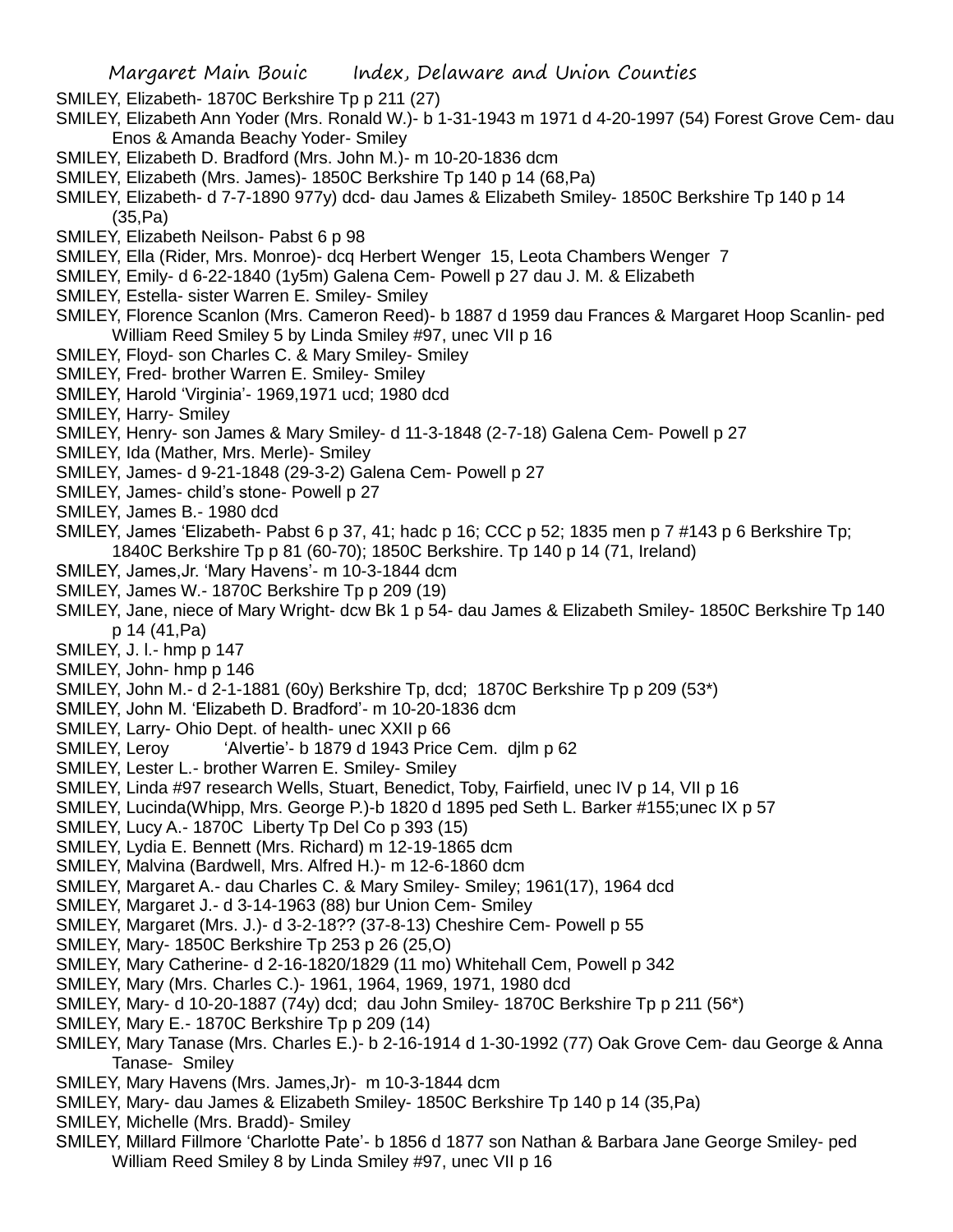SMILEY, Elizabeth- 1870C Berkshire Tp p 211 (27)

SMILEY, Elizabeth Ann Yoder (Mrs. Ronald W.)- b 1-31-1943 m 1971 d 4-20-1997 (54) Forest Grove Cem- dau Enos & Amanda Beachy Yoder- Smiley

SMILEY, Elizabeth D. Bradford (Mrs. John M.)- m 10-20-1836 dcm

SMILEY, Elizabeth (Mrs. James)- 1850C Berkshire Tp 140 p 14 (68,Pa)

SMILEY, Elizabeth- d 7-7-1890 977y) dcd- dau James & Elizabeth Smiley- 1850C Berkshire Tp 140 p 14 (35,Pa)

SMILEY, Elizabeth Neilson- Pabst 6 p 98

SMILEY, Ella (Rider, Mrs. Monroe)- dcq Herbert Wenger 15, Leota Chambers Wenger 7

SMILEY, Emily- d 6-22-1840 (1y5m) Galena Cem- Powell p 27 dau J. M. & Elizabeth

SMILEY, Estella- sister Warren E. Smiley- Smiley

SMILEY, Florence Scanlon (Mrs. Cameron Reed)- b 1887 d 1959 dau Frances & Margaret Hoop Scanlin- ped William Reed Smiley 5 by Linda Smiley #97, unec VII p 16

SMILEY, Floyd- son Charles C. & Mary Smiley- Smiley

SMILEY, Fred- brother Warren E. Smiley- Smiley

SMILEY, Harold 'Virginia'- 1969,1971 ucd; 1980 dcd

SMILEY, Harry- Smiley

SMILEY, Henry- son James & Mary Smiley- d 11-3-1848 (2-7-18) Galena Cem- Powell p 27

SMILEY, Ida (Mather, Mrs. Merle)- Smiley

SMILEY, James- d 9-21-1848 (29-3-2) Galena Cem- Powell p 27

SMILEY, James- child's stone- Powell p 27

SMILEY, James B.- 1980 dcd

SMILEY, James 'Elizabeth- Pabst 6 p 37, 41; hadc p 16; CCC p 52; 1835 men p 7 #143 p 6 Berkshire Tp; 1840C Berkshire Tp p 81 (60-70); 1850C Berkshire. Tp 140 p 14 (71, Ireland)

SMILEY, James,Jr. 'Mary Havens'- m 10-3-1844 dcm

SMILEY, James W.- 1870C Berkshire Tp p 209 (19)

SMILEY, Jane, niece of Mary Wright- dcw Bk 1 p 54- dau James & Elizabeth Smiley- 1850C Berkshire Tp 140 p 14 (41,Pa)

SMILEY, J. I.- hmp p 147

SMILEY, John- hmp p 146

SMILEY, John M.- d 2-1-1881 (60y) Berkshire Tp, dcd; 1870C Berkshire Tp p 209 (53*)

SMILEY, John M. 'Elizabeth D. Bradford'- m 10-20-1836 dcm

SMILEY, Larry- Ohio Dept. of health- unec XXII p 66

SMILEY, Leroy 'Alvertie'- b 1879 d 1943 Price Cem. djlm p 62

SMILEY, Lester L.- brother Warren E. Smiley- Smiley

SMILEY, Linda #97 research Wells, Stuart, Benedict, Toby, Fairfield, unec IV p 14, VII p 16

SMILEY, Lucinda(Whipp, Mrs. George P.)-b 1820 d 1895 ped Seth L. Barker #155;unec IX p 57

SMILEY, Lucy A.- 1870C Liberty Tp Del Co p 393 (15)

SMILEY, Lydia E. Bennett (Mrs. Richard) m 12-19-1865 dcm

SMILEY, Malvina (Bardwell, Mrs. Alfred H.)- m 12-6-1860 dcm

SMILEY, Margaret A.- dau Charles C. & Mary Smiley- Smiley; 1961(17), 1964 dcd

SMILEY, Margaret J.- d 3-14-1963 (88) bur Union Cem- Smiley

SMILEY, Margaret (Mrs. J.)- d 3-2-18?? (37-8-13) Cheshire Cem- Powell p 55

SMILEY, Mary- 1850C Berkshire Tp 253 p 26 (25,O)

SMILEY, Mary Catherine- d 2-16-1820/1829 (11 mo) Whitehall Cem, Powell p 342

SMILEY, Mary (Mrs. Charles C.)- 1961, 1964, 1969, 1971, 1980 dcd

SMILEY, Mary- d 10-20-1887 (74y) dcd; dau John Smiley- 1870C Berkshire Tp p 211 (56*)

SMILEY, Mary E.- 1870C Berkshire Tp p 209 (14)

SMILEY, Mary Tanase (Mrs. Charles E.)- b 2-16-1914 d 1-30-1992 (77) Oak Grove Cem- dau George & Anna Tanase- Smiley

SMILEY, Mary Havens (Mrs. James,Jr)- m 10-3-1844 dcm

SMILEY, Mary- dau James & Elizabeth Smiley- 1850C Berkshire Tp 140 p 14 (35,Pa)

SMILEY, Michelle (Mrs. Bradd)- Smiley

SMILEY, Millard Fillmore 'Charlotte Pate'- b 1856 d 1877 son Nathan & Barbara Jane George Smiley- ped William Reed Smiley 8 by Linda Smiley #97, unec VII p 16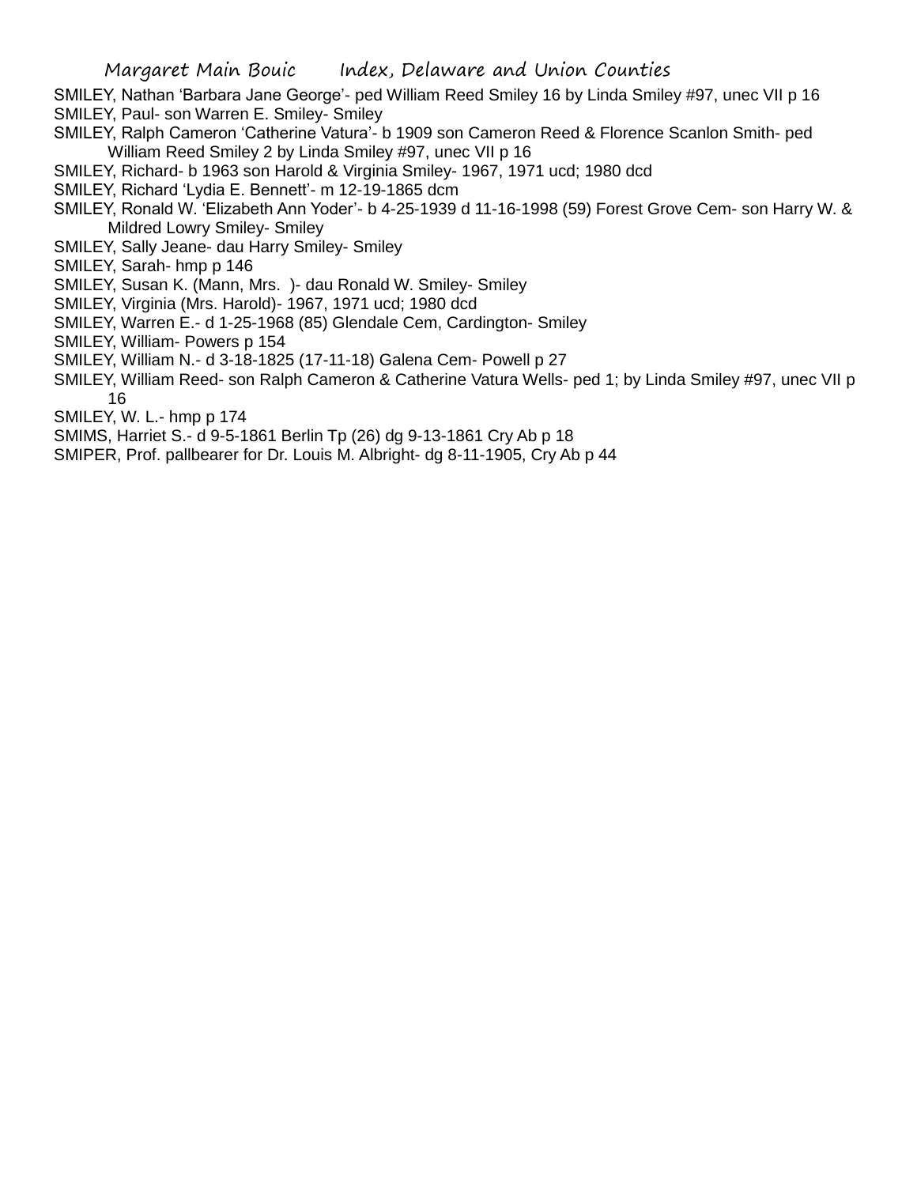SMILEY, Nathan 'Barbara Jane George'- ped William Reed Smiley 16 by Linda Smiley #97, unec VII p 16

SMILEY, Paul- son Warren E. Smiley- Smiley

SMILEY, Ralph Cameron 'Catherine Vatura'- b 1909 son Cameron Reed & Florence Scanlon Smith- ped William Reed Smiley 2 by Linda Smiley #97, unec VII p 16

SMILEY, Richard- b 1963 son Harold & Virginia Smiley- 1967, 1971 ucd; 1980 dcd

SMILEY, Richard 'Lydia E. Bennett'- m 12-19-1865 dcm

SMILEY, Ronald W. 'Elizabeth Ann Yoder'- b 4-25-1939 d 11-16-1998 (59) Forest Grove Cem- son Harry W. & Mildred Lowry Smiley- Smiley

SMILEY, Sally Jeane- dau Harry Smiley- Smiley

SMILEY, Sarah- hmp p 146

SMILEY, Susan K. (Mann, Mrs. )- dau Ronald W. Smiley- Smiley

SMILEY, Virginia (Mrs. Harold)- 1967, 1971 ucd; 1980 dcd

SMILEY, Warren E.- d 1-25-1968 (85) Glendale Cem, Cardington- Smiley

SMILEY, William- Powers p 154

SMILEY, William N.- d 3-18-1825 (17-11-18) Galena Cem- Powell p 27

SMILEY, William Reed- son Ralph Cameron & Catherine Vatura Wells- ped 1; by Linda Smiley #97, unec VII p 16

SMILEY, W. L.- hmp p 174

SMIMS, Harriet S.- d 9-5-1861 Berlin Tp (26) dg 9-13-1861 Cry Ab p 18

SMIPER, Prof. pallbearer for Dr. Louis M. Albright- dg 8-11-1905, Cry Ab p 44